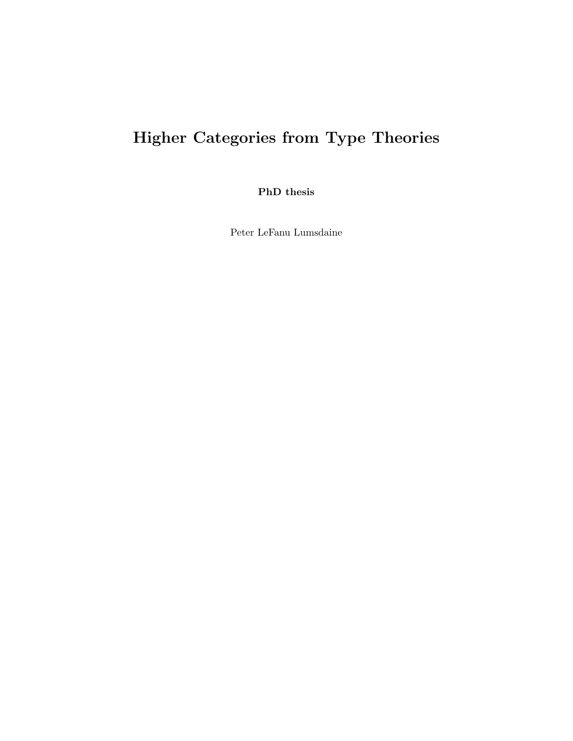# Higher Categories from Type Theories

**PhD thesis**

Peter LeFanu Lumsdaine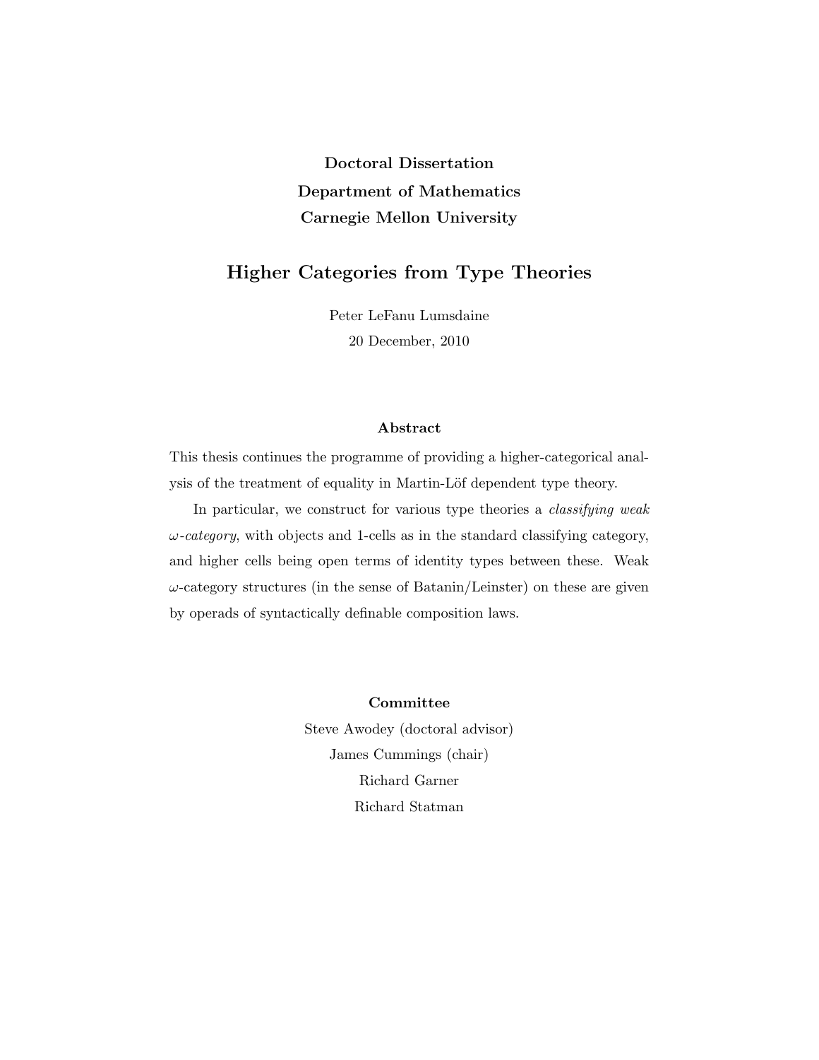**Doctoral Dissertation**

**Department of Mathematics**

**Carnegie Mellon University**

# Higher Categories from Type Theories

Peter LeFanu Lumsdaine

20 December, 2010

## Abstract

This thesis continues the programme of providing a higher-categorical analysis of the treatment of equality in Martin-Löf dependent type theory.

In particular, we construct for various type theories a *classifying weak $\omega$-category*, with objects and 1-cells as in the standard classifying category, and higher cells being open terms of identity types between these. Weak $\omega$-category structures (in the sense of Batanin/Leinster) on these are given by operads of syntactically definable composition laws.

## Committee

Steve Awodey (doctoral advisor)

James Cummings (chair)

Richard Garner

Richard Statman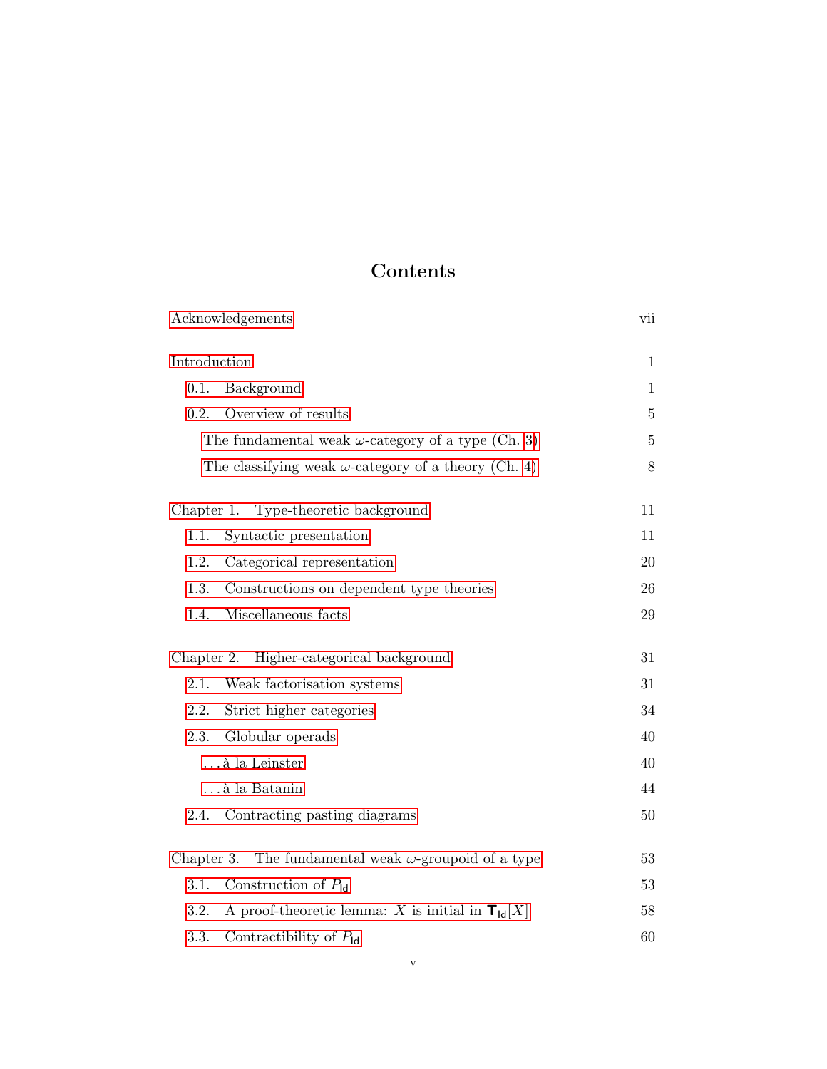# Contents

| | |
|---|---|
| Acknowledgements | vii |
| Introduction | 1 |
| 0.1. Background | 1 |
| 0.2. Overview of results | 5 |
| The fundamental weak $\omega$-category of a type (Ch. 3) | 5 |
| The classifying weak $\omega$-category of a theory (Ch. 4) | 8 |
| Chapter 1. Type-theoretic background | 11 |
| 1.1. Syntactic presentation | 11 |
| 1.2. Categorical representation | 20 |
| 1.3. Constructions on dependent type theories | 26 |
| 1.4. Miscellaneous facts | 29 |
| Chapter 2. Higher-categorical background | 31 |
| 2.1. Weak factorisation systems | 31 |
| 2.2. Strict higher categories | 34 |
| 2.3. Globular operads | 40 |
| ... à la Leinster | 40 |
| ... à la Batanin | 44 |
| 2.4. Contracting pasting diagrams | 50 |
| Chapter 3. The fundamental weak $\omega$-groupoid of a type | 53 |
| 3.1. Construction of $P_{\mathsf{Id}}$ | 53 |
| 3.2. A proof-theoretic lemma: $X$ is initial in $\mathbf{T}_{\mathsf{Id}}[X]$ | 58 |
| 3.3. Contractibility of $P_{\mathsf{Id}}$ | 60 |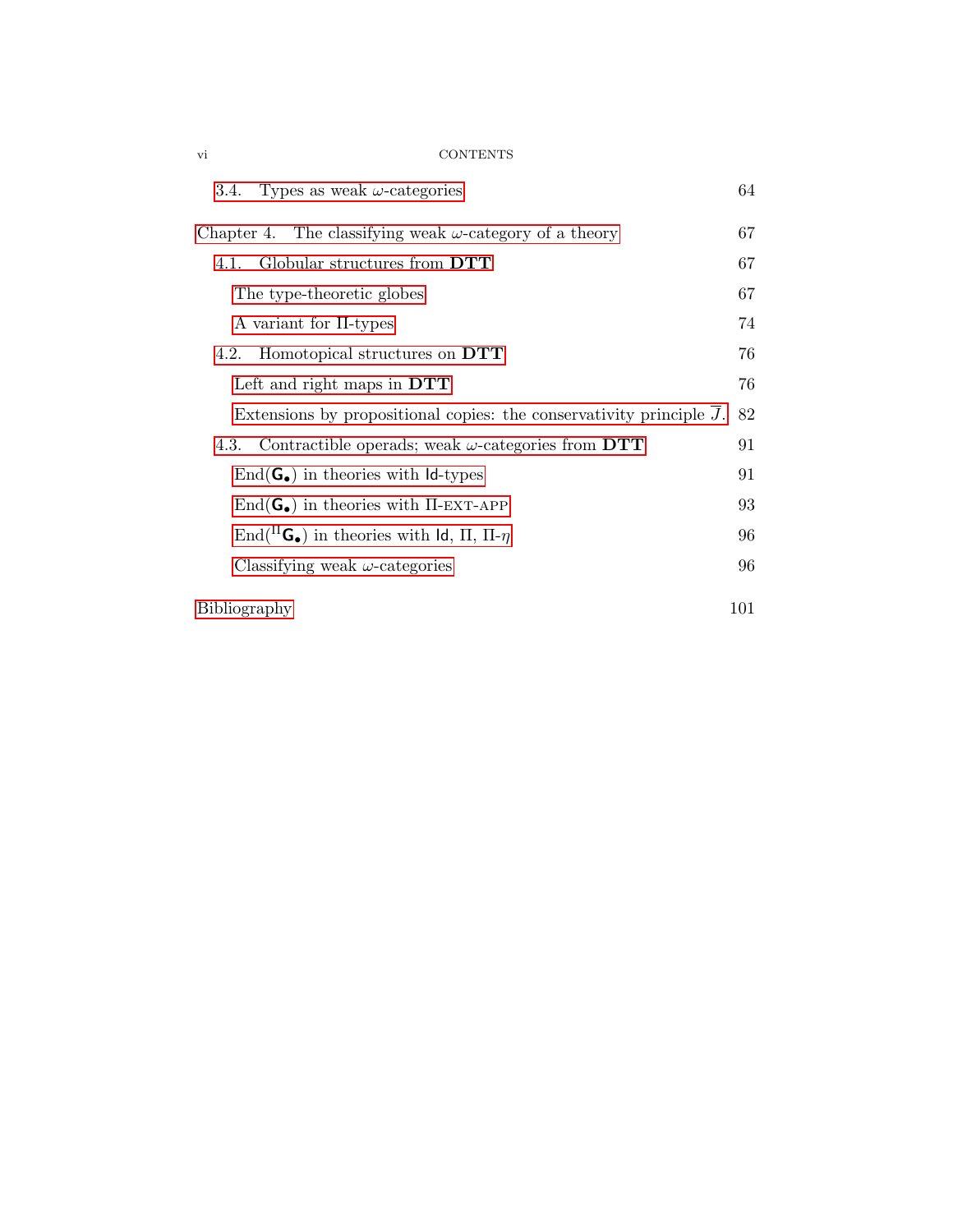3.4. Types as weak $\omega$-categories 64

Chapter 4. The classifying weak $\omega$-category of a theory 67

4.1. Globular structures from **DTT** 67

The type-theoretic globes 67

A variant for $\Pi$-types 74

4.2. Homotopical structures on **DTT** 76

Left and right maps in **DTT** 76

Extensions by propositional copies: the conservativity principle $\overline{J}$. 82

4.3. Contractible operads; weak $\omega$-categories from **DTT** 91

$\mathrm{End}(\mathsf{G}_\bullet)$ in theories with $\mathsf{Id}$-types 91

$\mathrm{End}(\mathsf{G}_\bullet)$ in theories with $\Pi$-EXT-APP 93

$\mathrm{End}({}^{\Pi}\mathsf{G}_\bullet)$ in theories with $\mathsf{Id}$, $\Pi$, $\Pi$-$\eta$ 96

Classifying weak $\omega$-categories 96

Bibliography 101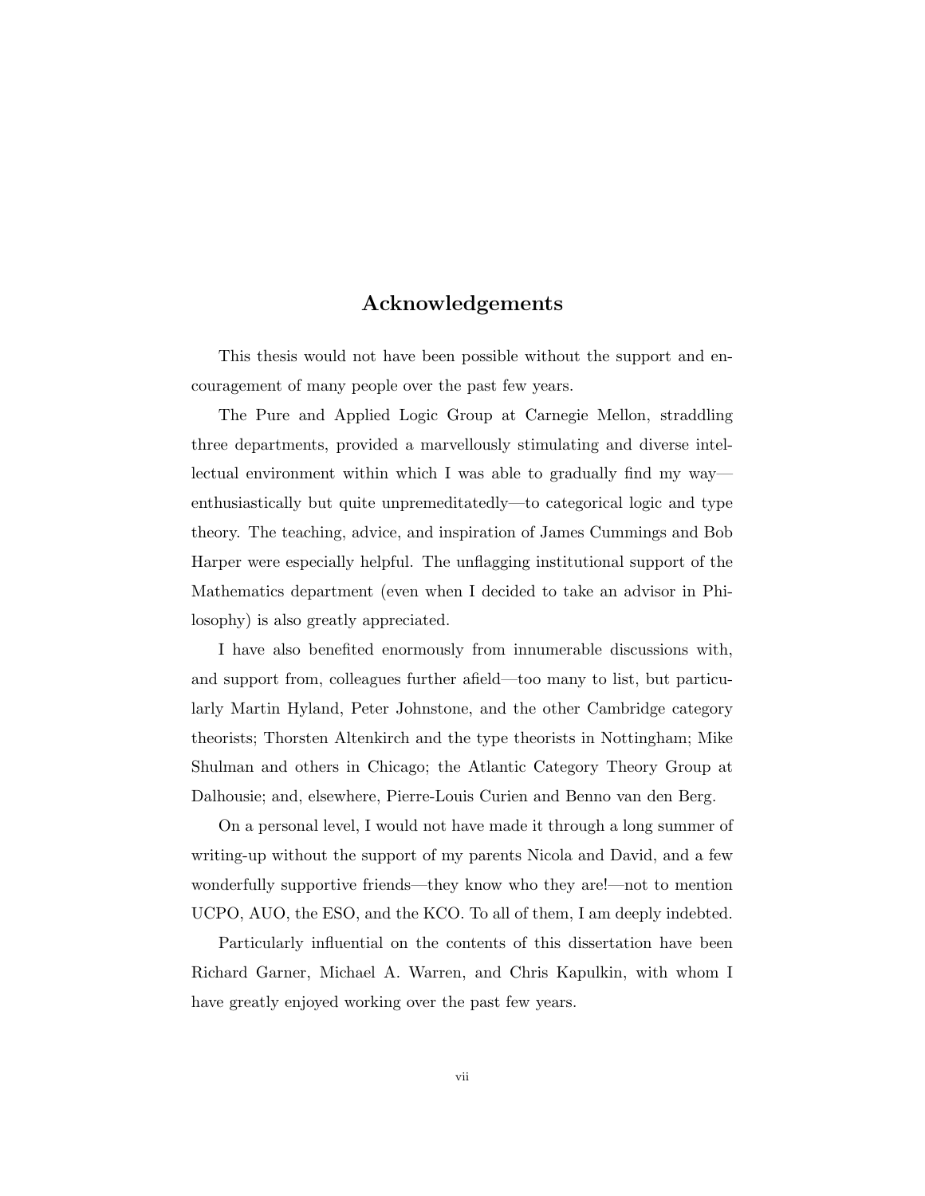# Acknowledgements

This thesis would not have been possible without the support and encouragement of many people over the past few years.

The Pure and Applied Logic Group at Carnegie Mellon, straddling three departments, provided a marvellously stimulating and diverse intellectual environment within which I was able to gradually find my way—enthusiastically but quite unpremeditatedly—to categorical logic and type theory. The teaching, advice, and inspiration of James Cummings and Bob Harper were especially helpful. The unflagging institutional support of the Mathematics department (even when I decided to take an advisor in Philosophy) is also greatly appreciated.

I have also benefited enormously from innumerable discussions with, and support from, colleagues further afield—too many to list, but particularly Martin Hyland, Peter Johnstone, and the other Cambridge category theorists; Thorsten Altenkirch and the type theorists in Nottingham; Mike Shulman and others in Chicago; the Atlantic Category Theory Group at Dalhousie; and, elsewhere, Pierre-Louis Curien and Benno van den Berg.

On a personal level, I would not have made it through a long summer of writing-up without the support of my parents Nicola and David, and a few wonderfully supportive friends—they know who they are!—not to mention UCPO, AUO, the ESO, and the KCO. To all of them, I am deeply indebted.

Particularly influential on the contents of this dissertation have been Richard Garner, Michael A. Warren, and Chris Kapulkin, with whom I have greatly enjoyed working over the past few years.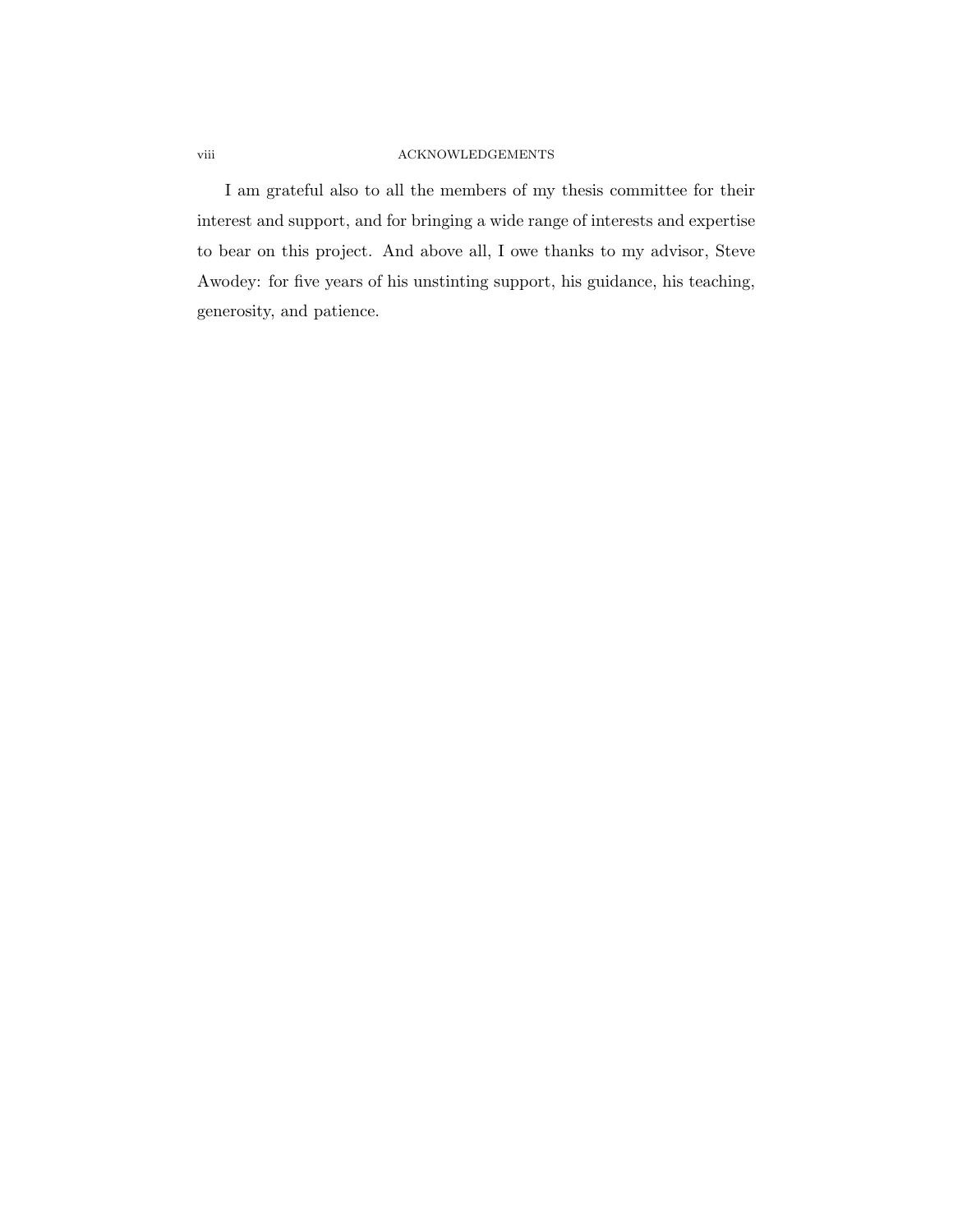I am grateful also to all the members of my thesis committee for their interest and support, and for bringing a wide range of interests and expertise to bear on this project. And above all, I owe thanks to my advisor, Steve Awodey: for five years of his unstinting support, his guidance, his teaching, generosity, and patience.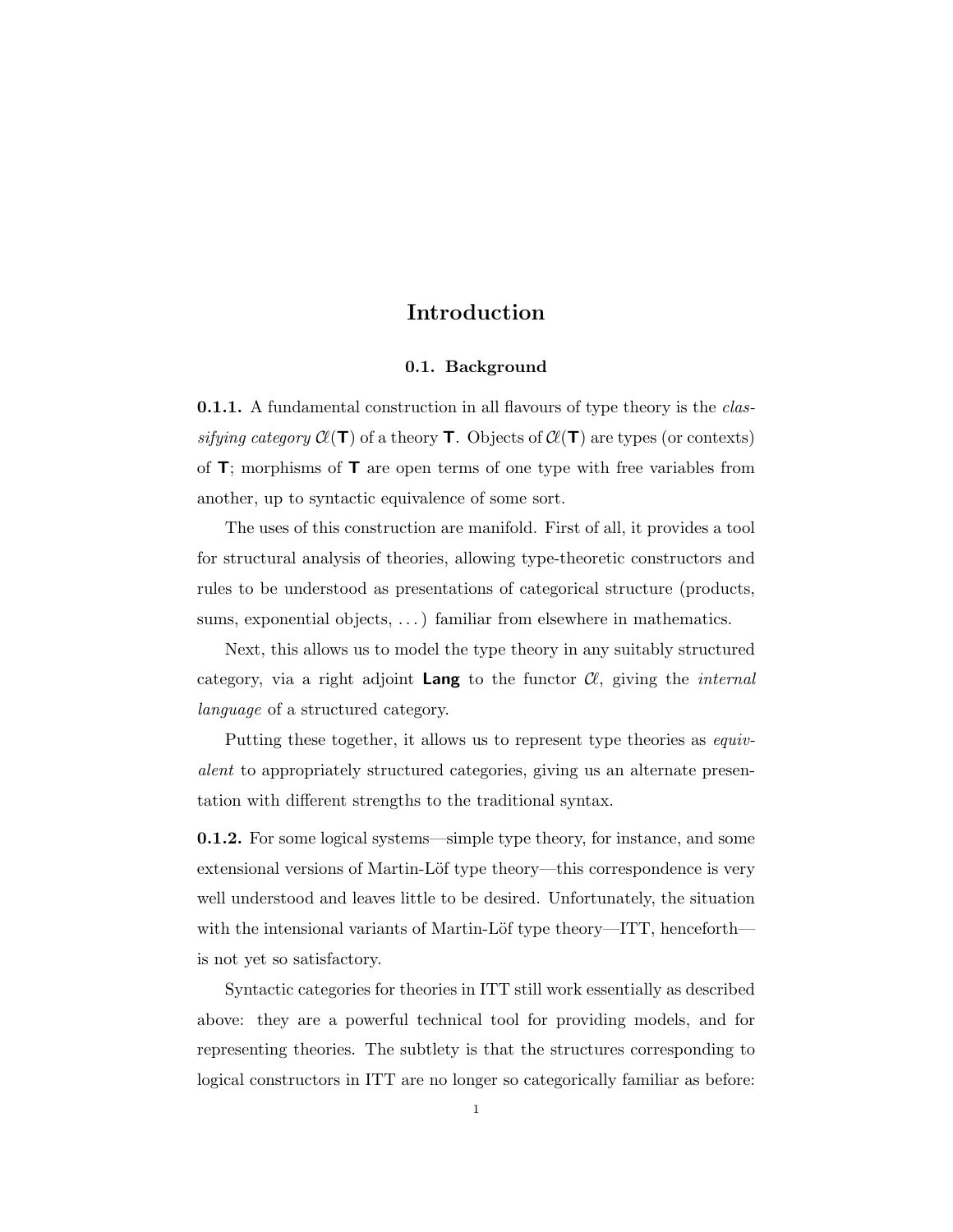# Introduction

## 0.1. Background

**0.1.1.** A fundamental construction in all flavours of type theory is the *classifying category* $\mathcal{C}\ell(\mathbf{T})$ of a theory $\mathbf{T}$. Objects of $\mathcal{C}\ell(\mathbf{T})$ are types (or contexts) of $\mathbf{T}$; morphisms of $\mathbf{T}$ are open terms of one type with free variables from another, up to syntactic equivalence of some sort.

The uses of this construction are manifold. First of all, it provides a tool for structural analysis of theories, allowing type-theoretic constructors and rules to be understood as presentations of categorical structure (products, sums, exponential objects, ...) familiar from elsewhere in mathematics.

Next, this allows us to model the type theory in any suitably structured category, via a right adjoint **Lang** to the functor $\mathcal{C}\ell$, giving the *internal language* of a structured category.

Putting these together, it allows us to represent type theories as *equivalent* to appropriately structured categories, giving us an alternate presentation with different strengths to the traditional syntax.

**0.1.2.** For some logical systems—simple type theory, for instance, and some extensional versions of Martin-Löf type theory—this correspondence is very well understood and leaves little to be desired. Unfortunately, the situation with the intensional variants of Martin-Löf type theory—ITT, henceforth—is not yet so satisfactory.

Syntactic categories for theories in ITT still work essentially as described above: they are a powerful technical tool for providing models, and for representing theories. The subtlety is that the structures corresponding to logical constructors in ITT are no longer so categorically familiar as before: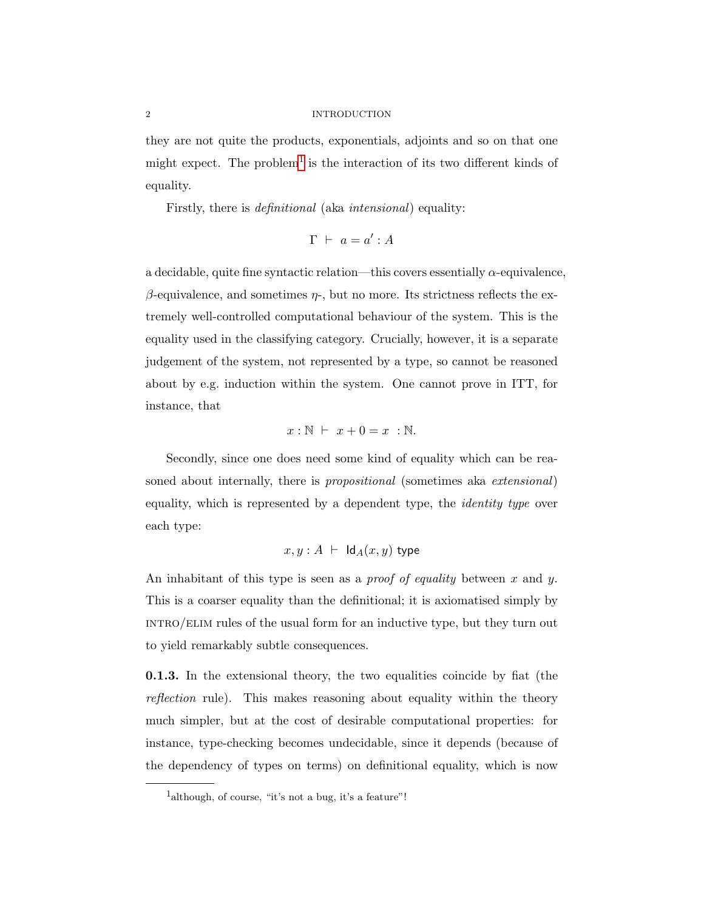they are not quite the products, exponentials, adjoints and so on that one might expect. The problem[1] is the interaction of its two different kinds of equality.

Firstly, there is *definitional* (aka *intensional*) equality:

$$\Gamma \ \vdash \ a = a' : A$$

a decidable, quite fine syntactic relation—this covers essentially $\alpha$-equivalence, $\beta$-equivalence, and sometimes $\eta$-, but no more. Its strictness reflects the extremely well-controlled computational behaviour of the system. This is the equality used in the classifying category. Crucially, however, it is a separate judgement of the system, not represented by a type, so cannot be reasoned about by e.g. induction within the system. One cannot prove in ITT, for instance, that

$$x : \mathbb{N} \ \vdash \ x + 0 = x \ : \mathbb{N}.$$

Secondly, since one does need some kind of equality which can be reasoned about internally, there is *propositional* (sometimes aka *extensional*) equality, which is represented by a dependent type, the *identity type* over each type:

$$x, y : A \ \vdash \ \mathsf{Id}_A(x, y) \ \mathsf{type}$$

An inhabitant of this type is seen as a *proof of equality* between $x$ and $y$. This is a coarser equality than the definitional; it is axiomatised simply by INTRO/ELIM rules of the usual form for an inductive type, but they turn out to yield remarkably subtle consequences.

**0.1.3.** In the extensional theory, the two equalities coincide by fiat (the *reflection* rule). This makes reasoning about equality within the theory much simpler, but at the cost of desirable computational properties: for instance, type-checking becomes undecidable, since it depends (because of the dependency of types on terms) on definitional equality, which is now

---

[1] although, of course, "it's not a bug, it's a feature"!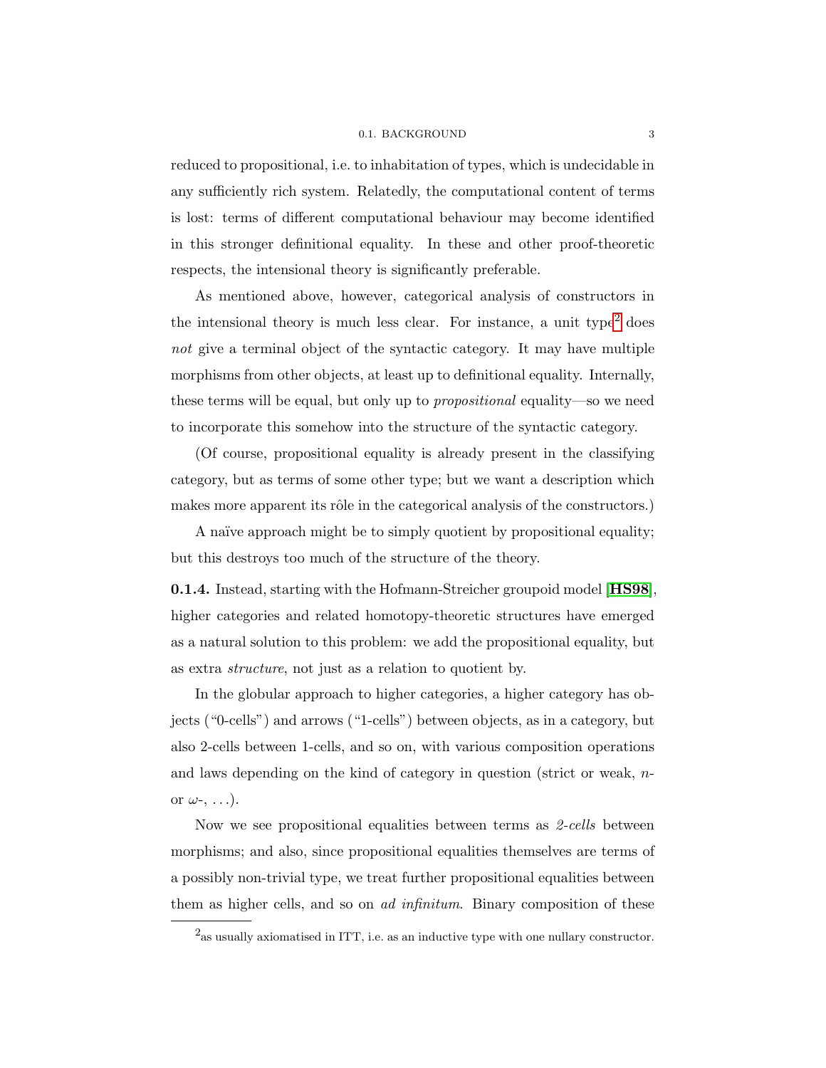reduced to propositional, i.e. to inhabitation of types, which is undecidable in any sufficiently rich system. Relatedly, the computational content of terms is lost: terms of different computational behaviour may become identified in this stronger definitional equality. In these and other proof-theoretic respects, the intensional theory is significantly preferable.

As mentioned above, however, categorical analysis of constructors in the intensional theory is much less clear. For instance, a unit type[2] does *not* give a terminal object of the syntactic category. It may have multiple morphisms from other objects, at least up to definitional equality. Internally, these terms will be equal, but only up to *propositional* equality—so we need to incorporate this somehow into the structure of the syntactic category.

(Of course, propositional equality is already present in the classifying category, but as terms of some other type; but we want a description which makes more apparent its rôle in the categorical analysis of the constructors.)

A naïve approach might be to simply quotient by propositional equality; but this destroys too much of the structure of the theory.

**0.1.4.** Instead, starting with the Hofmann-Streicher groupoid model [**HS98**], higher categories and related homotopy-theoretic structures have emerged as a natural solution to this problem: we add the propositional equality, but as extra *structure*, not just as a relation to quotient by.

In the globular approach to higher categories, a higher category has objects ("0-cells") and arrows ("1-cells") between objects, as in a category, but also 2-cells between 1-cells, and so on, with various composition operations and laws depending on the kind of category in question (strict or weak, $n$- or $\omega$-, ...).

Now we see propositional equalities between terms as *2-cells* between morphisms; and also, since propositional equalities themselves are terms of a possibly non-trivial type, we treat further propositional equalities between them as higher cells, and so on *ad infinitum*. Binary composition of these

[2] as usually axiomatised in ITT, i.e. as an inductive type with one nullary constructor.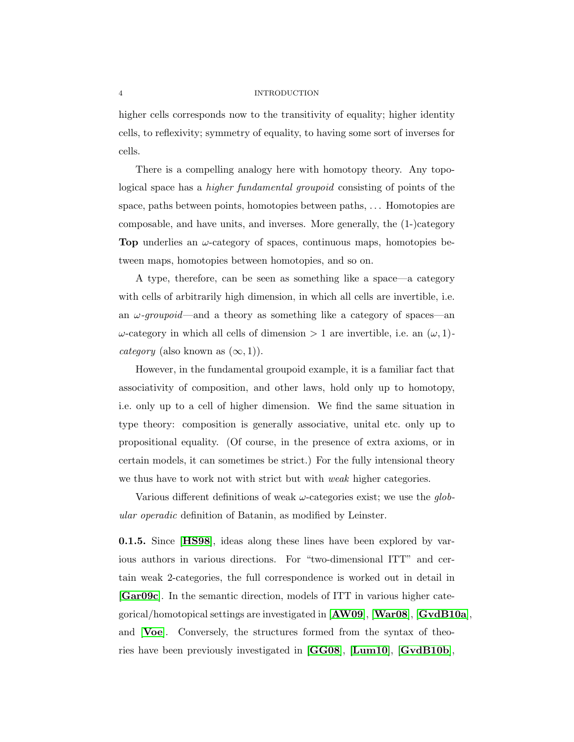higher cells corresponds now to the transitivity of equality; higher identity cells, to reflexivity; symmetry of equality, to having some sort of inverses for cells.

There is a compelling analogy here with homotopy theory. Any topological space has a *higher fundamental groupoid* consisting of points of the space, paths between points, homotopies between paths, ... Homotopies are composable, and have units, and inverses. More generally, the (1-)category **Top** underlies an $\omega$-category of spaces, continuous maps, homotopies between maps, homotopies between homotopies, and so on.

A type, therefore, can be seen as something like a space—a category with cells of arbitrarily high dimension, in which all cells are invertible, i.e. an $\omega$*-groupoid*—and a theory as something like a category of spaces—an $\omega$-category in which all cells of dimension $> 1$ are invertible, i.e. an $(\omega, 1)$*-category* (also known as $(\infty, 1)$).

However, in the fundamental groupoid example, it is a familiar fact that associativity of composition, and other laws, hold only up to homotopy, i.e. only up to a cell of higher dimension. We find the same situation in type theory: composition is generally associative, unital etc. only up to propositional equality. (Of course, in the presence of extra axioms, or in certain models, it can sometimes be strict.) For the fully intensional theory we thus have to work not with strict but with *weak* higher categories.

Various different definitions of weak $\omega$-categories exist; we use the *globular operadic* definition of Batanin, as modified by Leinster.

**0.1.5.** Since [**HS98**], ideas along these lines have been explored by various authors in various directions. For "two-dimensional ITT" and certain weak 2-categories, the full correspondence is worked out in detail in [**Gar09c**]. In the semantic direction, models of ITT in various higher categorical/homotopical settings are investigated in [**AW09**], [**War08**], [**GvdB10a**], and [**Voe**]. Conversely, the structures formed from the syntax of theories have been previously investigated in [**GG08**], [**Lum10**], [**GvdB10b**],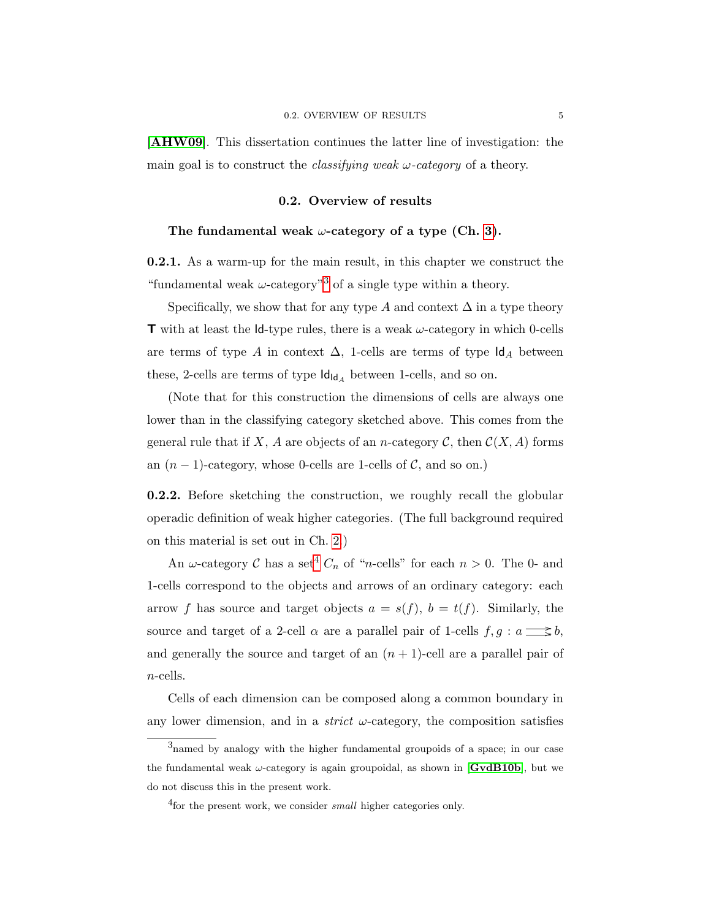[**AHW09**]. This dissertation continues the latter line of investigation: the main goal is to construct the *classifying weak $\omega$-category* of a theory.

## 0.2. Overview of results

### The fundamental weak $\omega$-category of a type (Ch. 3).

**0.2.1.** As a warm-up for the main result, in this chapter we construct the "fundamental weak $\omega$-category"[3] of a single type within a theory.

Specifically, we show that for any type $A$ and context $\Delta$ in a type theory $\mathsf{T}$ with at least the $\mathsf{Id}$-type rules, there is a weak $\omega$-category in which 0-cells are terms of type $A$ in context $\Delta$, 1-cells are terms of type $\mathsf{Id}_A$ between these, 2-cells are terms of type $\mathsf{Id}_{\mathsf{Id}_A}$ between 1-cells, and so on.

(Note that for this construction the dimensions of cells are always one lower than in the classifying category sketched above. This comes from the general rule that if $X$, $A$ are objects of an $n$-category $\mathcal{C}$, then $\mathcal{C}(X, A)$ forms an $(n-1)$-category, whose 0-cells are 1-cells of $\mathcal{C}$, and so on.)

**0.2.2.** Before sketching the construction, we roughly recall the globular operadic definition of weak higher categories. (The full background required on this material is set out in Ch. 2.)

An $\omega$-category $\mathcal{C}$ has a set[4] $C_n$ of "$n$-cells" for each $n > 0$. The 0- and 1-cells correspond to the objects and arrows of an ordinary category: each arrow $f$ has source and target objects $a = s(f)$, $b = t(f)$. Similarly, the source and target of a 2-cell $\alpha$ are a parallel pair of 1-cells $f, g : a \rightrightarrows b$, and generally the source and target of an $(n+1)$-cell are a parallel pair of $n$-cells.

Cells of each dimension can be composed along a common boundary in any lower dimension, and in a *strict* $\omega$-category, the composition satisfies

---

[3] named by analogy with the higher fundamental groupoids of a space; in our case the fundamental weak $\omega$-category is again groupoidal, as shown in [**GvdB10b**], but we do not discuss this in the present work.

[4] for the present work, we consider *small* higher categories only.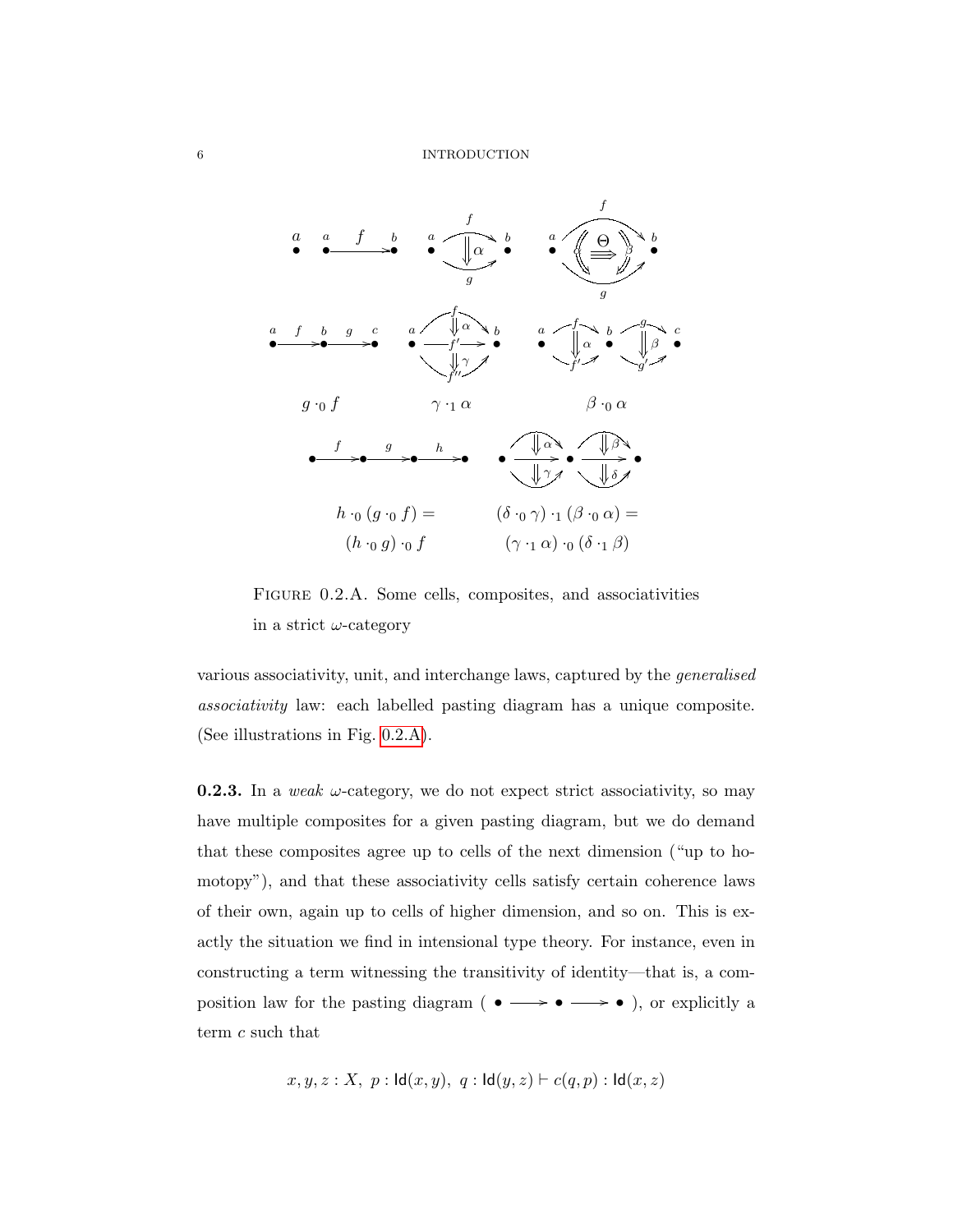FIGURE 0.2.A. Some cells, composites, and associativities in a strict $\omega$-category

various associativity, unit, and interchange laws, captured by the *generalised associativity* law: each labelled pasting diagram has a unique composite. (See illustrations in Fig. 0.2.A).

**0.2.3.** In a *weak* $\omega$-category, we do not expect strict associativity, so may have multiple composites for a given pasting diagram, but we do demand that these composites agree up to cells of the next dimension ("up to homotopy"), and that these associativity cells satisfy certain coherence laws of their own, again up to cells of higher dimension, and so on. This is exactly the situation we find in intensional type theory. For instance, even in constructing a term witnessing the transitivity of identity—that is, a composition law for the pasting diagram ( $\bullet \longrightarrow \bullet \longrightarrow \bullet$ ), or explicitly a term $c$ such that

$$x, y, z : X,\ p : \mathsf{Id}(x, y),\ q : \mathsf{Id}(y, z) \vdash c(q, p) : \mathsf{Id}(x, z)$$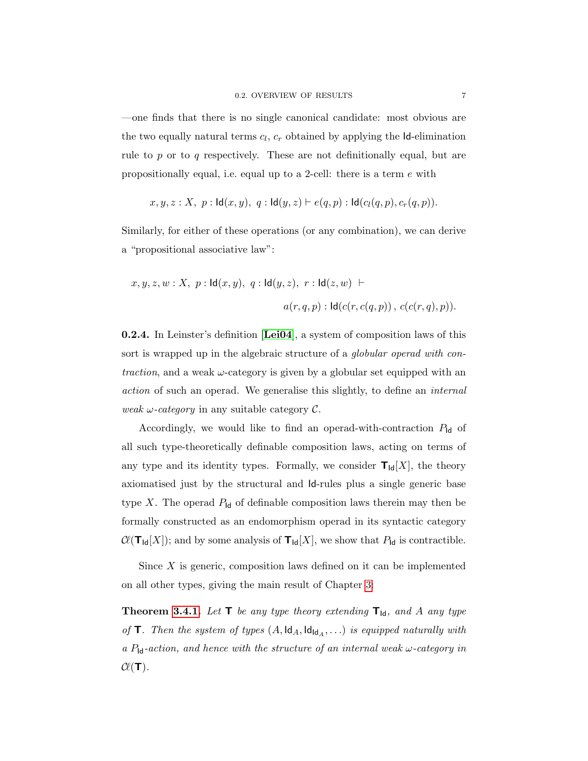—one finds that there is no single canonical candidate: most obvious are the two equally natural terms $c_l$, $c_r$ obtained by applying the $\mathsf{Id}$-elimination rule to $p$ or to $q$ respectively. These are not definitionally equal, but are propositionally equal, i.e. equal up to a 2-cell: there is a term $e$ with

$$x, y, z : X,\ p : \mathsf{Id}(x, y),\ q : \mathsf{Id}(y, z) \vdash e(q, p) : \mathsf{Id}(c_l(q, p), c_r(q, p)).$$

Similarly, for either of these operations (or any combination), we can derive a "propositional associative law":

$$x, y, z, w : X,\ p : \mathsf{Id}(x, y),\ q : \mathsf{Id}(y, z),\ r : \mathsf{Id}(z, w)\ \vdash$$
$$a(r, q, p) : \mathsf{Id}(c(r, c(q, p))\,,\ c(c(r, q), p)).$$

**0.2.4.** In Leinster's definition [**Lei04**], a system of composition laws of this sort is wrapped up in the algebraic structure of a *globular operad with contraction*, and a weak $\omega$-category is given by a globular set equipped with an *action* of such an operad. We generalise this slightly, to define an *internal weak $\omega$-category* in any suitable category $\mathcal{C}$.

Accordingly, we would like to find an operad-with-contraction $P_{\mathsf{Id}}$ of all such type-theoretically definable composition laws, acting on terms of any type and its identity types. Formally, we consider $\mathbf{T}_{\mathsf{Id}}[X]$, the theory axiomatised just by the structural and $\mathsf{Id}$-rules plus a single generic base type $X$. The operad $P_{\mathsf{Id}}$ of definable composition laws therein may then be formally constructed as an endomorphism operad in its syntactic category $\mathcal{C}\!\ell(\mathbf{T}_{\mathsf{Id}}[X])$; and by some analysis of $\mathbf{T}_{\mathsf{Id}}[X]$, we show that $P_{\mathsf{Id}}$ is contractible.

Since $X$ is generic, composition laws defined on it can be implemented on all other types, giving the main result of Chapter 3:

**Theorem 3.4.1.** *Let $\mathbf{T}$ be any type theory extending $\mathbf{T}_{\mathsf{Id}}$, and $A$ any type of $\mathbf{T}$. Then the system of types $(A, \mathsf{Id}_A, \mathsf{Id}_{\mathsf{Id}_A}, \ldots)$ is equipped naturally with a $P_{\mathsf{Id}}$-action, and hence with the structure of an internal weak $\omega$-category in $\mathcal{C}\!\ell(\mathbf{T})$.*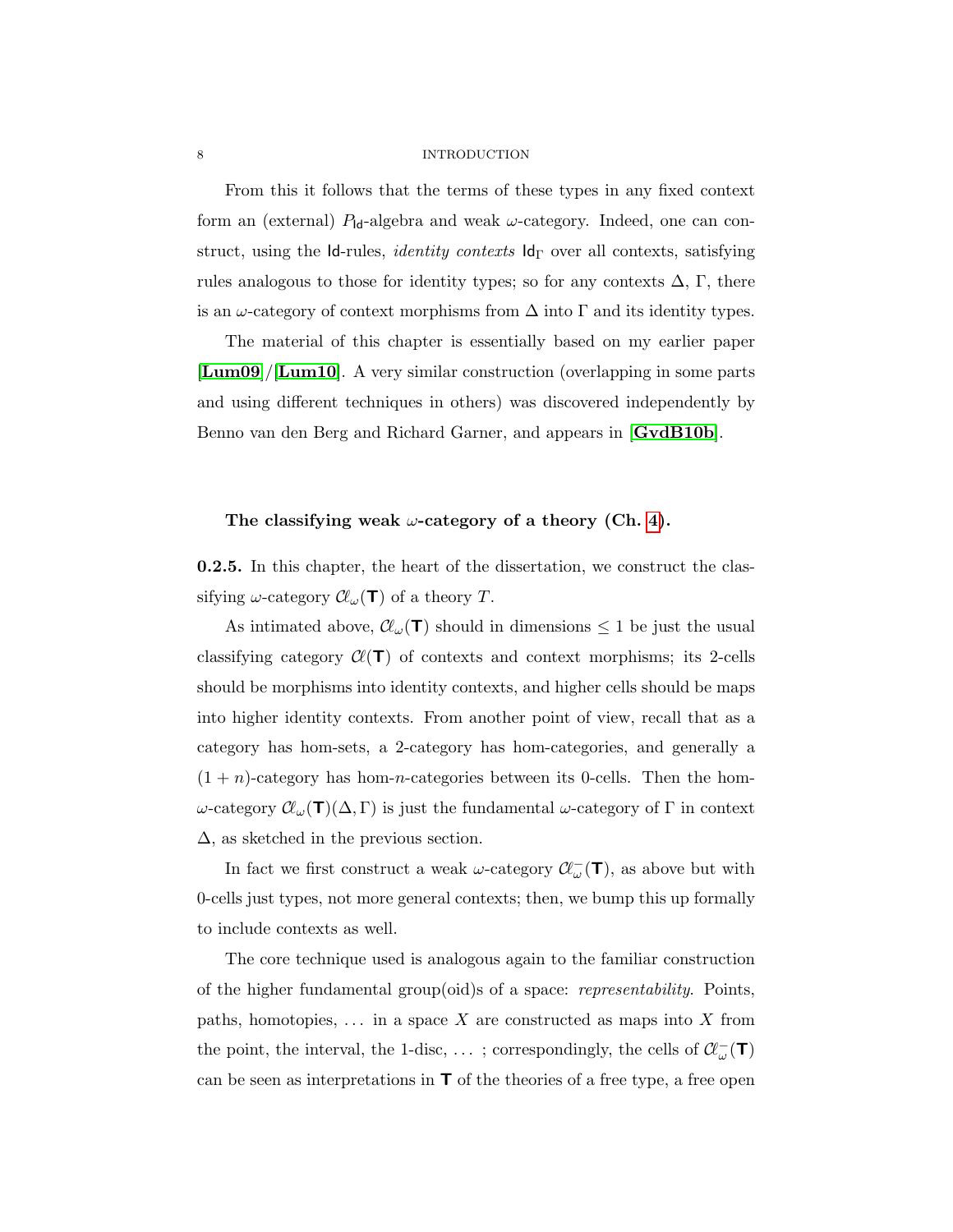From this it follows that the terms of these types in any fixed context form an (external) $P_{\mathsf{Id}}$-algebra and weak $\omega$-category. Indeed, one can construct, using the $\mathsf{Id}$-rules, *identity contexts* $\mathsf{Id}_\Gamma$ over all contexts, satisfying rules analogous to those for identity types; so for any contexts $\Delta$, $\Gamma$, there is an $\omega$-category of context morphisms from $\Delta$ into $\Gamma$ and its identity types.

The material of this chapter is essentially based on my earlier paper [**Lum09**]/[**Lum10**]. A very similar construction (overlapping in some parts and using different techniques in others) was discovered independently by Benno van den Berg and Richard Garner, and appears in [**GvdB10b**].

### The classifying weak $\omega$-category of a theory (Ch. 4).

**0.2.5.** In this chapter, the heart of the dissertation, we construct the classifying $\omega$-category $\mathcal{C}\ell_\omega(\mathbf{T})$ of a theory $T$.

As intimated above, $\mathcal{C}\ell_\omega(\mathbf{T})$ should in dimensions $\leq 1$ be just the usual classifying category $\mathcal{C}\ell(\mathbf{T})$ of contexts and context morphisms; its 2-cells should be morphisms into identity contexts, and higher cells should be maps into higher identity contexts. From another point of view, recall that as a category has hom-sets, a 2-category has hom-categories, and generally a $(1+n)$-category has hom-$n$-categories between its 0-cells. Then the hom-$\omega$-category $\mathcal{C}\ell_\omega(\mathbf{T})(\Delta, \Gamma)$ is just the fundamental $\omega$-category of $\Gamma$ in context $\Delta$, as sketched in the previous section.

In fact we first construct a weak $\omega$-category $\mathcal{C}\ell_\omega^-(\mathbf{T})$, as above but with 0-cells just types, not more general contexts; then, we bump this up formally to include contexts as well.

The core technique used is analogous again to the familiar construction of the higher fundamental group(oid)s of a space: *representability*. Points, paths, homotopies, ... in a space $X$ are constructed as maps into $X$ from the point, the interval, the 1-disc, ... ; correspondingly, the cells of $\mathcal{C}\ell_\omega^-(\mathbf{T})$ can be seen as interpretations in $\mathbf{T}$ of the theories of a free type, a free open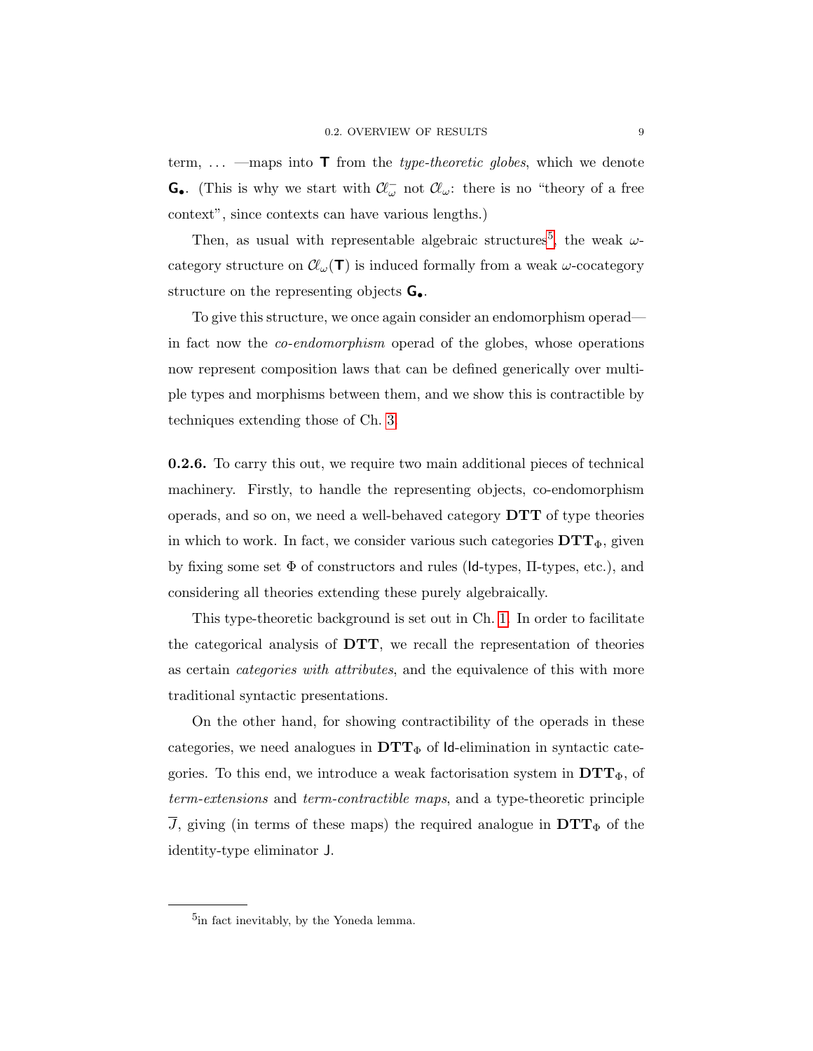term, ... —maps into $\mathsf{T}$ from the *type-theoretic globes*, which we denote $\mathsf{G}_\bullet$. (This is why we start with $\mathcal{C}\ell_\omega^-$ not $\mathcal{C}\ell_\omega$: there is no "theory of a free context", since contexts can have various lengths.)

Then, as usual with representable algebraic structures[5], the weak $\omega$-category structure on $\mathcal{C}\ell_\omega(\mathsf{T})$ is induced formally from a weak $\omega$-cocategory structure on the representing objects $\mathsf{G}_\bullet$.

To give this structure, we once again consider an endomorphism operad—in fact now the *co-endomorphism* operad of the globes, whose operations now represent composition laws that can be defined generically over multiple types and morphisms between them, and we show this is contractible by techniques extending those of Ch. 3.

**0.2.6.** To carry this out, we require two main additional pieces of technical machinery. Firstly, to handle the representing objects, co-endomorphism operads, and so on, we need a well-behaved category **DTT** of type theories in which to work. In fact, we consider various such categories $\mathbf{DTT}_\Phi$, given by fixing some set $\Phi$ of constructors and rules ($\mathsf{Id}$-types, $\Pi$-types, etc.), and considering all theories extending these purely algebraically.

This type-theoretic background is set out in Ch. 1. In order to facilitate the categorical analysis of **DTT**, we recall the representation of theories as certain *categories with attributes*, and the equivalence of this with more traditional syntactic presentations.

On the other hand, for showing contractibility of the operads in these categories, we need analogues in $\mathbf{DTT}_\Phi$ of $\mathsf{Id}$-elimination in syntactic categories. To this end, we introduce a weak factorisation system in $\mathbf{DTT}_\Phi$, of *term-extensions* and *term-contractible maps*, and a type-theoretic principle $\overline{\mathrm{J}}$, giving (in terms of these maps) the required analogue in $\mathbf{DTT}_\Phi$ of the identity-type eliminator $\mathsf{J}$.

---

[5] in fact inevitably, by the Yoneda lemma.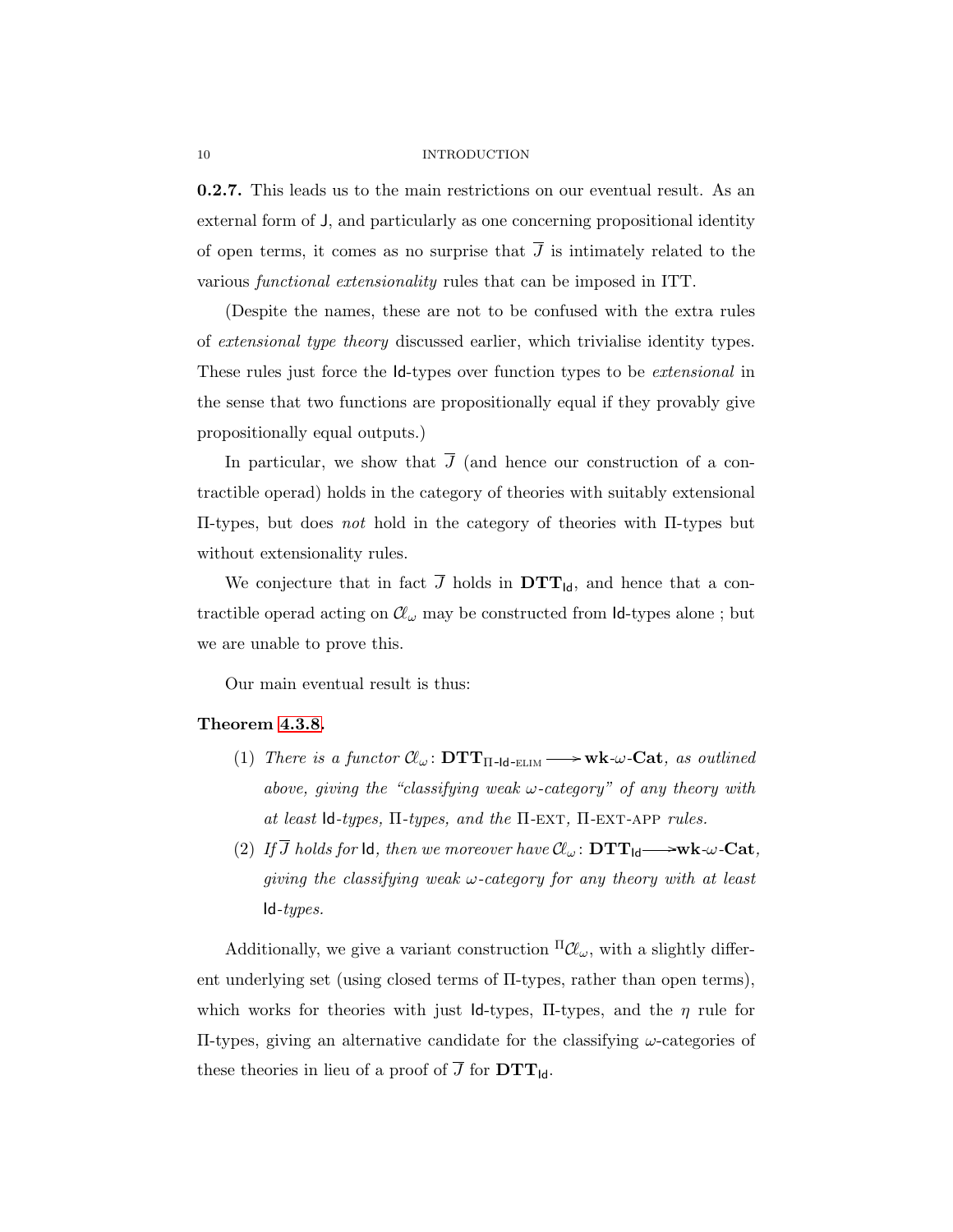**0.2.7.** This leads us to the main restrictions on our eventual result. As an external form of J, and particularly as one concerning propositional identity of open terms, it comes as no surprise that $\overline{J}$ is intimately related to the various *functional extensionality* rules that can be imposed in ITT.

(Despite the names, these are not to be confused with the extra rules of *extensional type theory* discussed earlier, which trivialise identity types. These rules just force the Id-types over function types to be *extensional* in the sense that two functions are propositionally equal if they provably give propositionally equal outputs.)

In particular, we show that $\overline{J}$ (and hence our construction of a contractible operad) holds in the category of theories with suitably extensional Π-types, but does *not* hold in the category of theories with Π-types but without extensionality rules.

We conjecture that in fact $\overline{J}$ holds in $\mathbf{DTT}_{\mathsf{Id}}$, and hence that a contractible operad acting on $\mathcal{C}\ell_\omega$ may be constructed from Id-types alone ; but we are unable to prove this.

Our main eventual result is thus:

**Theorem 4.3.8.**

1. *There is a functor* $\mathcal{C}\ell_\omega \colon \mathbf{DTT}_{\Pi\text{-}\mathsf{Id}\text{-}\textsc{elim}} \longrightarrow \mathbf{wk}\text{-}\omega\text{-}\mathbf{Cat}$*, as outlined above, giving the "classifying weak* $\omega$*-category" of any theory with at least* Id*-types,* Π*-types, and the* Π-EXT*,* Π-EXT-APP *rules.*
2. *If* $\overline{J}$ *holds for* Id*, then we moreover have* $\mathcal{C}\ell_\omega \colon \mathbf{DTT}_{\mathsf{Id}} \longrightarrow \mathbf{wk}\text{-}\omega\text{-}\mathbf{Cat}$*, giving the classifying weak* $\omega$*-category for any theory with at least* Id*-types.*

Additionally, we give a variant construction ${}^{\Pi}\mathcal{C}\ell_\omega$, with a slightly different underlying set (using closed terms of Π-types, rather than open terms), which works for theories with just Id-types, Π-types, and the $\eta$ rule for Π-types, giving an alternative candidate for the classifying $\omega$-categories of these theories in lieu of a proof of $\overline{J}$ for $\mathbf{DTT}_{\mathsf{Id}}$.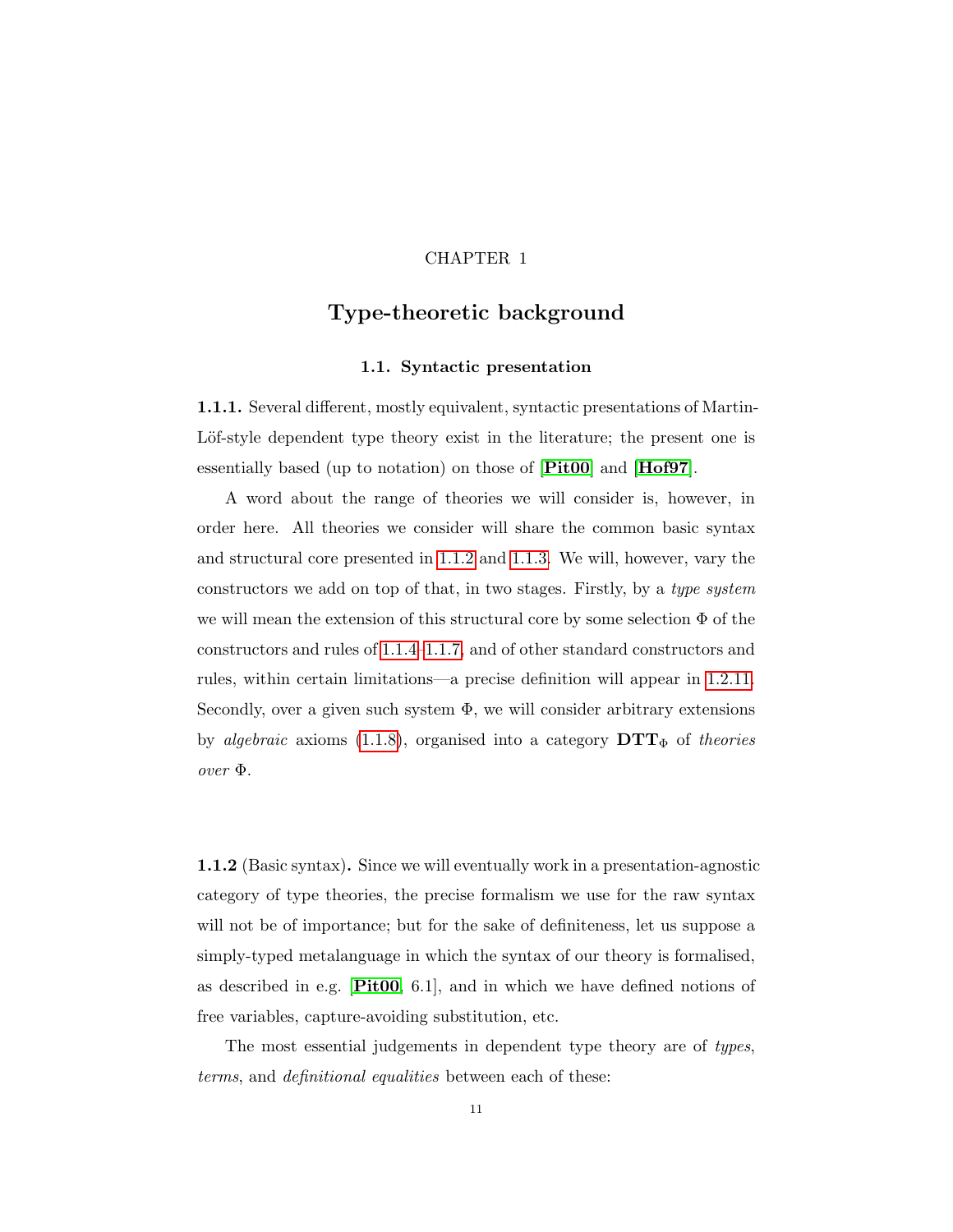CHAPTER 1

# Type-theoretic background

## 1.1. Syntactic presentation

**1.1.1.** Several different, mostly equivalent, syntactic presentations of Martin-Löf-style dependent type theory exist in the literature; the present one is essentially based (up to notation) on those of [**Pit00**] and [**Hof97**].

A word about the range of theories we will consider is, however, in order here. All theories we consider will share the common basic syntax and structural core presented in 1.1.2 and 1.1.3. We will, however, vary the constructors we add on top of that, in two stages. Firstly, by a *type system* we will mean the extension of this structural core by some selection $\Phi$ of the constructors and rules of 1.1.4–1.1.7, and of other standard constructors and rules, within certain limitations—a precise definition will appear in 1.2.11. Secondly, over a given such system $\Phi$, we will consider arbitrary extensions by *algebraic* axioms (1.1.8), organised into a category $\mathbf{DTT}_\Phi$ of *theories over* $\Phi$.

**1.1.2** (Basic syntax)**.** Since we will eventually work in a presentation-agnostic category of type theories, the precise formalism we use for the raw syntax will not be of importance; but for the sake of definiteness, let us suppose a simply-typed metalanguage in which the syntax of our theory is formalised, as described in e.g. [**Pit00**, 6.1], and in which we have defined notions of free variables, capture-avoiding substitution, etc.

The most essential judgements in dependent type theory are of *types*, *terms*, and *definitional equalities* between each of these: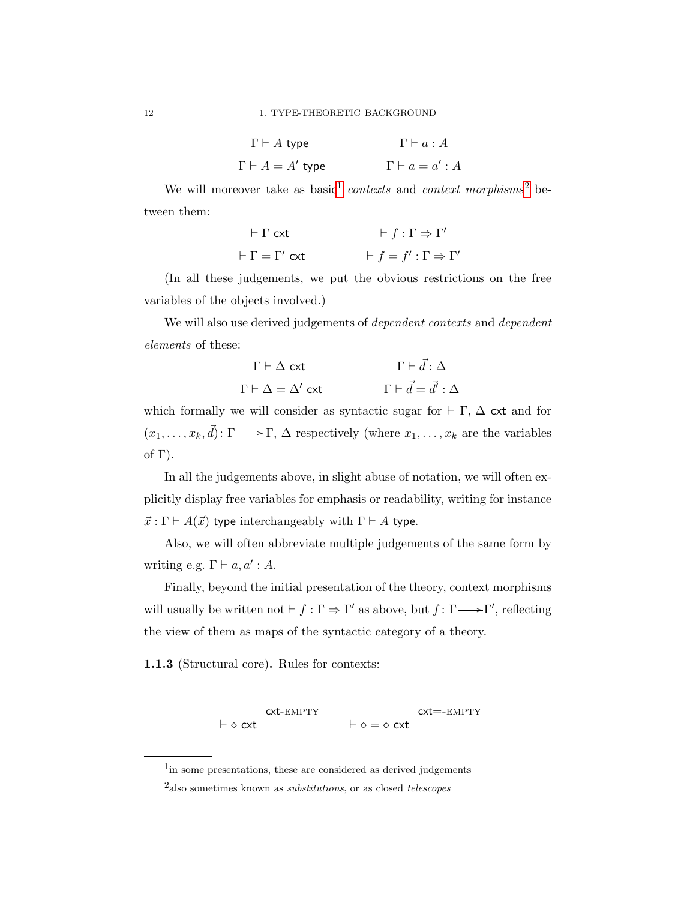$$\Gamma \vdash A \ \mathsf{type} \qquad\qquad \Gamma \vdash a : A$$

$$\Gamma \vdash A = A' \ \mathsf{type} \qquad\qquad \Gamma \vdash a = a' : A$$

We will moreover take as basic[1] *contexts* and *context morphisms*[2] between them:

$$\vdash \Gamma \ \mathsf{cxt} \qquad\qquad \vdash f : \Gamma \Rightarrow \Gamma'$$

$$\vdash \Gamma = \Gamma' \ \mathsf{cxt} \qquad\qquad \vdash f = f' : \Gamma \Rightarrow \Gamma'$$

(In all these judgements, we put the obvious restrictions on the free variables of the objects involved.)

We will also use derived judgements of *dependent contexts* and *dependent elements* of these:

$$\Gamma \vdash \Delta \ \mathsf{cxt} \qquad\qquad \Gamma \vdash \vec{d} : \Delta$$

$$\Gamma \vdash \Delta = \Delta' \ \mathsf{cxt} \qquad\qquad \Gamma \vdash \vec{d} = \vec{d'} : \Delta$$

which formally we will consider as syntactic sugar for $\vdash \Gamma, \Delta \ \mathsf{cxt}$ and for $(x_1, \ldots, x_k, \vec{d}) \colon \Gamma \longrightarrow \Gamma, \Delta$ respectively (where $x_1, \ldots, x_k$ are the variables of $\Gamma$).

In all the judgements above, in slight abuse of notation, we will often explicitly display free variables for emphasis or readability, writing for instance $\vec{x} : \Gamma \vdash A(\vec{x}) \ \mathsf{type}$ interchangeably with $\Gamma \vdash A \ \mathsf{type}$.

Also, we will often abbreviate multiple judgements of the same form by writing e.g. $\Gamma \vdash a, a' : A$.

Finally, beyond the initial presentation of the theory, context morphisms will usually be written not $\vdash f : \Gamma \Rightarrow \Gamma'$ as above, but $f \colon \Gamma \longrightarrow \Gamma'$, reflecting the view of them as maps of the syntactic category of a theory.

**1.1.3** (Structural core)**.** Rules for contexts:

$$\frac{}{\vdash \diamond \ \mathsf{cxt}} \ \mathsf{cxt}\text{-}\textsc{empty} \qquad\qquad \frac{}{\vdash \diamond = \diamond \ \mathsf{cxt}} \ \mathsf{cxt}{=}\text{-}\textsc{empty}$$

---

[1] in some presentations, these are considered as derived judgements

[2] also sometimes known as *substitutions*, or as closed *telescopes*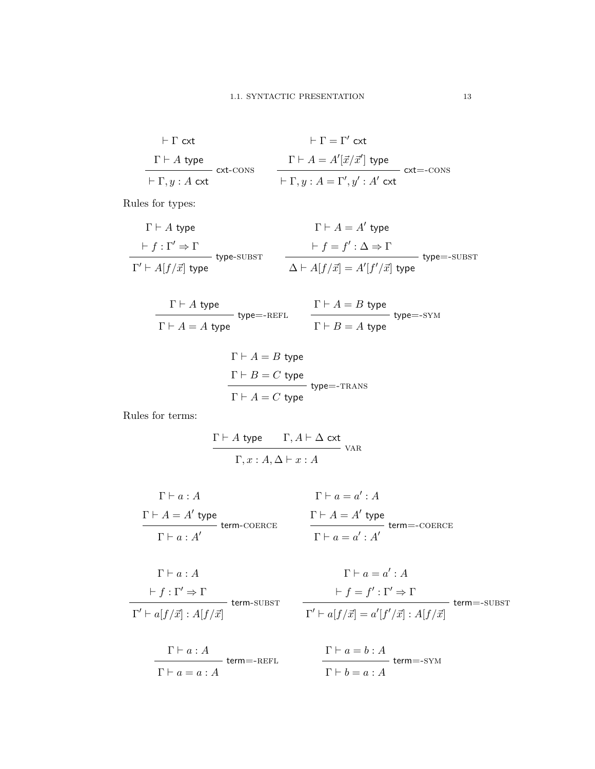$$\frac{\vdash \Gamma \ \mathsf{cxt} \qquad \Gamma \vdash A \ \mathsf{type}}{\vdash \Gamma, y : A \ \mathsf{cxt}} \ \mathsf{cxt}\text{-}\textsc{cons} \qquad \frac{\vdash \Gamma = \Gamma' \ \mathsf{cxt} \qquad \Gamma \vdash A = A'[\vec{x}/\vec{x}'] \ \mathsf{type}}{\vdash \Gamma, y : A = \Gamma', y' : A' \ \mathsf{cxt}} \ \mathsf{cxt}{=}\text{-}\textsc{cons}$$

Rules for types:

$$\frac{\Gamma \vdash A \ \mathsf{type} \qquad \vdash f : \Gamma' \Rightarrow \Gamma}{\Gamma' \vdash A[f/\vec{x}] \ \mathsf{type}} \ \mathsf{type}\text{-}\textsc{subst} \qquad \frac{\Gamma \vdash A = A' \ \mathsf{type} \qquad \vdash f = f' : \Delta \Rightarrow \Gamma}{\Delta \vdash A[f/\vec{x}] = A'[f'/\vec{x}] \ \mathsf{type}} \ \mathsf{type}{=}\text{-}\textsc{subst}$$

$$\frac{\Gamma \vdash A \ \mathsf{type}}{\Gamma \vdash A = A \ \mathsf{type}} \ \mathsf{type}{=}\text{-}\textsc{refl} \qquad \frac{\Gamma \vdash A = B \ \mathsf{type}}{\Gamma \vdash B = A \ \mathsf{type}} \ \mathsf{type}{=}\text{-}\textsc{sym}$$

$$\frac{\Gamma \vdash A = B \ \mathsf{type} \qquad \Gamma \vdash B = C \ \mathsf{type}}{\Gamma \vdash A = C \ \mathsf{type}} \ \mathsf{type}{=}\text{-}\textsc{trans}$$

Rules for terms:

$$\frac{\Gamma \vdash A \ \mathsf{type} \qquad \Gamma, A \vdash \Delta \ \mathsf{cxt}}{\Gamma, x : A, \Delta \vdash x : A} \ \textsc{var}$$

$$\frac{\Gamma \vdash a : A \qquad \Gamma \vdash A = A' \ \mathsf{type}}{\Gamma \vdash a : A'} \ \mathsf{term}\text{-}\textsc{coerce} \qquad \frac{\Gamma \vdash a = a' : A \qquad \Gamma \vdash A = A' \ \mathsf{type}}{\Gamma \vdash a = a' : A'} \ \mathsf{term}{=}\text{-}\textsc{coerce}$$

$$\frac{\Gamma \vdash a : A \qquad \vdash f : \Gamma' \Rightarrow \Gamma}{\Gamma' \vdash a[f/\vec{x}] : A[f/\vec{x}]} \ \mathsf{term}\text{-}\textsc{subst} \qquad \frac{\Gamma \vdash a = a' : A \qquad \vdash f = f' : \Gamma' \Rightarrow \Gamma}{\Gamma' \vdash a[f/\vec{x}] = a'[f'/\vec{x}] : A[f/\vec{x}]} \ \mathsf{term}{=}\text{-}\textsc{subst}$$

$$\frac{\Gamma \vdash a : A}{\Gamma \vdash a = a : A} \ \mathsf{term}{=}\text{-}\textsc{refl} \qquad \frac{\Gamma \vdash a = b : A}{\Gamma \vdash b = a : A} \ \mathsf{term}{=}\text{-}\textsc{sym}$$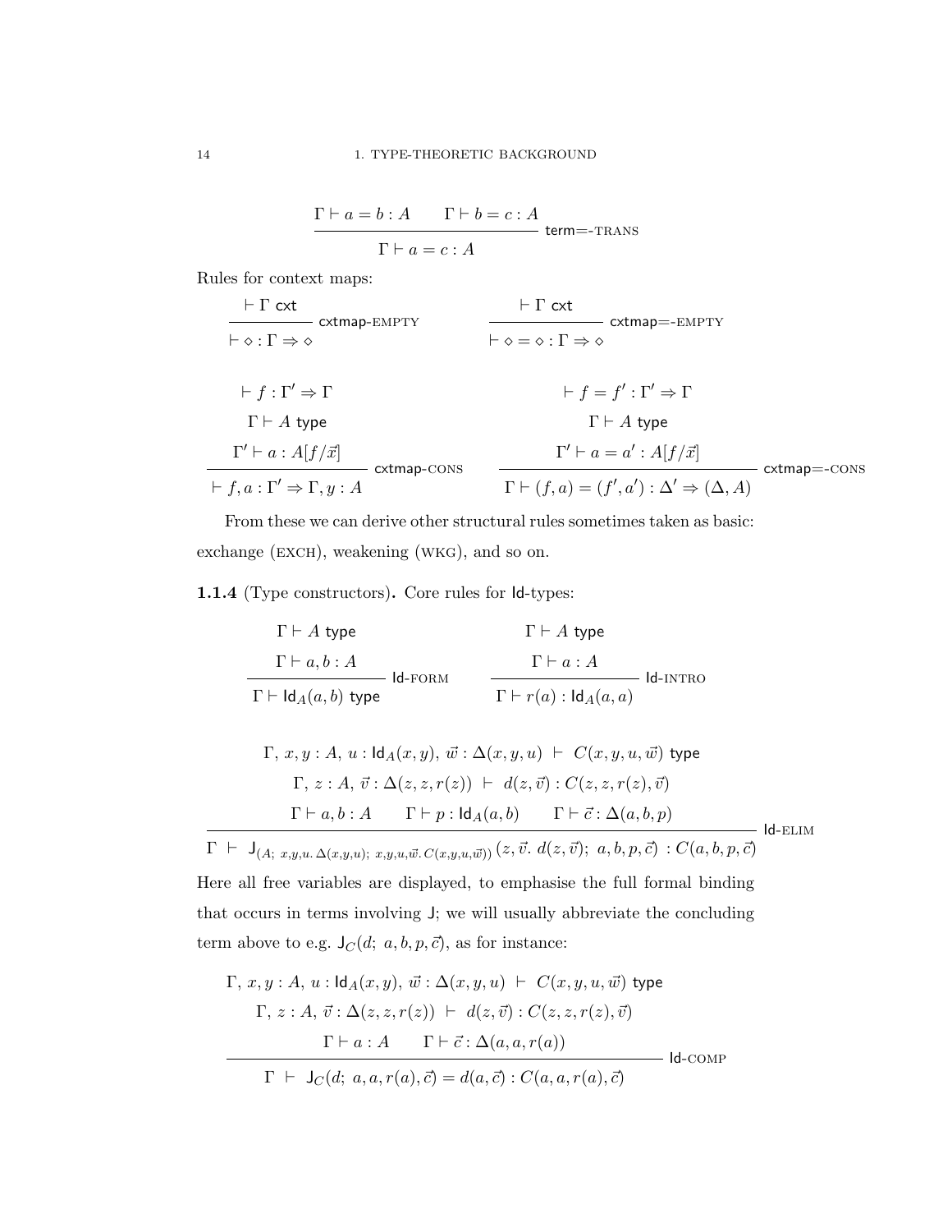$$\frac{\Gamma \vdash a = b : A \qquad \Gamma \vdash b = c : A}{\Gamma \vdash a = c : A} \; \textsf{term=-}\textsc{trans}$$

Rules for context maps:

$$\frac{\vdash \Gamma \; \textsf{cxt}}{\vdash \diamond : \Gamma \Rightarrow \diamond} \; \textsf{cxtmap-}\textsc{empty} \qquad \frac{\vdash \Gamma \; \textsf{cxt}}{\vdash \diamond = \diamond : \Gamma \Rightarrow \diamond} \; \textsf{cxtmap=-}\textsc{empty}$$

$$\frac{\vdash f : \Gamma' \Rightarrow \Gamma \quad \Gamma \vdash A \; \textsf{type} \quad \Gamma' \vdash a : A[f/\vec{x}]}{\vdash f, a : \Gamma' \Rightarrow \Gamma, y : A} \; \textsf{cxtmap-}\textsc{cons} \qquad \frac{\vdash f = f' : \Gamma' \Rightarrow \Gamma \quad \Gamma \vdash A \; \textsf{type} \quad \Gamma' \vdash a = a' : A[f/\vec{x}]}{\Gamma \vdash (f, a) = (f', a') : \Delta' \Rightarrow (\Delta, A)} \; \textsf{cxtmap=-}\textsc{cons}$$

From these we can derive other structural rules sometimes taken as basic: exchange (EXCH), weakening (WKG), and so on.

**1.1.4** (Type constructors)**.** Core rules for $\mathsf{Id}$-types:

$$\frac{\Gamma \vdash A \; \textsf{type} \quad \Gamma \vdash a, b : A}{\Gamma \vdash \mathsf{Id}_A(a, b) \; \textsf{type}} \; \textsf{Id-}\textsc{form} \qquad \frac{\Gamma \vdash A \; \textsf{type} \quad \Gamma \vdash a : A}{\Gamma \vdash r(a) : \mathsf{Id}_A(a, a)} \; \textsf{Id-}\textsc{intro}$$

$$\frac{\begin{array}{c} \Gamma,\, x, y : A,\, u : \mathsf{Id}_A(x, y),\, \vec{w} : \Delta(x, y, u) \;\vdash\; C(x, y, u, \vec{w}) \; \textsf{type} \\ \Gamma,\, z : A,\, \vec{v} : \Delta(z, z, r(z)) \;\vdash\; d(z, \vec{v}) : C(z, z, r(z), \vec{v}) \\ \Gamma \vdash a, b : A \qquad \Gamma \vdash p : \mathsf{Id}_A(a, b) \qquad \Gamma \vdash \vec{c} : \Delta(a, b, p) \end{array}}{\Gamma \;\vdash\; \mathsf{J}_{(A;\; x,y,u.\, \Delta(x,y,u);\; x,y,u,\vec{w}.\, C(x,y,u,\vec{w}))}(z, \vec{v}.\; d(z, \vec{v});\; a, b, p, \vec{c}) \;:\; C(a, b, p, \vec{c})} \; \textsf{Id-}\textsc{elim}$$

Here all free variables are displayed, to emphasise the full formal binding that occurs in terms involving $\mathsf{J}$; we will usually abbreviate the concluding term above to e.g. $\mathsf{J}_C(d;\; a, b, p, \vec{c})$, as for instance:

$$\frac{\begin{array}{c} \Gamma,\, x, y : A,\, u : \mathsf{Id}_A(x, y),\, \vec{w} : \Delta(x, y, u) \;\vdash\; C(x, y, u, \vec{w}) \; \textsf{type} \\ \Gamma,\, z : A,\, \vec{v} : \Delta(z, z, r(z)) \;\vdash\; d(z, \vec{v}) : C(z, z, r(z), \vec{v}) \\ \Gamma \vdash a : A \qquad \Gamma \vdash \vec{c} : \Delta(a, a, r(a)) \end{array}}{\Gamma \;\vdash\; \mathsf{J}_C(d;\; a, a, r(a), \vec{c}) = d(a, \vec{c}) : C(a, a, r(a), \vec{c})} \; \textsf{Id-}\textsc{comp}$$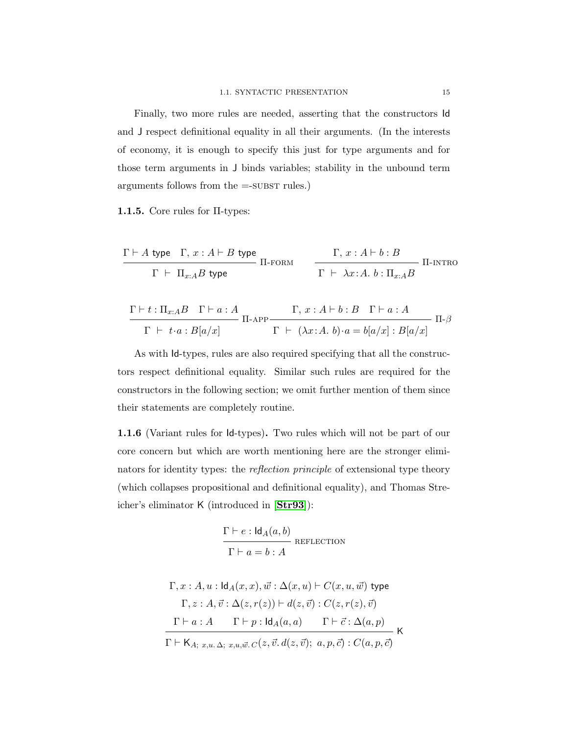Finally, two more rules are needed, asserting that the constructors $\mathsf{Id}$ and $\mathsf{J}$ respect definitional equality in all their arguments. (In the interests of economy, it is enough to specify this just for type arguments and for those term arguments in $\mathsf{J}$ binds variables; stability in the unbound term arguments follows from the =-SUBST rules.)

**1.1.5.** Core rules for Π-types:

$$\frac{\Gamma \vdash A \ \mathsf{type} \quad \Gamma,\, x : A \vdash B \ \mathsf{type}}{\Gamma \ \vdash \ \Pi_{x:A} B \ \mathsf{type}} \ \Pi\text{-FORM} \qquad \frac{\Gamma,\, x : A \vdash b : B}{\Gamma \ \vdash \ \lambda x{:}A.\ b : \Pi_{x:A} B} \ \Pi\text{-INTRO}$$

$$\frac{\Gamma \vdash t : \Pi_{x:A} B \quad \Gamma \vdash a : A}{\Gamma \ \vdash \ t \cdot a : B[a/x]} \ \Pi\text{-APP} \qquad \frac{\Gamma,\, x : A \vdash b : B \quad \Gamma \vdash a : A}{\Gamma \ \vdash \ (\lambda x{:}A.\ b) \cdot a = b[a/x] : B[a/x]} \ \Pi\text{-}\beta$$

As with $\mathsf{Id}$-types, rules are also required specifying that all the constructors respect definitional equality. Similar such rules are required for the constructors in the following section; we omit further mention of them since their statements are completely routine.

**1.1.6** (Variant rules for $\mathsf{Id}$-types)**.** Two rules which will not be part of our core concern but which are worth mentioning here are the stronger eliminators for identity types: the *reflection principle* of extensional type theory (which collapses propositional and definitional equality), and Thomas Streicher's eliminator $\mathsf{K}$ (introduced in [**Str93**]):

$$\frac{\Gamma \vdash e : \mathsf{Id}_A(a, b)}{\Gamma \vdash a = b : A} \ \text{REFLECTION}$$

$$\frac{\begin{array}{c} \Gamma, x : A, u : \mathsf{Id}_A(x, x), \vec{w} : \Delta(x, u) \vdash C(x, u, \vec{w}) \ \mathsf{type} \\ \Gamma, z : A, \vec{v} : \Delta(z, r(z)) \vdash d(z, \vec{v}) : C(z, r(z), \vec{v}) \\ \Gamma \vdash a : A \qquad \Gamma \vdash p : \mathsf{Id}_A(a, a) \qquad \Gamma \vdash \vec{c} : \Delta(a, p) \end{array}}{\Gamma \vdash \mathsf{K}_{A;\ x,u.\,\Delta;\ x,u,\vec{w}.\,C}(z, \vec{v}.\, d(z, \vec{v});\ a, p, \vec{c}) : C(a, p, \vec{c})} \ \mathsf{K}$$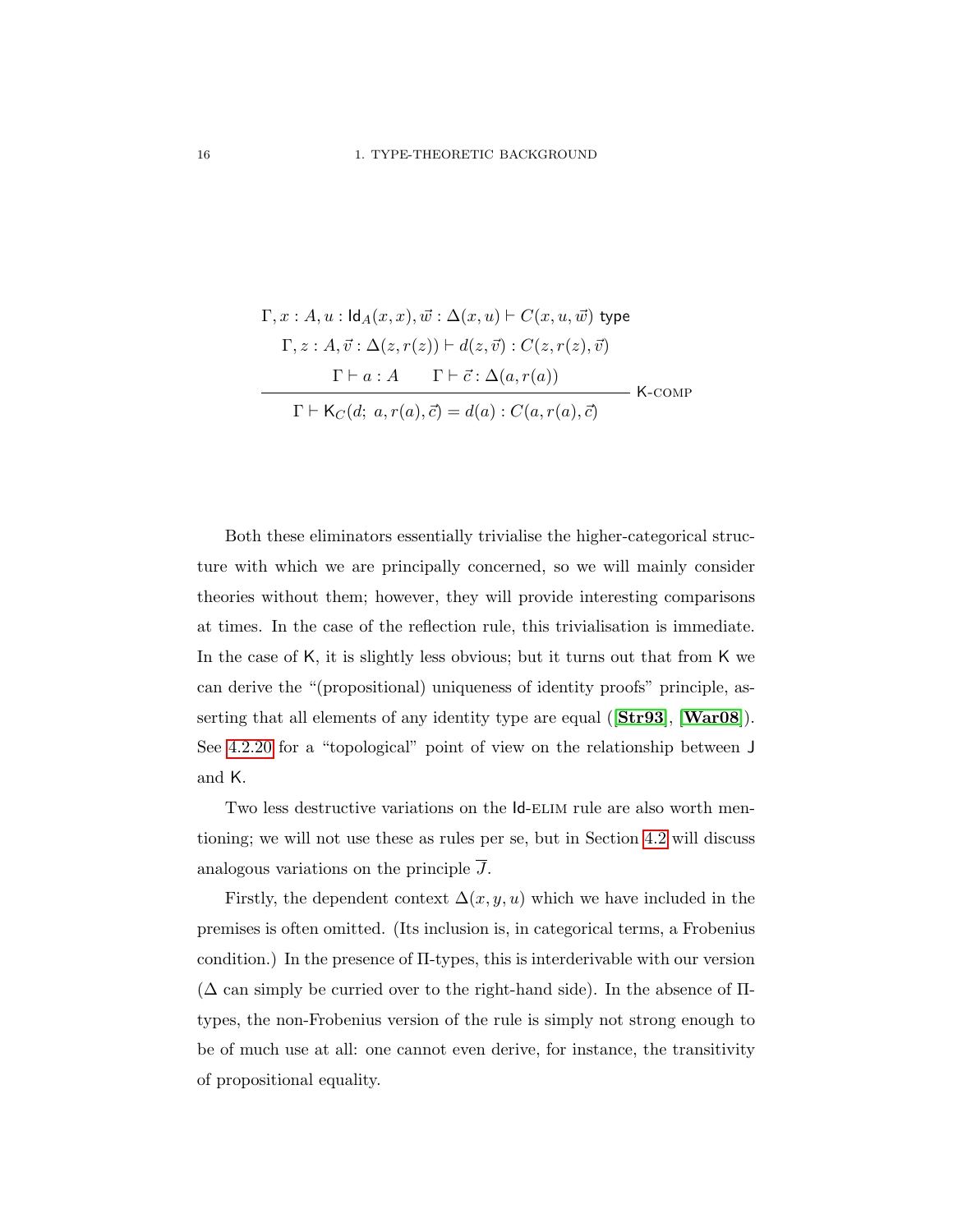$$
\frac{
\begin{array}{c}
\Gamma, x : A, u : \mathsf{Id}_A(x,x), \vec{w} : \Delta(x,u) \vdash C(x,u,\vec{w}) \ \mathsf{type} \\
\Gamma, z : A, \vec{v} : \Delta(z, r(z)) \vdash d(z,\vec{v}) : C(z, r(z), \vec{v}) \\
\Gamma \vdash a : A \qquad \Gamma \vdash \vec{c} : \Delta(a, r(a))
\end{array}
}{
\Gamma \vdash \mathsf{K}_C(d;\ a, r(a), \vec{c}) = d(a) : C(a, r(a), \vec{c})
}\ \textsf{K-}\textsc{comp}
$$

Both these eliminators essentially trivialise the higher-categorical structure with which we are principally concerned, so we will mainly consider theories without them; however, they will provide interesting comparisons at times. In the case of the reflection rule, this trivialisation is immediate. In the case of $\mathsf{K}$, it is slightly less obvious; but it turns out that from $\mathsf{K}$ we can derive the "(propositional) uniqueness of identity proofs" principle, asserting that all elements of any identity type are equal ([**Str93**], [**War08**]). See 4.2.20 for a "topological" point of view on the relationship between $\mathsf{J}$ and $\mathsf{K}$.

Two less destructive variations on the $\mathsf{Id}$-ELIM rule are also worth mentioning; we will not use these as rules per se, but in Section 4.2 will discuss analogous variations on the principle $\overline{J}$.

Firstly, the dependent context $\Delta(x, y, u)$ which we have included in the premises is often omitted. (Its inclusion is, in categorical terms, a Frobenius condition.) In the presence of $\Pi$-types, this is interderivable with our version ($\Delta$ can simply be curried over to the right-hand side). In the absence of $\Pi$-types, the non-Frobenius version of the rule is simply not strong enough to be of much use at all: one cannot even derive, for instance, the transitivity of propositional equality.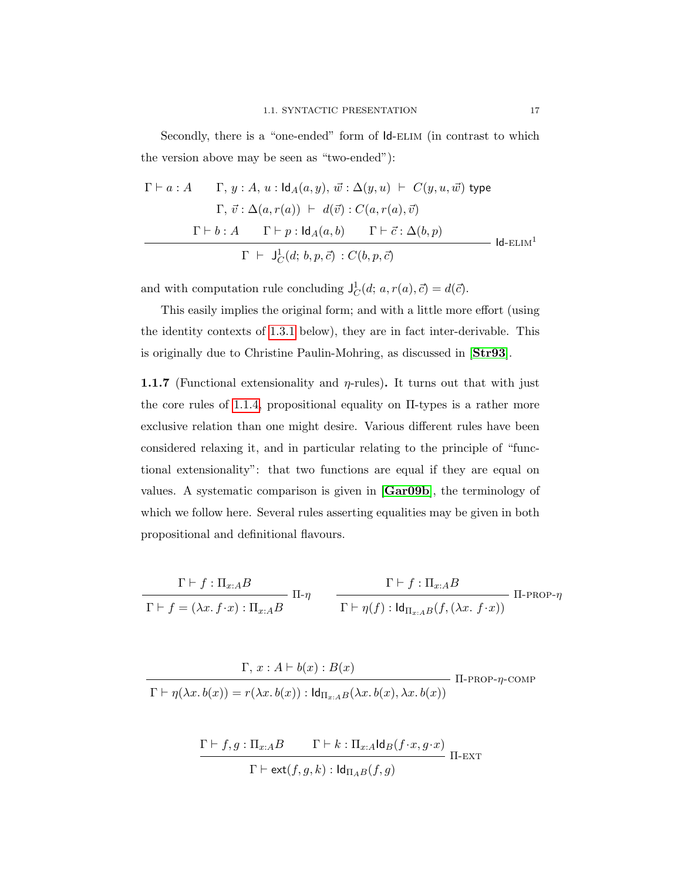Secondly, there is a "one-ended" form of $\mathsf{Id}$-ELIM (in contrast to which the version above may be seen as "two-ended"):

$$\frac{\begin{array}{c}\Gamma \vdash a : A \qquad \Gamma,\, y : A,\, u : \mathsf{Id}_A(a, y),\, \vec{w} : \Delta(y, u) \;\vdash\; C(y, u, \vec{w}) \text{ type} \\ \Gamma,\, \vec{v} : \Delta(a, r(a)) \;\vdash\; d(\vec{v}) : C(a, r(a), \vec{v}) \\ \Gamma \vdash b : A \qquad \Gamma \vdash p : \mathsf{Id}_A(a, b) \qquad \Gamma \vdash \vec{c} : \Delta(b, p)\end{array}}{\Gamma \;\vdash\; \mathsf{J}^1_C(d;\, b, p, \vec{c}) \;: C(b, p, \vec{c})} \;\mathsf{Id}\text{-ELIM}^1$$

and with computation rule concluding $\mathsf{J}^1_C(d;\, a, r(a), \vec{c}) = d(\vec{c})$.

This easily implies the original form; and with a little more effort (using the identity contexts of 1.3.1 below), they are in fact inter-derivable. This is originally due to Christine Paulin-Mohring, as discussed in [**Str93**].

**1.1.7** (Functional extensionality and $\eta$-rules)**.** It turns out that with just the core rules of 1.1.4, propositional equality on $\Pi$-types is a rather more exclusive relation than one might desire. Various different rules have been considered relaxing it, and in particular relating to the principle of "functional extensionality": that two functions are equal if they are equal on values. A systematic comparison is given in [**Gar09b**], the terminology of which we follow here. Several rules asserting equalities may be given in both propositional and definitional flavours.

$$\frac{\Gamma \vdash f : \Pi_{x:A} B}{\Gamma \vdash f = (\lambda x.\, f \cdot x) : \Pi_{x:A} B} \;\Pi\text{-}\eta \qquad \frac{\Gamma \vdash f : \Pi_{x:A} B}{\Gamma \vdash \eta(f) : \mathsf{Id}_{\Pi_{x:A} B}(f, (\lambda x.\, f \cdot x))} \;\Pi\text{-PROP-}\eta$$

$$\frac{\Gamma,\, x : A \vdash b(x) : B(x)}{\Gamma \vdash \eta(\lambda x.\, b(x)) = r(\lambda x.\, b(x)) : \mathsf{Id}_{\Pi_{x:A} B}(\lambda x.\, b(x), \lambda x.\, b(x))} \;\Pi\text{-PROP-}\eta\text{-COMP}$$

$$\frac{\Gamma \vdash f, g : \Pi_{x:A} B \qquad \Gamma \vdash k : \Pi_{x:A} \mathsf{Id}_B(f \cdot x, g \cdot x)}{\Gamma \vdash \mathsf{ext}(f, g, k) : \mathsf{Id}_{\Pi_A B}(f, g)} \;\Pi\text{-EXT}$$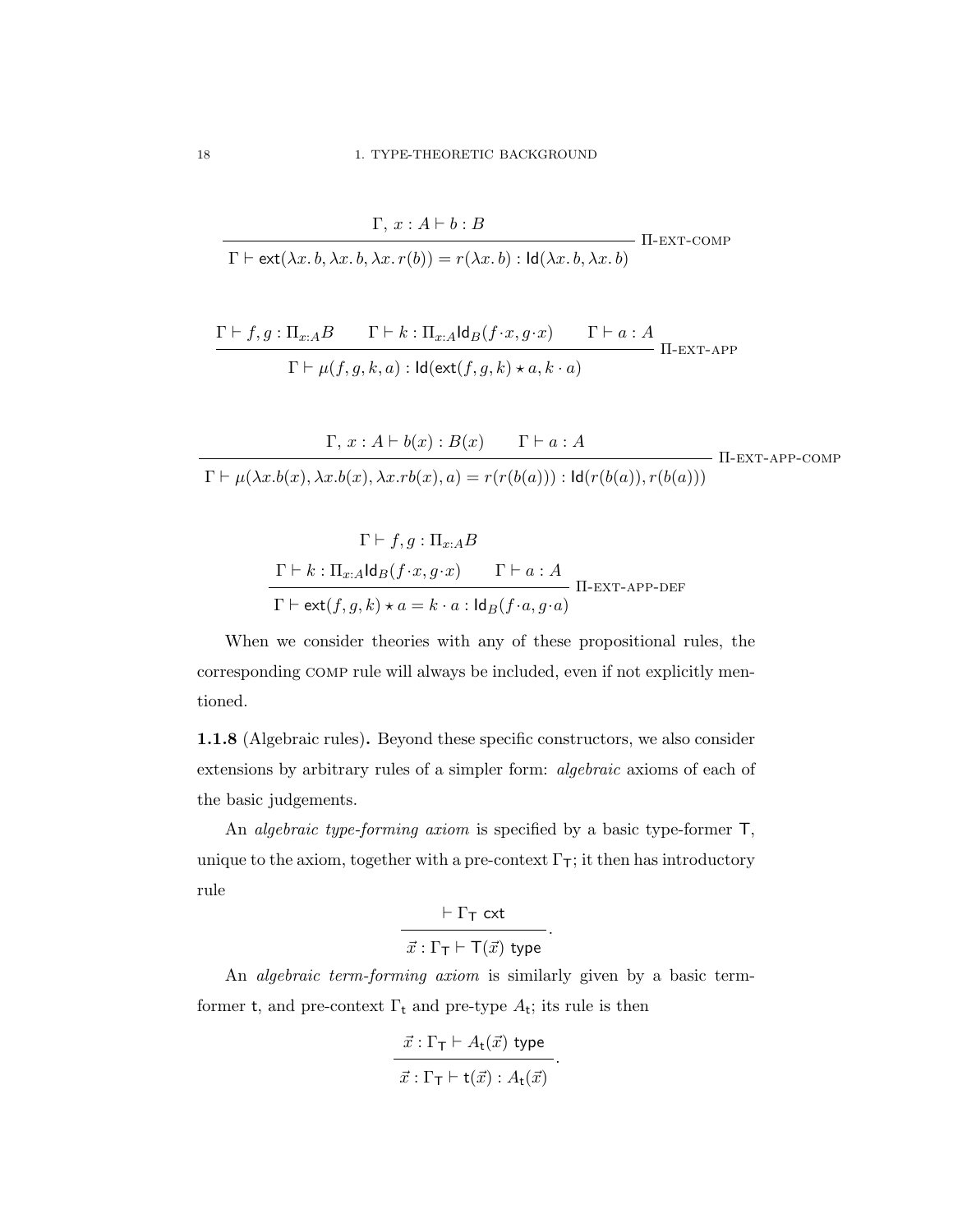$$\frac{\Gamma,\, x : A \vdash b : B}{\Gamma \vdash \mathsf{ext}(\lambda x.\, b, \lambda x.\, b, \lambda x.\, r(b)) = r(\lambda x.\, b) : \mathsf{Id}(\lambda x.\, b, \lambda x.\, b)}\ \Pi\text{-EXT-COMP}$$

$$\frac{\Gamma \vdash f, g : \Pi_{x:A} B \qquad \Gamma \vdash k : \Pi_{x:A} \mathsf{Id}_B(f \cdot x, g \cdot x) \qquad \Gamma \vdash a : A}{\Gamma \vdash \mu(f, g, k, a) : \mathsf{Id}(\mathsf{ext}(f, g, k) \star a, k \cdot a)}\ \Pi\text{-EXT-APP}$$

$$\frac{\Gamma,\, x : A \vdash b(x) : B(x) \qquad \Gamma \vdash a : A}{\Gamma \vdash \mu(\lambda x.b(x), \lambda x.b(x), \lambda x.rb(x), a) = r(r(b(a))) : \mathsf{Id}(r(b(a)), r(b(a)))}\ \Pi\text{-EXT-APP-COMP}$$

$$\frac{\begin{array}{c}\Gamma \vdash f, g : \Pi_{x:A} B \\ \Gamma \vdash k : \Pi_{x:A} \mathsf{Id}_B(f \cdot x, g \cdot x) \qquad \Gamma \vdash a : A\end{array}}{\Gamma \vdash \mathsf{ext}(f, g, k) \star a = k \cdot a : \mathsf{Id}_B(f \cdot a, g \cdot a)}\ \Pi\text{-EXT-APP-DEF}$$

When we consider theories with any of these propositional rules, the corresponding COMP rule will always be included, even if not explicitly mentioned.

**1.1.8** (Algebraic rules)**.** Beyond these specific constructors, we also consider extensions by arbitrary rules of a simpler form: *algebraic* axioms of each of the basic judgements.

An *algebraic type-forming axiom* is specified by a basic type-former $\mathsf{T}$, unique to the axiom, together with a pre-context $\Gamma_{\mathsf{T}}$; it then has introductory rule

$$\frac{\vdash \Gamma_{\mathsf{T}}\ \mathsf{cxt}}{\vec{x} : \Gamma_{\mathsf{T}} \vdash \mathsf{T}(\vec{x})\ \mathsf{type}}.$$

An *algebraic term-forming axiom* is similarly given by a basic term-former $\mathsf{t}$, and pre-context $\Gamma_{\mathsf{t}}$ and pre-type $A_{\mathsf{t}}$; its rule is then

$$\frac{\vec{x} : \Gamma_{\mathsf{T}} \vdash A_{\mathsf{t}}(\vec{x})\ \mathsf{type}}{\vec{x} : \Gamma_{\mathsf{T}} \vdash \mathsf{t}(\vec{x}) : A_{\mathsf{t}}(\vec{x})}.$$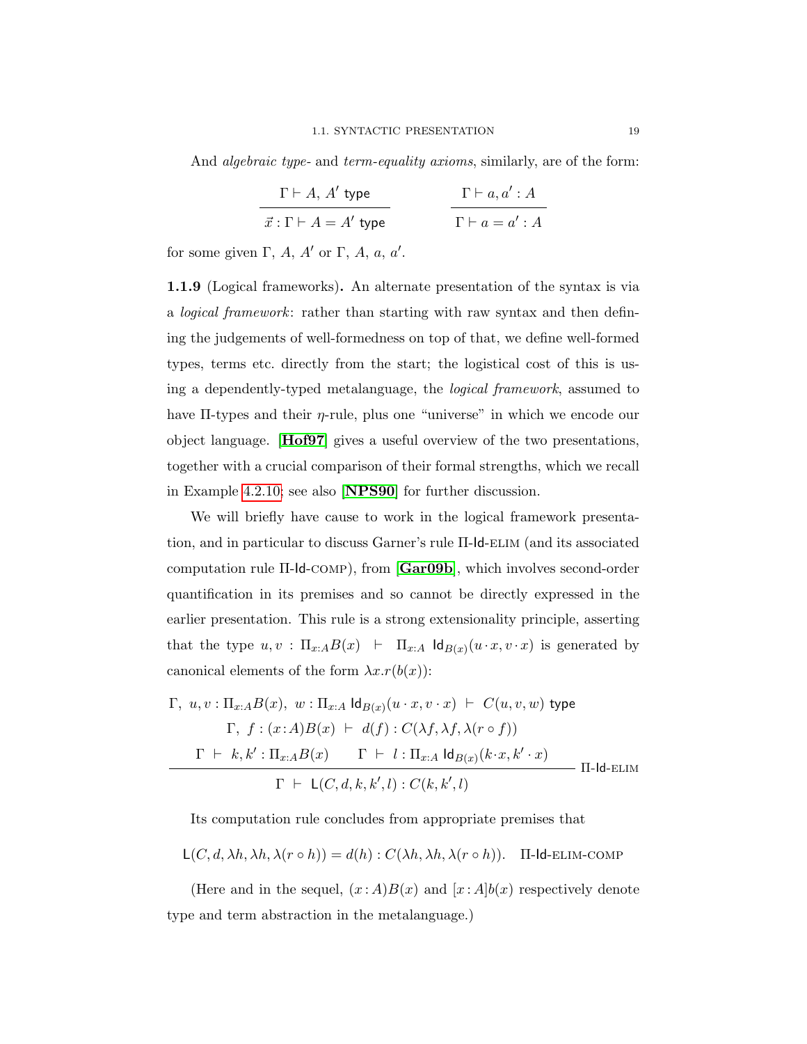And *algebraic type-* and *term-equality axioms*, similarly, are of the form:

$$\frac{\Gamma \vdash A,\ A' \ \mathsf{type}}{\vec{x} : \Gamma \vdash A = A' \ \mathsf{type}} \qquad \frac{\Gamma \vdash a, a' : A}{\Gamma \vdash a = a' : A}$$

for some given $\Gamma$, $A$, $A'$ or $\Gamma$, $A$, $a$, $a'$.

**1.1.9** (Logical frameworks)**.** An alternate presentation of the syntax is via a *logical framework*: rather than starting with raw syntax and then defining the judgements of well-formedness on top of that, we define well-formed types, terms etc. directly from the start; the logistical cost of this is using a dependently-typed metalanguage, the *logical framework*, assumed to have Π-types and their $\eta$-rule, plus one "universe" in which we encode our object language. [**Hof97**] gives a useful overview of the two presentations, together with a crucial comparison of their formal strengths, which we recall in Example 4.2.10; see also [**NPS90**] for further discussion.

We will briefly have cause to work in the logical framework presentation, and in particular to discuss Garner's rule Π-Id-ELIM (and its associated computation rule Π-Id-COMP), from [**Gar09b**], which involves second-order quantification in its premises and so cannot be directly expressed in the earlier presentation. This rule is a strong extensionality principle, asserting that the type $u, v : \Pi_{x:A} B(x) \ \vdash \ \Pi_{x:A} \ \mathsf{Id}_{B(x)}(u \cdot x, v \cdot x)$ is generated by canonical elements of the form $\lambda x. r(b(x))$:

$$\frac{\begin{array}{c} \Gamma,\ u, v : \Pi_{x:A} B(x),\ w : \Pi_{x:A} \ \mathsf{Id}_{B(x)}(u \cdot x, v \cdot x) \ \vdash \ C(u, v, w) \ \mathsf{type} \\ \Gamma,\ f : (x : A) B(x) \ \vdash \ d(f) : C(\lambda f, \lambda f, \lambda(r \circ f)) \\ \Gamma \ \vdash \ k, k' : \Pi_{x:A} B(x) \qquad \Gamma \ \vdash \ l : \Pi_{x:A} \ \mathsf{Id}_{B(x)}(k \cdot x, k' \cdot x) \end{array}}{\Gamma \ \vdash \ \mathsf{L}(C, d, k, k', l) : C(k, k', l)} \ \Pi\text{-}\mathsf{Id}\text{-ELIM}$$

Its computation rule concludes from appropriate premises that

$$\mathsf{L}(C, d, \lambda h, \lambda h, \lambda(r \circ h)) = d(h) : C(\lambda h, \lambda h, \lambda(r \circ h)). \quad \Pi\text{-}\mathsf{Id}\text{-ELIM-COMP}$$

(Here and in the sequel, $(x : A) B(x)$ and $[x : A] b(x)$ respectively denote type and term abstraction in the metalanguage.)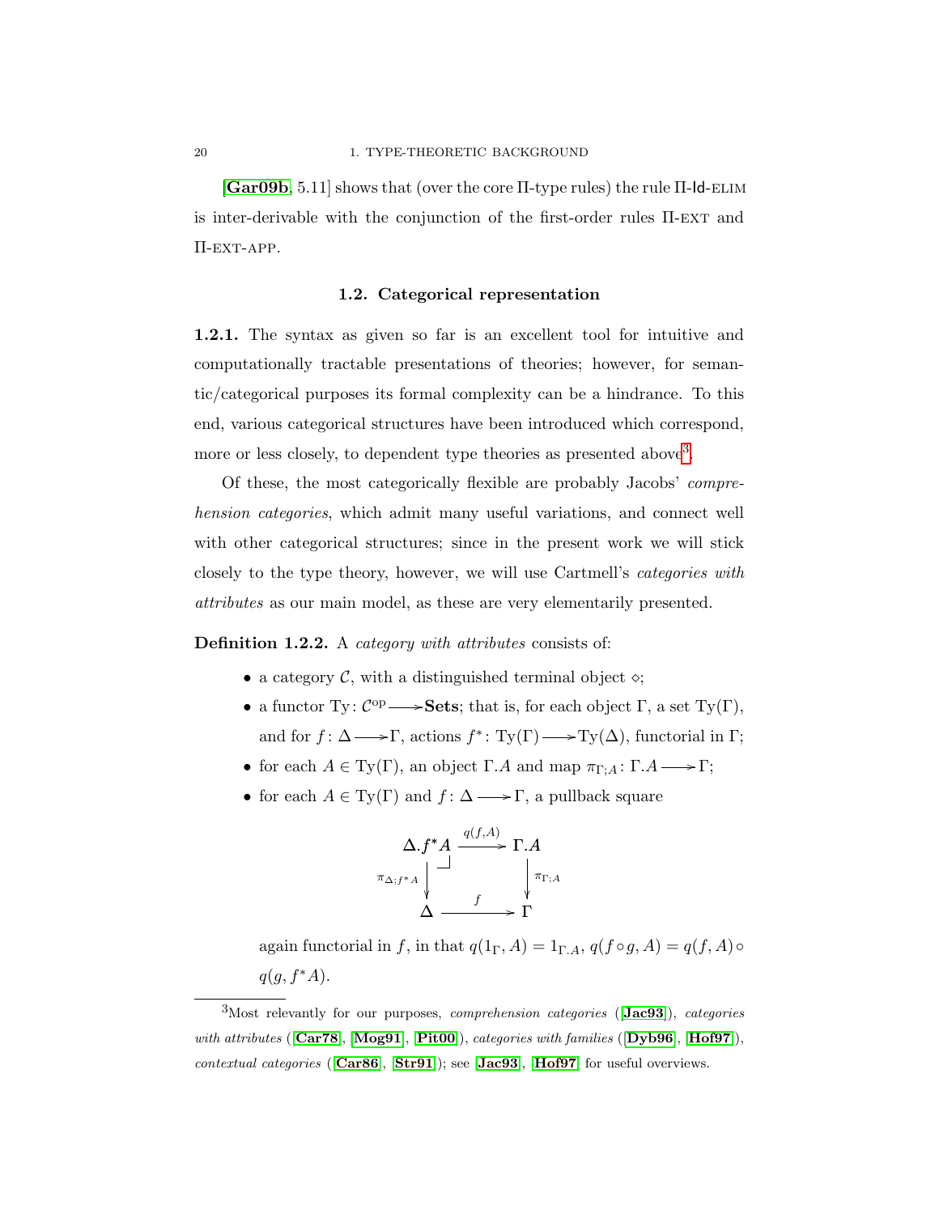[**Gar09b**, 5.11] shows that (over the core Π-type rules) the rule Π-Id-ELIM is inter-derivable with the conjunction of the first-order rules Π-EXT and Π-EXT-APP.

## 1.2. Categorical representation

**1.2.1.** The syntax as given so far is an excellent tool for intuitive and computationally tractable presentations of theories; however, for semantic/categorical purposes its formal complexity can be a hindrance. To this end, various categorical structures have been introduced which correspond, more or less closely, to dependent type theories as presented above[3].

Of these, the most categorically flexible are probably Jacobs' *comprehension categories*, which admit many useful variations, and connect well with other categorical structures; since in the present work we will stick closely to the type theory, however, we will use Cartmell's *categories with attributes* as our main model, as these are very elementarily presented.

**Definition 1.2.2.** A *category with attributes* consists of:

- a category $\mathcal{C}$, with a distinguished terminal object $\diamond$;
- a functor $\mathrm{Ty}\colon \mathcal{C}^{\mathrm{op}} \longrightarrow \mathbf{Sets}$; that is, for each object $\Gamma$, a set $\mathrm{Ty}(\Gamma)$, and for $f\colon \Delta \longrightarrow \Gamma$, actions $f^*\colon \mathrm{Ty}(\Gamma) \longrightarrow \mathrm{Ty}(\Delta)$, functorial in $\Gamma$;
- for each $A \in \mathrm{Ty}(\Gamma)$, an object $\Gamma.A$ and map $\pi_{\Gamma;A}\colon \Gamma.A \longrightarrow \Gamma$;
- for each $A \in \mathrm{Ty}(\Gamma)$ and $f\colon \Delta \longrightarrow \Gamma$, a pullback square

$$\begin{array}{ccc} \Delta.f^*A & \xrightarrow{q(f,A)} & \Gamma.A \\ {\scriptstyle \pi_{\Delta;f^*A}}\downarrow & \lrcorner & \downarrow{\scriptstyle \pi_{\Gamma;A}} \\ \Delta & \xrightarrow{\quad f \quad} & \Gamma \end{array}$$

  again functorial in $f$, in that $q(1_\Gamma, A) = 1_{\Gamma.A}$, $q(f \circ g, A) = q(f, A) \circ q(g, f^*A)$.

---

[3]Most relevantly for our purposes, *comprehension categories* ([**Jac93**]), *categories with attributes* ([**Car78**], [**Mog91**], [**Pit00**]), *categories with families* ([**Dyb96**], [**Hof97**]), *contextual categories* ([**Car86**], [**Str91**]); see [**Jac93**], [**Hof97**] for useful overviews.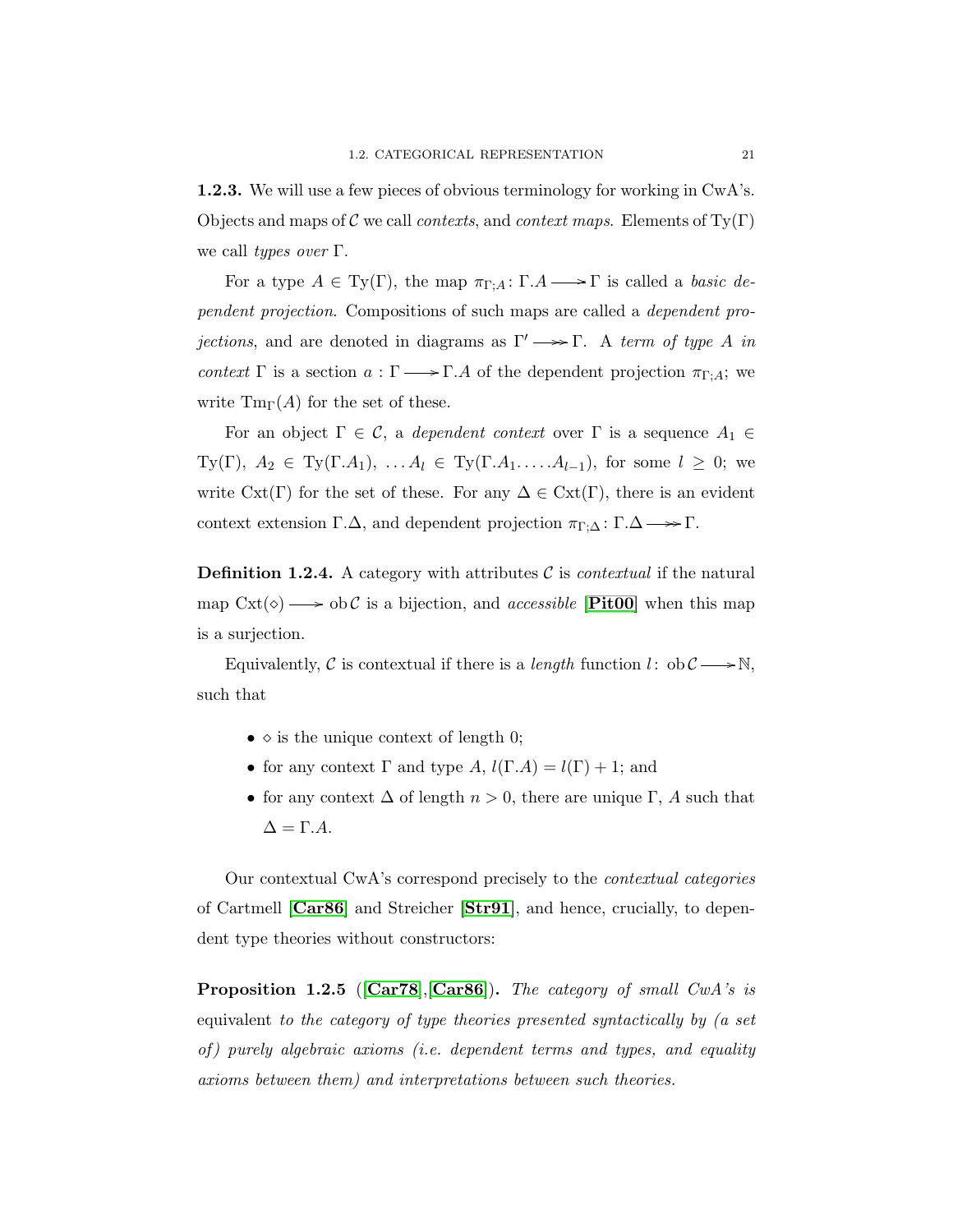**1.2.3.** We will use a few pieces of obvious terminology for working in CwA's. Objects and maps of $\mathcal{C}$ we call *contexts*, and *context maps*. Elements of $\mathrm{Ty}(\Gamma)$ we call *types over* $\Gamma$.

For a type $A \in \mathrm{Ty}(\Gamma)$, the map $\pi_{\Gamma;A} \colon \Gamma.A \longrightarrow \Gamma$ is called a *basic dependent projection*. Compositions of such maps are called a *dependent projections*, and are denoted in diagrams as $\Gamma' \twoheadrightarrow \Gamma$. A *term of type A in context* $\Gamma$ is a section $a : \Gamma \longrightarrow \Gamma.A$ of the dependent projection $\pi_{\Gamma;A}$; we write $\mathrm{Tm}_\Gamma(A)$ for the set of these.

For an object $\Gamma \in \mathcal{C}$, a *dependent context* over $\Gamma$ is a sequence $A_1 \in \mathrm{Ty}(\Gamma)$, $A_2 \in \mathrm{Ty}(\Gamma.A_1)$, $\ldots A_l \in \mathrm{Ty}(\Gamma.A_1.\ldots.A_{l-1})$, for some $l \geq 0$; we write $\mathrm{Cxt}(\Gamma)$ for the set of these. For any $\Delta \in \mathrm{Cxt}(\Gamma)$, there is an evident context extension $\Gamma.\Delta$, and dependent projection $\pi_{\Gamma;\Delta} \colon \Gamma.\Delta \twoheadrightarrow \Gamma$.

**Definition 1.2.4.** A category with attributes $\mathcal{C}$ is *contextual* if the natural map $\mathrm{Cxt}(\diamond) \longrightarrow \mathrm{ob}\,\mathcal{C}$ is a bijection, and *accessible* [**Pit00**] when this map is a surjection.

Equivalently, $\mathcal{C}$ is contextual if there is a *length* function $l \colon \mathrm{ob}\,\mathcal{C} \longrightarrow \mathbb{N}$, such that

- $\diamond$ is the unique context of length 0;
- for any context $\Gamma$ and type $A$, $l(\Gamma.A) = l(\Gamma) + 1$; and
- for any context $\Delta$ of length $n > 0$, there are unique $\Gamma$, $A$ such that $\Delta = \Gamma.A$.

Our contextual CwA's correspond precisely to the *contextual categories* of Cartmell [**Car86**] and Streicher [**Str91**], and hence, crucially, to dependent type theories without constructors:

**Proposition 1.2.5** ([**Car78**],[**Car86**])**.** *The category of small CwA's is* equivalent *to the category of type theories presented syntactically by (a set of) purely algebraic axioms (i.e. dependent terms and types, and equality axioms between them) and interpretations between such theories.*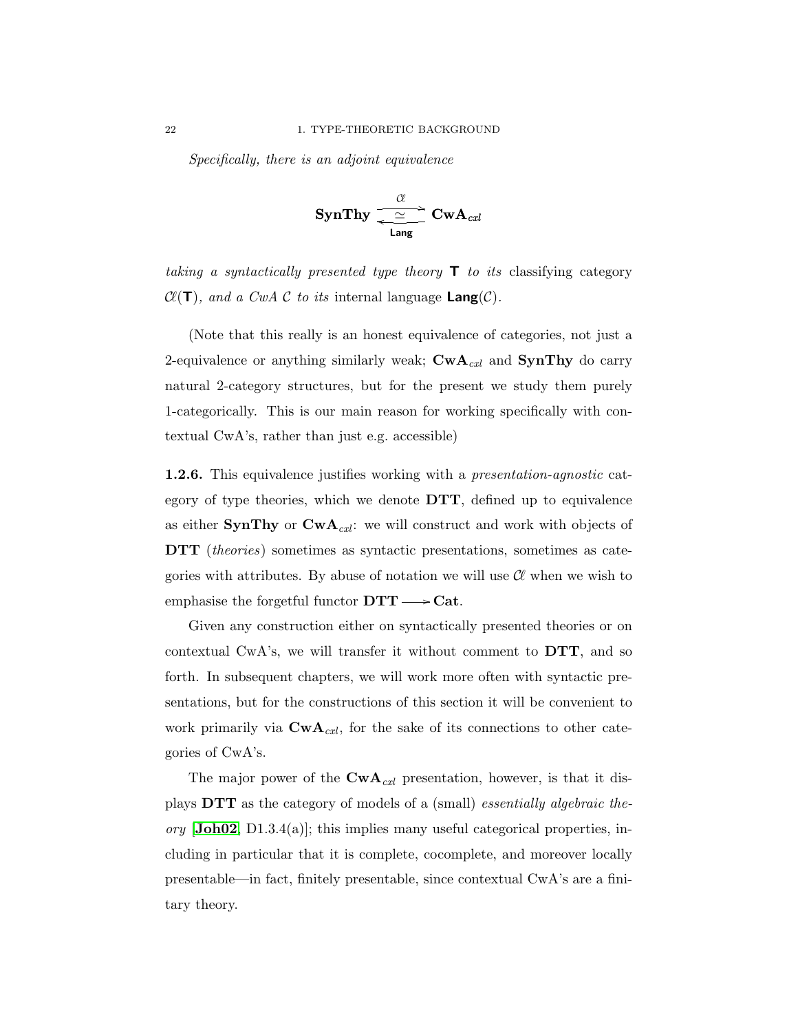*Specifically, there is an adjoint equivalence*

$$\mathbf{SynThy} \underset{\mathsf{Lang}}{\overset{\mathcal{C}\!\ell}{\underset{\simeq}{\rightleftarrows}}} \mathbf{CwA}_{cxl}$$

*taking a syntactically presented type theory* $\mathsf{T}$ *to its* classifying category $\mathcal{C}\!\ell(\mathsf{T})$*, and a CwA* $\mathcal{C}$ *to its* internal language $\mathsf{Lang}(\mathcal{C})$.

(Note that this really is an honest equivalence of categories, not just a 2-equivalence or anything similarly weak; $\mathbf{CwA}_{cxl}$ and $\mathbf{SynThy}$ do carry natural 2-category structures, but for the present we study them purely 1-categorically. This is our main reason for working specifically with contextual CwA's, rather than just e.g. accessible)

**1.2.6.** This equivalence justifies working with a *presentation-agnostic* category of type theories, which we denote $\mathbf{DTT}$, defined up to equivalence as either $\mathbf{SynThy}$ or $\mathbf{CwA}_{cxl}$: we will construct and work with objects of $\mathbf{DTT}$ (*theories*) sometimes as syntactic presentations, sometimes as categories with attributes. By abuse of notation we will use $\mathcal{C}\!\ell$ when we wish to emphasise the forgetful functor $\mathbf{DTT} \longrightarrow \mathbf{Cat}$.

Given any construction either on syntactically presented theories or on contextual CwA's, we will transfer it without comment to $\mathbf{DTT}$, and so forth. In subsequent chapters, we will work more often with syntactic presentations, but for the constructions of this section it will be convenient to work primarily via $\mathbf{CwA}_{cxl}$, for the sake of its connections to other categories of CwA's.

The major power of the $\mathbf{CwA}_{cxl}$ presentation, however, is that it displays $\mathbf{DTT}$ as the category of models of a (small) *essentially algebraic theory* [**Joh02**, D1.3.4(a)]; this implies many useful categorical properties, including in particular that it is complete, cocomplete, and moreover locally presentable—in fact, finitely presentable, since contextual CwA's are a finitary theory.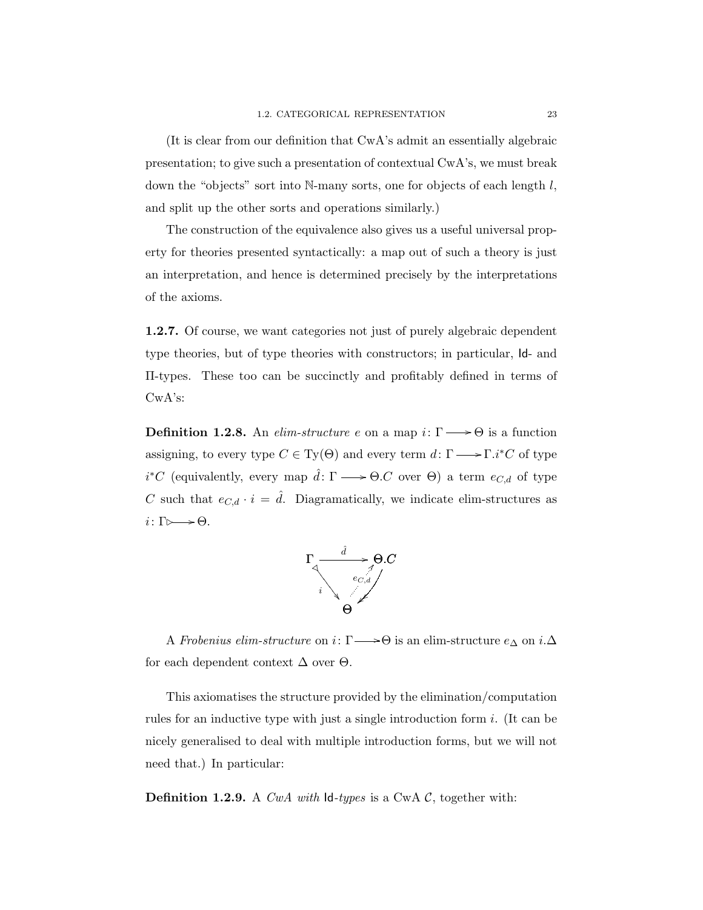(It is clear from our definition that CwA's admit an essentially algebraic presentation; to give such a presentation of contextual CwA's, we must break down the "objects" sort into $\mathbb{N}$-many sorts, one for objects of each length $l$, and split up the other sorts and operations similarly.)

The construction of the equivalence also gives us a useful universal property for theories presented syntactically: a map out of such a theory is just an interpretation, and hence is determined precisely by the interpretations of the axioms.

**1.2.7.** Of course, we want categories not just of purely algebraic dependent type theories, but of type theories with constructors; in particular, $\mathsf{Id}$- and $\Pi$-types. These too can be succinctly and profitably defined in terms of CwA's:

**Definition 1.2.8.** An *elim-structure* $e$ on a map $i\colon \Gamma \longrightarrow \Theta$ is a function assigning, to every type $C \in \mathrm{Ty}(\Theta)$ and every term $d\colon \Gamma \longrightarrow \Gamma.i^*C$ of type $i^*C$ (equivalently, every map $\hat{d}\colon \Gamma \longrightarrow \Theta.C$ over $\Theta$) a term $e_{C,d}$ of type $C$ such that $e_{C,d} \cdot i = \hat{d}$. Diagramatically, we indicate elim-structures as $i\colon \Gamma \rhd\!\!\longrightarrow \Theta$.

$$\begin{array}{ccc} \Gamma & \xrightarrow{\hat{d}} & \Theta.C \\ & {\scriptstyle i}\searrow \quad \nearrow{\scriptstyle e_{C,d}} \swarrow & \\ & \Theta & \end{array}$$

A *Frobenius elim-structure* on $i\colon \Gamma \longrightarrow \Theta$ is an elim-structure $e_\Delta$ on $i.\Delta$ for each dependent context $\Delta$ over $\Theta$.

This axiomatises the structure provided by the elimination/computation rules for an inductive type with just a single introduction form $i$. (It can be nicely generalised to deal with multiple introduction forms, but we will not need that.) In particular:

**Definition 1.2.9.** A *CwA with* $\mathsf{Id}$*-types* is a CwA $\mathcal{C}$, together with: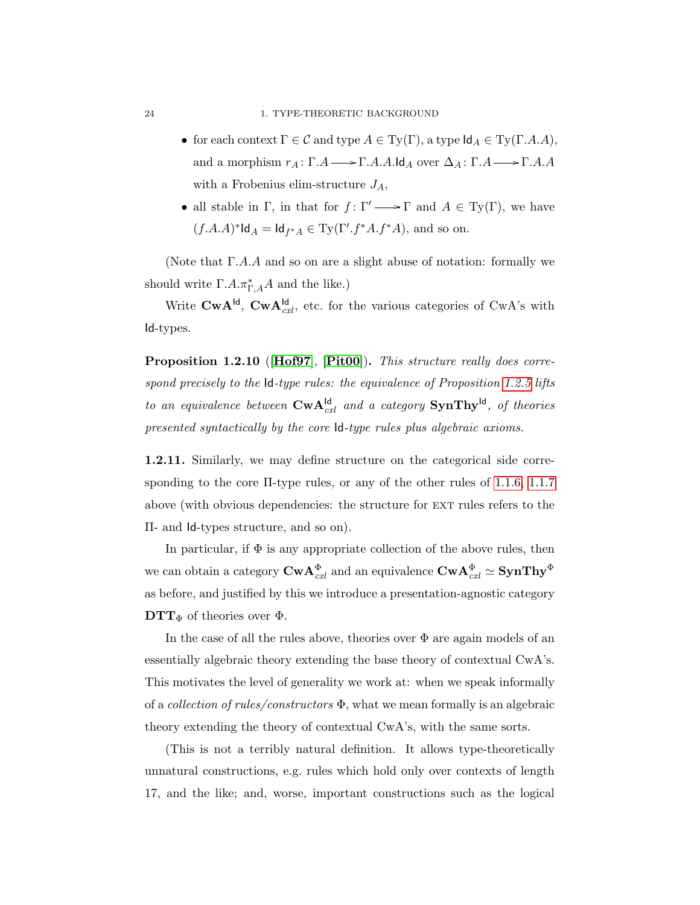- for each context $\Gamma \in \mathcal{C}$ and type $A \in \mathrm{Ty}(\Gamma)$, a type $\mathsf{Id}_A \in \mathrm{Ty}(\Gamma.A.A)$, and a morphism $r_A \colon \Gamma.A \longrightarrow \Gamma.A.A.\mathsf{Id}_A$ over $\Delta_A \colon \Gamma.A \longrightarrow \Gamma.A.A$ with a Frobenius elim-structure $J_A$,
- all stable in $\Gamma$, in that for $f \colon \Gamma' \longrightarrow \Gamma$ and $A \in \mathrm{Ty}(\Gamma)$, we have $(f.A.A)^*\mathsf{Id}_A = \mathsf{Id}_{f^*A} \in \mathrm{Ty}(\Gamma'.f^*A.f^*A)$, and so on.

(Note that $\Gamma.A.A$ and so on are a slight abuse of notation: formally we should write $\Gamma.A.\pi^*_{\Gamma,A}A$ and the like.)

Write $\mathbf{CwA}^{\mathsf{Id}}$, $\mathbf{CwA}^{\mathsf{Id}}_{cxl}$, etc. for the various categories of CwA's with $\mathsf{Id}$-types.

**Proposition 1.2.10** ([**Hof97**], [**Pit00**]). *This structure really does correspond precisely to the* $\mathsf{Id}$*-type rules: the equivalence of Proposition 1.2.5 lifts to an equivalence between* $\mathbf{CwA}^{\mathsf{Id}}_{cxl}$ *and a category* $\mathbf{SynThy}^{\mathsf{Id}}$*, of theories presented syntactically by the core* $\mathsf{Id}$*-type rules plus algebraic axioms.*

**1.2.11.** Similarly, we may define structure on the categorical side corresponding to the core $\Pi$-type rules, or any of the other rules of 1.1.6, 1.1.7 above (with obvious dependencies: the structure for EXT rules refers to the $\Pi$- and $\mathsf{Id}$-types structure, and so on).

In particular, if $\Phi$ is any appropriate collection of the above rules, then we can obtain a category $\mathbf{CwA}^{\Phi}_{cxl}$ and an equivalence $\mathbf{CwA}^{\Phi}_{cxl} \simeq \mathbf{SynThy}^{\Phi}$ as before, and justified by this we introduce a presentation-agnostic category $\mathbf{DTT}_{\Phi}$ of theories over $\Phi$.

In the case of all the rules above, theories over $\Phi$ are again models of an essentially algebraic theory extending the base theory of contextual CwA's. This motivates the level of generality we work at: when we speak informally of a *collection of rules/constructors* $\Phi$, what we mean formally is an algebraic theory extending the theory of contextual CwA's, with the same sorts.

(This is not a terribly natural definition. It allows type-theoretically unnatural constructions, e.g. rules which hold only over contexts of length 17, and the like; and, worse, important constructions such as the logical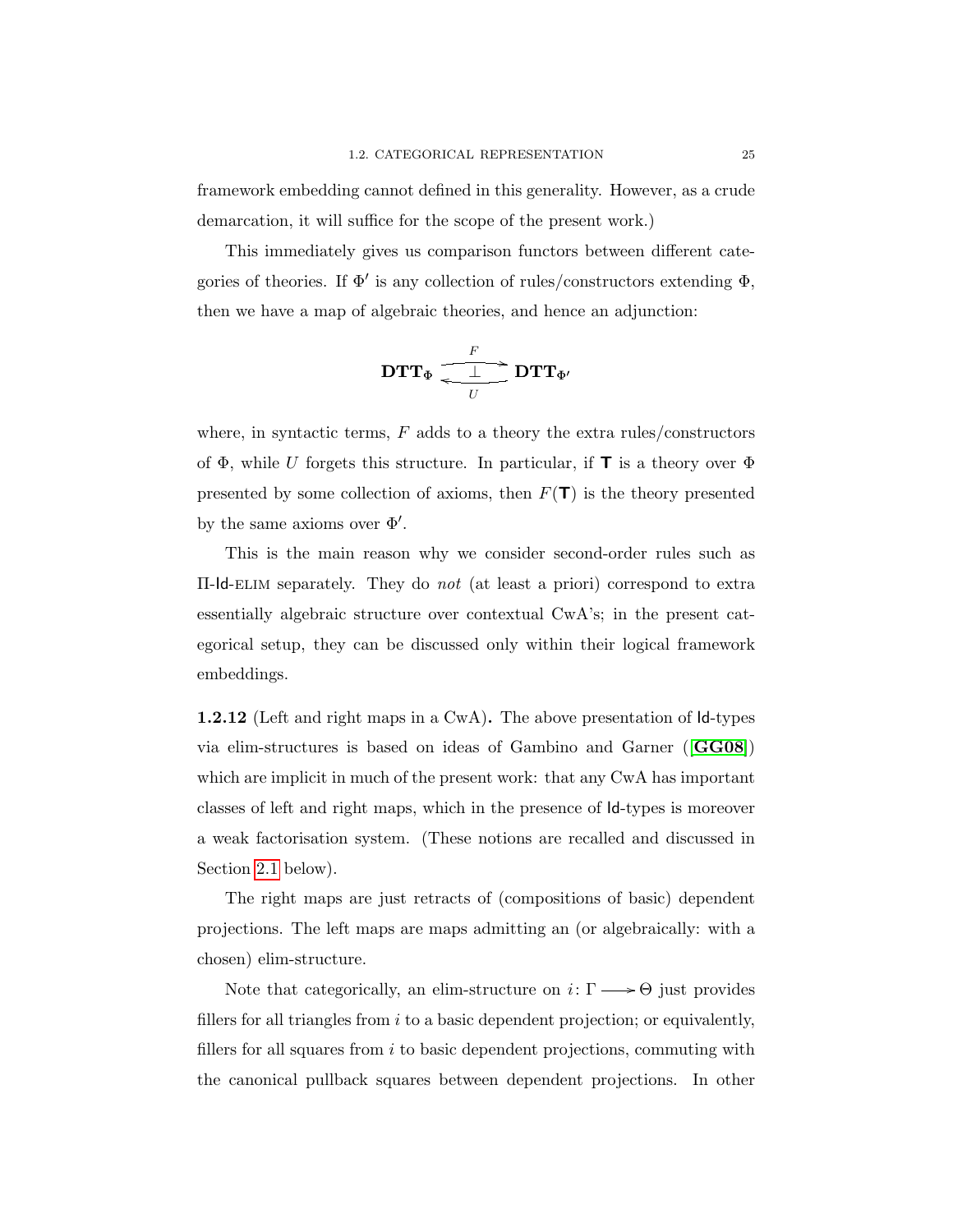framework embedding cannot defined in this generality. However, as a crude demarcation, it will suffice for the scope of the present work.)

This immediately gives us comparison functors between different categories of theories. If $\Phi'$ is any collection of rules/constructors extending $\Phi$, then we have a map of algebraic theories, and hence an adjunction:

$$\mathbf{DTT}_{\Phi} \underset{U}{\overset{F}{\underset{\longleftarrow}{\overset{\longrightarrow}{\bot}}}} \mathbf{DTT}_{\Phi'}$$

where, in syntactic terms, $F$ adds to a theory the extra rules/constructors of $\Phi$, while $U$ forgets this structure. In particular, if $\mathsf{T}$ is a theory over $\Phi$ presented by some collection of axioms, then $F(\mathsf{T})$ is the theory presented by the same axioms over $\Phi'$.

This is the main reason why we consider second-order rules such as $\Pi$-$\mathsf{Id}$-ELIM separately. They do *not* (at least a priori) correspond to extra essentially algebraic structure over contextual CwA's; in the present categorical setup, they can be discussed only within their logical framework embeddings.

**1.2.12** (Left and right maps in a CwA)**.** The above presentation of $\mathsf{Id}$-types via elim-structures is based on ideas of Gambino and Garner ([**GG08**]) which are implicit in much of the present work: that any CwA has important classes of left and right maps, which in the presence of $\mathsf{Id}$-types is moreover a weak factorisation system. (These notions are recalled and discussed in Section 2.1 below).

The right maps are just retracts of (compositions of basic) dependent projections. The left maps are maps admitting an (or algebraically: with a chosen) elim-structure.

Note that categorically, an elim-structure on $i \colon \Gamma \longrightarrow \Theta$ just provides fillers for all triangles from $i$ to a basic dependent projection; or equivalently, fillers for all squares from $i$ to basic dependent projections, commuting with the canonical pullback squares between dependent projections. In other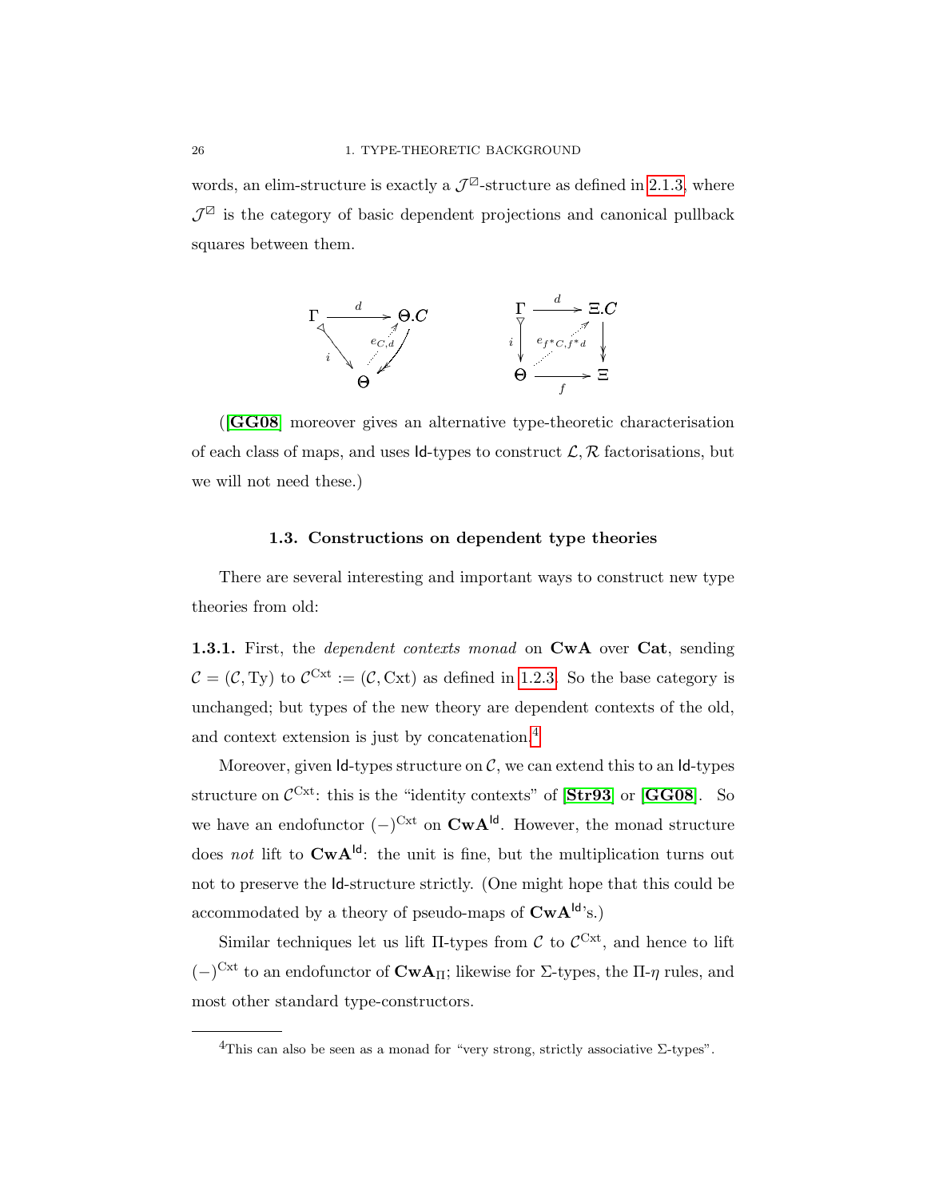words, an elim-structure is exactly a $\mathcal{J}^{\boxslash}$-structure as defined in 2.1.3, where $\mathcal{J}^{\boxslash}$ is the category of basic dependent projections and canonical pullback squares between them.

$$
\begin{array}{ccc}
\Gamma & \xrightarrow{d} & \Theta.C \\
 & {\scriptstyle i}\searrow \quad \overset{e_{C,d}}{\nearrow} & \swarrow \\
 & \Theta &
\end{array}
\qquad\qquad
\begin{array}{ccc}
\Gamma & \xrightarrow{d} & \Xi.C \\
{\scriptstyle i}\downarrow & \overset{e_{f^*C,f^*d}}{\nearrow} & \downarrow \\
\Theta & \xrightarrow[f]{} & \Xi
\end{array}
$$

([GG08] moreover gives an alternative type-theoretic characterisation of each class of maps, and uses Id-types to construct $\mathcal{L}, \mathcal{R}$ factorisations, but we will not need these.)

### 1.3. Constructions on dependent type theories

There are several interesting and important ways to construct new type theories from old:

**1.3.1.** First, the *dependent contexts monad* on **CwA** over **Cat**, sending $\mathcal{C} = (\mathcal{C}, \mathrm{Ty})$ to $\mathcal{C}^{\mathrm{Cxt}} := (\mathcal{C}, \mathrm{Cxt})$ as defined in 1.2.3. So the base category is unchanged; but types of the new theory are dependent contexts of the old, and context extension is just by concatenation.[4]

Moreover, given Id-types structure on $\mathcal{C}$, we can extend this to an Id-types structure on $\mathcal{C}^{\mathrm{Cxt}}$: this is the "identity contexts" of [Str93] or [GG08]. So we have an endofunctor $(-)^{\mathrm{Cxt}}$ on $\mathbf{CwA}^{\mathsf{Id}}$. However, the monad structure does *not* lift to $\mathbf{CwA}^{\mathsf{Id}}$: the unit is fine, but the multiplication turns out not to preserve the Id-structure strictly. (One might hope that this could be accommodated by a theory of pseudo-maps of $\mathbf{CwA}^{\mathsf{Id}}$'s.)

Similar techniques let us lift $\Pi$-types from $\mathcal{C}$ to $\mathcal{C}^{\mathrm{Cxt}}$, and hence to lift $(-)^{\mathrm{Cxt}}$ to an endofunctor of $\mathbf{CwA}_{\Pi}$; likewise for $\Sigma$-types, the $\Pi$-$\eta$ rules, and most other standard type-constructors.

---

[4] This can also be seen as a monad for "very strong, strictly associative $\Sigma$-types".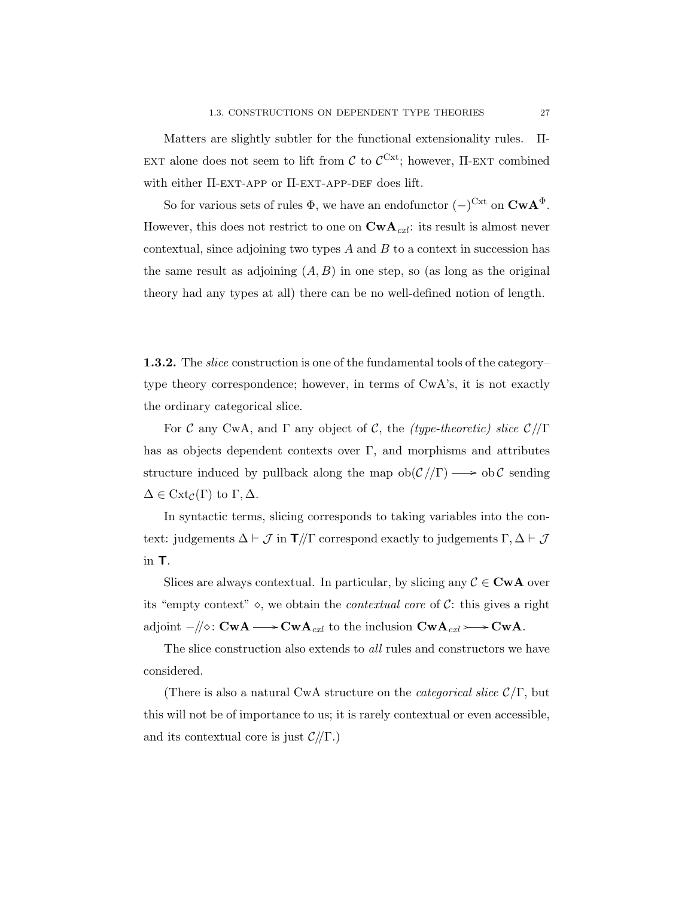Matters are slightly subtler for the functional extensionality rules. Π-ext alone does not seem to lift from $\mathcal{C}$ to $\mathcal{C}^{\mathrm{Cxt}}$; however, Π-ext combined with either Π-ext-app or Π-ext-app-def does lift.

So for various sets of rules $\Phi$, we have an endofunctor $(-)^{\mathrm{Cxt}}$ on $\mathbf{CwA}^{\Phi}$. However, this does not restrict to one on $\mathbf{CwA}_{cxl}$: its result is almost never contextual, since adjoining two types $A$ and $B$ to a context in succession has the same result as adjoining $(A, B)$ in one step, so (as long as the original theory had any types at all) there can be no well-defined notion of length.

**1.3.2.** The *slice* construction is one of the fundamental tools of the category–type theory correspondence; however, in terms of CwA's, it is not exactly the ordinary categorical slice.

For $\mathcal{C}$ any CwA, and $\Gamma$ any object of $\mathcal{C}$, the *(type-theoretic) slice* $\mathcal{C}/\!/\Gamma$ has as objects dependent contexts over $\Gamma$, and morphisms and attributes structure induced by pullback along the map $\mathrm{ob}(\mathcal{C}/\!/\Gamma) \longrightarrow \mathrm{ob}\,\mathcal{C}$ sending $\Delta \in \mathrm{Cxt}_{\mathcal{C}}(\Gamma)$ to $\Gamma, \Delta$.

In syntactic terms, slicing corresponds to taking variables into the context: judgements $\Delta \vdash \mathcal{J}$ in $\mathbf{T}/\!/\Gamma$ correspond exactly to judgements $\Gamma, \Delta \vdash \mathcal{J}$ in $\mathbf{T}$.

Slices are always contextual. In particular, by slicing any $\mathcal{C} \in \mathbf{CwA}$ over its "empty context" $\diamond$, we obtain the *contextual core* of $\mathcal{C}$: this gives a right adjoint $-/\!/\diamond \colon \mathbf{CwA} \longrightarrow \mathbf{CwA}_{cxl}$ to the inclusion $\mathbf{CwA}_{cxl} \rightarrowtail \mathbf{CwA}$.

The slice construction also extends to *all* rules and constructors we have considered.

(There is also a natural CwA structure on the *categorical slice* $\mathcal{C}/\Gamma$, but this will not be of importance to us; it is rarely contextual or even accessible, and its contextual core is just $\mathcal{C}/\!/\Gamma$.)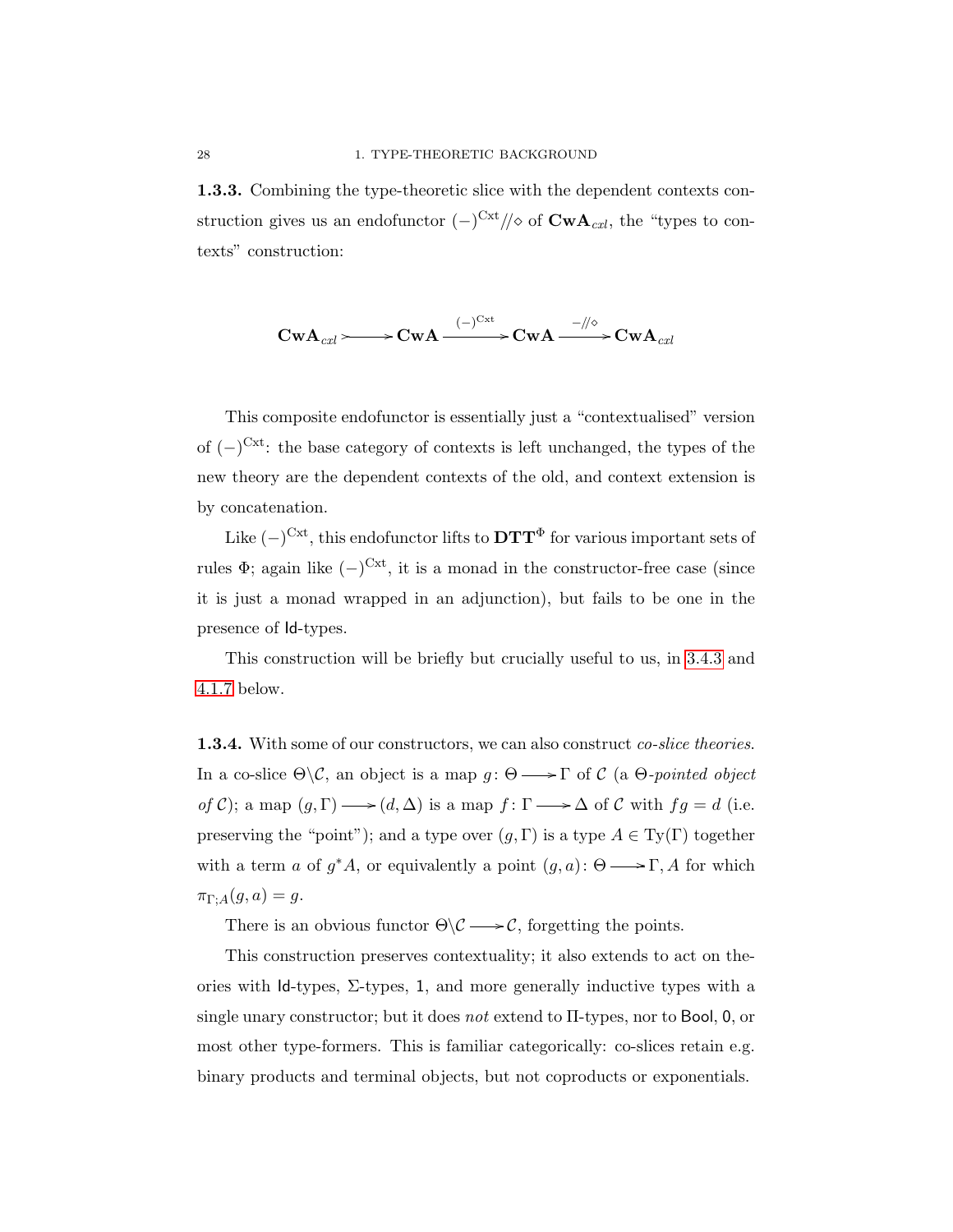**1.3.3.** Combining the type-theoretic slice with the dependent contexts construction gives us an endofunctor $(-)^{\mathrm{Cxt}}/\!/\diamond$ of $\mathbf{CwA}_{cxl}$, the "types to contexts" construction:

$$\mathbf{CwA}_{cxl} \rightarrowtail \mathbf{CwA} \xrightarrow{(-)^{\mathrm{Cxt}}} \mathbf{CwA} \xrightarrow{-/\!/\diamond} \mathbf{CwA}_{cxl}$$

This composite endofunctor is essentially just a "contextualised" version of $(-)^{\mathrm{Cxt}}$: the base category of contexts is left unchanged, the types of the new theory are the dependent contexts of the old, and context extension is by concatenation.

Like $(-)^{\mathrm{Cxt}}$, this endofunctor lifts to $\mathbf{DTT}^{\Phi}$ for various important sets of rules $\Phi$; again like $(-)^{\mathrm{Cxt}}$, it is a monad in the constructor-free case (since it is just a monad wrapped in an adjunction), but fails to be one in the presence of $\mathsf{Id}$-types.

This construction will be briefly but crucially useful to us, in 3.4.3 and 4.1.7 below.

**1.3.4.** With some of our constructors, we can also construct *co-slice theories.* In a co-slice $\Theta\backslash\mathcal{C}$, an object is a map $g\colon \Theta \longrightarrow \Gamma$ of $\mathcal{C}$ (a $\Theta$-*pointed object of* $\mathcal{C}$); a map $(g, \Gamma) \longrightarrow (d, \Delta)$ is a map $f\colon \Gamma \longrightarrow \Delta$ of $\mathcal{C}$ with $fg = d$ (i.e. preserving the "point"); and a type over $(g, \Gamma)$ is a type $A \in \mathrm{Ty}(\Gamma)$ together with a term $a$ of $g^*A$, or equivalently a point $(g, a)\colon \Theta \longrightarrow \Gamma, A$ for which $\pi_{\Gamma;A}(g, a) = g$.

There is an obvious functor $\Theta\backslash\mathcal{C} \longrightarrow \mathcal{C}$, forgetting the points.

This construction preserves contextuality; it also extends to act on theories with $\mathsf{Id}$-types, $\Sigma$-types, $\mathsf{1}$, and more generally inductive types with a single unary constructor; but it does *not* extend to $\Pi$-types, nor to $\mathsf{Bool}$, $\mathsf{0}$, or most other type-formers. This is familiar categorically: co-slices retain e.g. binary products and terminal objects, but not coproducts or exponentials.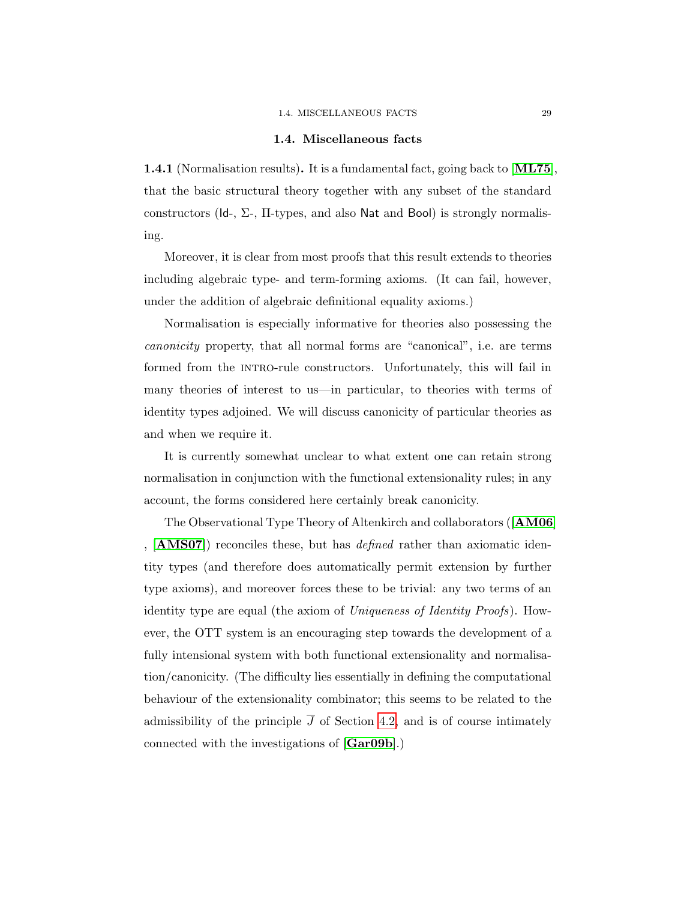## 1.4. Miscellaneous facts

**1.4.1** (Normalisation results)**.** It is a fundamental fact, going back to [**ML75**], that the basic structural theory together with any subset of the standard constructors (Id-, $\Sigma$-, $\Pi$-types, and also Nat and Bool) is strongly normalising.

Moreover, it is clear from most proofs that this result extends to theories including algebraic type- and term-forming axioms. (It can fail, however, under the addition of algebraic definitional equality axioms.)

Normalisation is especially informative for theories also possessing the *canonicity* property, that all normal forms are "canonical", i.e. are terms formed from the INTRO-rule constructors. Unfortunately, this will fail in many theories of interest to us—in particular, to theories with terms of identity types adjoined. We will discuss canonicity of particular theories as and when we require it.

It is currently somewhat unclear to what extent one can retain strong normalisation in conjunction with the functional extensionality rules; in any account, the forms considered here certainly break canonicity.

The Observational Type Theory of Altenkirch and collaborators ([**AM06**] , [**AMS07**]) reconciles these, but has *defined* rather than axiomatic identity types (and therefore does automatically permit extension by further type axioms), and moreover forces these to be trivial: any two terms of an identity type are equal (the axiom of *Uniqueness of Identity Proofs*). However, the OTT system is an encouraging step towards the development of a fully intensional system with both functional extensionality and normalisation/canonicity. (The difficulty lies essentially in defining the computational behaviour of the extensionality combinator; this seems to be related to the admissibility of the principle $\overline{J}$ of Section 4.2, and is of course intimately connected with the investigations of [**Gar09b**].)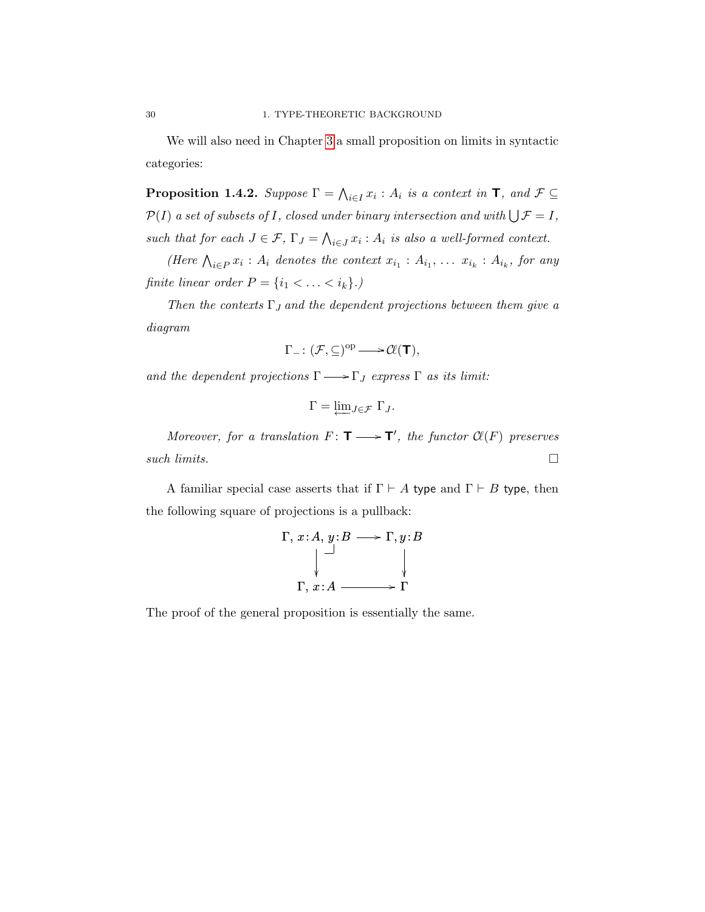We will also need in Chapter 3 a small proposition on limits in syntactic categories:

**Proposition 1.4.2.** *Suppose $\Gamma = \bigwedge_{i \in I} x_i : A_i$ is a context in $\mathsf{T}$, and $\mathcal{F} \subseteq \mathcal{P}(I)$ a set of subsets of $I$, closed under binary intersection and with $\bigcup \mathcal{F} = I$, such that for each $J \in \mathcal{F}$, $\Gamma_J = \bigwedge_{i \in J} x_i : A_i$ is also a well-formed context.*

*(Here $\bigwedge_{i \in P} x_i : A_i$ denotes the context $x_{i_1} : A_{i_1}, \ldots\ x_{i_k} : A_{i_k}$, for any finite linear order $P = \{i_1 < \ldots < i_k\}$.)*

*Then the contexts $\Gamma_J$ and the dependent projections between them give a diagram*

$$\Gamma_{-} : (\mathcal{F}, \subseteq)^{\mathrm{op}} \longrightarrow \mathcal{C}\ell(\mathsf{T}),$$

*and the dependent projections $\Gamma \longrightarrow \Gamma_J$ express $\Gamma$ as its limit:*

$$\Gamma = \varprojlim_{J \in \mathcal{F}} \Gamma_J.$$

*Moreover, for a translation $F : \mathsf{T} \longrightarrow \mathsf{T}'$, the functor $\mathcal{C}\ell(F)$ preserves such limits.* $\square$

A familiar special case asserts that if $\Gamma \vdash A$ $\mathsf{type}$ and $\Gamma \vdash B$ $\mathsf{type}$, then the following square of projections is a pullback:

$$\begin{array}{ccc}
\Gamma,\, x{:}A,\, y{:}B & \longrightarrow & \Gamma, y{:}B \\
\downarrow & \lrcorner & \downarrow \\
\Gamma,\, x{:}A & \longrightarrow & \Gamma
\end{array}$$

The proof of the general proposition is essentially the same.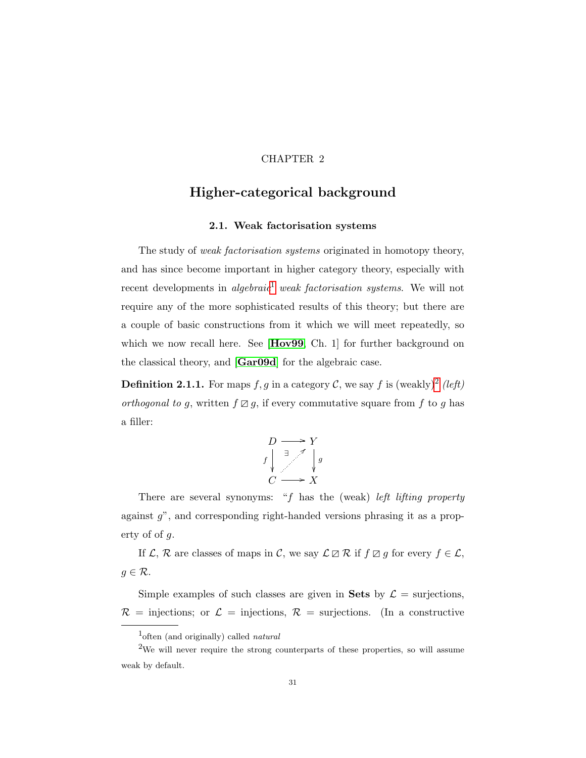CHAPTER 2

# Higher-categorical background

## 2.1. Weak factorisation systems

The study of *weak factorisation systems* originated in homotopy theory, and has since become important in higher category theory, especially with recent developments in *algebraic*[1] *weak factorisation systems*. We will not require any of the more sophisticated results of this theory; but there are a couple of basic constructions from it which we will meet repeatedly, so which we now recall here. See [**Hov99**, Ch. 1] for further background on the classical theory, and [**Gar09d**] for the algebraic case.

**Definition 2.1.1.** For maps $f, g$ in a category $\mathcal{C}$, we say $f$ is (weakly)[2] *(left) orthogonal to* $g$, written $f \boxslash g$, if every commutative square from $f$ to $g$ has a filler:

$$\begin{array}{ccc} D & \longrightarrow & Y \\ {\scriptstyle f}\downarrow & \exists \nearrow & \downarrow{\scriptstyle g} \\ C & \longrightarrow & X \end{array}$$

There are several synonyms: "$f$ has the (weak) *left lifting property* against $g$", and corresponding right-handed versions phrasing it as a property of of $g$.

If $\mathcal{L}$, $\mathcal{R}$ are classes of maps in $\mathcal{C}$, we say $\mathcal{L} \boxslash \mathcal{R}$ if $f \boxslash g$ for every $f \in \mathcal{L}$, $g \in \mathcal{R}$.

Simple examples of such classes are given in **Sets** by $\mathcal{L}$ = surjections, $\mathcal{R}$ = injections; or $\mathcal{L}$ = injections, $\mathcal{R}$ = surjections. (In a constructive

[1] often (and originally) called *natural*

[2] We will never require the strong counterparts of these properties, so will assume weak by default.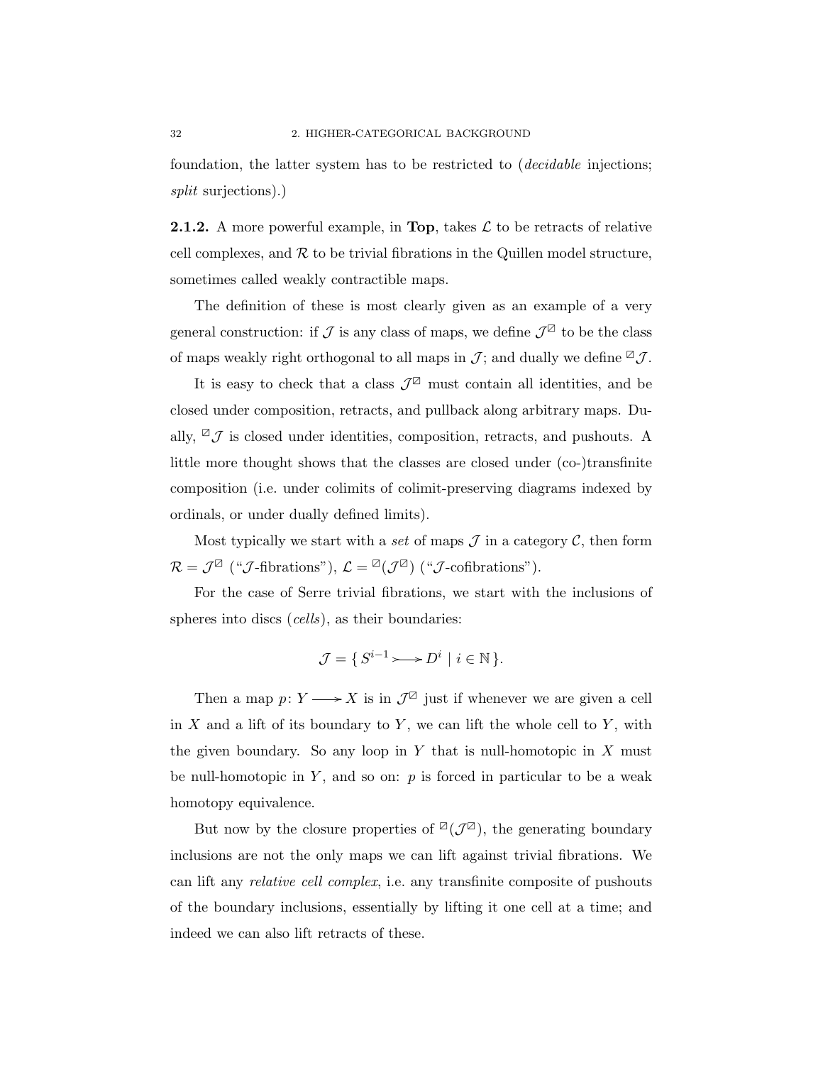foundation, the latter system has to be restricted to (*decidable* injections; *split* surjections).)

**2.1.2.** A more powerful example, in **Top**, takes $\mathcal{L}$ to be retracts of relative cell complexes, and $\mathcal{R}$ to be trivial fibrations in the Quillen model structure, sometimes called weakly contractible maps.

The definition of these is most clearly given as an example of a very general construction: if $\mathcal{J}$ is any class of maps, we define $\mathcal{J}^{\boxslash}$ to be the class of maps weakly right orthogonal to all maps in $\mathcal{J}$; and dually we define ${}^{\boxslash}\mathcal{J}$.

It is easy to check that a class $\mathcal{J}^{\boxslash}$ must contain all identities, and be closed under composition, retracts, and pullback along arbitrary maps. Dually, ${}^{\boxslash}\mathcal{J}$ is closed under identities, composition, retracts, and pushouts. A little more thought shows that the classes are closed under (co-)transfinite composition (i.e. under colimits of colimit-preserving diagrams indexed by ordinals, or under dually defined limits).

Most typically we start with a *set* of maps $\mathcal{J}$ in a category $\mathcal{C}$, then form $\mathcal{R} = \mathcal{J}^{\boxslash}$ ("$\mathcal{J}$-fibrations"), $\mathcal{L} = {}^{\boxslash}(\mathcal{J}^{\boxslash})$ ("$\mathcal{J}$-cofibrations").

For the case of Serre trivial fibrations, we start with the inclusions of spheres into discs (*cells*), as their boundaries:

$$\mathcal{J} = \{\, S^{i-1} \rightarrowtail D^i \mid i \in \mathbb{N} \,\}.$$

Then a map $p\colon Y \longrightarrow X$ is in $\mathcal{J}^{\boxslash}$ just if whenever we are given a cell in $X$ and a lift of its boundary to $Y$, we can lift the whole cell to $Y$, with the given boundary. So any loop in $Y$ that is null-homotopic in $X$ must be null-homotopic in $Y$, and so on: $p$ is forced in particular to be a weak homotopy equivalence.

But now by the closure properties of ${}^{\boxslash}(\mathcal{J}^{\boxslash})$, the generating boundary inclusions are not the only maps we can lift against trivial fibrations. We can lift any *relative cell complex*, i.e. any transfinite composite of pushouts of the boundary inclusions, essentially by lifting it one cell at a time; and indeed we can also lift retracts of these.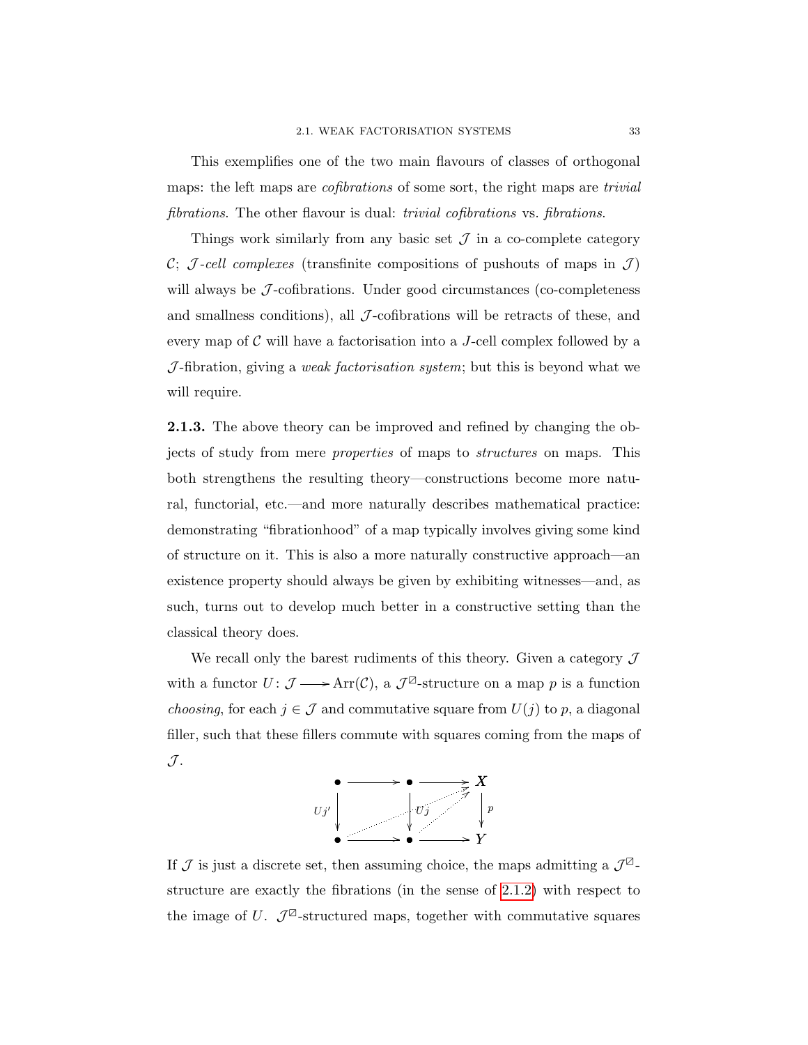This exemplifies one of the two main flavours of classes of orthogonal maps: the left maps are *cofibrations* of some sort, the right maps are *trivial fibrations*. The other flavour is dual: *trivial cofibrations* vs. *fibrations*.

Things work similarly from any basic set $\mathcal{J}$ in a co-complete category $\mathcal{C}$; *$\mathcal{J}$-cell complexes* (transfinite compositions of pushouts of maps in $\mathcal{J}$) will always be $\mathcal{J}$-cofibrations. Under good circumstances (co-completeness and smallness conditions), all $\mathcal{J}$-cofibrations will be retracts of these, and every map of $\mathcal{C}$ will have a factorisation into a $J$-cell complex followed by a $\mathcal{J}$-fibration, giving a *weak factorisation system*; but this is beyond what we will require.

**2.1.3.** The above theory can be improved and refined by changing the objects of study from mere *properties* of maps to *structures* on maps. This both strengthens the resulting theory—constructions become more natural, functorial, etc.—and more naturally describes mathematical practice: demonstrating "fibrationhood" of a map typically involves giving some kind of structure on it. This is also a more naturally constructive approach—an existence property should always be given by exhibiting witnesses—and, as such, turns out to develop much better in a constructive setting than the classical theory does.

We recall only the barest rudiments of this theory. Given a category $\mathcal{J}$ with a functor $U\colon \mathcal{J} \longrightarrow \mathrm{Arr}(\mathcal{C})$, a $\mathcal{J}^{\boxslash}$-structure on a map $p$ is a function *choosing*, for each $j \in \mathcal{J}$ and commutative square from $U(j)$ to $p$, a diagonal filler, such that these fillers commute with squares coming from the maps of $\mathcal{J}$.

$$\begin{array}{ccccc}
\bullet & \longrightarrow & \bullet & \longrightarrow & X \\
{\scriptstyle Uj'}\downarrow & & \downarrow{\scriptstyle Uj} & & \downarrow{\scriptstyle p} \\
\bullet & \longrightarrow & \bullet & \longrightarrow & Y
\end{array}$$

If $\mathcal{J}$ is just a discrete set, then assuming choice, the maps admitting a $\mathcal{J}^{\boxslash}$-structure are exactly the fibrations (in the sense of 2.1.2) with respect to the image of $U$. $\mathcal{J}^{\boxslash}$-structured maps, together with commutative squares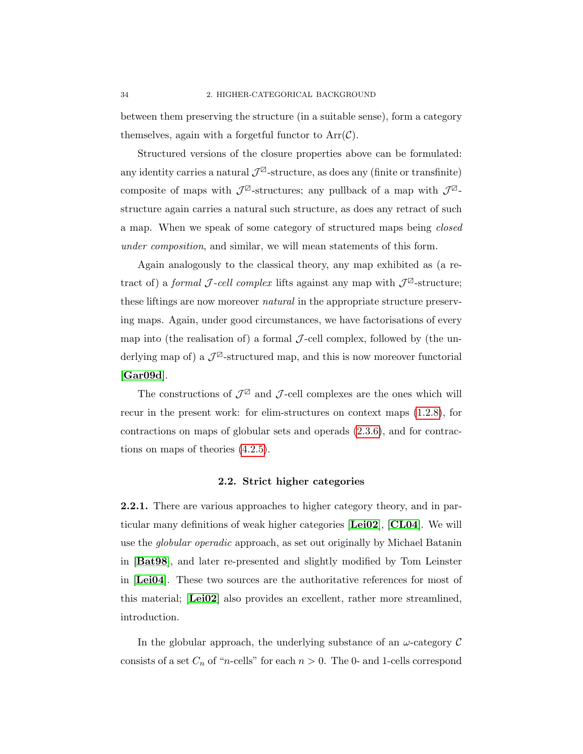between them preserving the structure (in a suitable sense), form a category themselves, again with a forgetful functor to $\mathrm{Arr}(\mathcal{C})$.

Structured versions of the closure properties above can be formulated: any identity carries a natural $\mathcal{J}^{\boxslash}$-structure, as does any (finite or transfinite) composite of maps with $\mathcal{J}^{\boxslash}$-structures; any pullback of a map with $\mathcal{J}^{\boxslash}$-structure again carries a natural such structure, as does any retract of such a map. When we speak of some category of structured maps being *closed under composition*, and similar, we will mean statements of this form.

Again analogously to the classical theory, any map exhibited as (a retract of) a *formal $\mathcal{J}$-cell complex* lifts against any map with $\mathcal{J}^{\boxslash}$-structure; these liftings are now moreover *natural* in the appropriate structure preserving maps. Again, under good circumstances, we have factorisations of every map into (the realisation of) a formal $\mathcal{J}$-cell complex, followed by (the underlying map of) a $\mathcal{J}^{\boxslash}$-structured map, and this is now moreover functorial [**Gar09d**].

The constructions of $\mathcal{J}^{\boxslash}$ and $\mathcal{J}$-cell complexes are the ones which will recur in the present work: for elim-structures on context maps (1.2.8), for contractions on maps of globular sets and operads (2.3.6), and for contractions on maps of theories (4.2.5).

## 2.2. Strict higher categories

**2.2.1.** There are various approaches to higher category theory, and in particular many definitions of weak higher categories [**Lei02**], [**CL04**]. We will use the *globular operadic* approach, as set out originally by Michael Batanin in [**Bat98**], and later re-presented and slightly modified by Tom Leinster in [**Lei04**]. These two sources are the authoritative references for most of this material; [**Lei02**] also provides an excellent, rather more streamlined, introduction.

In the globular approach, the underlying substance of an $\omega$-category $\mathcal{C}$ consists of a set $C_n$ of "$n$-cells" for each $n > 0$. The 0- and 1-cells correspond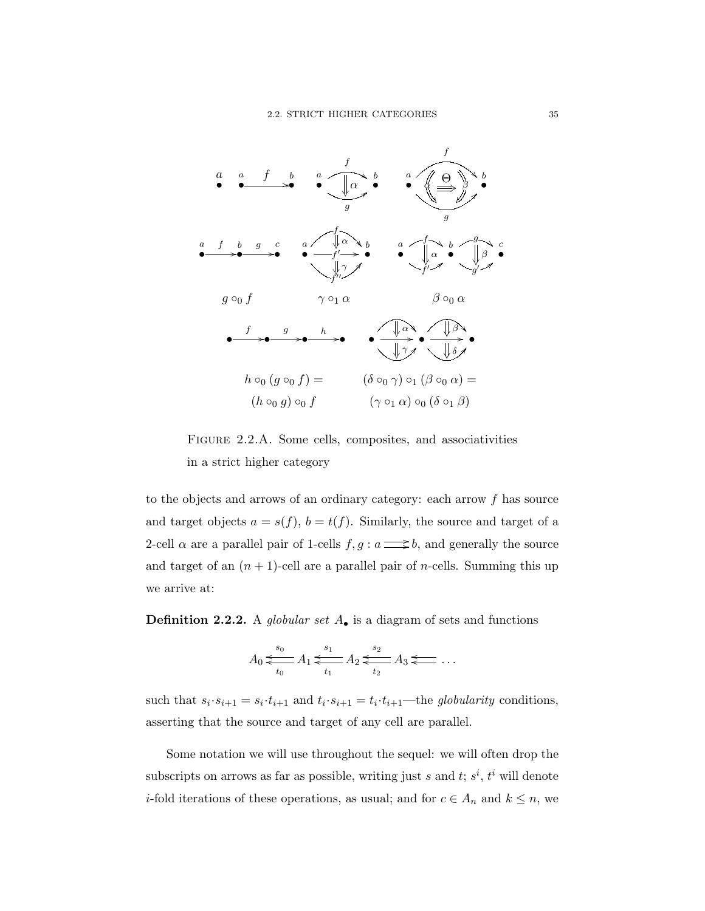$g \circ_0 f$ $\gamma \circ_1 \alpha$ $\beta \circ_0 \alpha$

$h \circ_0 (g \circ_0 f) =$ $(\delta \circ_0 \gamma) \circ_1 (\beta \circ_0 \alpha) =$

$(h \circ_0 g) \circ_0 f$ $(\gamma \circ_1 \alpha) \circ_0 (\delta \circ_1 \beta)$

FIGURE 2.2.A. Some cells, composites, and associativities in a strict higher category

to the objects and arrows of an ordinary category: each arrow $f$ has source and target objects $a = s(f)$, $b = t(f)$. Similarly, the source and target of a 2-cell $\alpha$ are a parallel pair of 1-cells $f, g : a \rightrightarrows b$, and generally the source and target of an $(n+1)$-cell are a parallel pair of $n$-cells. Summing this up we arrive at:

**Definition 2.2.2.** A *globular set* $A_\bullet$ is a diagram of sets and functions

$$A_0 \underset{t_0}{\overset{s_0}{\leftleftarrows}} A_1 \underset{t_1}{\overset{s_1}{\leftleftarrows}} A_2 \underset{t_2}{\overset{s_2}{\leftleftarrows}} A_3 \leftleftarrows \ldots$$

such that $s_i \cdot s_{i+1} = s_i \cdot t_{i+1}$ and $t_i \cdot s_{i+1} = t_i \cdot t_{i+1}$—the *globularity* conditions, asserting that the source and target of any cell are parallel.

Some notation we will use throughout the sequel: we will often drop the subscripts on arrows as far as possible, writing just $s$ and $t$; $s^i$, $t^i$ will denote $i$-fold iterations of these operations, as usual; and for $c \in A_n$ and $k \leq n$, we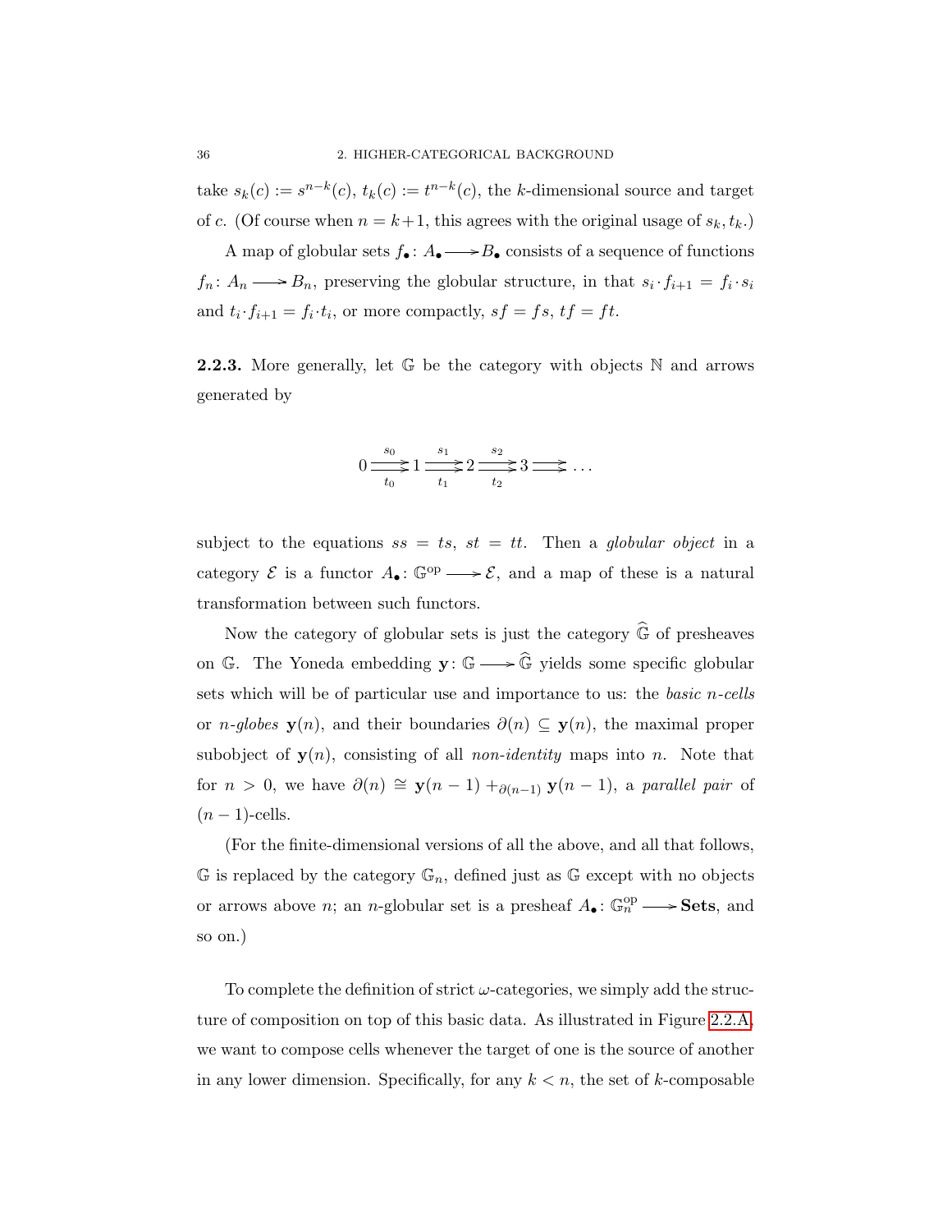take $s_k(c) := s^{n-k}(c)$, $t_k(c) := t^{n-k}(c)$, the $k$-dimensional source and target of $c$. (Of course when $n = k+1$, this agrees with the original usage of $s_k, t_k$.)

A map of globular sets $f_\bullet \colon A_\bullet \longrightarrow B_\bullet$ consists of a sequence of functions $f_n \colon A_n \longrightarrow B_n$, preserving the globular structure, in that $s_i \cdot f_{i+1} = f_i \cdot s_i$ and $t_i \cdot f_{i+1} = f_i \cdot t_i$, or more compactly, $sf = fs$, $tf = ft$.

**2.2.3.** More generally, let $\mathbb{G}$ be the category with objects $\mathbb{N}$ and arrows generated by

$$0 \underset{t_0}{\overset{s_0}{\rightrightarrows}} 1 \underset{t_1}{\overset{s_1}{\rightrightarrows}} 2 \underset{t_2}{\overset{s_2}{\rightrightarrows}} 3 \rightrightarrows \ldots$$

subject to the equations $ss = ts$, $st = tt$. Then a *globular object* in a category $\mathcal{E}$ is a functor $A_\bullet \colon \mathbb{G}^{\mathrm{op}} \longrightarrow \mathcal{E}$, and a map of these is a natural transformation between such functors.

Now the category of globular sets is just the category $\widehat{\mathbb{G}}$ of presheaves on $\mathbb{G}$. The Yoneda embedding $\mathbf{y} \colon \mathbb{G} \longrightarrow \widehat{\mathbb{G}}$ yields some specific globular sets which will be of particular use and importance to us: the *basic $n$-cells* or *$n$-globes* $\mathbf{y}(n)$, and their boundaries $\partial(n) \subseteq \mathbf{y}(n)$, the maximal proper subobject of $\mathbf{y}(n)$, consisting of all *non-identity* maps into $n$. Note that for $n > 0$, we have $\partial(n) \cong \mathbf{y}(n-1) +_{\partial(n-1)} \mathbf{y}(n-1)$, a *parallel pair* of $(n-1)$-cells.

(For the finite-dimensional versions of all the above, and all that follows, $\mathbb{G}$ is replaced by the category $\mathbb{G}_n$, defined just as $\mathbb{G}$ except with no objects or arrows above $n$; an $n$-globular set is a presheaf $A_\bullet \colon \mathbb{G}_n^{\mathrm{op}} \longrightarrow \mathbf{Sets}$, and so on.)

To complete the definition of strict $\omega$-categories, we simply add the structure of composition on top of this basic data. As illustrated in Figure 2.2.A, we want to compose cells whenever the target of one is the source of another in any lower dimension. Specifically, for any $k < n$, the set of $k$-composable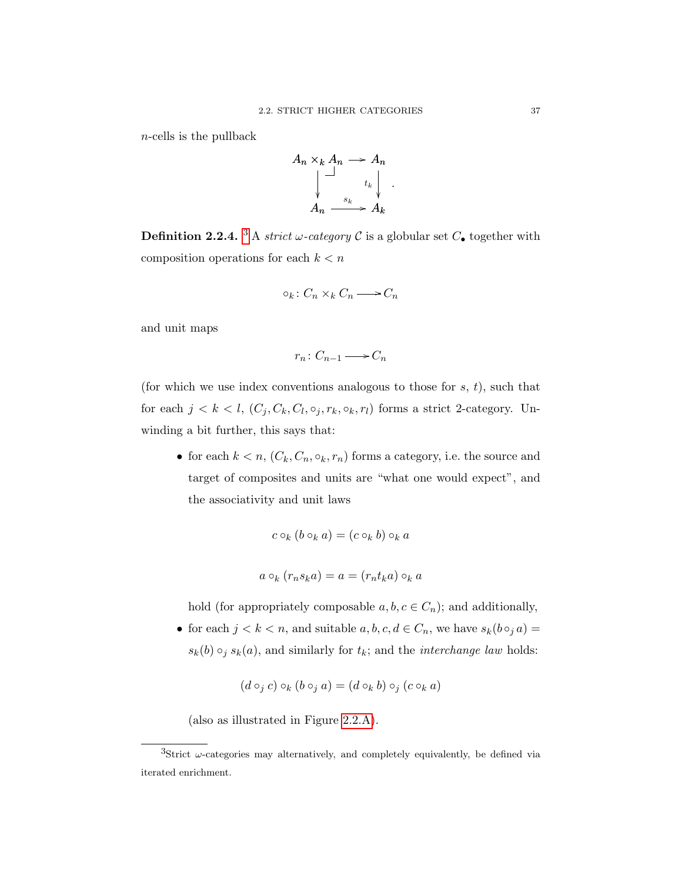$n$-cells is the pullback

$$\begin{array}{ccc} A_n \times_k A_n & \longrightarrow & A_n \\ \downarrow & & \downarrow t_k \\ A_n & \xrightarrow{s_k} & A_k \end{array} .$$

**Definition 2.2.4.** [3] A *strict $\omega$-category* $\mathcal{C}$ is a globular set $C_\bullet$ together with composition operations for each $k < n$

$$\circ_k \colon C_n \times_k C_n \longrightarrow C_n$$

and unit maps

$$r_n \colon C_{n-1} \longrightarrow C_n$$

(for which we use index conventions analogous to those for $s$, $t$), such that for each $j < k < l$, $(C_j, C_k, C_l, \circ_j, r_k, \circ_k, r_l)$ forms a strict 2-category. Unwinding a bit further, this says that:

- for each $k < n$, $(C_k, C_n, \circ_k, r_n)$ forms a category, i.e. the source and target of composites and units are "what one would expect", and the associativity and unit laws

$$c \circ_k (b \circ_k a) = (c \circ_k b) \circ_k a$$

$$a \circ_k (r_n s_k a) = a = (r_n t_k a) \circ_k a$$

  hold (for appropriately composable $a, b, c \in C_n$); and additionally,

- for each $j < k < n$, and suitable $a, b, c, d \in C_n$, we have $s_k(b \circ_j a) = s_k(b) \circ_j s_k(a)$, and similarly for $t_k$; and the *interchange law* holds:

$$(d \circ_j c) \circ_k (b \circ_j a) = (d \circ_k b) \circ_j (c \circ_k a)$$

  (also as illustrated in Figure 2.2.A).

[3] Strict $\omega$-categories may alternatively, and completely equivalently, be defined via iterated enrichment.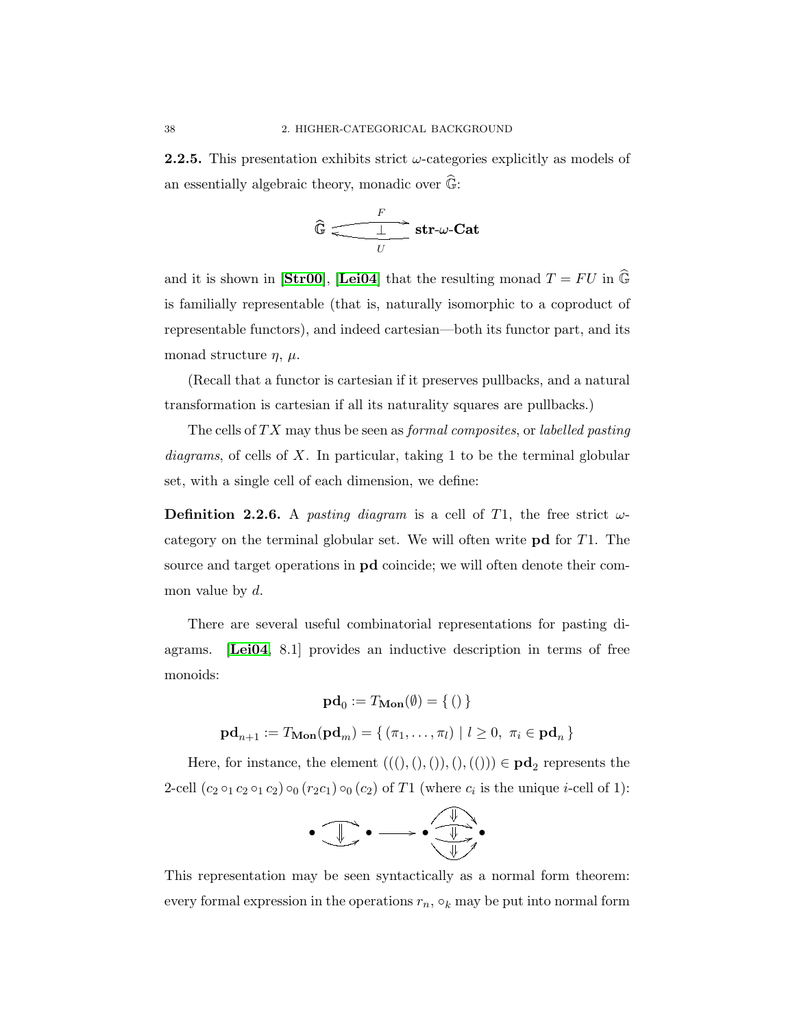**2.2.5.** This presentation exhibits strict $\omega$-categories explicitly as models of an essentially algebraic theory, monadic over $\widehat{\mathbb{G}}$:

$$\widehat{\mathbb{G}} \underset{U}{\overset{F}{\rightleftarrows}} \mathbf{str}\text{-}\omega\text{-}\mathbf{Cat} \quad (F \dashv U)$$

and it is shown in [**Str00**], [**Lei04**] that the resulting monad $T = FU$ in $\widehat{\mathbb{G}}$ is familially representable (that is, naturally isomorphic to a coproduct of representable functors), and indeed cartesian—both its functor part, and its monad structure $\eta$, $\mu$.

(Recall that a functor is cartesian if it preserves pullbacks, and a natural transformation is cartesian if all its naturality squares are pullbacks.)

The cells of $TX$ may thus be seen as *formal composites*, or *labelled pasting diagrams*, of cells of $X$. In particular, taking 1 to be the terminal globular set, with a single cell of each dimension, we define:

**Definition 2.2.6.** A *pasting diagram* is a cell of $T1$, the free strict $\omega$-category on the terminal globular set. We will often write $\mathbf{pd}$ for $T1$. The source and target operations in $\mathbf{pd}$ coincide; we will often denote their common value by $d$.

There are several useful combinatorial representations for pasting diagrams. [**Lei04**, 8.1] provides an inductive description in terms of free monoids:

$$\mathbf{pd}_0 := T_{\mathbf{Mon}}(\emptyset) = \{\, () \,\}$$

$$\mathbf{pd}_{n+1} := T_{\mathbf{Mon}}(\mathbf{pd}_m) = \{\, (\pi_1, \ldots, \pi_l) \mid l \geq 0,\ \pi_i \in \mathbf{pd}_n \,\}$$

Here, for instance, the element $(((), (), ()), (), (()) ) \in \mathbf{pd}_2$ represents the 2-cell $(c_2 \circ_1 c_2 \circ_1 c_2) \circ_0 (r_2 c_1) \circ_0 (c_2)$ of $T1$ (where $c_i$ is the unique $i$-cell of 1):

This representation may be seen syntactically as a normal form theorem: every formal expression in the operations $r_n$, $\circ_k$ may be put into normal form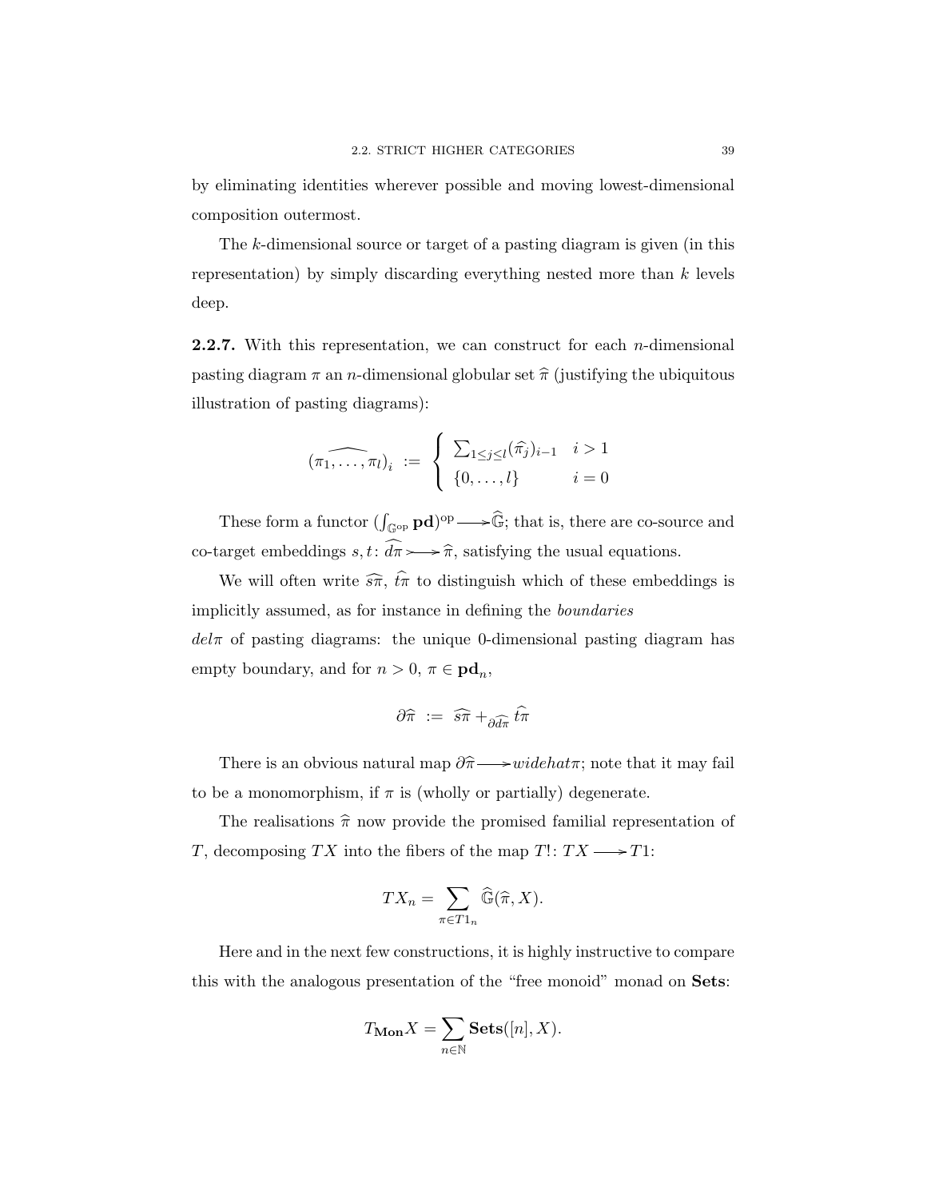by eliminating identities wherever possible and moving lowest-dimensional composition outermost.

The $k$-dimensional source or target of a pasting diagram is given (in this representation) by simply discarding everything nested more than $k$ levels deep.

**2.2.7.** With this representation, we can construct for each $n$-dimensional pasting diagram $\pi$ an $n$-dimensional globular set $\widehat{\pi}$ (justifying the ubiquitous illustration of pasting diagrams):

$$\widehat{(\pi_1, \ldots, \pi_l)}_i \;:=\; \begin{cases} \sum_{1 \leq j \leq l} (\widehat{\pi}_j)_{i-1} & i > 1 \\ \{0, \ldots, l\} & i = 0 \end{cases}$$

These form a functor $(\int_{\mathbb{G}^{\mathrm{op}}} \mathbf{pd})^{\mathrm{op}} \longrightarrow \widehat{\mathbb{G}}$; that is, there are co-source and co-target embeddings $s, t \colon \widehat{d\pi} \rightarrowtail \widehat{\pi}$, satisfying the usual equations.

We will often write $\widehat{s\pi}$, $\widehat{t\pi}$ to distinguish which of these embeddings is implicitly assumed, as for instance in defining the *boundaries*
*del*$\pi$ of pasting diagrams: the unique 0-dimensional pasting diagram has empty boundary, and for $n > 0$, $\pi \in \mathbf{pd}_n$,

$$\partial\widehat{\pi} \;:=\; \widehat{s\pi} +_{\partial\widehat{d\pi}} \widehat{t\pi}$$

There is an obvious natural map $\partial\widehat{\pi} \longrightarrow widehat\pi$; note that it may fail to be a monomorphism, if $\pi$ is (wholly or partially) degenerate.

The realisations $\widehat{\pi}$ now provide the promised familial representation of $T$, decomposing $TX$ into the fibers of the map $T! \colon TX \longrightarrow T1$:

$$TX_n = \sum_{\pi \in T1_n} \widehat{\mathbb{G}}(\widehat{\pi}, X).$$

Here and in the next few constructions, it is highly instructive to compare this with the analogous presentation of the "free monoid" monad on **Sets**:

$$T_{\mathbf{Mon}}X = \sum_{n \in \mathbb{N}} \mathbf{Sets}([n], X).$$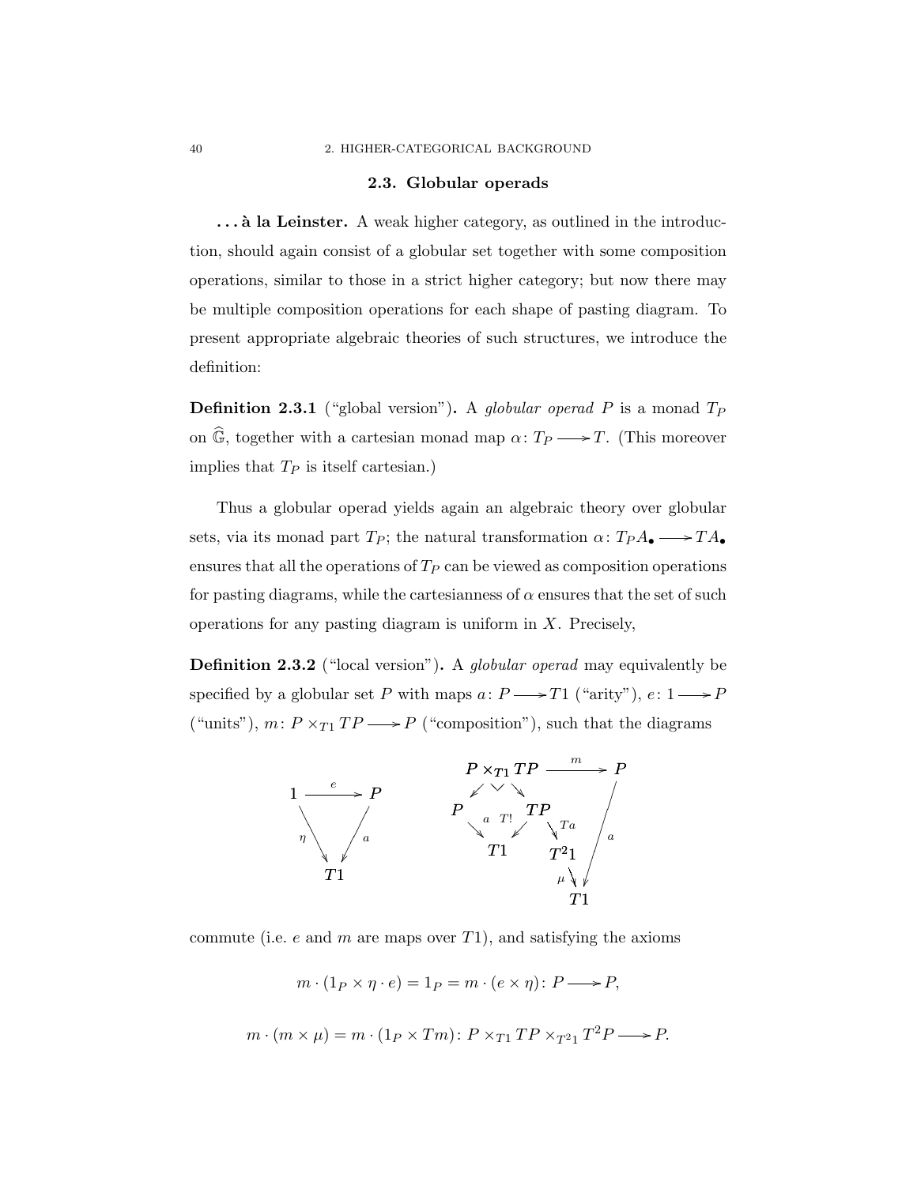## 2.3. Globular operads

**. . . à la Leinster.** A weak higher category, as outlined in the introduction, should again consist of a globular set together with some composition operations, similar to those in a strict higher category; but now there may be multiple composition operations for each shape of pasting diagram. To present appropriate algebraic theories of such structures, we introduce the definition:

**Definition 2.3.1** ("global version")**.** A *globular operad* $P$ is a monad $T_P$ on $\widehat{\mathbb{G}}$, together with a cartesian monad map $\alpha \colon T_P \longrightarrow T$. (This moreover implies that $T_P$ is itself cartesian.)

Thus a globular operad yields again an algebraic theory over globular sets, via its monad part $T_P$; the natural transformation $\alpha \colon T_P A_\bullet \longrightarrow T A_\bullet$ ensures that all the operations of $T_P$ can be viewed as composition operations for pasting diagrams, while the cartesianness of $\alpha$ ensures that the set of such operations for any pasting diagram is uniform in $X$. Precisely,

**Definition 2.3.2** ("local version")**.** A *globular operad* may equivalently be specified by a globular set $P$ with maps $a \colon P \longrightarrow T1$ ("arity"), $e \colon 1 \longrightarrow P$ ("units"), $m \colon P \times_{T1} TP \longrightarrow P$ ("composition"), such that the diagrams

$$
\begin{array}{ccc}
1 & \xrightarrow{e} & P \\
& \searrow^{\eta} \quad \swarrow_{a} & \\
& T1 &
\end{array}
\qquad\qquad
\begin{array}{ccccc}
& P \times_{T1} TP & \xrightarrow{m} & & P \\
\swarrow & & \searrow & & \\
P & & TP & & \\
\searrow^{a} & & \swarrow_{T!} \quad \searrow^{Ta} & & \Big\downarrow a \\
& T1 & & T^2 1 \xrightarrow{\mu} & T1
\end{array}
$$

commute (i.e. $e$ and $m$ are maps over $T1$), and satisfying the axioms

$$m \cdot (1_P \times \eta \cdot e) = 1_P = m \cdot (e \times \eta) \colon P \longrightarrow P,$$

$$m \cdot (m \times \mu) = m \cdot (1_P \times Tm) \colon P \times_{T1} TP \times_{T^2 1} T^2 P \longrightarrow P.$$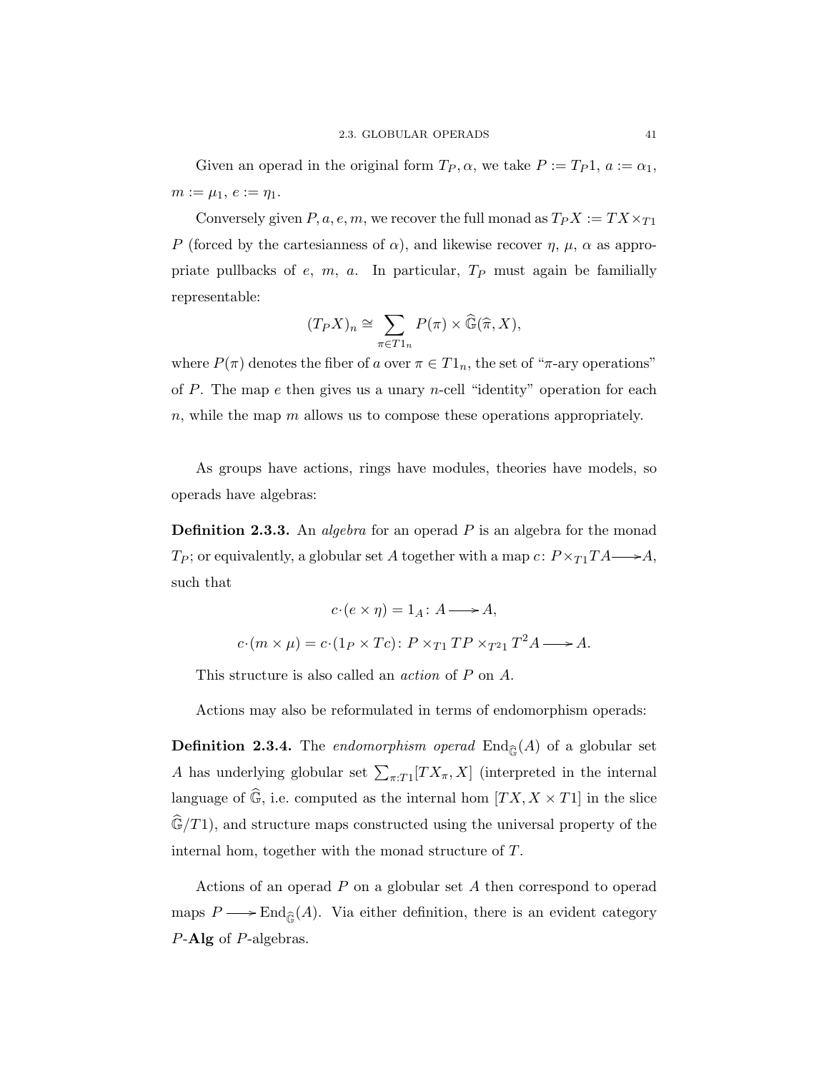Given an operad in the original form $T_P, \alpha$, we take $P := T_P 1$, $a := \alpha_1$, $m := \mu_1$, $e := \eta_1$.

Conversely given $P, a, e, m$, we recover the full monad as $T_P X := TX \times_{T1} P$ (forced by the cartesianness of $\alpha$), and likewise recover $\eta$, $\mu$, $\alpha$ as appropriate pullbacks of $e$, $m$, $a$. In particular, $T_P$ must again be familially representable:

$$(T_P X)_n \cong \sum_{\pi \in T1_n} P(\pi) \times \widehat{\mathbb{G}}(\widehat{\pi}, X),$$

where $P(\pi)$ denotes the fiber of $a$ over $\pi \in T1_n$, the set of "$\pi$-ary operations" of $P$. The map $e$ then gives us a unary $n$-cell "identity" operation for each $n$, while the map $m$ allows us to compose these operations appropriately.

As groups have actions, rings have modules, theories have models, so operads have algebras:

**Definition 2.3.3.** An *algebra* for an operad $P$ is an algebra for the monad $T_P$; or equivalently, a globular set $A$ together with a map $c \colon P \times_{T1} TA \longrightarrow A$, such that

$$c \cdot (e \times \eta) = 1_A \colon A \longrightarrow A,$$

$$c \cdot (m \times \mu) = c \cdot (1_P \times Tc) \colon P \times_{T1} TP \times_{T^2 1} T^2 A \longrightarrow A.$$

This structure is also called an *action* of $P$ on $A$.

Actions may also be reformulated in terms of endomorphism operads:

**Definition 2.3.4.** The *endomorphism operad* $\mathrm{End}_{\widehat{\mathbb{G}}}(A)$ of a globular set $A$ has underlying globular set $\sum_{\pi : T1} [TX_\pi, X]$ (interpreted in the internal language of $\widehat{\mathbb{G}}$, i.e. computed as the internal hom $[TX, X \times T1]$ in the slice $\widehat{\mathbb{G}}/T1$), and structure maps constructed using the universal property of the internal hom, together with the monad structure of $T$.

Actions of an operad $P$ on a globular set $A$ then correspond to operad maps $P \longrightarrow \mathrm{End}_{\widehat{\mathbb{G}}}(A)$. Via either definition, there is an evident category $P$-**Alg** of $P$-algebras.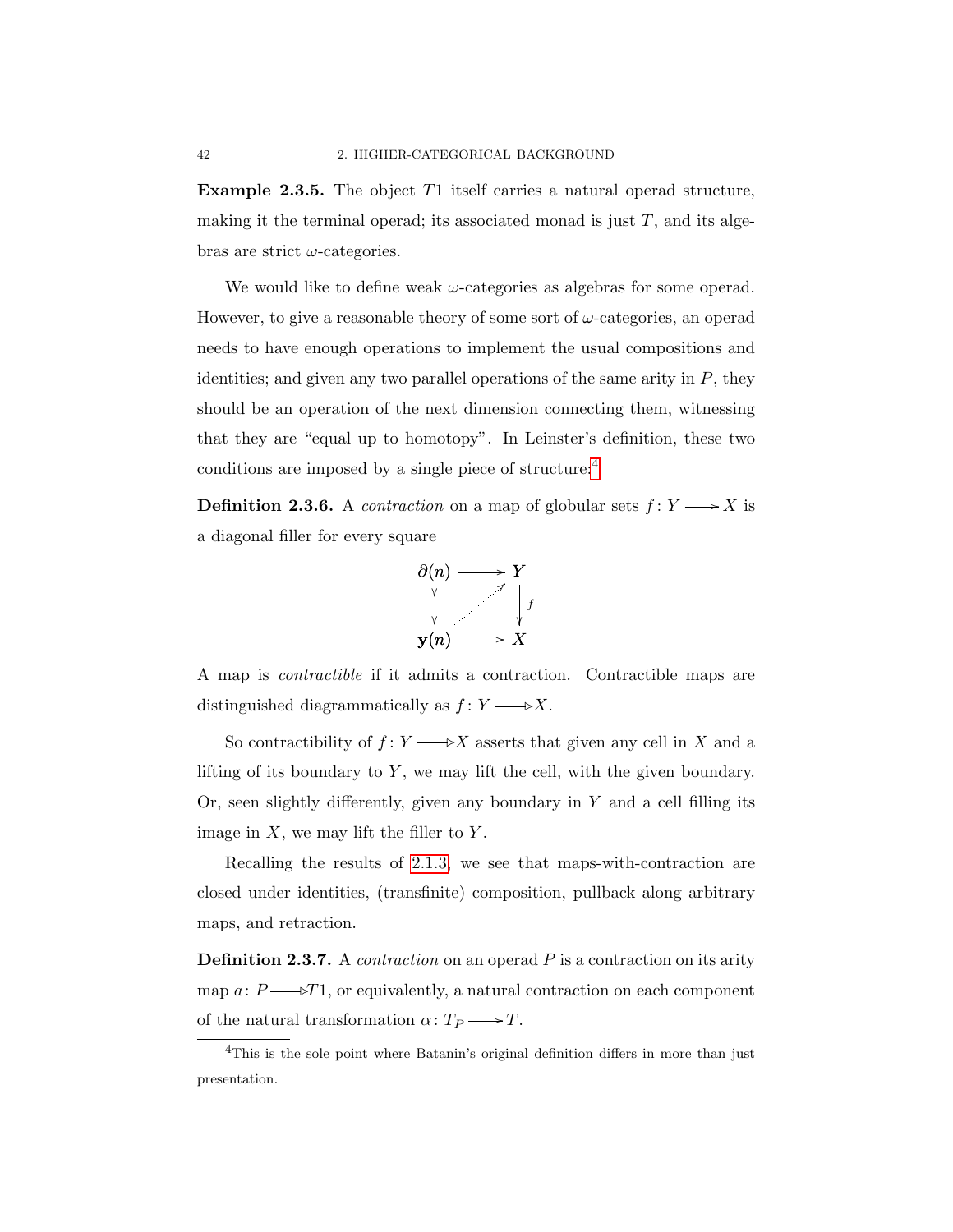**Example 2.3.5.** The object $T1$ itself carries a natural operad structure, making it the terminal operad; its associated monad is just $T$, and its algebras are strict $\omega$-categories.

We would like to define weak $\omega$-categories as algebras for some operad. However, to give a reasonable theory of some sort of $\omega$-categories, an operad needs to have enough operations to implement the usual compositions and identities; and given any two parallel operations of the same arity in $P$, they should be an operation of the next dimension connecting them, witnessing that they are "equal up to homotopy". In Leinster's definition, these two conditions are imposed by a single piece of structure:[4]

**Definition 2.3.6.** A *contraction* on a map of globular sets $f\colon Y \longrightarrow X$ is a diagonal filler for every square

$$\begin{array}{ccc} \partial(n) & \longrightarrow & Y \\ \downarrow & \nearrow & \downarrow f \\ \mathbf{y}(n) & \longrightarrow & X \end{array}$$

A map is *contractible* if it admits a contraction. Contractible maps are distinguished diagrammatically as $f\colon Y \longrightarrow\!\!\triangleright X$.

So contractibility of $f\colon Y \longrightarrow\!\!\triangleright X$ asserts that given any cell in $X$ and a lifting of its boundary to $Y$, we may lift the cell, with the given boundary. Or, seen slightly differently, given any boundary in $Y$ and a cell filling its image in $X$, we may lift the filler to $Y$.

Recalling the results of 2.1.3, we see that maps-with-contraction are closed under identities, (transfinite) composition, pullback along arbitrary maps, and retraction.

**Definition 2.3.7.** A *contraction* on an operad $P$ is a contraction on its arity map $a\colon P \longrightarrow\!\!\triangleright T1$, or equivalently, a natural contraction on each component of the natural transformation $\alpha\colon T_P \longrightarrow T$.

[4] This is the sole point where Batanin's original definition differs in more than just presentation.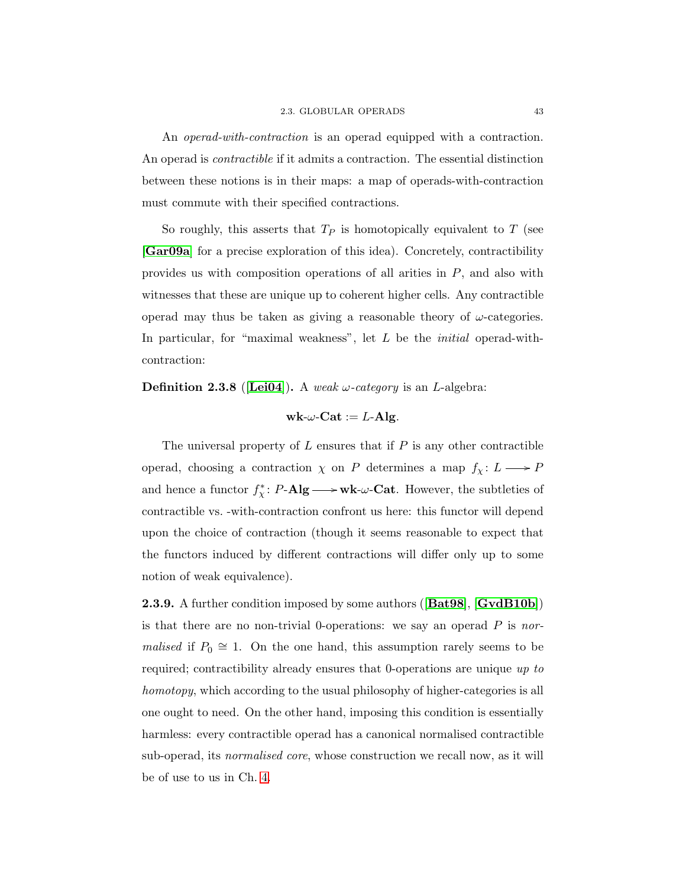An *operad-with-contraction* is an operad equipped with a contraction. An operad is *contractible* if it admits a contraction. The essential distinction between these notions is in their maps: a map of operads-with-contraction must commute with their specified contractions.

So roughly, this asserts that $T_P$ is homotopically equivalent to $T$ (see [**Gar09a**] for a precise exploration of this idea). Concretely, contractibility provides us with composition operations of all arities in $P$, and also with witnesses that these are unique up to coherent higher cells. Any contractible operad may thus be taken as giving a reasonable theory of $\omega$-categories. In particular, for "maximal weakness", let $L$ be the *initial* operad-with-contraction:

**Definition 2.3.8** ([**Lei04**])**.** A *weak $\omega$-category* is an $L$-algebra:

$$\mathbf{wk}\text{-}\omega\text{-}\mathbf{Cat} := L\text{-}\mathbf{Alg}.$$

The universal property of $L$ ensures that if $P$ is any other contractible operad, choosing a contraction $\chi$ on $P$ determines a map $f_\chi \colon L \longrightarrow P$ and hence a functor $f_\chi^* \colon P\text{-}\mathbf{Alg} \longrightarrow \mathbf{wk}\text{-}\omega\text{-}\mathbf{Cat}$. However, the subtleties of contractible vs. -with-contraction confront us here: this functor will depend upon the choice of contraction (though it seems reasonable to expect that the functors induced by different contractions will differ only up to some notion of weak equivalence).

**2.3.9.** A further condition imposed by some authors ([**Bat98**], [**GvdB10b**]) is that there are no non-trivial 0-operations: we say an operad $P$ is *normalised* if $P_0 \cong 1$. On the one hand, this assumption rarely seems to be required; contractibility already ensures that 0-operations are unique *up to homotopy*, which according to the usual philosophy of higher-categories is all one ought to need. On the other hand, imposing this condition is essentially harmless: every contractible operad has a canonical normalised contractible sub-operad, its *normalised core*, whose construction we recall now, as it will be of use to us in Ch. 4.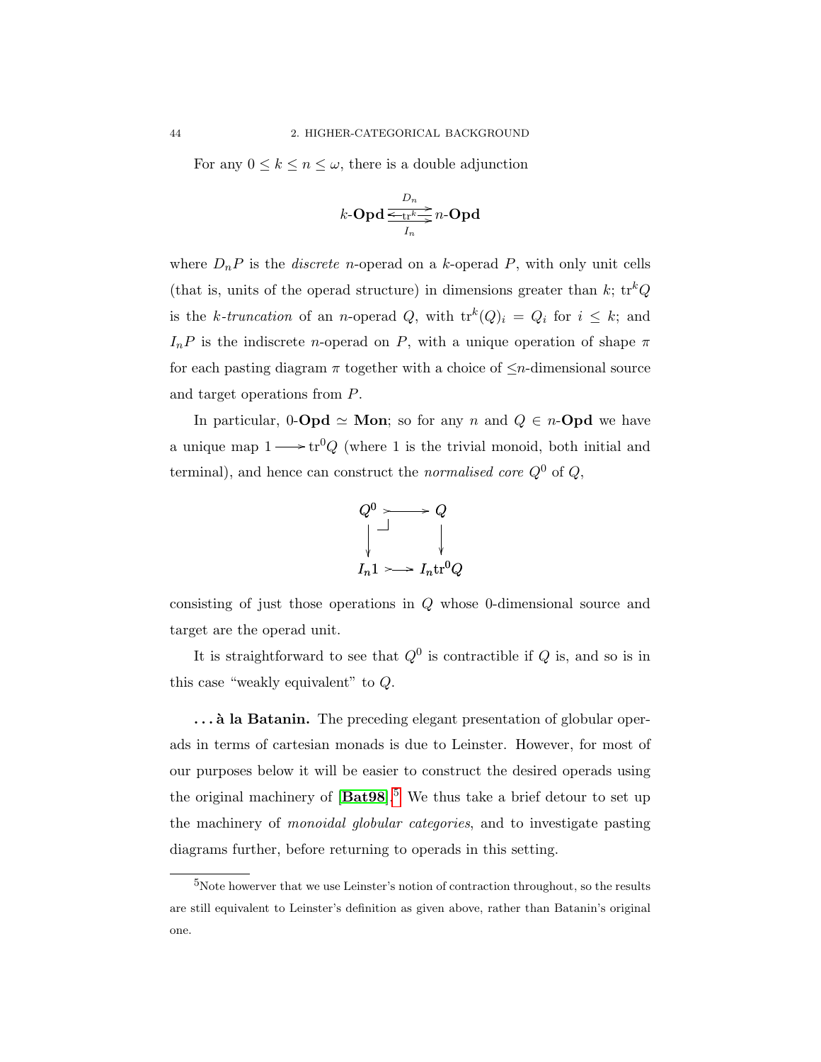For any $0 \leq k \leq n \leq \omega$, there is a double adjunction

$$k\text{-}\mathbf{Opd} \underset{I_n}{\overset{D_n}{\underset{\longleftarrow \mathrm{tr}^k \longrightarrow}{\longrightarrow}}} n\text{-}\mathbf{Opd}$$

where $D_n P$ is the *discrete* $n$-operad on a $k$-operad $P$, with only unit cells (that is, units of the operad structure) in dimensions greater than $k$; $\mathrm{tr}^k Q$ is the *$k$-truncation* of an $n$-operad $Q$, with $\mathrm{tr}^k(Q)_i = Q_i$ for $i \leq k$; and $I_n P$ is the indiscrete $n$-operad on $P$, with a unique operation of shape $\pi$ for each pasting diagram $\pi$ together with a choice of $\leq n$-dimensional source and target operations from $P$.

In particular, $0\text{-}\mathbf{Opd} \simeq \mathbf{Mon}$; so for any $n$ and $Q \in n\text{-}\mathbf{Opd}$ we have a unique map $1 \longrightarrow \mathrm{tr}^0 Q$ (where 1 is the trivial monoid, both initial and terminal), and hence can construct the *normalised core* $Q^0$ of $Q$,

$$\begin{array}{ccc} Q^0 & \rightarrowtail & Q \\ \downarrow & \lrcorner & \downarrow \\ I_n 1 & \rightarrowtail & I_n \mathrm{tr}^0 Q \end{array}$$

consisting of just those operations in $Q$ whose 0-dimensional source and target are the operad unit.

It is straightforward to see that $Q^0$ is contractible if $Q$ is, and so is in this case "weakly equivalent" to $Q$.

**. . . à la Batanin.** The preceding elegant presentation of globular operads in terms of cartesian monads is due to Leinster. However, for most of our purposes below it will be easier to construct the desired operads using the original machinery of [**Bat98**].[5] We thus take a brief detour to set up the machinery of *monoidal globular categories*, and to investigate pasting diagrams further, before returning to operads in this setting.

[5]Note howerver that we use Leinster's notion of contraction throughout, so the results are still equivalent to Leinster's definition as given above, rather than Batanin's original one.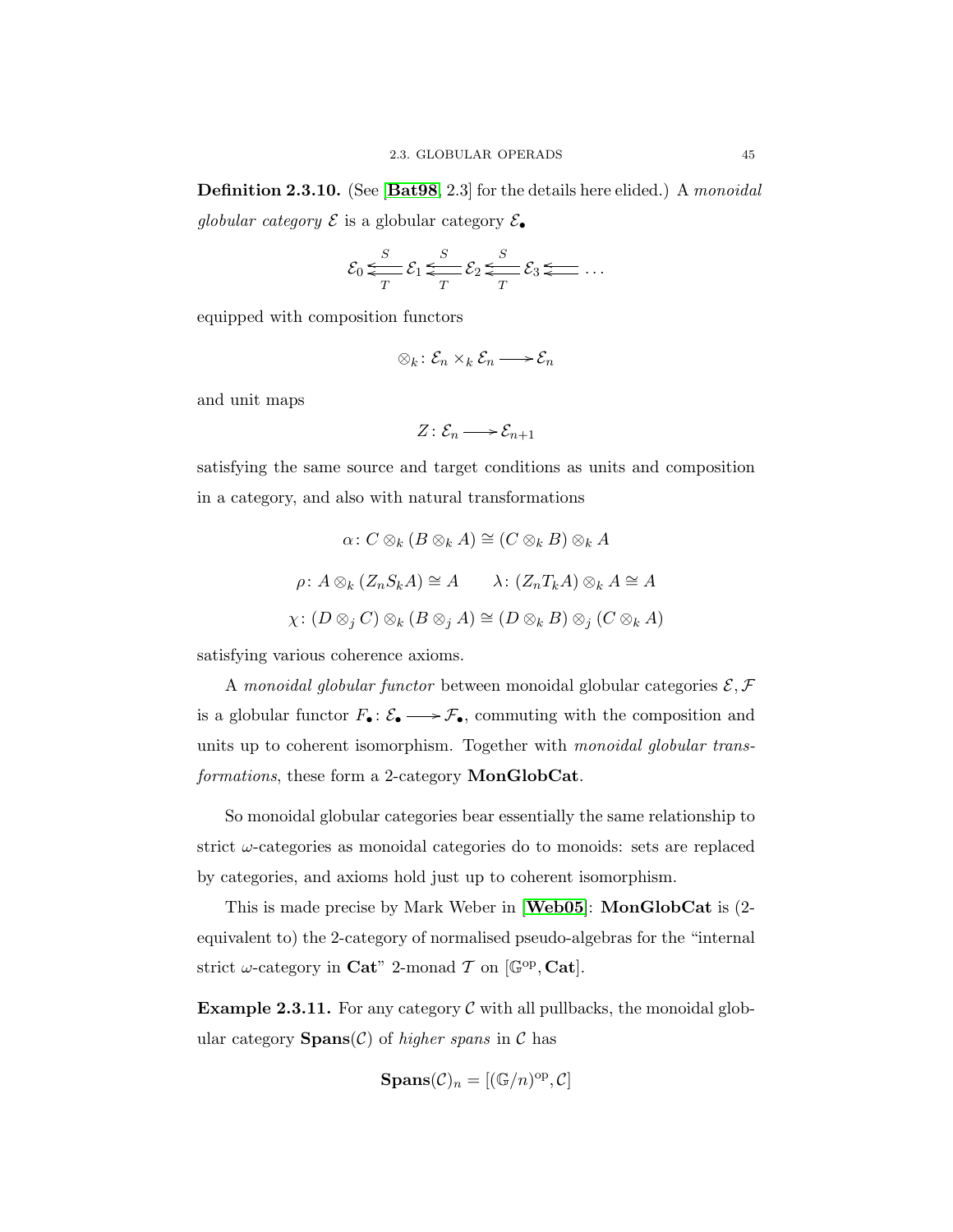**Definition 2.3.10.** (See [**Bat98**, 2.3] for the details here elided.) A *monoidal globular category* $\mathcal{E}$ is a globular category $\mathcal{E}_\bullet$

$$\mathcal{E}_0 \underset{T}{\overset{S}{\leftleftarrows}} \mathcal{E}_1 \underset{T}{\overset{S}{\leftleftarrows}} \mathcal{E}_2 \underset{T}{\overset{S}{\leftleftarrows}} \mathcal{E}_3 \leftleftarrows \dots$$

equipped with composition functors

$$\otimes_k \colon \mathcal{E}_n \times_k \mathcal{E}_n \longrightarrow \mathcal{E}_n$$

and unit maps

$$Z \colon \mathcal{E}_n \longrightarrow \mathcal{E}_{n+1}$$

satisfying the same source and target conditions as units and composition in a category, and also with natural transformations

$$\alpha \colon C \otimes_k (B \otimes_k A) \cong (C \otimes_k B) \otimes_k A$$

$$\rho \colon A \otimes_k (Z_n S_k A) \cong A \qquad \lambda \colon (Z_n T_k A) \otimes_k A \cong A$$

$$\chi \colon (D \otimes_j C) \otimes_k (B \otimes_j A) \cong (D \otimes_k B) \otimes_j (C \otimes_k A)$$

satisfying various coherence axioms.

A *monoidal globular functor* between monoidal globular categories $\mathcal{E}, \mathcal{F}$ is a globular functor $F_\bullet \colon \mathcal{E}_\bullet \longrightarrow \mathcal{F}_\bullet$, commuting with the composition and units up to coherent isomorphism. Together with *monoidal globular transformations*, these form a 2-category **MonGlobCat**.

So monoidal globular categories bear essentially the same relationship to strict $\omega$-categories as monoidal categories do to monoids: sets are replaced by categories, and axioms hold just up to coherent isomorphism.

This is made precise by Mark Weber in [**Web05**]: **MonGlobCat** is (2-equivalent to) the 2-category of normalised pseudo-algebras for the "internal strict $\omega$-category in **Cat**" 2-monad $\mathcal{T}$ on $[\mathbb{G}^{\mathrm{op}}, \mathbf{Cat}]$.

**Example 2.3.11.** For any category $\mathcal{C}$ with all pullbacks, the monoidal globular category $\mathbf{Spans}(\mathcal{C})$ of *higher spans* in $\mathcal{C}$ has

$$\mathbf{Spans}(\mathcal{C})_n = [(\mathbb{G}/n)^{\mathrm{op}}, \mathcal{C}]$$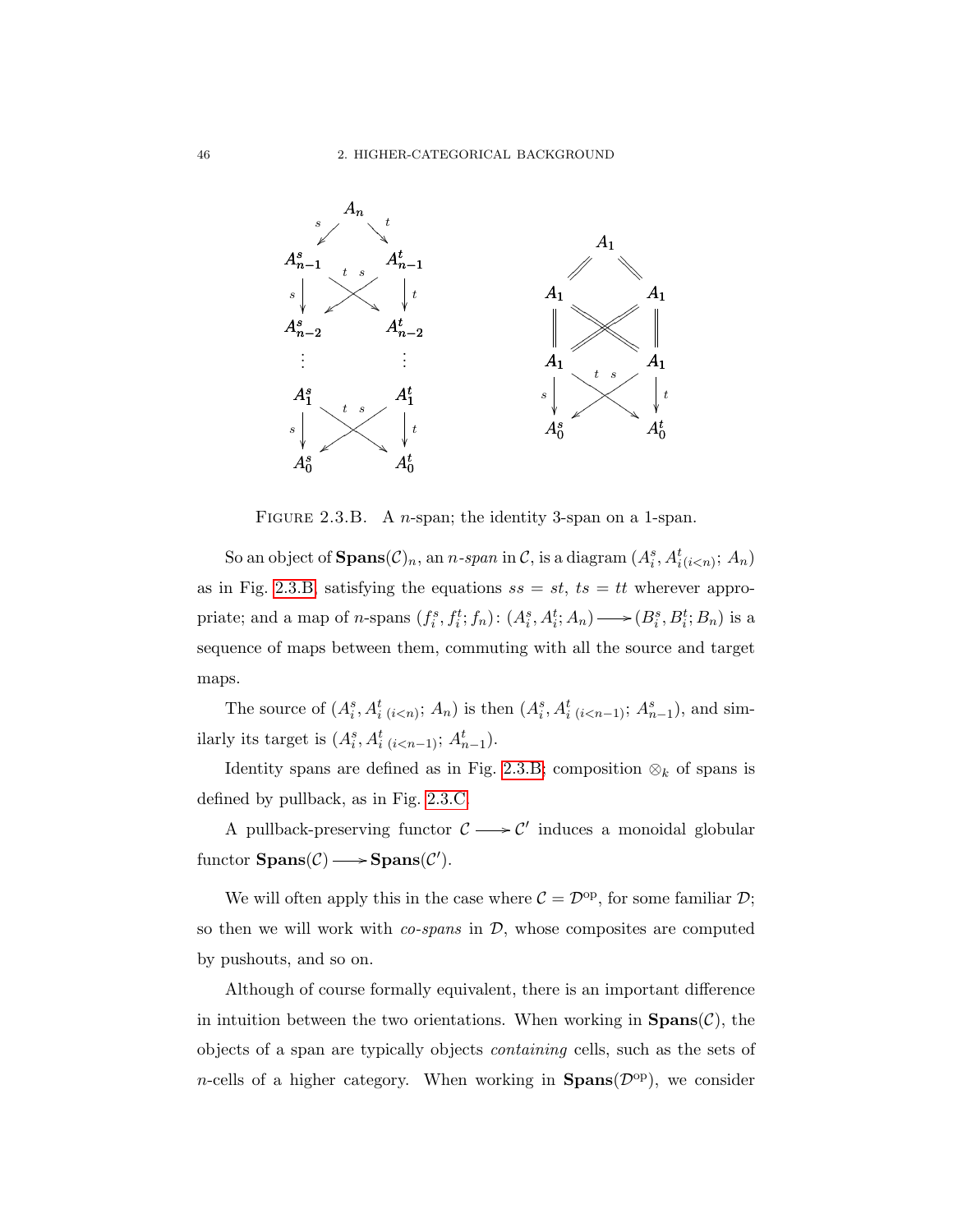FIGURE 2.3.B. A $n$-span; the identity 3-span on a 1-span.

So an object of $\mathbf{Spans}(\mathcal{C})_n$, an $n$-*span* in $\mathcal{C}$, is a diagram $(A_i^s, A^t_{i\,(i<n)};\, A_n)$ as in Fig. 2.3.B, satisfying the equations $ss = st$, $ts = tt$ wherever appropriate; and a map of $n$-spans $(f_i^s, f_i^t; f_n)\colon (A_i^s, A_i^t; A_n) \longrightarrow (B_i^s, B_i^t; B_n)$ is a sequence of maps between them, commuting with all the source and target maps.

The source of $(A_i^s, A^t_{i\ (i<n)};\, A_n)$ is then $(A_i^s, A^t_{i\ (i<n-1)};\, A^s_{n-1})$, and similarly its target is $(A_i^s, A^t_{i\ (i<n-1)};\, A^t_{n-1})$.

Identity spans are defined as in Fig. 2.3.B; composition $\otimes_k$ of spans is defined by pullback, as in Fig. 2.3.C.

A pullback-preserving functor $\mathcal{C} \longrightarrow \mathcal{C}'$ induces a monoidal globular functor $\mathbf{Spans}(\mathcal{C}) \longrightarrow \mathbf{Spans}(\mathcal{C}')$.

We will often apply this in the case where $\mathcal{C} = \mathcal{D}^{\mathrm{op}}$, for some familiar $\mathcal{D}$; so then we will work with *co-spans* in $\mathcal{D}$, whose composites are computed by pushouts, and so on.

Although of course formally equivalent, there is an important difference in intuition between the two orientations. When working in $\mathbf{Spans}(\mathcal{C})$, the objects of a span are typically objects *containing* cells, such as the sets of $n$-cells of a higher category. When working in $\mathbf{Spans}(\mathcal{D}^{\mathrm{op}})$, we consider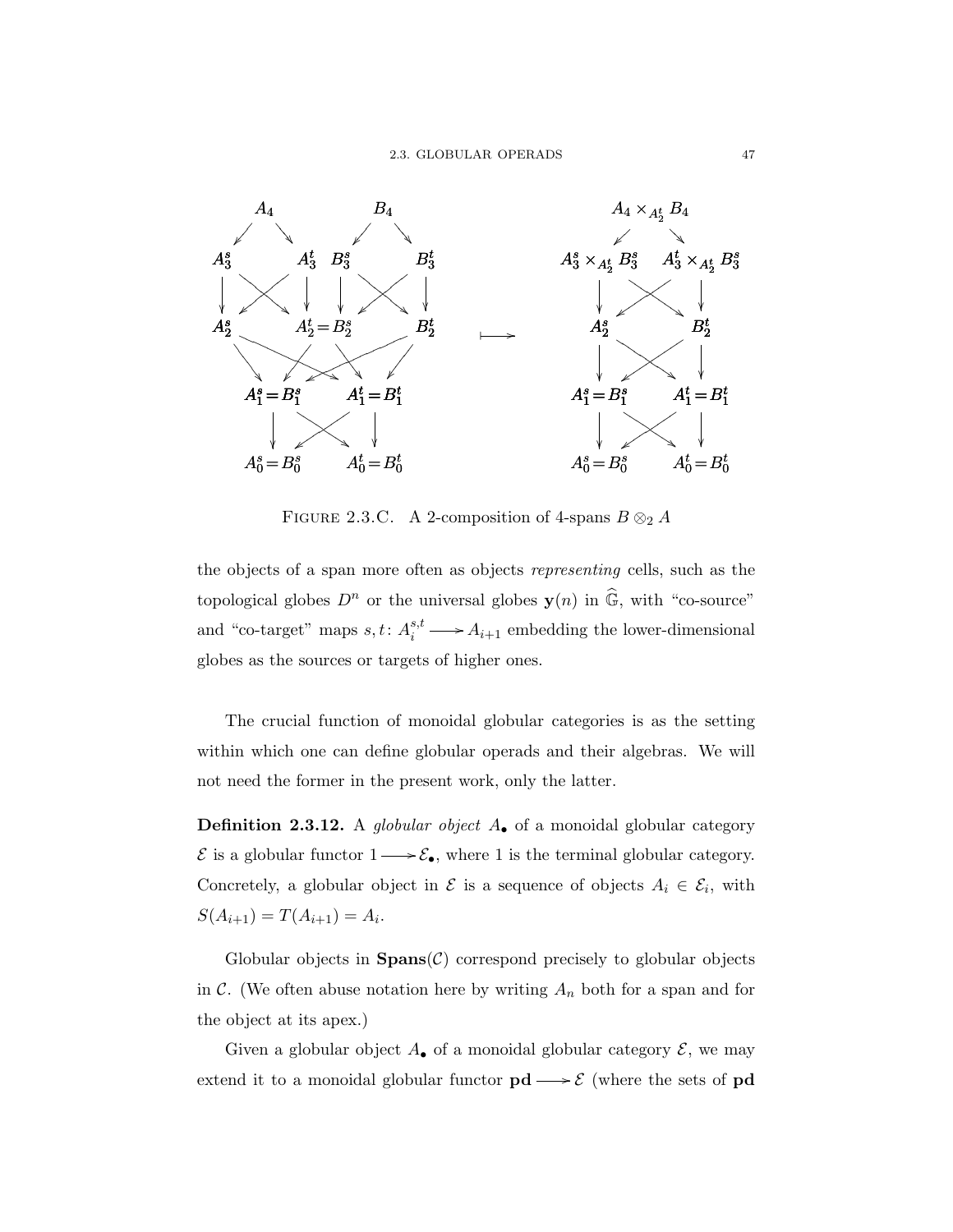FIGURE 2.3.C. A 2-composition of 4-spans $B \otimes_2 A$

the objects of a span more often as objects *representing* cells, such as the topological globes $D^n$ or the universal globes $\mathbf{y}(n)$ in $\widehat{\mathbb{G}}$, with "co-source" and "co-target" maps $s, t \colon A_i^{s,t} \longrightarrow A_{i+1}$ embedding the lower-dimensional globes as the sources or targets of higher ones.

The crucial function of monoidal globular categories is as the setting within which one can define globular operads and their algebras. We will not need the former in the present work, only the latter.

**Definition 2.3.12.** A *globular object* $A_\bullet$ of a monoidal globular category $\mathcal{E}$ is a globular functor $1 \longrightarrow \mathcal{E}_\bullet$, where 1 is the terminal globular category. Concretely, a globular object in $\mathcal{E}$ is a sequence of objects $A_i \in \mathcal{E}_i$, with $S(A_{i+1}) = T(A_{i+1}) = A_i$.

Globular objects in $\mathbf{Spans}(\mathcal{C})$ correspond precisely to globular objects in $\mathcal{C}$. (We often abuse notation here by writing $A_n$ both for a span and for the object at its apex.)

Given a globular object $A_\bullet$ of a monoidal globular category $\mathcal{E}$, we may extend it to a monoidal globular functor $\mathbf{pd} \longrightarrow \mathcal{E}$ (where the sets of $\mathbf{pd}$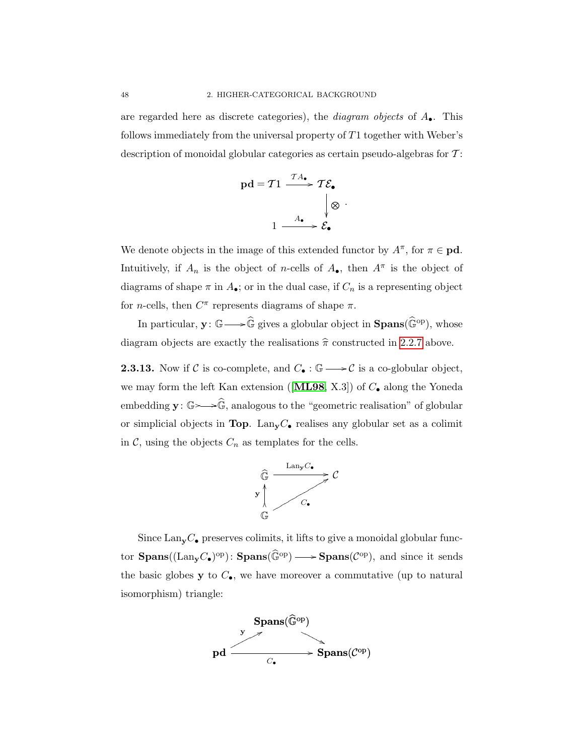are regarded here as discrete categories), the *diagram objects* of $A_\bullet$. This follows immediately from the universal property of $T1$ together with Weber's description of monoidal globular categories as certain pseudo-algebras for $\mathcal{T}$:

$$\begin{array}{ccc} \mathbf{pd} = \mathcal{T}1 & \xrightarrow{\mathcal{T}A_\bullet} & \mathcal{T}\mathcal{E}_\bullet \\ & & \big\downarrow \otimes \\ 1 & \xrightarrow{A_\bullet} & \mathcal{E}_\bullet \end{array}.$$

We denote objects in the image of this extended functor by $A^\pi$, for $\pi \in \mathbf{pd}$. Intuitively, if $A_n$ is the object of $n$-cells of $A_\bullet$, then $A^\pi$ is the object of diagrams of shape $\pi$ in $A_\bullet$; or in the dual case, if $C_n$ is a representing object for $n$-cells, then $C^\pi$ represents diagrams of shape $\pi$.

In particular, $\mathbf{y} \colon \mathbb{G} \longrightarrow \widehat{\mathbb{G}}$ gives a globular object in $\mathbf{Spans}(\widehat{\mathbb{G}}^{\mathrm{op}})$, whose diagram objects are exactly the realisations $\widehat{\pi}$ constructed in 2.2.7 above.

**2.3.13.** Now if $\mathcal{C}$ is co-complete, and $C_\bullet : \mathbb{G} \longrightarrow \mathcal{C}$ is a co-globular object, we may form the left Kan extension ([**ML98**, X.3]) of $C_\bullet$ along the Yoneda embedding $\mathbf{y} \colon \mathbb{G} \rightarrowtail \widehat{\mathbb{G}}$, analogous to the "geometric realisation" of globular or simplicial objects in **Top**. $\mathrm{Lan}_{\mathbf{y}} C_\bullet$ realises any globular set as a colimit in $\mathcal{C}$, using the objects $C_n$ as templates for the cells.

$$\begin{array}{ccc} \widehat{\mathbb{G}} & \xrightarrow{\mathrm{Lan}_{\mathbf{y}} C_\bullet} & \mathcal{C} \\ {\scriptstyle \mathbf{y}} \big\uparrow & \nearrow_{C_\bullet} & \\ \mathbb{G} & & \end{array}$$

Since $\mathrm{Lan}_{\mathbf{y}} C_\bullet$ preserves colimits, it lifts to give a monoidal globular functor $\mathbf{Spans}((\mathrm{Lan}_{\mathbf{y}} C_\bullet)^{\mathrm{op}}) \colon \mathbf{Spans}(\widehat{\mathbb{G}}^{\mathrm{op}}) \longrightarrow \mathbf{Spans}(\mathcal{C}^{\mathrm{op}})$, and since it sends the basic globes $\mathbf{y}$ to $C_\bullet$, we have moreover a commutative (up to natural isomorphism) triangle:

$$\begin{array}{ccccc} & & \mathbf{Spans}(\widehat{\mathbb{G}}^{\mathrm{op}}) & & \\ & \overset{\mathbf{y}}{\nearrow} & & \searrow & \\ \mathbf{pd} & & \xrightarrow[C_\bullet]{} & & \mathbf{Spans}(\mathcal{C}^{\mathrm{op}}) \end{array}$$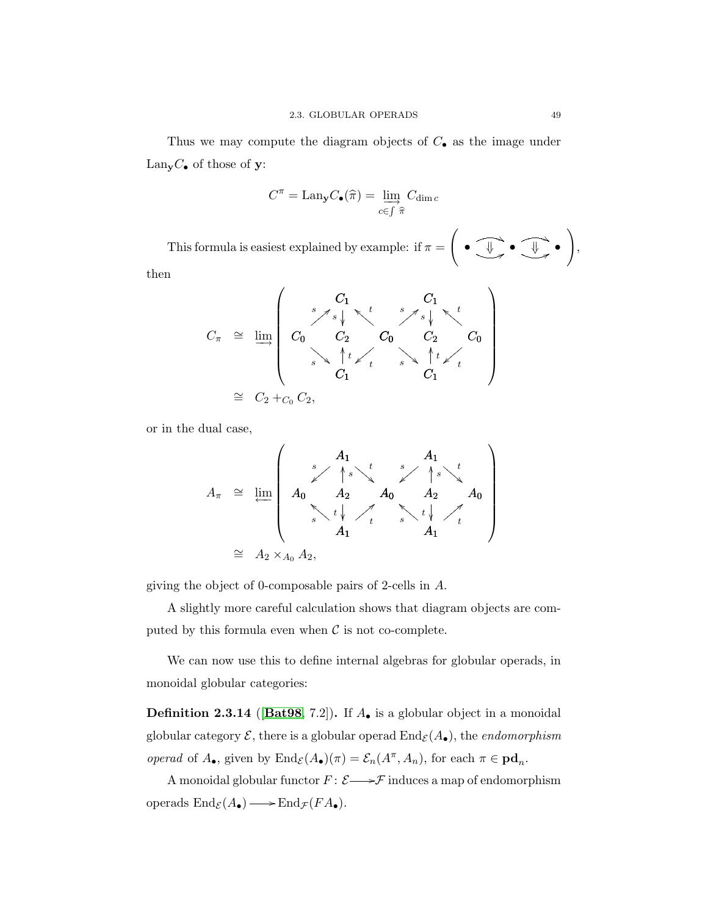Thus we may compute the diagram objects of $C_\bullet$ as the image under $\mathrm{Lan}_{\mathbf{y}} C_\bullet$ of those of $\mathbf{y}$:

$$C^\pi = \mathrm{Lan}_{\mathbf{y}} C_\bullet(\widehat{\pi}) = \varinjlim_{c \in \int \widehat{\pi}} C_{\dim c}$$

This formula is easiest explained by example: if $\pi = \left( \bullet \underset{\rightarrow}{\overset{\rightarrow}{\Downarrow}} \bullet \underset{\rightarrow}{\overset{\rightarrow}{\Downarrow}} \bullet \right)$, then

$$\begin{array}{rcl} C_\pi & \cong & \varinjlim \left( \begin{array}{ccccccccc} & & C_1 & & & & C_1 & & \\ & {\scriptstyle s}\nearrow & {\scriptstyle s}\downarrow & \nwarrow{\scriptstyle t} & & {\scriptstyle s}\nearrow & {\scriptstyle s}\downarrow & \nwarrow{\scriptstyle t} & \\ C_0 & & C_2 & & C_0 & & C_2 & & C_0 \\ & {\scriptstyle s}\searrow & \uparrow{\scriptstyle t} & \swarrow{\scriptstyle t} & & {\scriptstyle s}\searrow & \uparrow{\scriptstyle t} & \swarrow{\scriptstyle t} & \\ & & C_1 & & & & C_1 & & \end{array} \right) \\ & \cong & C_2 +_{C_0} C_2, \end{array}$$

or in the dual case,

$$\begin{array}{rcl} A_\pi & \cong & \varprojlim \left( \begin{array}{ccccccccc} & & A_1 & & & & A_1 & & \\ & {\scriptstyle s}\swarrow & \uparrow{\scriptstyle s} & \searrow{\scriptstyle t} & & {\scriptstyle s}\swarrow & \uparrow{\scriptstyle s} & \searrow{\scriptstyle t} & \\ A_0 & & A_2 & & A_0 & & A_2 & & A_0 \\ & {\scriptstyle s}\nwarrow & {\scriptstyle t}\downarrow & \nearrow{\scriptstyle t} & & {\scriptstyle s}\nwarrow & {\scriptstyle t}\downarrow & \nearrow{\scriptstyle t} & \\ & & A_1 & & & & A_1 & & \end{array} \right) \\ & \cong & A_2 \times_{A_0} A_2, \end{array}$$

giving the object of 0-composable pairs of 2-cells in $A$.

A slightly more careful calculation shows that diagram objects are computed by this formula even when $\mathcal{C}$ is not co-complete.

We can now use this to define internal algebras for globular operads, in monoidal globular categories:

**Definition 2.3.14** ([**Bat98**, 7.2])**.** If $A_\bullet$ is a globular object in a monoidal globular category $\mathcal{E}$, there is a globular operad $\mathrm{End}_{\mathcal{E}}(A_\bullet)$, the *endomorphism operad* of $A_\bullet$, given by $\mathrm{End}_{\mathcal{E}}(A_\bullet)(\pi) = \mathcal{E}_n(A^\pi, A_n)$, for each $\pi \in \mathbf{pd}_n$.

A monoidal globular functor $F \colon \mathcal{E} \longrightarrow \mathcal{F}$ induces a map of endomorphism operads $\mathrm{End}_{\mathcal{E}}(A_\bullet) \longrightarrow \mathrm{End}_{\mathcal{F}}(FA_\bullet)$.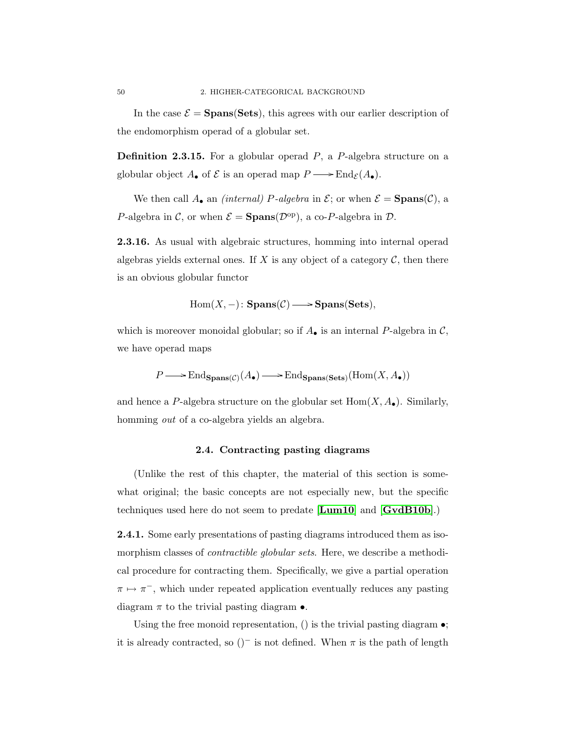In the case $\mathcal{E} = \mathbf{Spans}(\mathbf{Sets})$, this agrees with our earlier description of the endomorphism operad of a globular set.

**Definition 2.3.15.** For a globular operad $P$, a $P$-algebra structure on a globular object $A_\bullet$ of $\mathcal{E}$ is an operad map $P \longrightarrow \mathrm{End}_\mathcal{E}(A_\bullet)$.

We then call $A_\bullet$ an *(internal) $P$-algebra* in $\mathcal{E}$; or when $\mathcal{E} = \mathbf{Spans}(\mathcal{C})$, a $P$-algebra in $\mathcal{C}$, or when $\mathcal{E} = \mathbf{Spans}(\mathcal{D}^{\mathrm{op}})$, a co-$P$-algebra in $\mathcal{D}$.

**2.3.16.** As usual with algebraic structures, homming into internal operad algebras yields external ones. If $X$ is any object of a category $\mathcal{C}$, then there is an obvious globular functor

$$\mathrm{Hom}(X, -) \colon \mathbf{Spans}(\mathcal{C}) \longrightarrow \mathbf{Spans}(\mathbf{Sets}),$$

which is moreover monoidal globular; so if $A_\bullet$ is an internal $P$-algebra in $\mathcal{C}$, we have operad maps

$$P \longrightarrow \mathrm{End}_{\mathbf{Spans}(\mathcal{C})}(A_\bullet) \longrightarrow \mathrm{End}_{\mathbf{Spans}(\mathbf{Sets})}(\mathrm{Hom}(X, A_\bullet))$$

and hence a $P$-algebra structure on the globular set $\mathrm{Hom}(X, A_\bullet)$. Similarly, homming *out* of a co-algebra yields an algebra.

## 2.4. Contracting pasting diagrams

(Unlike the rest of this chapter, the material of this section is somewhat original; the basic concepts are not especially new, but the specific techniques used here do not seem to predate **[Lum10]** and **[GvdB10b]**.)

**2.4.1.** Some early presentations of pasting diagrams introduced them as isomorphism classes of *contractible globular sets*. Here, we describe a methodical procedure for contracting them. Specifically, we give a partial operation $\pi \mapsto \pi^-$, which under repeated application eventually reduces any pasting diagram $\pi$ to the trivial pasting diagram $\bullet$.

Using the free monoid representation, $()$ is the trivial pasting diagram $\bullet$; it is already contracted, so $()^-$ is not defined. When $\pi$ is the path of length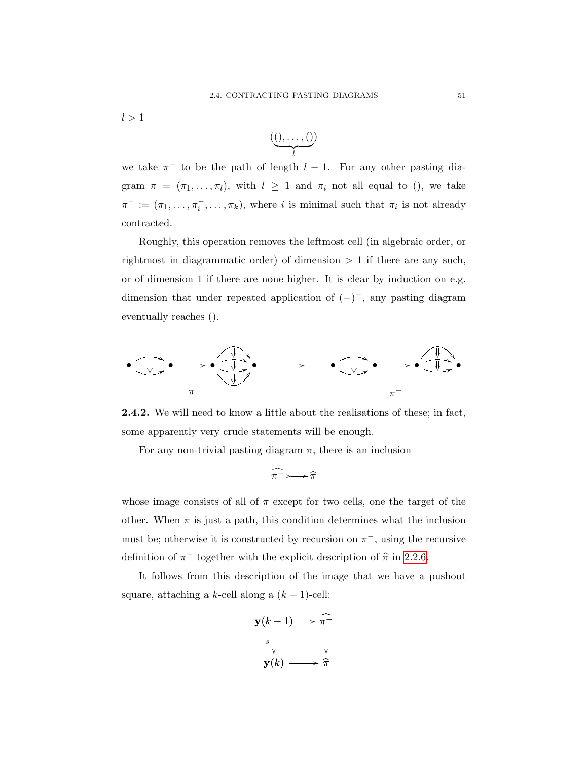$l > 1$

$$\underbrace{((), \ldots, ())}_{l}$$

we take $\pi^-$ to be the path of length $l-1$. For any other pasting diagram $\pi = (\pi_1, \ldots, \pi_l)$, with $l \geq 1$ and $\pi_i$ not all equal to $()$, we take $\pi^- := (\pi_1, \ldots, \pi_i^-, \ldots, \pi_k)$, where $i$ is minimal such that $\pi_i$ is not already contracted.

Roughly, this operation removes the leftmost cell (in algebraic order, or rightmost in diagrammatic order) of dimension $> 1$ if there are any such, or of dimension 1 if there are none higher. It is clear by induction on e.g. dimension that under repeated application of $(-)^-$, any pasting diagram eventually reaches $()$.

$$\pi \longmapsto \pi^-$$

**2.4.2.** We will need to know a little about the realisations of these; in fact, some apparently very crude statements will be enough.

For any non-trivial pasting diagram $\pi$, there is an inclusion

$$\widehat{\pi^-} \rightarrowtail \widehat{\pi}$$

whose image consists of all of $\pi$ except for two cells, one the target of the other. When $\pi$ is just a path, this condition determines what the inclusion must be; otherwise it is constructed by recursion on $\pi^-$, using the recursive definition of $\pi^-$ together with the explicit description of $\widehat{\pi}$ in 2.2.6.

It follows from this description of the image that we have a pushout square, attaching a $k$-cell along a $(k-1)$-cell:

$$\begin{array}{ccc} \mathbf{y}(k-1) & \longrightarrow & \widehat{\pi^-} \\ {\scriptstyle s}\downarrow & & \downarrow \\ \mathbf{y}(k) & \longrightarrow & \widehat{\pi} \end{array}$$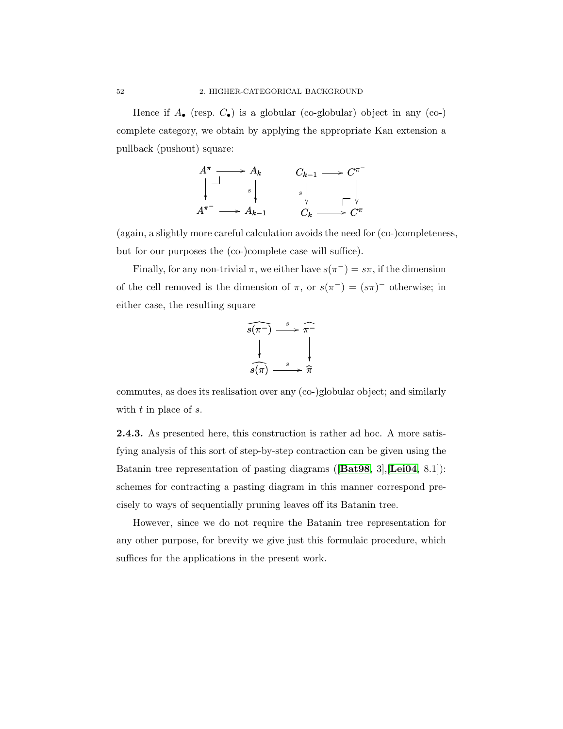Hence if $A_\bullet$ (resp. $C_\bullet$) is a globular (co-globular) object in any (co-) complete category, we obtain by applying the appropriate Kan extension a pullback (pushout) square:

$$
\begin{array}{ccc}
A^\pi & \longrightarrow & A_k \\
\big\downarrow & \lrcorner & \big\downarrow s \\
A^{\pi^-} & \longrightarrow & A_{k-1}
\end{array}
\qquad\qquad
\begin{array}{ccc}
C_{k-1} & \longrightarrow & C^{\pi^-} \\
s \big\downarrow & \ulcorner & \big\downarrow \\
C_k & \longrightarrow & C^\pi
\end{array}
$$

(again, a slightly more careful calculation avoids the need for (co-)completeness, but for our purposes the (co-)complete case will suffice).

Finally, for any non-trivial $\pi$, we either have $s(\pi^-) = s\pi$, if the dimension of the cell removed is the dimension of $\pi$, or $s(\pi^-) = (s\pi)^-$ otherwise; in either case, the resulting square

$$
\begin{array}{ccc}
\widehat{s(\pi^-)} & \xrightarrow{\ s\ } & \widehat{\pi^-} \\
\big\downarrow & & \big\downarrow \\
\widehat{s(\pi)} & \xrightarrow{\ s\ } & \widehat{\pi}
\end{array}
$$

commutes, as does its realisation over any (co-)globular object; and similarly with $t$ in place of $s$.

**2.4.3.** As presented here, this construction is rather ad hoc. A more satisfying analysis of this sort of step-by-step contraction can be given using the Batanin tree representation of pasting diagrams ([**Bat98**, 3],[**Lei04**, 8.1]): schemes for contracting a pasting diagram in this manner correspond precisely to ways of sequentially pruning leaves off its Batanin tree.

However, since we do not require the Batanin tree representation for any other purpose, for brevity we give just this formulaic procedure, which suffices for the applications in the present work.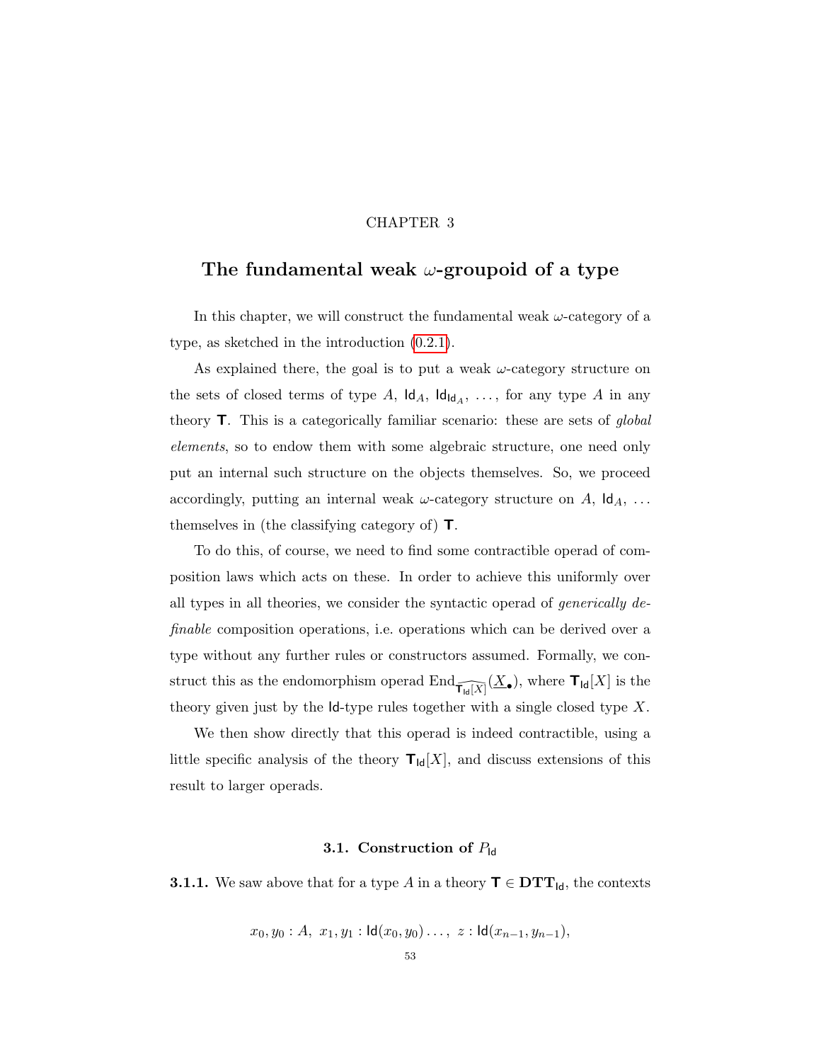# CHAPTER 3

# The fundamental weak $\omega$-groupoid of a type

In this chapter, we will construct the fundamental weak $\omega$-category of a type, as sketched in the introduction (0.2.1).

As explained there, the goal is to put a weak $\omega$-category structure on the sets of closed terms of type $A$, $\mathsf{Id}_A$, $\mathsf{Id}_{\mathsf{Id}_A}$, …, for any type $A$ in any theory $\mathbf{T}$. This is a categorically familiar scenario: these are sets of *global elements*, so to endow them with some algebraic structure, one need only put an internal such structure on the objects themselves. So, we proceed accordingly, putting an internal weak $\omega$-category structure on $A$, $\mathsf{Id}_A$, … themselves in (the classifying category of) $\mathbf{T}$.

To do this, of course, we need to find some contractible operad of composition laws which acts on these. In order to achieve this uniformly over all types in all theories, we consider the syntactic operad of *generically definable* composition operations, i.e. operations which can be derived over a type without any further rules or constructors assumed. Formally, we construct this as the endomorphism operad $\mathrm{End}_{\widehat{\mathbf{T}_{\mathsf{Id}}[X]}}(\underline{X}_\bullet)$, where $\mathbf{T}_{\mathsf{Id}}[X]$ is the theory given just by the $\mathsf{Id}$-type rules together with a single closed type $X$.

We then show directly that this operad is indeed contractible, using a little specific analysis of the theory $\mathbf{T}_{\mathsf{Id}}[X]$, and discuss extensions of this result to larger operads.

## 3.1. Construction of $P_{\mathsf{Id}}$

**3.1.1.** We saw above that for a type $A$ in a theory $\mathbf{T} \in \mathbf{DTT}_{\mathsf{Id}}$, the contexts

$$x_0, y_0 : A,\ x_1, y_1 : \mathsf{Id}(x_0, y_0) \ldots,\ z : \mathsf{Id}(x_{n-1}, y_{n-1}),$$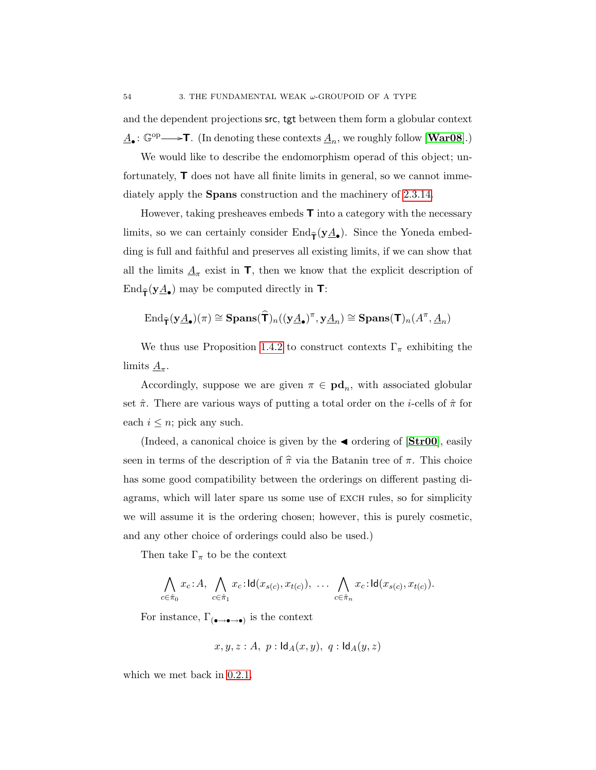and the dependent projections $\mathsf{src}$, $\mathsf{tgt}$ between them form a globular context $\underline{A}_\bullet \colon \mathbb{G}^{\mathrm{op}} \longrightarrow \mathsf{T}$. (In denoting these contexts $\underline{A}_n$, we roughly follow [**War08**].)

We would like to describe the endomorphism operad of this object; unfortunately, $\mathsf{T}$ does not have all finite limits in general, so we cannot immediately apply the **Spans** construction and the machinery of 2.3.14.

However, taking presheaves embeds $\mathsf{T}$ into a category with the necessary limits, so we can certainly consider $\mathrm{End}_{\widehat{\mathsf{T}}}(\mathbf{y}\underline{A}_\bullet)$. Since the Yoneda embedding is full and faithful and preserves all existing limits, if we can show that all the limits $\underline{A}_\pi$ exist in $\mathsf{T}$, then we know that the explicit description of $\mathrm{End}_{\widehat{\mathsf{T}}}(\mathbf{y}\underline{A}_\bullet)$ may be computed directly in $\mathsf{T}$:

$$\mathrm{End}_{\widehat{\mathsf{T}}}(\mathbf{y}\underline{A}_\bullet)(\pi) \cong \mathbf{Spans}(\widehat{\mathsf{T}})_n((\mathbf{y}\underline{A}_\bullet)^\pi, \mathbf{y}\underline{A}_n) \cong \mathbf{Spans}(\mathsf{T})_n(A^\pi, \underline{A}_n)$$

We thus use Proposition 1.4.2 to construct contexts $\Gamma_\pi$ exhibiting the limits $\underline{A}_\pi$.

Accordingly, suppose we are given $\pi \in \mathbf{pd}_n$, with associated globular set $\hat{\pi}$. There are various ways of putting a total order on the $i$-cells of $\hat{\pi}$ for each $i \leq n$; pick any such.

(Indeed, a canonical choice is given by the $\blacktriangleleft$ ordering of [**Str00**], easily seen in terms of the description of $\widehat{\pi}$ via the Batanin tree of $\pi$. This choice has some good compatibility between the orderings on different pasting diagrams, which will later spare us some use of EXCH rules, so for simplicity we will assume it is the ordering chosen; however, this is purely cosmetic, and any other choice of orderings could also be used.)

Then take $\Gamma_\pi$ to be the context

$$\bigwedge_{c \in \hat{\pi}_0} x_c \colon A,\ \bigwedge_{c \in \hat{\pi}_1} x_c \colon \mathsf{Id}(x_{s(c)}, x_{t(c)}),\ \ldots\ \bigwedge_{c \in \hat{\pi}_n} x_c \colon \mathsf{Id}(x_{s(c)}, x_{t(c)}).$$

For instance, $\Gamma_{(\bullet \to \bullet \to \bullet)}$ is the context

$$x, y, z : A,\ p : \mathsf{Id}_A(x, y),\ q : \mathsf{Id}_A(y, z)$$

which we met back in 0.2.1.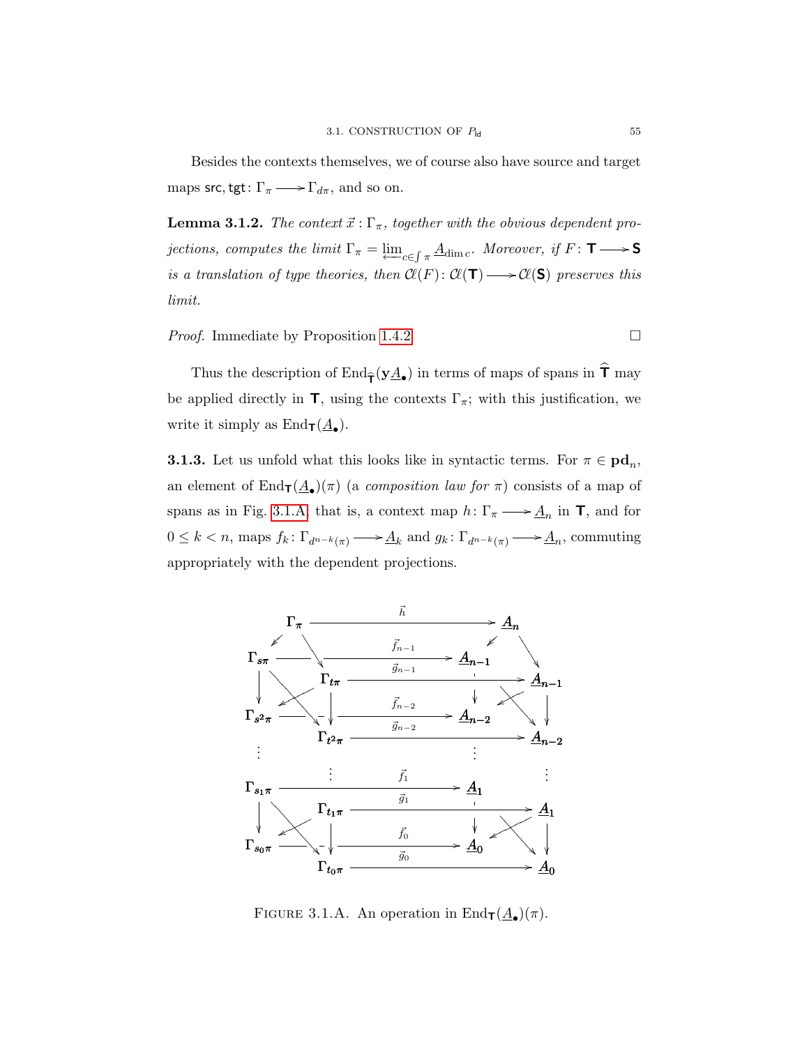Besides the contexts themselves, we of course also have source and target maps $\mathsf{src}, \mathsf{tgt} \colon \Gamma_\pi \longrightarrow \Gamma_{d\pi}$, and so on.

**Lemma 3.1.2.** *The context $\vec{x} : \Gamma_\pi$, together with the obvious dependent projections, computes the limit $\Gamma_\pi = \varprojlim_{c \in \int \pi} \underline{A}_{\dim c}$. Moreover, if $F \colon \mathbf{T} \longrightarrow \mathbf{S}$ is a translation of type theories, then $\mathcal{C}\ell(F) \colon \mathcal{C}\ell(\mathbf{T}) \longrightarrow \mathcal{C}\ell(\mathbf{S})$ preserves this limit.*

*Proof.* Immediate by Proposition 1.4.2. □

Thus the description of $\mathrm{End}_{\widehat{\mathbf{T}}}(\mathbf{y}\underline{A}_\bullet)$ in terms of maps of spans in $\widehat{\mathbf{T}}$ may be applied directly in $\mathbf{T}$, using the contexts $\Gamma_\pi$; with this justification, we write it simply as $\mathrm{End}_{\mathbf{T}}(\underline{A}_\bullet)$.

**3.1.3.** Let us unfold what this looks like in syntactic terms. For $\pi \in \mathbf{pd}_n$, an element of $\mathrm{End}_{\mathbf{T}}(\underline{A}_\bullet)(\pi)$ (a *composition law for* $\pi$) consists of a map of spans as in Fig. 3.1.A, that is, a context map $h \colon \Gamma_\pi \longrightarrow \underline{A}_n$ in $\mathbf{T}$, and for $0 \leq k < n$, maps $f_k \colon \Gamma_{d^{n-k}(\pi)} \longrightarrow \underline{A}_k$ and $g_k \colon \Gamma_{d^{n-k}(\pi)} \longrightarrow \underline{A}_n$, commuting appropriately with the dependent projections.

FIGURE 3.1.A. An operation in $\mathrm{End}_{\mathbf{T}}(\underline{A}_\bullet)(\pi)$.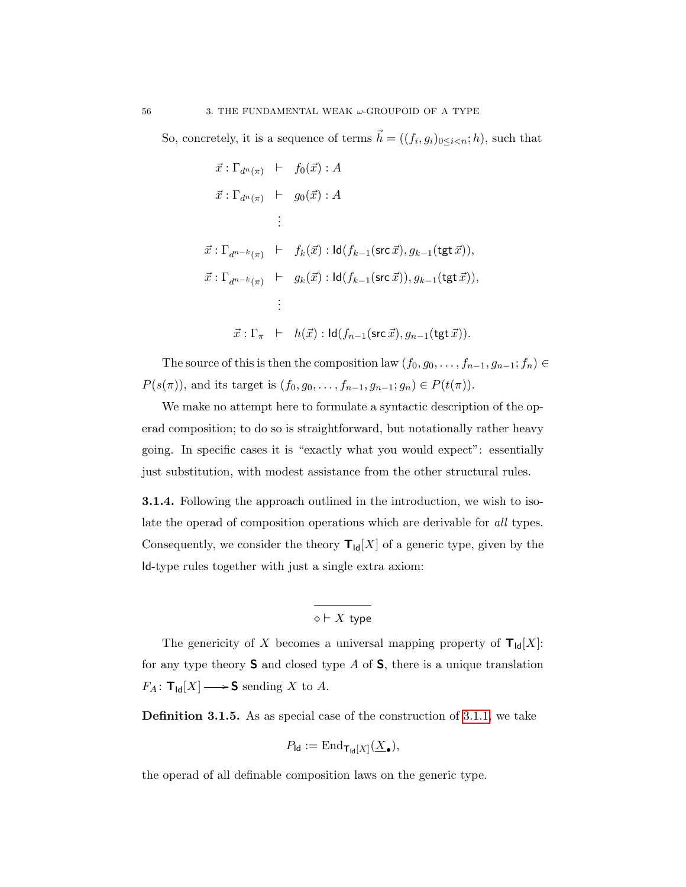So, concretely, it is a sequence of terms $\vec{h} = ((f_i, g_i)_{0 \leq i < n}; h)$, such that

$$
\begin{aligned}
\vec{x} : \Gamma_{d^n(\pi)} &\vdash f_0(\vec{x}) : A \\
\vec{x} : \Gamma_{d^n(\pi)} &\vdash g_0(\vec{x}) : A \\
&\vdots \\
\vec{x} : \Gamma_{d^{n-k}(\pi)} &\vdash f_k(\vec{x}) : \mathsf{Id}(f_{k-1}(\mathsf{src}\,\vec{x}), g_{k-1}(\mathsf{tgt}\,\vec{x})), \\
\vec{x} : \Gamma_{d^{n-k}(\pi)} &\vdash g_k(\vec{x}) : \mathsf{Id}(f_{k-1}(\mathsf{src}\,\vec{x})), g_{k-1}(\mathsf{tgt}\,\vec{x})), \\
&\vdots \\
\vec{x} : \Gamma_{\pi} &\vdash h(\vec{x}) : \mathsf{Id}(f_{n-1}(\mathsf{src}\,\vec{x}), g_{n-1}(\mathsf{tgt}\,\vec{x})).
\end{aligned}
$$

The source of this is then the composition law $(f_0, g_0, \ldots, f_{n-1}, g_{n-1}; f_n) \in P(s(\pi))$, and its target is $(f_0, g_0, \ldots, f_{n-1}, g_{n-1}; g_n) \in P(t(\pi))$.

We make no attempt here to formulate a syntactic description of the operad composition; to do so is straightforward, but notationally rather heavy going. In specific cases it is "exactly what you would expect": essentially just substitution, with modest assistance from the other structural rules.

**3.1.4.** Following the approach outlined in the introduction, we wish to isolate the operad of composition operations which are derivable for *all* types. Consequently, we consider the theory $\mathbf{T}_{\mathsf{Id}}[X]$ of a generic type, given by the $\mathsf{Id}$-type rules together with just a single extra axiom:

$$
\frac{}{\diamond \vdash X \ \mathsf{type}}
$$

The genericity of $X$ becomes a universal mapping property of $\mathbf{T}_{\mathsf{Id}}[X]$: for any type theory $\mathbf{S}$ and closed type $A$ of $\mathbf{S}$, there is a unique translation $F_A \colon \mathbf{T}_{\mathsf{Id}}[X] \longrightarrow \mathbf{S}$ sending $X$ to $A$.

**Definition 3.1.5.** As as special case of the construction of 3.1.1, we take

$$
P_{\mathsf{Id}} := \mathrm{End}_{\mathbf{T}_{\mathsf{Id}}[X]}(\underline{X_\bullet}),
$$

the operad of all definable composition laws on the generic type.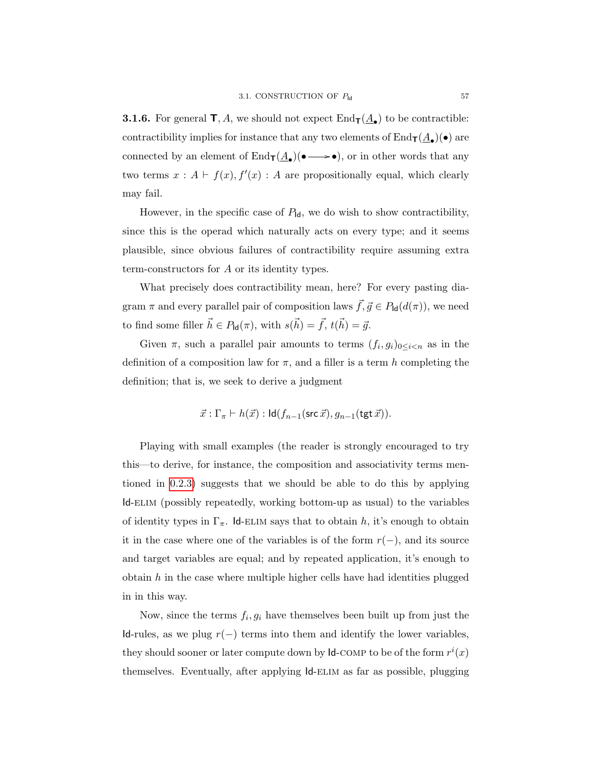**3.1.6.** For general $\mathsf{T}, A$, we should not expect $\operatorname{End}_{\mathsf{T}}(\underline{A}_\bullet)$ to be contractible: contractibility implies for instance that any two elements of $\operatorname{End}_{\mathsf{T}}(\underline{A}_\bullet)(\bullet)$ are connected by an element of $\operatorname{End}_{\mathsf{T}}(\underline{A}_\bullet)(\bullet \longrightarrow \bullet)$, or in other words that any two terms $x : A \vdash f(x), f'(x) : A$ are propositionally equal, which clearly may fail.

However, in the specific case of $P_{\mathsf{Id}}$, we do wish to show contractibility, since this is the operad which naturally acts on every type; and it seems plausible, since obvious failures of contractibility require assuming extra term-constructors for $A$ or its identity types.

What precisely does contractibility mean, here? For every pasting diagram $\pi$ and every parallel pair of composition laws $\vec{f}, \vec{g} \in P_{\mathsf{Id}}(d(\pi))$, we need to find some filler $\vec{h} \in P_{\mathsf{Id}}(\pi)$, with $s(\vec{h}) = \vec{f}$, $t(\vec{h}) = \vec{g}$.

Given $\pi$, such a parallel pair amounts to terms $(f_i, g_i)_{0 \leq i < n}$ as in the definition of a composition law for $\pi$, and a filler is a term $h$ completing the definition; that is, we seek to derive a judgment

$$\vec{x} : \Gamma_\pi \vdash h(\vec{x}) : \mathsf{Id}(f_{n-1}(\mathsf{src}\,\vec{x}), g_{n-1}(\mathsf{tgt}\,\vec{x})).$$

Playing with small examples (the reader is strongly encouraged to try this—to derive, for instance, the composition and associativity terms mentioned in 0.2.3) suggests that we should be able to do this by applying $\mathsf{Id}$-ELIM (possibly repeatedly, working bottom-up as usual) to the variables of identity types in $\Gamma_\pi$. $\mathsf{Id}$-ELIM says that to obtain $h$, it's enough to obtain it in the case where one of the variables is of the form $r(-)$, and its source and target variables are equal; and by repeated application, it's enough to obtain $h$ in the case where multiple higher cells have had identities plugged in in this way.

Now, since the terms $f_i, g_i$ have themselves been built up from just the $\mathsf{Id}$-rules, as we plug $r(-)$ terms into them and identify the lower variables, they should sooner or later compute down by $\mathsf{Id}$-COMP to be of the form $r^i(x)$ themselves. Eventually, after applying $\mathsf{Id}$-ELIM as far as possible, plugging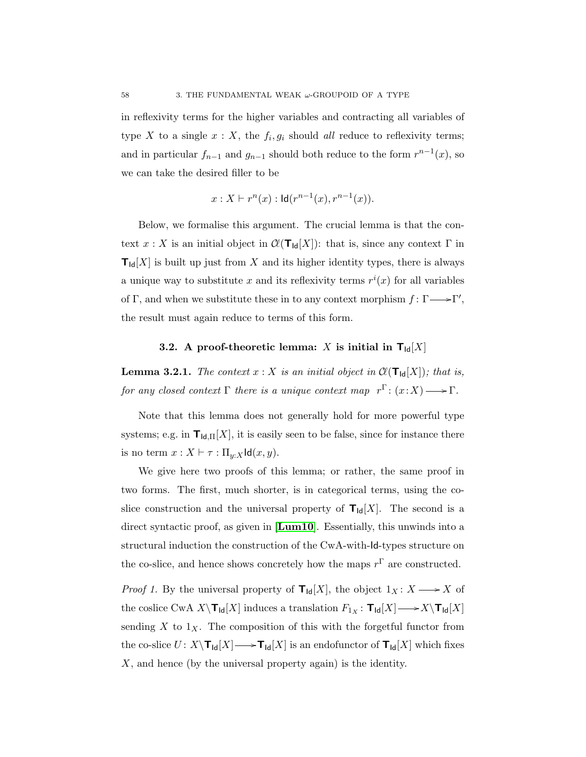in reflexivity terms for the higher variables and contracting all variables of type $X$ to a single $x : X$, the $f_i, g_i$ should *all* reduce to reflexivity terms; and in particular $f_{n-1}$ and $g_{n-1}$ should both reduce to the form $r^{n-1}(x)$, so we can take the desired filler to be

$$x : X \vdash r^n(x) : \mathsf{Id}(r^{n-1}(x), r^{n-1}(x)).$$

Below, we formalise this argument. The crucial lemma is that the context $x : X$ is an initial object in $\mathcal{C}\ell(\mathbf{T}_{\mathsf{Id}}[X])$: that is, since any context $\Gamma$ in $\mathbf{T}_{\mathsf{Id}}[X]$ is built up just from $X$ and its higher identity types, there is always a unique way to substitute $x$ and its reflexivity terms $r^i(x)$ for all variables of $\Gamma$, and when we substitute these in to any context morphism $f : \Gamma \longrightarrow \Gamma'$, the result must again reduce to terms of this form.

## 3.2. A proof-theoretic lemma: $X$ is initial in $\mathbf{T}_{\mathsf{Id}}[X]$

**Lemma 3.2.1.** *The context $x : X$ is an initial object in $\mathcal{C}\ell(\mathbf{T}_{\mathsf{Id}}[X])$; that is, for any closed context $\Gamma$ there is a unique context map $r^\Gamma : (x : X) \longrightarrow \Gamma$.*

Note that this lemma does not generally hold for more powerful type systems; e.g. in $\mathbf{T}_{\mathsf{Id},\Pi}[X]$, it is easily seen to be false, since for instance there is no term $x : X \vdash \tau : \Pi_{y:X}\mathsf{Id}(x, y)$.

We give here two proofs of this lemma; or rather, the same proof in two forms. The first, much shorter, is in categorical terms, using the co-slice construction and the universal property of $\mathbf{T}_{\mathsf{Id}}[X]$. The second is a direct syntactic proof, as given in [**Lum10**]. Essentially, this unwinds into a structural induction the construction of the CwA-with-$\mathsf{Id}$-types structure on the co-slice, and hence shows concretely how the maps $r^\Gamma$ are constructed.

*Proof 1.* By the universal property of $\mathbf{T}_{\mathsf{Id}}[X]$, the object $1_X : X \longrightarrow X$ of the coslice CwA $X\backslash\mathbf{T}_{\mathsf{Id}}[X]$ induces a translation $F_{1_X} : \mathbf{T}_{\mathsf{Id}}[X] \longrightarrow X\backslash\mathbf{T}_{\mathsf{Id}}[X]$ sending $X$ to $1_X$. The composition of this with the forgetful functor from the co-slice $U : X\backslash\mathbf{T}_{\mathsf{Id}}[X] \longrightarrow \mathbf{T}_{\mathsf{Id}}[X]$ is an endofunctor of $\mathbf{T}_{\mathsf{Id}}[X]$ which fixes $X$, and hence (by the universal property again) is the identity.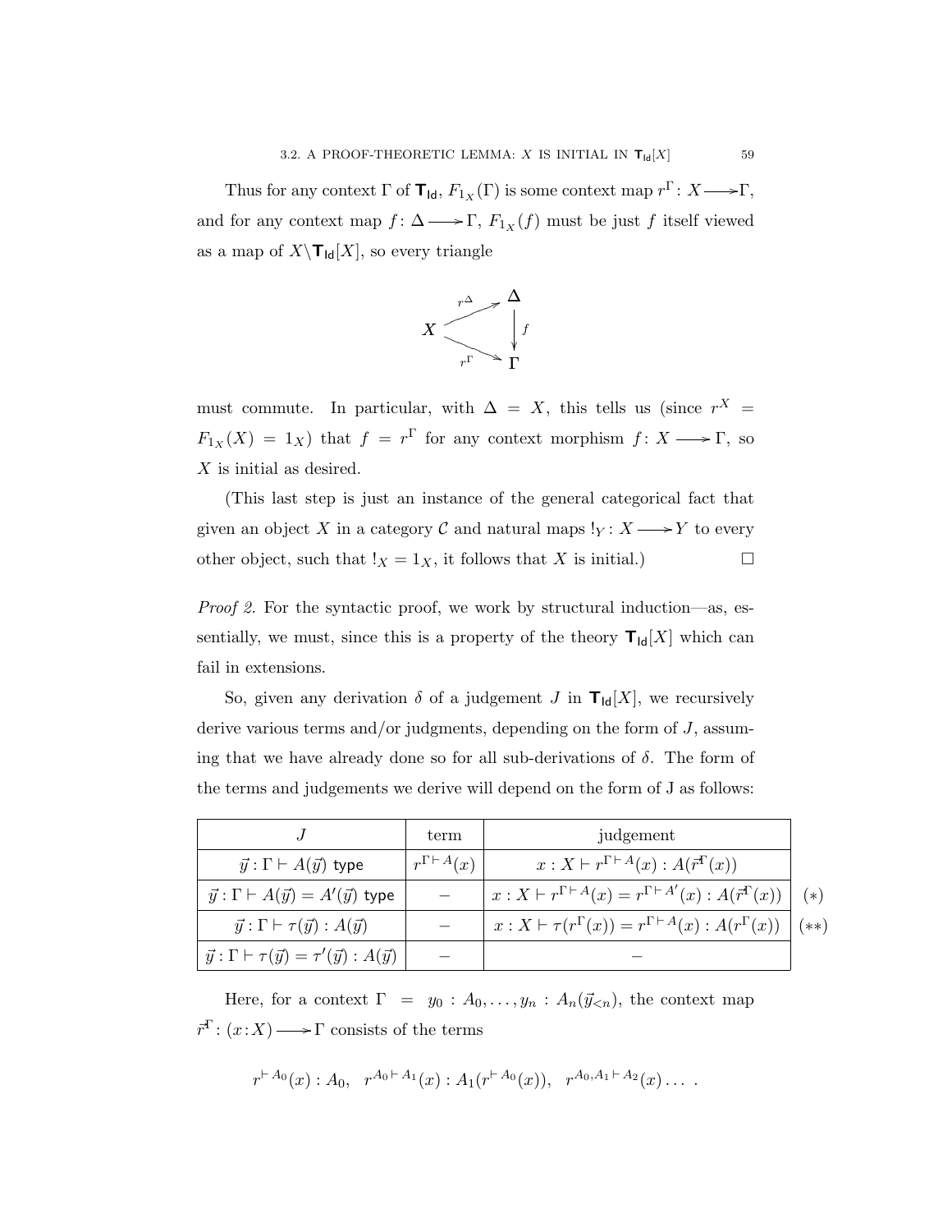Thus for any context $\Gamma$ of $\mathsf{T}_{\mathsf{Id}}$, $F_{1_X}(\Gamma)$ is some context map $r^\Gamma \colon X \longrightarrow \Gamma$, and for any context map $f \colon \Delta \longrightarrow \Gamma$, $F_{1_X}(f)$ must be just $f$ itself viewed as a map of $X \backslash \mathsf{T}_{\mathsf{Id}}[X]$, so every triangle

$$\begin{array}{ccc} & & \Delta \\ & \overset{r^\Delta}{\nearrow} & \\ X & & \downarrow f \\ & \underset{r^\Gamma}{\searrow} & \\ & & \Gamma \end{array}$$

must commute. In particular, with $\Delta = X$, this tells us (since $r^X = F_{1_X}(X) = 1_X$) that $f = r^\Gamma$ for any context morphism $f \colon X \longrightarrow \Gamma$, so $X$ is initial as desired.

(This last step is just an instance of the general categorical fact that given an object $X$ in a category $\mathcal{C}$ and natural maps $!_Y \colon X \longrightarrow Y$ to every other object, such that $!_X = 1_X$, it follows that $X$ is initial.) $\square$

*Proof 2.* For the syntactic proof, we work by structural induction—as, essentially, we must, since this is a property of the theory $\mathsf{T}_{\mathsf{Id}}[X]$ which can fail in extensions.

So, given any derivation $\delta$ of a judgement $J$ in $\mathsf{T}_{\mathsf{Id}}[X]$, we recursively derive various terms and/or judgments, depending on the form of $J$, assuming that we have already done so for all sub-derivations of $\delta$. The form of the terms and judgements we derive will depend on the form of J as follows:

| $J$ | term | judgement | |
|---|---|---|---|
| $\vec{y} : \Gamma \vdash A(\vec{y})$ type | $r^{\Gamma \vdash A}(x)$ | $x : X \vdash r^{\Gamma \vdash A}(x) : A(\vec{r}^\Gamma(x))$ | |
| $\vec{y} : \Gamma \vdash A(\vec{y}) = A'(\vec{y})$ type | $-$ | $x : X \vdash r^{\Gamma \vdash A}(x) = r^{\Gamma \vdash A'}(x) : A(\vec{r}^\Gamma(x))$ | $(*)$ |
| $\vec{y} : \Gamma \vdash \tau(\vec{y}) : A(\vec{y})$ | $-$ | $x : X \vdash \tau(r^\Gamma(x)) = r^{\Gamma \vdash A}(x) : A(r^\Gamma(x))$ | $(**)$ |
| $\vec{y} : \Gamma \vdash \tau(\vec{y}) = \tau'(\vec{y}) : A(\vec{y})$ | $-$ | $-$ | |

Here, for a context $\Gamma = y_0 : A_0, \ldots, y_n : A_n(\vec{y}_{<n})$, the context map $\vec{r}^\Gamma \colon (x : X) \longrightarrow \Gamma$ consists of the terms

$$r^{\vdash A_0}(x) : A_0, \quad r^{A_0 \vdash A_1}(x) : A_1(r^{\vdash A_0}(x)), \quad r^{A_0, A_1 \vdash A_2}(x) \ldots \ .$$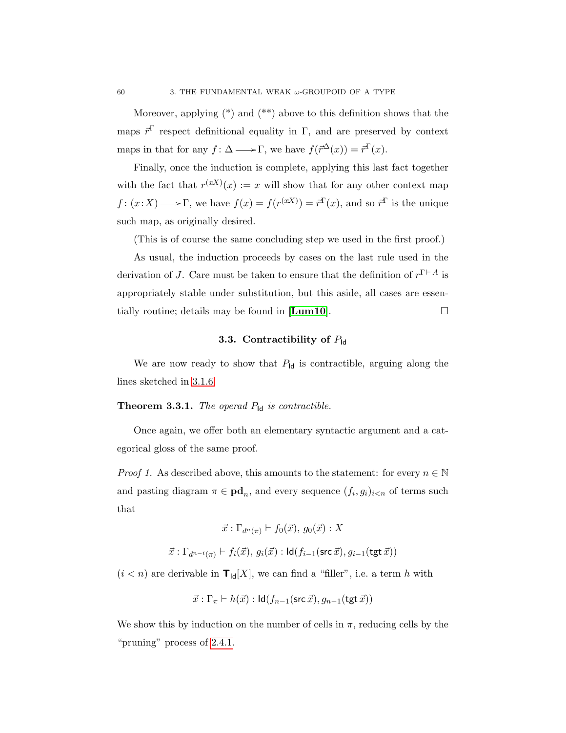Moreover, applying (*) and (**) above to this definition shows that the maps $\vec{r}^{\Gamma}$ respect definitional equality in $\Gamma$, and are preserved by context maps in that for any $f \colon \Delta \longrightarrow \Gamma$, we have $f(\vec{r}^{\Delta}(x)) = \vec{r}^{\Gamma}(x)$.

Finally, once the induction is complete, applying this last fact together with the fact that $r^{(x X)}(x) := x$ will show that for any other context map $f \colon (x{:}X) \longrightarrow \Gamma$, we have $f(x) = f(r^{(x X)}) = \vec{r}^{\Gamma}(x)$, and so $\vec{r}^{\Gamma}$ is the unique such map, as originally desired.

(This is of course the same concluding step we used in the first proof.)

As usual, the induction proceeds by cases on the last rule used in the derivation of $J$. Care must be taken to ensure that the definition of $r^{\Gamma \vdash A}$ is appropriately stable under substitution, but this aside, all cases are essentially routine; details may be found in [**Lum10**]. $\square$

## 3.3. Contractibility of $P_{\mathsf{Id}}$

We are now ready to show that $P_{\mathsf{Id}}$ is contractible, arguing along the lines sketched in 3.1.6.

**Theorem 3.3.1.** *The operad $P_{\mathsf{Id}}$ is contractible.*

Once again, we offer both an elementary syntactic argument and a categorical gloss of the same proof.

*Proof 1.* As described above, this amounts to the statement: for every $n \in \mathbb{N}$ and pasting diagram $\pi \in \mathbf{pd}_n$, and every sequence $(f_i, g_i)_{i<n}$ of terms such that

$$\vec{x} : \Gamma_{d^n(\pi)} \vdash f_0(\vec{x}),\, g_0(\vec{x}) : X$$

$$\vec{x} : \Gamma_{d^{n-i}(\pi)} \vdash f_i(\vec{x}),\, g_i(\vec{x}) : \mathsf{Id}(f_{i-1}(\mathsf{src}\,\vec{x}), g_{i-1}(\mathsf{tgt}\,\vec{x}))$$

$(i < n)$ are derivable in $\mathbf{T}_{\mathsf{Id}}[X]$, we can find a "filler", i.e. a term $h$ with

$$\vec{x} : \Gamma_{\pi} \vdash h(\vec{x}) : \mathsf{Id}(f_{n-1}(\mathsf{src}\,\vec{x}), g_{n-1}(\mathsf{tgt}\,\vec{x}))$$

We show this by induction on the number of cells in $\pi$, reducing cells by the "pruning" process of 2.4.1.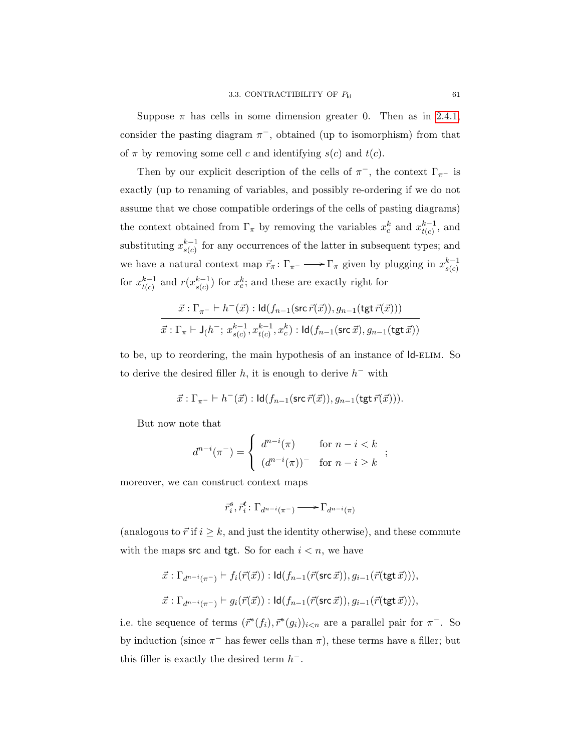Suppose $\pi$ has cells in some dimension greater 0. Then as in 2.4.1, consider the pasting diagram $\pi^-$, obtained (up to isomorphism) from that of $\pi$ by removing some cell $c$ and identifying $s(c)$ and $t(c)$.

Then by our explicit description of the cells of $\pi^-$, the context $\Gamma_{\pi^-}$ is exactly (up to renaming of variables, and possibly re-ordering if we do not assume that we chose compatible orderings of the cells of pasting diagrams) the context obtained from $\Gamma_\pi$ by removing the variables $x^k_c$ and $x^{k-1}_{t(c)}$, and substituting $x^{k-1}_{s(c)}$ for any occurrences of the latter in subsequent types; and we have a natural context map $\vec{r}_\pi \colon \Gamma_{\pi^-} \longrightarrow \Gamma_\pi$ given by plugging in $x^{k-1}_{s(c)}$ for $x^{k-1}_{t(c)}$ and $r(x^{k-1}_{s(c)})$ for $x^k_c$; and these are exactly right for

$$\frac{\vec{x} : \Gamma_{\pi^-} \vdash h^-(\vec{x}) : \mathsf{Id}(f_{n-1}(\mathsf{src}\,\vec{r}(\vec{x})), g_{n-1}(\mathsf{tgt}\,\vec{r}(\vec{x})))}{\vec{x} : \Gamma_\pi \vdash \mathsf{J}_(h^-;\, x^{k-1}_{s(c)}, x^{k-1}_{t(c)}, x^k_c) : \mathsf{Id}(f_{n-1}(\mathsf{src}\,\vec{x}), g_{n-1}(\mathsf{tgt}\,\vec{x}))}$$

to be, up to reordering, the main hypothesis of an instance of $\mathsf{Id}$-ELIM. So to derive the desired filler $h$, it is enough to derive $h^-$ with

$$\vec{x} : \Gamma_{\pi^-} \vdash h^-(\vec{x}) : \mathsf{Id}(f_{n-1}(\mathsf{src}\,\vec{r}(\vec{x})), g_{n-1}(\mathsf{tgt}\,\vec{r}(\vec{x}))).$$

But now note that

$$d^{n-i}(\pi^-) = \begin{cases} d^{n-i}(\pi) & \text{for } n-i < k \\ (d^{n-i}(\pi))^- & \text{for } n-i \geq k \end{cases} ;$$

moreover, we can construct context maps

$$\vec{r}^s_i, \vec{r}^t_i \colon \Gamma_{d^{n-i}(\pi^-)} \longrightarrow \Gamma_{d^{n-i}(\pi)}$$

(analogous to $\vec{r}$ if $i \geq k$, and just the identity otherwise), and these commute with the maps $\mathsf{src}$ and $\mathsf{tgt}$. So for each $i < n$, we have

$$\vec{x} : \Gamma_{d^{n-i}(\pi^-)} \vdash f_i(\vec{r}(\vec{x})) : \mathsf{Id}(f_{n-1}(\vec{r}(\mathsf{src}\,\vec{x})), g_{i-1}(\vec{r}(\mathsf{tgt}\,\vec{x}))),$$

$$\vec{x} : \Gamma_{d^{n-i}(\pi^-)} \vdash g_i(\vec{r}(\vec{x})) : \mathsf{Id}(f_{n-1}(\vec{r}(\mathsf{src}\,\vec{x})), g_{i-1}(\vec{r}(\mathsf{tgt}\,\vec{x}))),$$

i.e. the sequence of terms $(\vec{r}^*(f_i), \vec{r}^*(g_i))_{i<n}$ are a parallel pair for $\pi^-$. So by induction (since $\pi^-$ has fewer cells than $\pi$), these terms have a filler; but this filler is exactly the desired term $h^-$.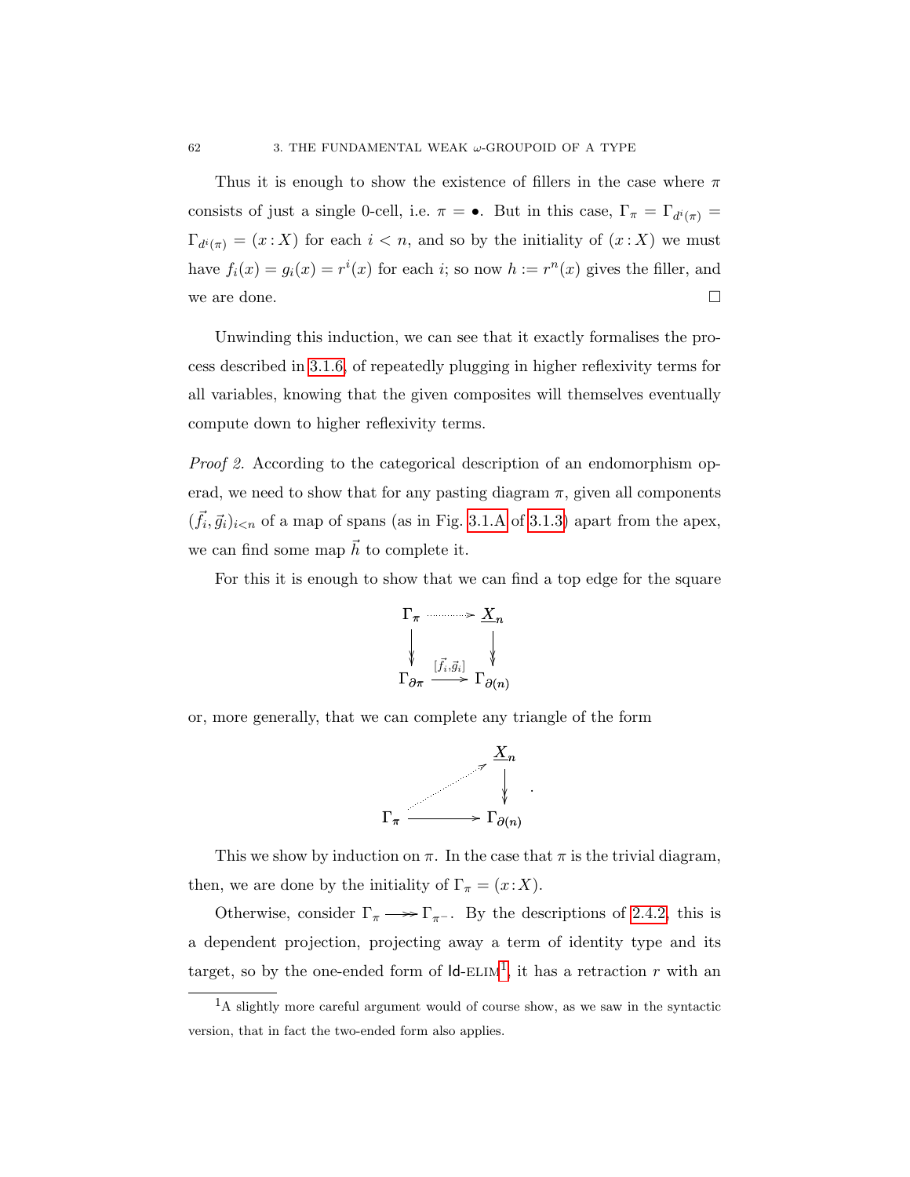Thus it is enough to show the existence of fillers in the case where $\pi$ consists of just a single 0-cell, i.e. $\pi = \bullet$. But in this case, $\Gamma_\pi = \Gamma_{d^i(\pi)} = \Gamma_{d^i(\pi)} = (x : X)$ for each $i < n$, and so by the initiality of $(x : X)$ we must have $f_i(x) = g_i(x) = r^i(x)$ for each $i$; so now $h := r^n(x)$ gives the filler, and we are done. $\square$

Unwinding this induction, we can see that it exactly formalises the process described in 3.1.6, of repeatedly plugging in higher reflexivity terms for all variables, knowing that the given composites will themselves eventually compute down to higher reflexivity terms.

*Proof 2.* According to the categorical description of an endomorphism operad, we need to show that for any pasting diagram $\pi$, given all components $(\vec{f_i}, \vec{g_i})_{i<n}$ of a map of spans (as in Fig. 3.1.A of 3.1.3) apart from the apex, we can find some map $\vec{h}$ to complete it.

For this it is enough to show that we can find a top edge for the square

$$\begin{array}{ccc} \Gamma_\pi & \dashrightarrow & \underline{X}_n \\ \downarrow & & \downarrow \\ \Gamma_{\partial\pi} & \xrightarrow{[\vec{f_i}, \vec{g_i}]} & \Gamma_{\partial(n)} \end{array}$$

or, more generally, that we can complete any triangle of the form

$$\begin{array}{ccc} & & \underline{X}_n \\ & \nearrow & \downarrow \\ \Gamma_\pi & \longrightarrow & \Gamma_{\partial(n)} \end{array} .$$

This we show by induction on $\pi$. In the case that $\pi$ is the trivial diagram, then, we are done by the initiality of $\Gamma_\pi = (x : X)$.

Otherwise, consider $\Gamma_\pi \twoheadrightarrow \Gamma_{\pi^-}$. By the descriptions of 2.4.2, this is a dependent projection, projecting away a term of identity type and its target, so by the one-ended form of $\mathsf{Id}$-ELIM[1], it has a retraction $r$ with an

[1] A slightly more careful argument would of course show, as we saw in the syntactic version, that in fact the two-ended form also applies.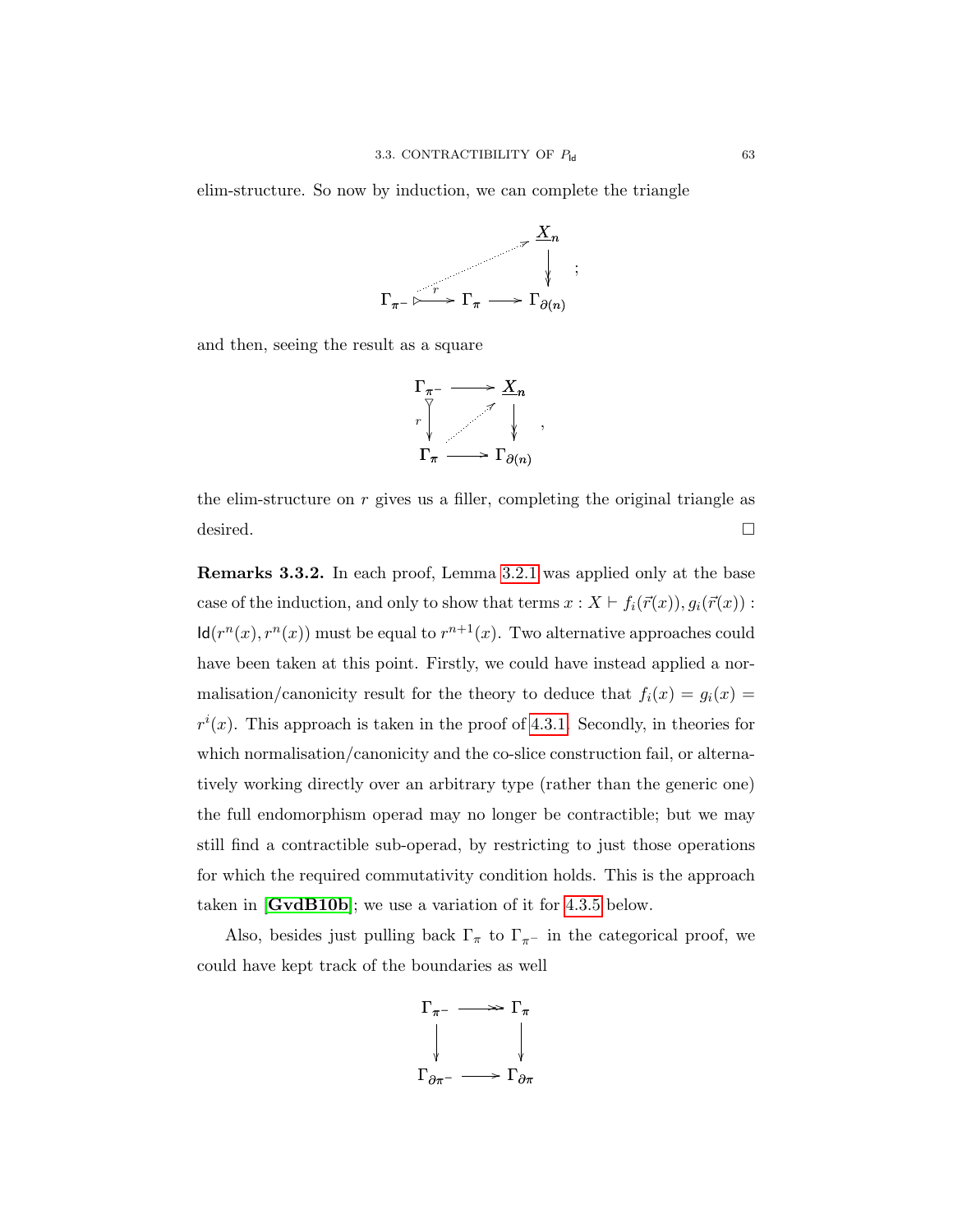elim-structure. So now by induction, we can complete the triangle

$$\begin{array}{ccccc} & & & & \underline{X}_n \\ & & & \nearrow & \downarrow \\ \Gamma_{\pi^-} & \overset{r}{\rightarrowtail} & \Gamma_\pi & \longrightarrow & \Gamma_{\partial(n)} \end{array} ;$$

and then, seeing the result as a square

$$\begin{array}{ccc} \Gamma_{\pi^-} & \longrightarrow & \underline{X}_n \\ {\scriptstyle r}\downarrow & \nearrow & \downarrow \\ \Gamma_\pi & \longrightarrow & \Gamma_{\partial(n)} \end{array} ,$$

the elim-structure on $r$ gives us a filler, completing the original triangle as desired. □

**Remarks 3.3.2.** In each proof, Lemma 3.2.1 was applied only at the base case of the induction, and only to show that terms $x : X \vdash f_i(\vec{r}(x)), g_i(\vec{r}(x)) : \mathsf{Id}(r^n(x), r^n(x))$ must be equal to $r^{n+1}(x)$. Two alternative approaches could have been taken at this point. Firstly, we could have instead applied a normalisation/canonicity result for the theory to deduce that $f_i(x) = g_i(x) = r^i(x)$. This approach is taken in the proof of 4.3.1. Secondly, in theories for which normalisation/canonicity and the co-slice construction fail, or alternatively working directly over an arbitrary type (rather than the generic one) the full endomorphism operad may no longer be contractible; but we may still find a contractible sub-operad, by restricting to just those operations for which the required commutativity condition holds. This is the approach taken in [**GvdB10b**]; we use a variation of it for 4.3.5 below.

Also, besides just pulling back $\Gamma_\pi$ to $\Gamma_{\pi^-}$ in the categorical proof, we could have kept track of the boundaries as well

$$\begin{array}{ccc} \Gamma_{\pi^-} & \twoheadrightarrow & \Gamma_\pi \\ \downarrow & & \downarrow \\ \Gamma_{\partial\pi^-} & \longrightarrow & \Gamma_{\partial\pi} \end{array}$$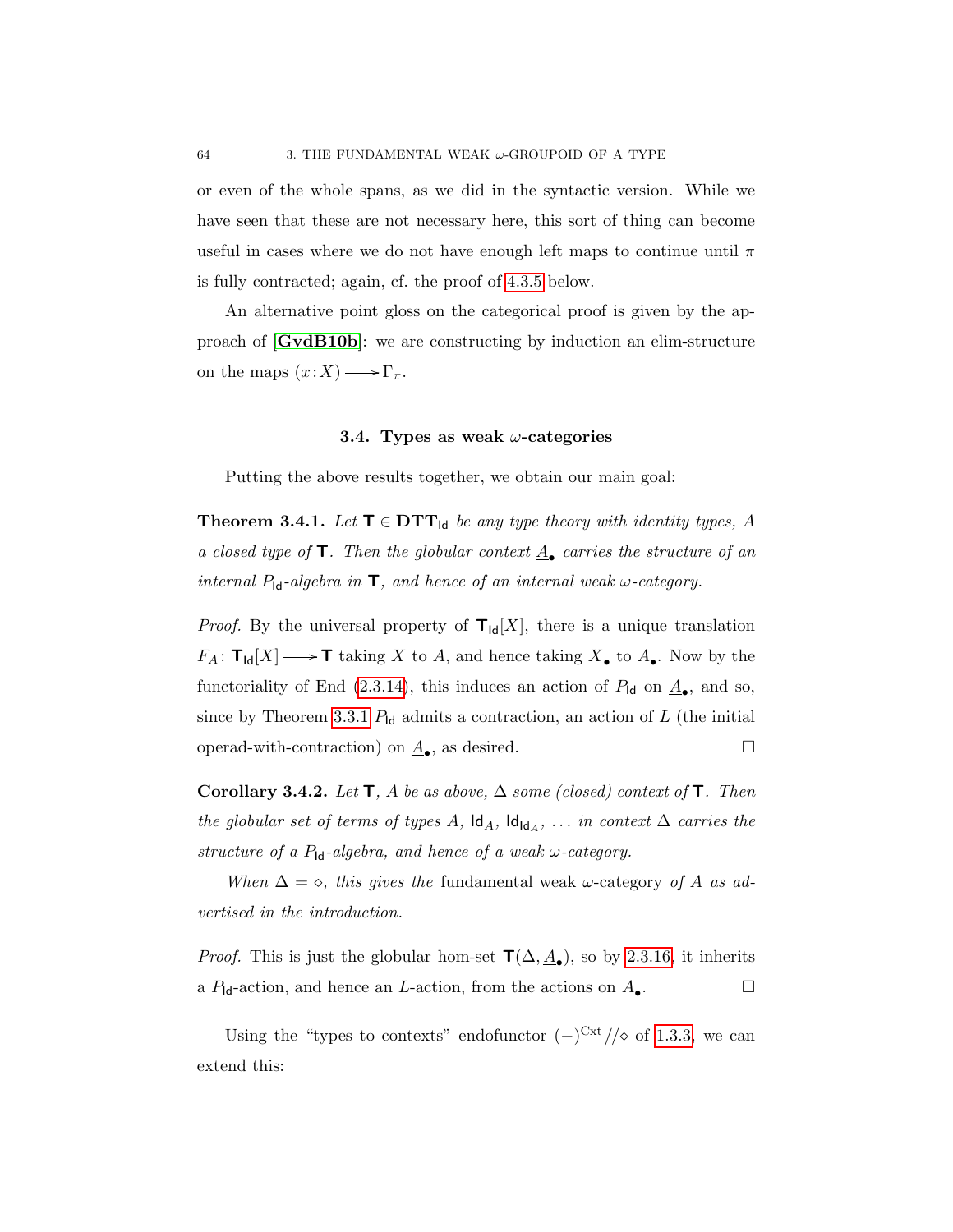or even of the whole spans, as we did in the syntactic version. While we have seen that these are not necessary here, this sort of thing can become useful in cases where we do not have enough left maps to continue until $\pi$ is fully contracted; again, cf. the proof of 4.3.5 below.

An alternative point gloss on the categorical proof is given by the approach of [**GvdB10b**]: we are constructing by induction an elim-structure on the maps $(x{:}X) \longrightarrow \Gamma_\pi$.

### 3.4. Types as weak $\omega$-categories

Putting the above results together, we obtain our main goal:

**Theorem 3.4.1.** *Let $\mathsf{T} \in \mathbf{DTT}_{\mathsf{Id}}$ be any type theory with identity types, $A$ a closed type of $\mathsf{T}$. Then the globular context $\underline{A}_\bullet$ carries the structure of an internal $P_{\mathsf{Id}}$-algebra in $\mathsf{T}$, and hence of an internal weak $\omega$-category.*

*Proof.* By the universal property of $\mathsf{T}_{\mathsf{Id}}[X]$, there is a unique translation $F_A \colon \mathsf{T}_{\mathsf{Id}}[X] \longrightarrow \mathsf{T}$ taking $X$ to $A$, and hence taking $\underline{X}_\bullet$ to $\underline{A}_\bullet$. Now by the functoriality of End (2.3.14), this induces an action of $P_{\mathsf{Id}}$ on $\underline{A}_\bullet$, and so, since by Theorem 3.3.1 $P_{\mathsf{Id}}$ admits a contraction, an action of $L$ (the initial operad-with-contraction) on $\underline{A}_\bullet$, as desired. □

**Corollary 3.4.2.** *Let $\mathsf{T}$, $A$ be as above, $\Delta$ some (closed) context of $\mathsf{T}$. Then the globular set of terms of types $A$, $\mathsf{Id}_A$, $\mathsf{Id}_{\mathsf{Id}_A}$, … in context $\Delta$ carries the structure of a $P_{\mathsf{Id}}$-algebra, and hence of a weak $\omega$-category.*

*When $\Delta = \diamond$, this gives the* fundamental weak $\omega$-category *of $A$ as advertised in the introduction.*

*Proof.* This is just the globular hom-set $\mathsf{T}(\Delta, \underline{A}_\bullet)$, so by 2.3.16, it inherits a $P_{\mathsf{Id}}$-action, and hence an $L$-action, from the actions on $\underline{A}_\bullet$. □

Using the "types to contexts" endofunctor $(-)^{\mathrm{Cxt}}/\!/\diamond$ of 1.3.3, we can extend this: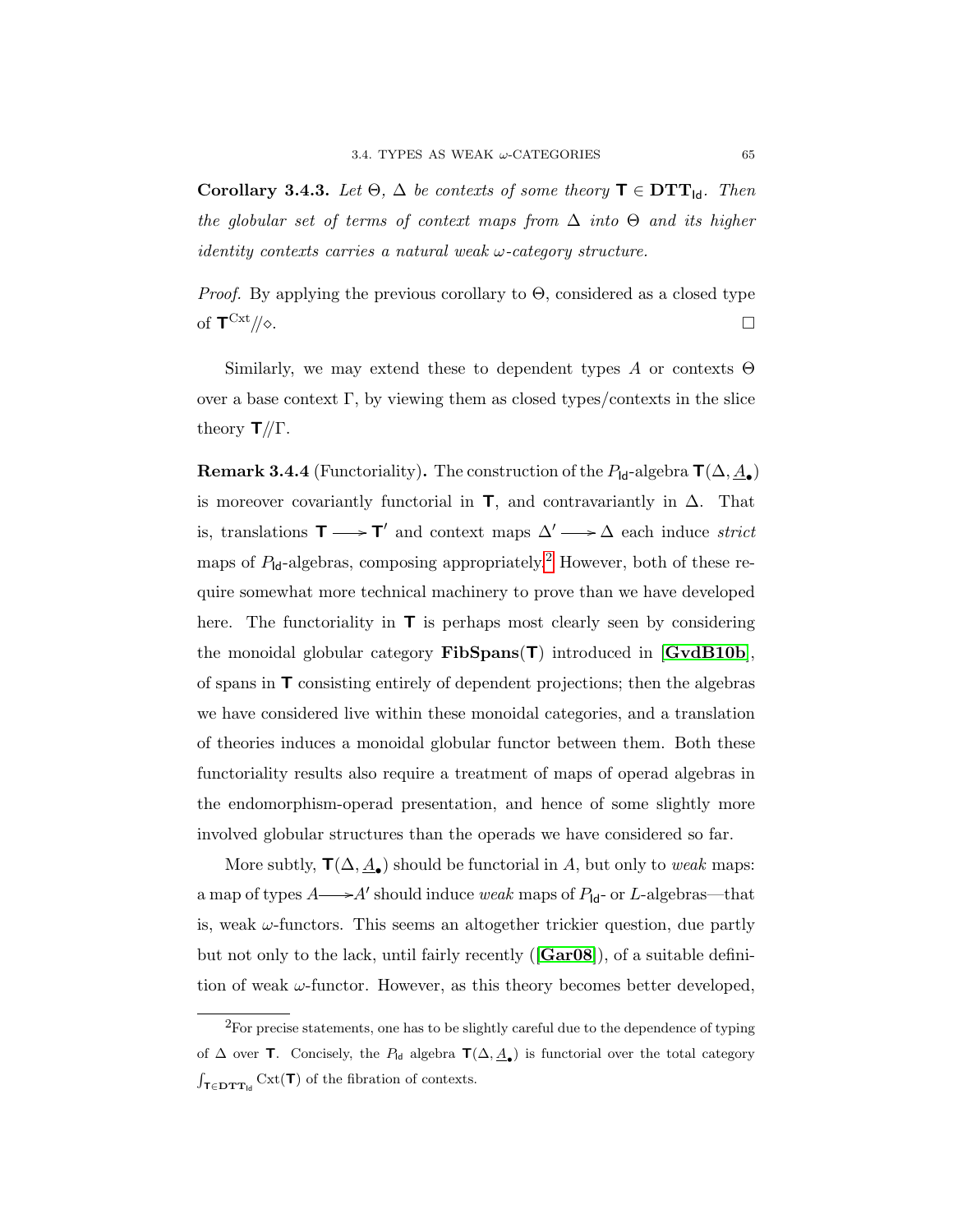**Corollary 3.4.3.** *Let $\Theta$, $\Delta$ be contexts of some theory $\mathsf{T} \in \mathbf{DTT}_{\mathsf{Id}}$. Then the globular set of terms of context maps from $\Delta$ into $\Theta$ and its higher identity contexts carries a natural weak $\omega$-category structure.*

*Proof.* By applying the previous corollary to $\Theta$, considered as a closed type of $\mathsf{T}^{\mathrm{Cxt}}/\!/\diamond$. $\square$

Similarly, we may extend these to dependent types $A$ or contexts $\Theta$ over a base context $\Gamma$, by viewing them as closed types/contexts in the slice theory $\mathsf{T}/\!/\Gamma$.

**Remark 3.4.4** (Functoriality)**.** The construction of the $P_{\mathsf{Id}}$-algebra $\mathsf{T}(\Delta, \underline{A}_\bullet)$ is moreover covariantly functorial in $\mathsf{T}$, and contravariantly in $\Delta$. That is, translations $\mathsf{T} \longrightarrow \mathsf{T}'$ and context maps $\Delta' \longrightarrow \Delta$ each induce *strict* maps of $P_{\mathsf{Id}}$-algebras, composing appropriately.[2] However, both of these require somewhat more technical machinery to prove than we have developed here. The functoriality in $\mathsf{T}$ is perhaps most clearly seen by considering the monoidal globular category $\mathbf{FibSpans}(\mathsf{T})$ introduced in [**GvdB10b**], of spans in $\mathsf{T}$ consisting entirely of dependent projections; then the algebras we have considered live within these monoidal categories, and a translation of theories induces a monoidal globular functor between them. Both these functoriality results also require a treatment of maps of operad algebras in the endomorphism-operad presentation, and hence of some slightly more involved globular structures than the operads we have considered so far.

More subtly, $\mathsf{T}(\Delta, \underline{A}_\bullet)$ should be functorial in $A$, but only to *weak* maps: a map of types $A \longrightarrow A'$ should induce *weak* maps of $P_{\mathsf{Id}}$- or $L$-algebras—that is, weak $\omega$-functors. This seems an altogether trickier question, due partly but not only to the lack, until fairly recently ([**Gar08**]), of a suitable definition of weak $\omega$-functor. However, as this theory becomes better developed,

[2] For precise statements, one has to be slightly careful due to the dependence of typing of $\Delta$ over $\mathsf{T}$. Concisely, the $P_{\mathsf{Id}}$ algebra $\mathsf{T}(\Delta, \underline{A}_\bullet)$ is functorial over the total category $\int_{\mathsf{T} \in \mathbf{DTT}_{\mathsf{Id}}} \mathrm{Cxt}(\mathsf{T})$ of the fibration of contexts.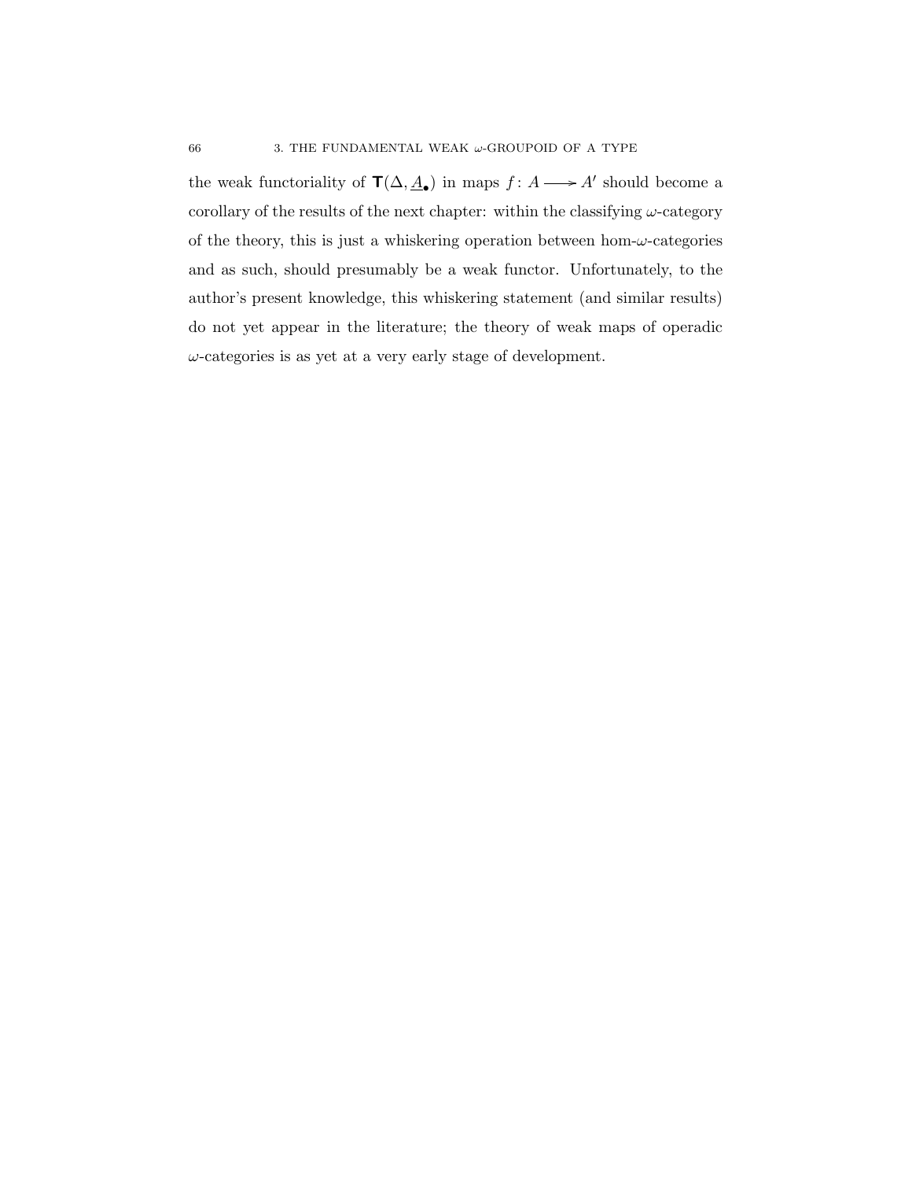the weak functoriality of $\mathsf{T}(\Delta, \underline{A}_{\bullet})$ in maps $f\colon A \longrightarrow A'$ should become a corollary of the results of the next chapter: within the classifying $\omega$-category of the theory, this is just a whiskering operation between hom-$\omega$-categories and as such, should presumably be a weak functor. Unfortunately, to the author's present knowledge, this whiskering statement (and similar results) do not yet appear in the literature; the theory of weak maps of operadic $\omega$-categories is as yet at a very early stage of development.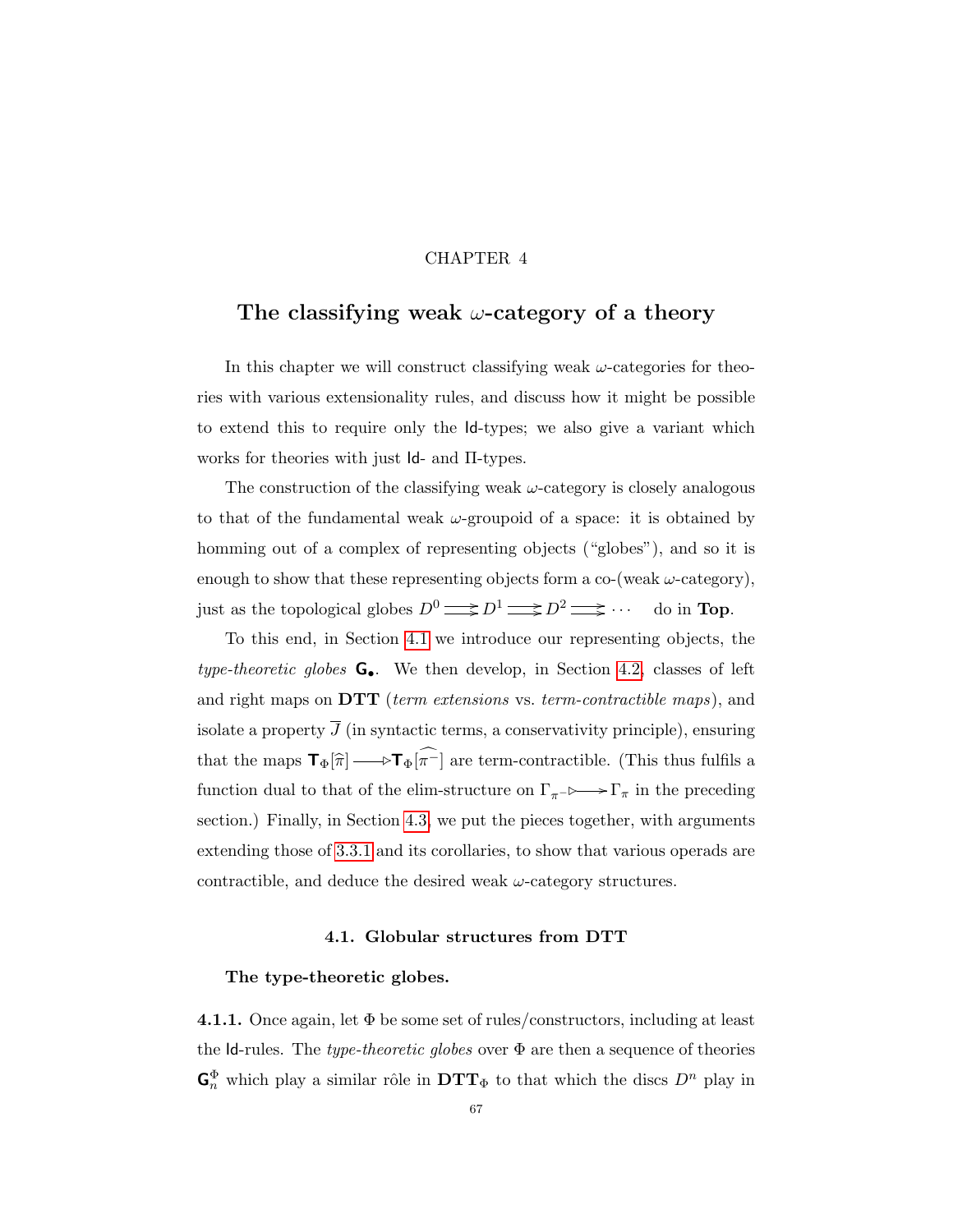CHAPTER 4

# The classifying weak $\omega$-category of a theory

In this chapter we will construct classifying weak $\omega$-categories for theories with various extensionality rules, and discuss how it might be possible to extend this to require only the $\mathsf{Id}$-types; we also give a variant which works for theories with just $\mathsf{Id}$- and $\Pi$-types.

The construction of the classifying weak $\omega$-category is closely analogous to that of the fundamental weak $\omega$-groupoid of a space: it is obtained by homming out of a complex of representing objects ("globes"), and so it is enough to show that these representing objects form a co-(weak $\omega$-category), just as the topological globes $D^0 \rightrightarrows D^1 \rightrightarrows D^2 \rightrightarrows \cdots$ do in $\mathbf{Top}$.

To this end, in Section 4.1 we introduce our representing objects, the *type-theoretic globes* $\mathsf{G}_\bullet$. We then develop, in Section 4.2, classes of left and right maps on $\mathbf{DTT}$ (*term extensions* vs. *term-contractible maps*), and isolate a property $\overline{J}$ (in syntactic terms, a conservativity principle), ensuring that the maps $\mathsf{T}_\Phi[\widehat{\pi}] \longrightarrow \mathsf{T}_\Phi[\widehat{\pi^-}]$ are term-contractible. (This thus fulfils a function dual to that of the elim-structure on $\Gamma_{\pi^-} \rightarrowtail \Gamma_\pi$ in the preceding section.) Finally, in Section 4.3, we put the pieces together, with arguments extending those of 3.3.1 and its corollaries, to show that various operads are contractible, and deduce the desired weak $\omega$-category structures.

## 4.1. Globular structures from DTT

### The type-theoretic globes.

**4.1.1.** Once again, let $\Phi$ be some set of rules/constructors, including at least the $\mathsf{Id}$-rules. The *type-theoretic globes* over $\Phi$ are then a sequence of theories $\mathsf{G}_n^\Phi$ which play a similar rôle in $\mathbf{DTT}_\Phi$ to that which the discs $D^n$ play in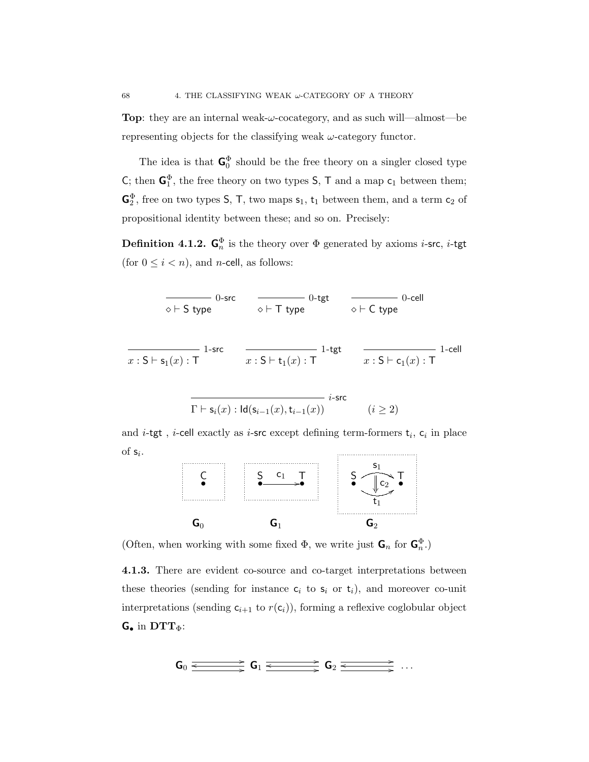**Top**: they are an internal weak-$\omega$-cocategory, and as such will—almost—be representing objects for the classifying weak $\omega$-category functor.

The idea is that $\mathsf{G}_0^\Phi$ should be the free theory on a singler closed type $\mathsf{C}$; then $\mathsf{G}_1^\Phi$, the free theory on two types $\mathsf{S}$, $\mathsf{T}$ and a map $\mathsf{c}_1$ between them; $\mathsf{G}_2^\Phi$, free on two types $\mathsf{S}$, $\mathsf{T}$, two maps $\mathsf{s}_1$, $\mathsf{t}_1$ between them, and a term $\mathsf{c}_2$ of propositional identity between these; and so on. Precisely:

**Definition 4.1.2.** $\mathsf{G}_n^\Phi$ is the theory over $\Phi$ generated by axioms $i$-$\mathsf{src}$, $i$-$\mathsf{tgt}$ (for $0 \leq i < n$), and $n$-$\mathsf{cell}$, as follows:

$$\frac{}{\diamond \vdash \mathsf{S}\ \mathsf{type}}\ 0\text{-}\mathsf{src} \qquad \frac{}{\diamond \vdash \mathsf{T}\ \mathsf{type}}\ 0\text{-}\mathsf{tgt} \qquad \frac{}{\diamond \vdash \mathsf{C}\ \mathsf{type}}\ 0\text{-}\mathsf{cell}$$

$$\frac{}{x : \mathsf{S} \vdash \mathsf{s}_1(x) : \mathsf{T}}\ 1\text{-}\mathsf{src} \qquad \frac{}{x : \mathsf{S} \vdash \mathsf{t}_1(x) : \mathsf{T}}\ 1\text{-}\mathsf{tgt} \qquad \frac{}{x : \mathsf{S} \vdash \mathsf{c}_1(x) : \mathsf{T}}\ 1\text{-}\mathsf{cell}$$

$$\frac{}{\Gamma \vdash \mathsf{s}_i(x) : \mathsf{Id}(\mathsf{s}_{i-1}(x), \mathsf{t}_{i-1}(x))}\ i\text{-}\mathsf{src} \qquad (i \geq 2)$$

and $i$-$\mathsf{tgt}$ , $i$-$\mathsf{cell}$ exactly as $i$-$\mathsf{src}$ except defining term-formers $\mathsf{t}_i$, $\mathsf{c}_i$ in place of $\mathsf{s}_i$.

$\mathsf{G}_0$ $\qquad$ $\mathsf{G}_1$ $\qquad$ $\mathsf{G}_2$

(Often, when working with some fixed $\Phi$, we write just $\mathsf{G}_n$ for $\mathsf{G}_n^\Phi$.)

**4.1.3.** There are evident co-source and co-target interpretations between these theories (sending for instance $\mathsf{c}_i$ to $\mathsf{s}_i$ or $\mathsf{t}_i$), and moreover co-unit interpretations (sending $\mathsf{c}_{i+1}$ to $r(\mathsf{c}_i)$), forming a reflexive coglobular object $\mathsf{G}_\bullet$ in $\mathbf{DTT}_\Phi$:

$$\mathsf{G}_0 \rightrightarrows \mathsf{G}_1 \rightrightarrows \mathsf{G}_2 \rightrightarrows \ \ldots$$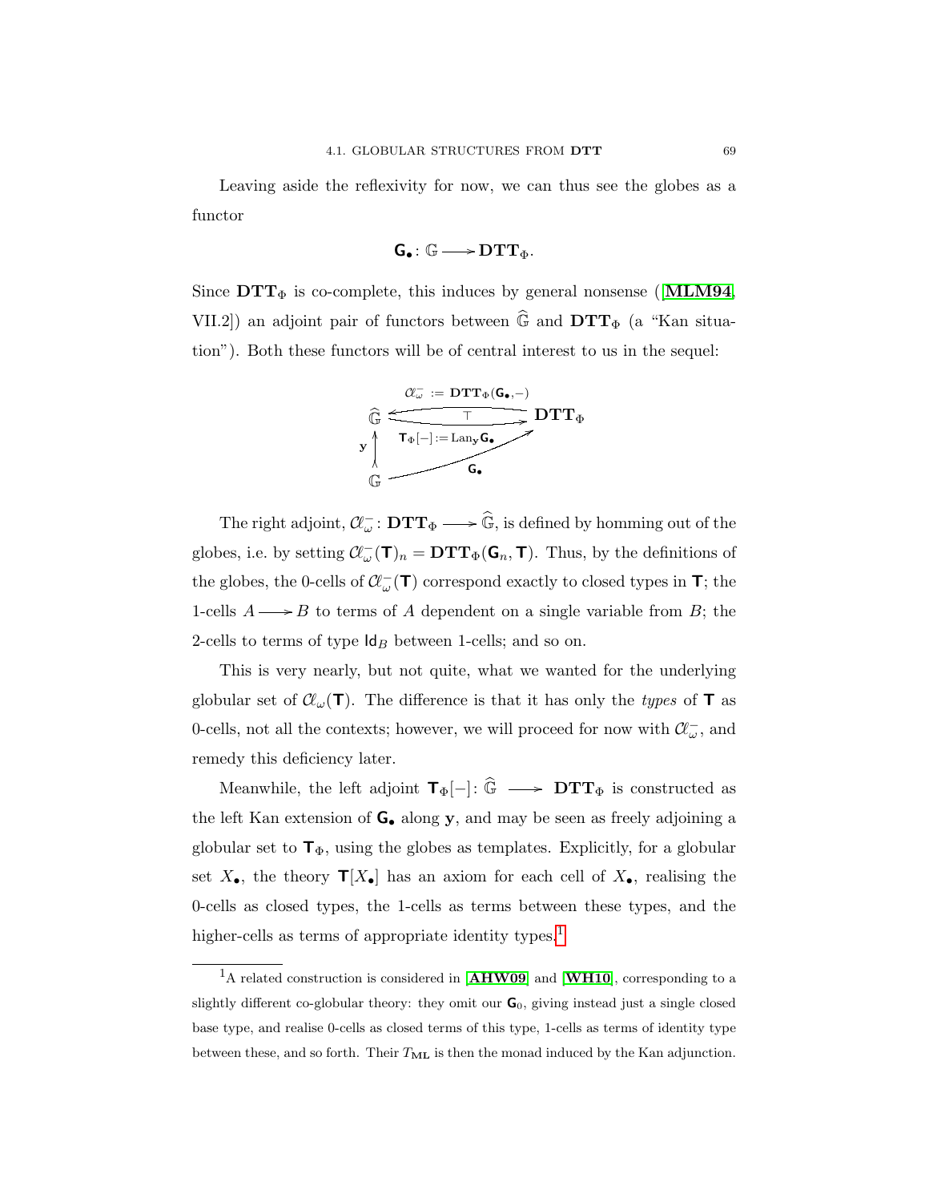Leaving aside the reflexivity for now, we can thus see the globes as a functor

$$\mathsf{G}_\bullet \colon \mathbb{G} \longrightarrow \mathbf{DTT}_\Phi.$$

Since $\mathbf{DTT}_\Phi$ is co-complete, this induces by general nonsense ([**MLM94**, VII.2]) an adjoint pair of functors between $\widehat{\mathbb{G}}$ and $\mathbf{DTT}_\Phi$ (a "Kan situation"). Both these functors will be of central interest to us in the sequel:

$$\begin{array}{ccc}
 & \mathcal{C}\ell^-_\omega := \mathbf{DTT}_\Phi(\mathsf{G}_\bullet, -) & \\
\widehat{\mathbb{G}} & \overset{\longleftarrow}{\underset{\mathsf{T}_\Phi[-] := \mathrm{Lan}_\mathbf{y}\mathsf{G}_\bullet}{\longrightarrow}} \;\top & \mathbf{DTT}_\Phi \\
\mathbf{y} \big\uparrow & \nearrow_{\mathsf{G}_\bullet} & \\
\mathbb{G} & &
\end{array}$$

The right adjoint, $\mathcal{C}\ell^-_\omega \colon \mathbf{DTT}_\Phi \longrightarrow \widehat{\mathbb{G}}$, is defined by homming out of the globes, i.e. by setting $\mathcal{C}\ell^-_\omega(\mathsf{T})_n = \mathbf{DTT}_\Phi(\mathsf{G}_n, \mathsf{T})$. Thus, by the definitions of the globes, the 0-cells of $\mathcal{C}\ell^-_\omega(\mathsf{T})$ correspond exactly to closed types in $\mathsf{T}$; the 1-cells $A \longrightarrow B$ to terms of $A$ dependent on a single variable from $B$; the 2-cells to terms of type $\mathsf{Id}_B$ between 1-cells; and so on.

This is very nearly, but not quite, what we wanted for the underlying globular set of $\mathcal{C}\ell_\omega(\mathsf{T})$. The difference is that it has only the *types* of $\mathsf{T}$ as 0-cells, not all the contexts; however, we will proceed for now with $\mathcal{C}\ell^-_\omega$, and remedy this deficiency later.

Meanwhile, the left adjoint $\mathsf{T}_\Phi[-] \colon \widehat{\mathbb{G}} \longrightarrow \mathbf{DTT}_\Phi$ is constructed as the left Kan extension of $\mathsf{G}_\bullet$ along $\mathbf{y}$, and may be seen as freely adjoining a globular set to $\mathsf{T}_\Phi$, using the globes as templates. Explicitly, for a globular set $X_\bullet$, the theory $\mathsf{T}[X_\bullet]$ has an axiom for each cell of $X_\bullet$, realising the 0-cells as closed types, the 1-cells as terms between these types, and the higher-cells as terms of appropriate identity types.[1]

[1] A related construction is considered in [**AHW09**] and [**WH10**], corresponding to a slightly different co-globular theory: they omit our $\mathsf{G}_0$, giving instead just a single closed base type, and realise 0-cells as closed terms of this type, 1-cells as terms of identity type between these, and so forth. Their $T_{\mathbf{ML}}$ is then the monad induced by the Kan adjunction.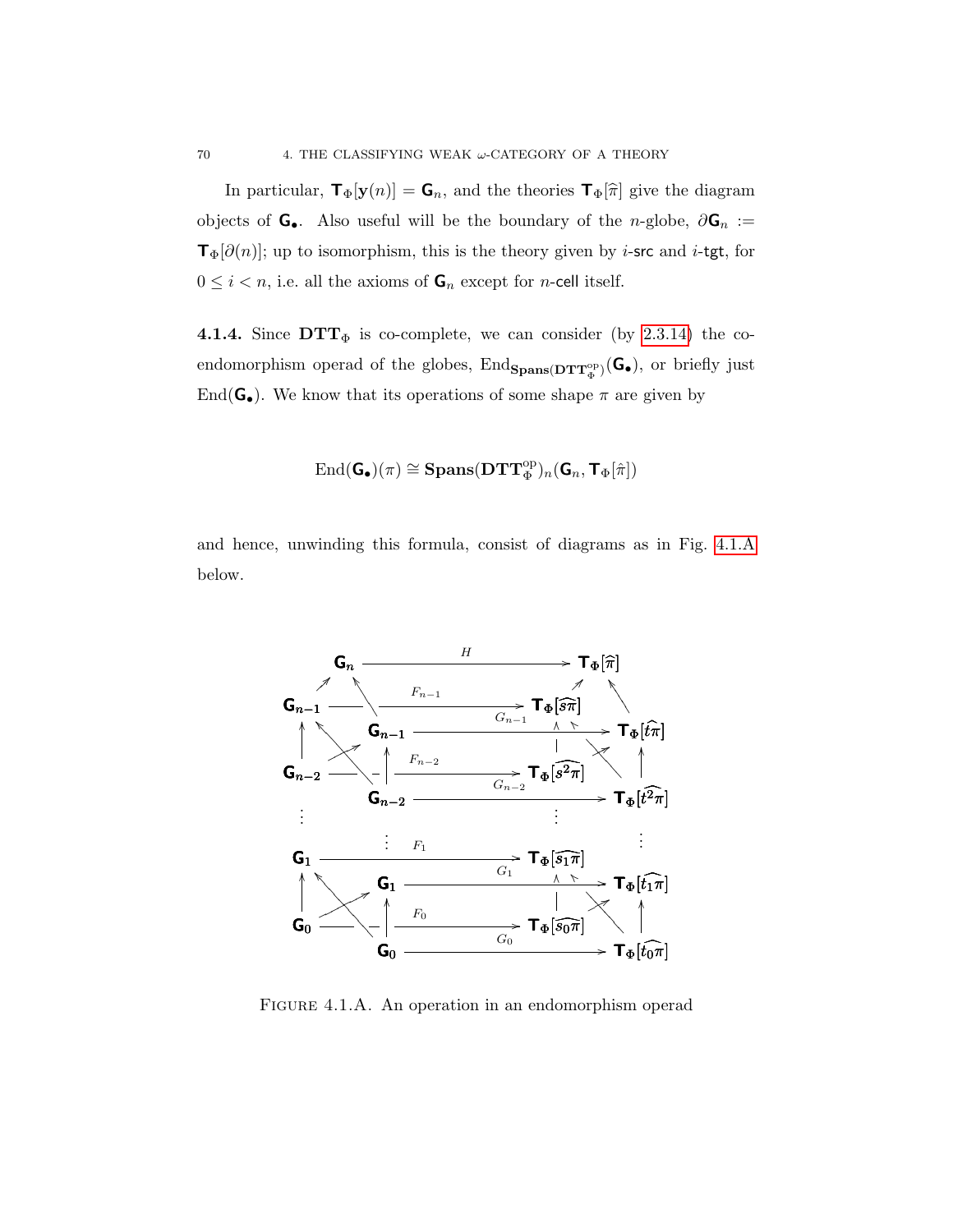In particular, $\mathsf{T}_\Phi[\mathbf{y}(n)] = \mathsf{G}_n$, and the theories $\mathsf{T}_\Phi[\widehat{\pi}]$ give the diagram objects of $\mathsf{G}_\bullet$. Also useful will be the boundary of the $n$-globe, $\partial\mathsf{G}_n := \mathsf{T}_\Phi[\partial(n)]$; up to isomorphism, this is the theory given by $i$-src and $i$-tgt, for $0 \leq i < n$, i.e. all the axioms of $\mathsf{G}_n$ except for $n$-cell itself.

**4.1.4.** Since $\mathbf{DTT}_\Phi$ is co-complete, we can consider (by 2.3.14) the co-endomorphism operad of the globes, $\mathrm{End}_{\mathbf{Spans}(\mathbf{DTT}_\Phi^{\mathrm{op}})}(\mathsf{G}_\bullet)$, or briefly just $\mathrm{End}(\mathsf{G}_\bullet)$. We know that its operations of some shape $\pi$ are given by

$$\mathrm{End}(\mathsf{G}_\bullet)(\pi) \cong \mathbf{Spans}(\mathbf{DTT}_\Phi^{\mathrm{op}})_n(\mathsf{G}_n, \mathsf{T}_\Phi[\hat{\pi}])$$

and hence, unwinding this formula, consist of diagrams as in Fig. 4.1.A below.

$$\begin{array}{ccc}
\mathsf{G}_n & \xrightarrow{\quad H \quad} & \mathsf{T}_\Phi[\widehat{\pi}] \\
\mathsf{G}_{n-1} & \xrightarrow{\quad F_{n-1} \quad} & \mathsf{T}_\Phi[\widehat{s\pi}] \\
\mathsf{G}_{n-1} & \xrightarrow{\quad G_{n-1} \quad} & \mathsf{T}_\Phi[\widehat{t\pi}] \\
\mathsf{G}_{n-2} & \xrightarrow{\quad F_{n-2} \quad} & \mathsf{T}_\Phi[\widehat{s^2\pi}] \\
\mathsf{G}_{n-2} & \xrightarrow{\quad G_{n-2} \quad} & \mathsf{T}_\Phi[\widehat{t^2\pi}] \\
\vdots & & \vdots \\
\mathsf{G}_1 & \xrightarrow{\quad F_1 \quad} & \mathsf{T}_\Phi[\widehat{s_1\pi}] \\
\mathsf{G}_1 & \xrightarrow{\quad G_1 \quad} & \mathsf{T}_\Phi[\widehat{t_1\pi}] \\
\mathsf{G}_0 & \xrightarrow{\quad F_0 \quad} & \mathsf{T}_\Phi[\widehat{s_0\pi}] \\
\mathsf{G}_0 & \xrightarrow{\quad G_0 \quad} & \mathsf{T}_\Phi[\widehat{t_0\pi}]
\end{array}$$

FIGURE 4.1.A. An operation in an endomorphism operad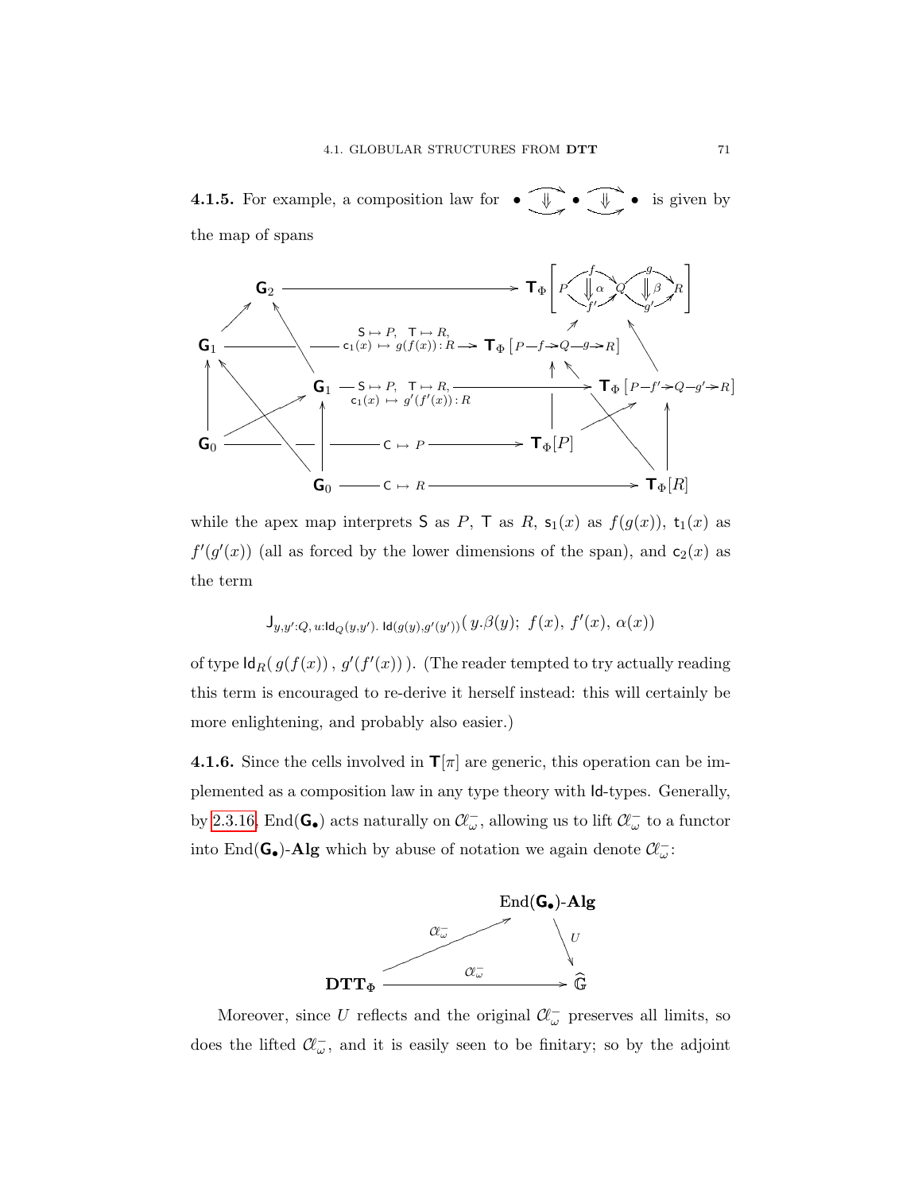**4.1.5.** For example, a composition law for $\bullet \overset{\Downarrow}{\rightrightarrows} \bullet \overset{\Downarrow}{\rightrightarrows} \bullet$ is given by the map of spans

$$
\begin{array}{ccccc}
\mathsf{G}_2 & \longrightarrow & \mathsf{T}_\Phi\left[ P \overset{f}{\underset{f'}{\rightrightarrows}} Q \overset{g}{\underset{g'}{\rightrightarrows}} R \right] & & \\
\mathsf{G}_1 & \xrightarrow{\ \mathsf{S} \mapsto P,\ \mathsf{T} \mapsto R,\ \mathsf{c}_1(x) \mapsto g(f(x)) : R\ } & \mathsf{T}_\Phi\left[P \xrightarrow{f} Q \xrightarrow{g} R\right] & & \\
& \mathsf{G}_1 & \xrightarrow{\ \mathsf{S} \mapsto P,\ \mathsf{T} \mapsto R,\ \mathsf{c}_1(x) \mapsto g'(f'(x)) : R\ } & \mathsf{T}_\Phi\left[P \xrightarrow{f'} Q \xrightarrow{g'} R\right] & \\
\mathsf{G}_0 & \xrightarrow{\ \mathsf{C} \mapsto P\ } & \mathsf{T}_\Phi[P] & & \\
& \mathsf{G}_0 & \xrightarrow{\ \mathsf{C} \mapsto R\ } & \mathsf{T}_\Phi[R] &
\end{array}
$$

while the apex map interprets $\mathsf{S}$ as $P$, $\mathsf{T}$ as $R$, $\mathsf{s}_1(x)$ as $f(g(x))$, $\mathsf{t}_1(x)$ as $f'(g'(x))$ (all as forced by the lower dimensions of the span), and $\mathsf{c}_2(x)$ as the term

$$\mathsf{J}_{y,y':Q,\, u:\mathsf{Id}_Q(y,y').\ \mathsf{Id}(g(y),g'(y'))}(\, y.\beta(y);\ f(x),\ f'(x),\ \alpha(x))$$

of type $\mathsf{Id}_R(\, g(f(x))\, ,\ g'(f'(x))\, )$. (The reader tempted to try actually reading this term is encouraged to re-derive it herself instead: this will certainly be more enlightening, and probably also easier.)

**4.1.6.** Since the cells involved in $\mathsf{T}[\pi]$ are generic, this operation can be implemented as a composition law in any type theory with $\mathsf{Id}$-types. Generally, by 2.3.16, $\mathrm{End}(\mathsf{G}_\bullet)$ acts naturally on $\mathcal{C}\ell_\omega^-$, allowing us to lift $\mathcal{C}\ell_\omega^-$ to a functor into $\mathrm{End}(\mathsf{G}_\bullet)$-$\mathbf{Alg}$ which by abuse of notation we again denote $\mathcal{C}\ell_\omega^-$:

$$
\begin{array}{ccc}
 & & \mathrm{End}(\mathsf{G}_\bullet)\text{-}\mathbf{Alg} \\
 & \overset{\mathcal{C}\ell_\omega^-}{\nearrow} & \downarrow U \\
\mathbf{DTT}_\Phi & \xrightarrow{\ \mathcal{C}\ell_\omega^-\ } & \widehat{\mathbb{G}}
\end{array}
$$

Moreover, since $U$ reflects and the original $\mathcal{C}\ell_\omega^-$ preserves all limits, so does the lifted $\mathcal{C}\ell_\omega^-$, and it is easily seen to be finitary; so by the adjoint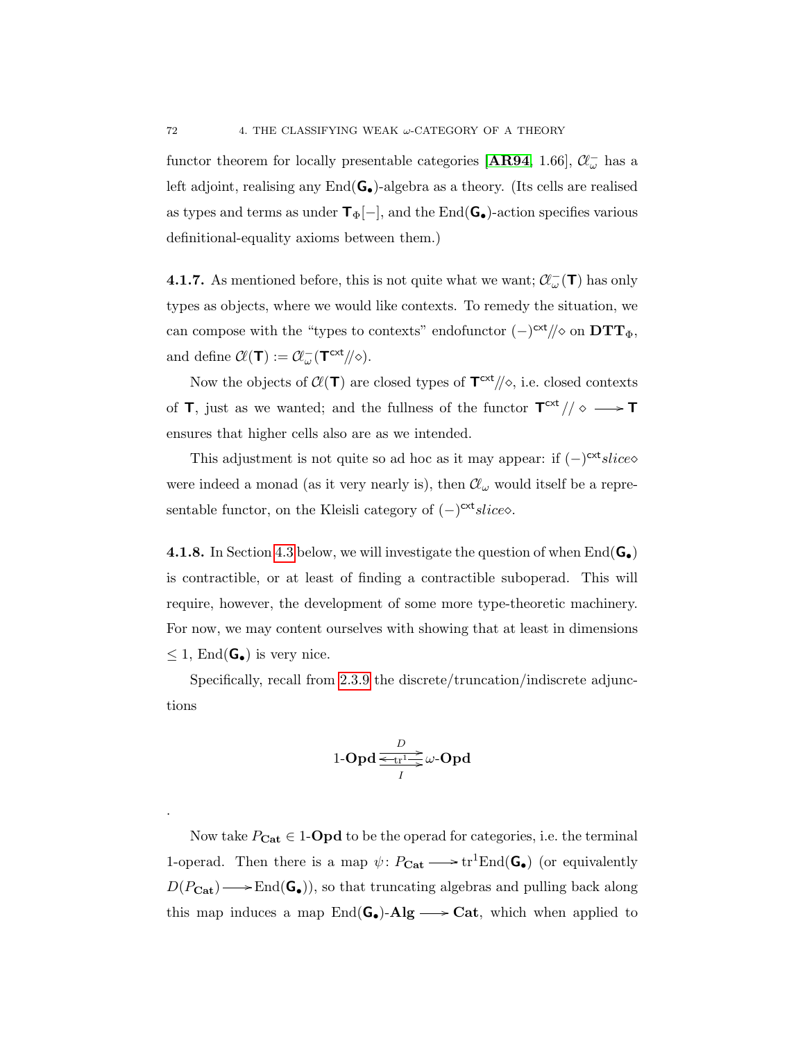functor theorem for locally presentable categories [**AR94**, 1.66], $\mathcal{C}\ell^-_\omega$ has a left adjoint, realising any $\mathrm{End}(\mathsf{G}_\bullet)$-algebra as a theory. (Its cells are realised as types and terms as under $\mathsf{T}_\Phi[-]$, and the $\mathrm{End}(\mathsf{G}_\bullet)$-action specifies various definitional-equality axioms between them.)

**4.1.7.** As mentioned before, this is not quite what we want; $\mathcal{C}\ell^-_\omega(\mathsf{T})$ has only types as objects, where we would like contexts. To remedy the situation, we can compose with the "types to contexts" endofunctor $(-)^{\mathsf{cxt}}/\!/\diamond$ on $\mathbf{DTT}_\Phi$, and define $\mathcal{C}\ell(\mathsf{T}) := \mathcal{C}\ell^-_\omega(\mathsf{T}^{\mathsf{cxt}}/\!/\diamond)$.

Now the objects of $\mathcal{C}\ell(\mathsf{T})$ are closed types of $\mathsf{T}^{\mathsf{cxt}}/\!/\diamond$, i.e. closed contexts of $\mathsf{T}$, just as we wanted; and the fullness of the functor $\mathsf{T}^{\mathsf{cxt}}/\!/\diamond \longrightarrow \mathsf{T}$ ensures that higher cells also are as we intended.

This adjustment is not quite so ad hoc as it may appear: if $(-)^{\mathsf{cxt}}slice\diamond$ were indeed a monad (as it very nearly is), then $\mathcal{C}\ell_\omega$ would itself be a representable functor, on the Kleisli category of $(-)^{\mathsf{cxt}}slice\diamond$.

**4.1.8.** In Section 4.3 below, we will investigate the question of when $\mathrm{End}(\mathsf{G}_\bullet)$ is contractible, or at least of finding a contractible suboperad. This will require, however, the development of some more type-theoretic machinery. For now, we may content ourselves with showing that at least in dimensions $\leq 1$, $\mathrm{End}(\mathsf{G}_\bullet)$ is very nice.

Specifically, recall from 2.3.9 the discrete/truncation/indiscrete adjunctions

$$1\text{-}\mathbf{Opd} \underset{I}{\overset{D}{\underset{\longleftarrow \mathrm{tr}^1 \longrightarrow}{\longrightarrow}}} \omega\text{-}\mathbf{Opd}$$

.

Now take $P_{\mathbf{Cat}} \in 1\text{-}\mathbf{Opd}$ to be the operad for categories, i.e. the terminal 1-operad. Then there is a map $\psi \colon P_{\mathbf{Cat}} \longrightarrow \mathrm{tr}^1\mathrm{End}(\mathsf{G}_\bullet)$ (or equivalently $D(P_{\mathbf{Cat}}) \longrightarrow \mathrm{End}(\mathsf{G}_\bullet)$), so that truncating algebras and pulling back along this map induces a map $\mathrm{End}(\mathsf{G}_\bullet)\text{-}\mathbf{Alg} \longrightarrow \mathbf{Cat}$, which when applied to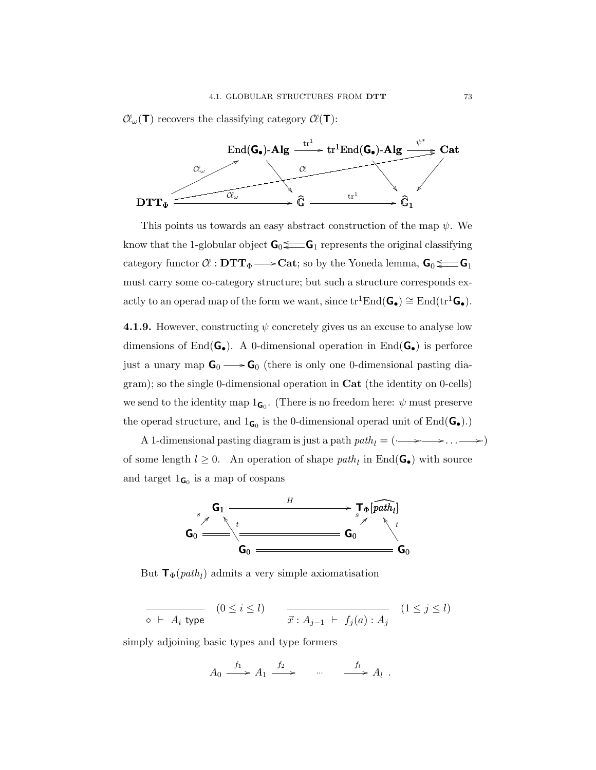$\mathcal{C}\ell_\omega(\mathbf{T})$ recovers the classifying category $\mathcal{C}\ell(\mathbf{T})$:

$$
\begin{array}{ccccc}
 & & \mathrm{End}(\mathbf{G}_\bullet)\text{-}\mathbf{Alg} \xrightarrow{\mathrm{tr}^1} \mathrm{tr}^1\mathrm{End}(\mathbf{G}_\bullet)\text{-}\mathbf{Alg} \xrightarrow{\psi^*} \mathbf{Cat} & & \\
 & \overset{\mathcal{C}\ell_\omega}{\nearrow} & \searrow \qquad \mathcal{C}\ell \qquad \searrow \qquad \swarrow & & \\
\mathbf{DTT}_\Phi & \xrightarrow{\mathcal{C}\ell_\omega} & \widehat{\mathbb{G}} \xrightarrow{\mathrm{tr}^1} \widehat{\mathbb{G}}_1 & &
\end{array}
$$

This points us towards an easy abstract construction of the map $\psi$. We know that the 1-globular object $\mathbf{G}_0 \leftleftarrows \mathbf{G}_1$ represents the original classifying category functor $\mathcal{C}\ell : \mathbf{DTT}_\Phi \longrightarrow \mathbf{Cat}$; so by the Yoneda lemma, $\mathbf{G}_0 \leftleftarrows \mathbf{G}_1$ must carry some co-category structure; but such a structure corresponds exactly to an operad map of the form we want, since $\mathrm{tr}^1\mathrm{End}(\mathbf{G}_\bullet) \cong \mathrm{End}(\mathrm{tr}^1\mathbf{G}_\bullet)$.

**4.1.9.** However, constructing $\psi$ concretely gives us an excuse to analyse low dimensions of $\mathrm{End}(\mathbf{G}_\bullet)$. A 0-dimensional operation in $\mathrm{End}(\mathbf{G}_\bullet)$ is perforce just a unary map $\mathbf{G}_0 \longrightarrow \mathbf{G}_0$ (there is only one 0-dimensional pasting diagram); so the single 0-dimensional operation in $\mathbf{Cat}$ (the identity on 0-cells) we send to the identity map $1_{\mathbf{G}_0}$. (There is no freedom here: $\psi$ must preserve the operad structure, and $1_{\mathbf{G}_0}$ is the 0-dimensional operad unit of $\mathrm{End}(\mathbf{G}_\bullet)$.)

A 1-dimensional pasting diagram is just a path $path_l = (\cdot \longrightarrow \cdot \longrightarrow \ldots \longrightarrow \cdot)$ of some length $l \geq 0$. An operation of shape $path_l$ in $\mathrm{End}(\mathbf{G}_\bullet)$ with source and target $1_{\mathbf{G}_0}$ is a map of cospans

$$
\begin{array}{ccc}
\mathbf{G}_1 & \xrightarrow{\quad H \quad} & \mathbf{T}_\Phi[\widehat{path_l}] \\
{\scriptstyle s}\nearrow \quad \nwarrow{\scriptstyle t} & & {\scriptstyle s}\nearrow \quad \nwarrow{\scriptstyle t} \\
\mathbf{G}_0 = = \mathbf{G}_0 \quad\; & & \mathbf{G}_0 = = \mathbf{G}_0
\end{array}
$$

But $\mathbf{T}_\Phi(path_l)$ admits a very simple axiomatisation

$$
\frac{}{\diamond \ \vdash \ A_i \ \mathsf{type}} \quad (0 \leq i \leq l) \qquad\qquad \frac{}{\vec{x} : A_{j-1} \ \vdash \ f_j(a) : A_j} \quad (1 \leq j \leq l)
$$

simply adjoining basic types and type formers

$$
A_0 \xrightarrow{f_1} A_1 \xrightarrow{f_2} \quad \cdots \quad \xrightarrow{f_l} A_l \ .
$$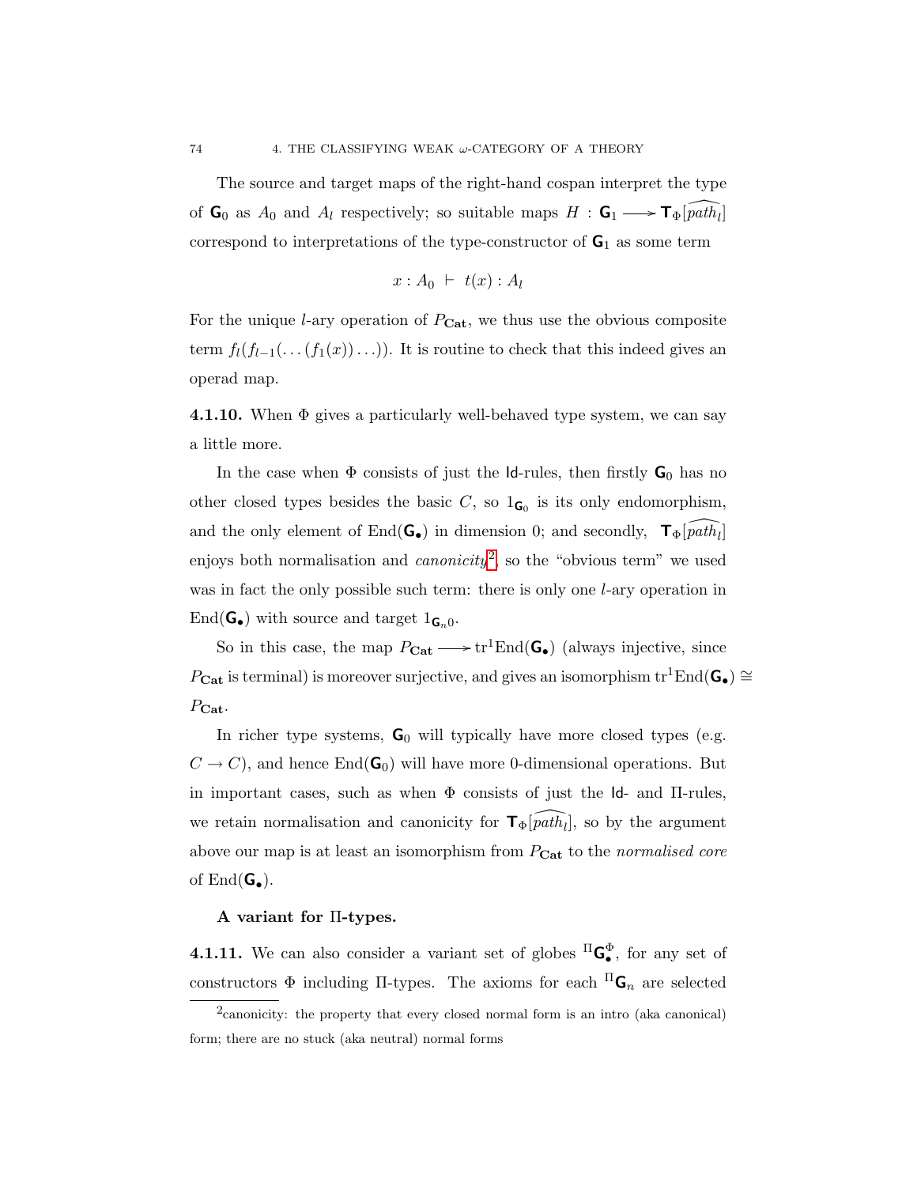The source and target maps of the right-hand cospan interpret the type of $\mathsf{G}_0$ as $A_0$ and $A_l$ respectively; so suitable maps $H : \mathsf{G}_1 \longrightarrow \mathsf{T}_\Phi[\widehat{path_l}]$ correspond to interpretations of the type-constructor of $\mathsf{G}_1$ as some term

$$x : A_0 \vdash t(x) : A_l$$

For the unique $l$-ary operation of $P_{\mathbf{Cat}}$, we thus use the obvious composite term $f_l(f_{l-1}(\ldots(f_1(x))\ldots))$. It is routine to check that this indeed gives an operad map.

**4.1.10.** When $\Phi$ gives a particularly well-behaved type system, we can say a little more.

In the case when $\Phi$ consists of just the $\mathsf{Id}$-rules, then firstly $\mathsf{G}_0$ has no other closed types besides the basic $C$, so $1_{\mathsf{G}_0}$ is its only endomorphism, and the only element of $\mathrm{End}(\mathsf{G}_\bullet)$ in dimension 0; and secondly, $\mathsf{T}_\Phi[\widehat{path_l}]$ enjoys both normalisation and *canonicity*[2], so the "obvious term" we used was in fact the only possible such term: there is only one $l$-ary operation in $\mathrm{End}(\mathsf{G}_\bullet)$ with source and target $1_{\mathsf{G}_n 0}$.

So in this case, the map $P_{\mathbf{Cat}} \longrightarrow \mathrm{tr}^1\mathrm{End}(\mathsf{G}_\bullet)$ (always injective, since $P_{\mathbf{Cat}}$ is terminal) is moreover surjective, and gives an isomorphism $\mathrm{tr}^1\mathrm{End}(\mathsf{G}_\bullet) \cong P_{\mathbf{Cat}}$.

In richer type systems, $\mathsf{G}_0$ will typically have more closed types (e.g. $C \to C$), and hence $\mathrm{End}(\mathsf{G}_0)$ will have more 0-dimensional operations. But in important cases, such as when $\Phi$ consists of just the $\mathsf{Id}$- and $\Pi$-rules, we retain normalisation and canonicity for $\mathsf{T}_\Phi[\widehat{path_l}]$, so by the argument above our map is at least an isomorphism from $P_{\mathbf{Cat}}$ to the *normalised core* of $\mathrm{End}(\mathsf{G}_\bullet)$.

### A variant for Π-types.

**4.1.11.** We can also consider a variant set of globes ${}^{\Pi}\mathsf{G}_\bullet^{\Phi}$, for any set of constructors $\Phi$ including Π-types. The axioms for each ${}^{\Pi}\mathsf{G}_n$ are selected

[2] canonicity: the property that every closed normal form is an intro (aka canonical) form; there are no stuck (aka neutral) normal forms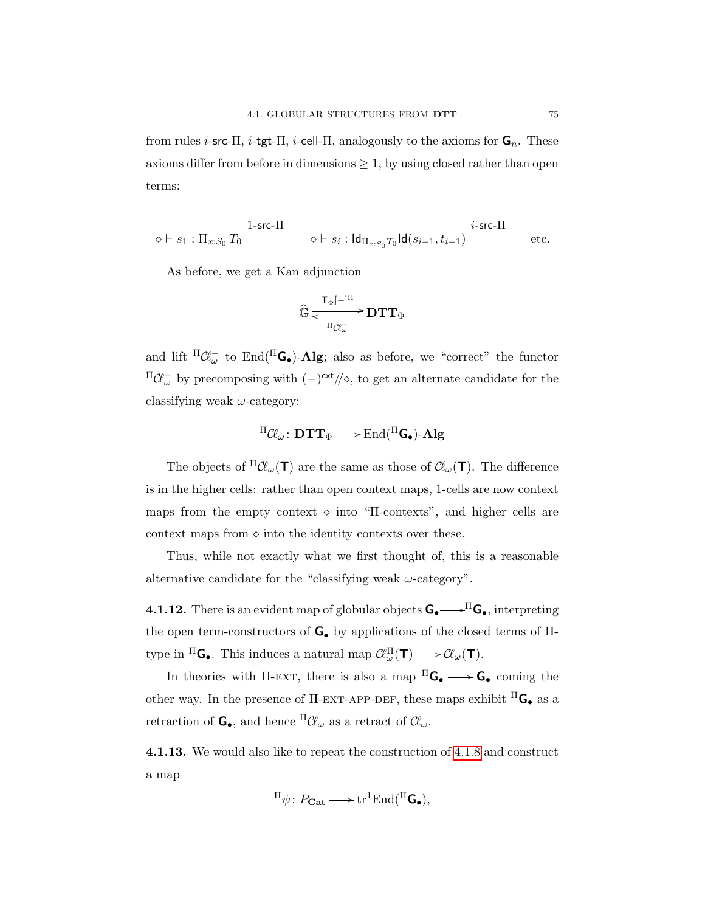from rules $i$-src-Π, $i$-tgt-Π, $i$-cell-Π, analogously to the axioms for $\mathsf{G}_n$. These axioms differ from before in dimensions $\geq 1$, by using closed rather than open terms:

$$\frac{}{\diamond \vdash s_1 : \Pi_{x:S_0} T_0} \text{ 1-src-}\Pi \qquad \frac{}{\diamond \vdash s_i : \mathsf{Id}_{\Pi_{x:S_0} T_0}\mathsf{Id}(s_{i-1}, t_{i-1})} \text{ } i\text{-src-}\Pi \qquad \text{etc.}$$

As before, we get a Kan adjunction

$$\widehat{\mathbb{G}} \underset{{}^{\Pi}\mathcal{C}\ell_{\omega}^{-}}{\overset{\mathbf{T}_{\Phi}[-]^{\Pi}}{\rightleftarrows}} \mathbf{DTT}_{\Phi}$$

and lift ${}^{\Pi}\mathcal{C}\ell_{\omega}^{-}$ to $\mathrm{End}({}^{\Pi}\mathsf{G}_{\bullet})$-$\mathbf{Alg}$; also as before, we "correct" the functor ${}^{\Pi}\mathcal{C}\ell_{\omega}^{-}$ by precomposing with $(-)^{\mathsf{cxt}}/\!/\diamond$, to get an alternate candidate for the classifying weak $\omega$-category:

$${}^{\Pi}\mathcal{C}\ell_{\omega} \colon \mathbf{DTT}_{\Phi} \longrightarrow \mathrm{End}({}^{\Pi}\mathsf{G}_{\bullet})\text{-}\mathbf{Alg}$$

The objects of ${}^{\Pi}\mathcal{C}\ell_{\omega}(\mathbf{T})$ are the same as those of $\mathcal{C}\ell_{\omega}(\mathbf{T})$. The difference is in the higher cells: rather than open context maps, 1-cells are now context maps from the empty context $\diamond$ into "Π-contexts", and higher cells are context maps from $\diamond$ into the identity contexts over these.

Thus, while not exactly what we first thought of, this is a reasonable alternative candidate for the "classifying weak $\omega$-category".

**4.1.12.** There is an evident map of globular objects $\mathsf{G}_{\bullet} \longrightarrow {}^{\Pi}\mathsf{G}_{\bullet}$, interpreting the open term-constructors of $\mathsf{G}_{\bullet}$ by applications of the closed terms of Π-type in ${}^{\Pi}\mathsf{G}_{\bullet}$. This induces a natural map $\mathcal{C}\ell_{\omega}^{\Pi}(\mathbf{T}) \longrightarrow \mathcal{C}\ell_{\omega}(\mathbf{T})$.

In theories with Π-ext, there is also a map ${}^{\Pi}\mathsf{G}_{\bullet} \longrightarrow \mathsf{G}_{\bullet}$ coming the other way. In the presence of Π-ext-app-def, these maps exhibit ${}^{\Pi}\mathsf{G}_{\bullet}$ as a retraction of $\mathsf{G}_{\bullet}$, and hence ${}^{\Pi}\mathcal{C}\ell_{\omega}$ as a retract of $\mathcal{C}\ell_{\omega}$.

**4.1.13.** We would also like to repeat the construction of 4.1.8 and construct a map

$${}^{\Pi}\psi \colon P_{\mathbf{Cat}} \longrightarrow \mathrm{tr}^{1}\mathrm{End}({}^{\Pi}\mathsf{G}_{\bullet}),$$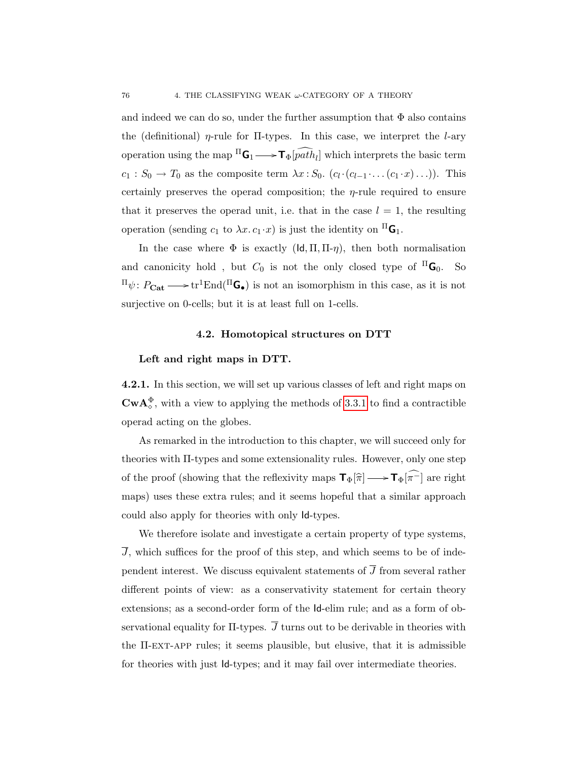and indeed we can do so, under the further assumption that $\Phi$ also contains the (definitional) $\eta$-rule for $\Pi$-types. In this case, we interpret the $l$-ary operation using the map ${}^{\Pi}\mathsf{G}_1 \longrightarrow \mathsf{T}_\Phi[\widehat{path_l}]$ which interprets the basic term $c_1 : S_0 \to T_0$ as the composite term $\lambda x : S_0.\ (c_l \cdot (c_{l-1} \cdot \ldots (c_1 \cdot x) \ldots))$. This certainly preserves the operad composition; the $\eta$-rule required to ensure that it preserves the operad unit, i.e. that in the case $l = 1$, the resulting operation (sending $c_1$ to $\lambda x.\, c_1 \cdot x$) is just the identity on ${}^{\Pi}\mathsf{G}_1$.

In the case where $\Phi$ is exactly $(\mathsf{Id}, \Pi, \Pi\text{-}\eta)$, then both normalisation and canonicity hold , but $C_0$ is not the only closed type of ${}^{\Pi}\mathsf{G}_0$. So ${}^{\Pi}\psi \colon P_{\mathbf{Cat}} \longrightarrow \mathrm{tr}^1\mathrm{End}({}^{\Pi}\mathsf{G}_\bullet)$ is not an isomorphism in this case, as it is not surjective on 0-cells; but it is at least full on 1-cells.

## 4.2. Homotopical structures on DTT

**Left and right maps in DTT.**

**4.2.1.** In this section, we will set up various classes of left and right maps on $\mathbf{CwA}_\diamond^\Phi$, with a view to applying the methods of 3.3.1 to find a contractible operad acting on the globes.

As remarked in the introduction to this chapter, we will succeed only for theories with $\Pi$-types and some extensionality rules. However, only one step of the proof (showing that the reflexivity maps $\mathsf{T}_\Phi[\widehat{\pi}] \longrightarrow \mathsf{T}_\Phi[\widehat{\pi^-}]$ are right maps) uses these extra rules; and it seems hopeful that a similar approach could also apply for theories with only $\mathsf{Id}$-types.

We therefore isolate and investigate a certain property of type systems, $\overline{J}$, which suffices for the proof of this step, and which seems to be of independent interest. We discuss equivalent statements of $\overline{J}$ from several rather different points of view: as a conservativity statement for certain theory extensions; as a second-order form of the $\mathsf{Id}$-elim rule; and as a form of observational equality for $\Pi$-types. $\overline{J}$ turns out to be derivable in theories with the $\Pi$-EXT-APP rules; it seems plausible, but elusive, that it is admissible for theories with just $\mathsf{Id}$-types; and it may fail over intermediate theories.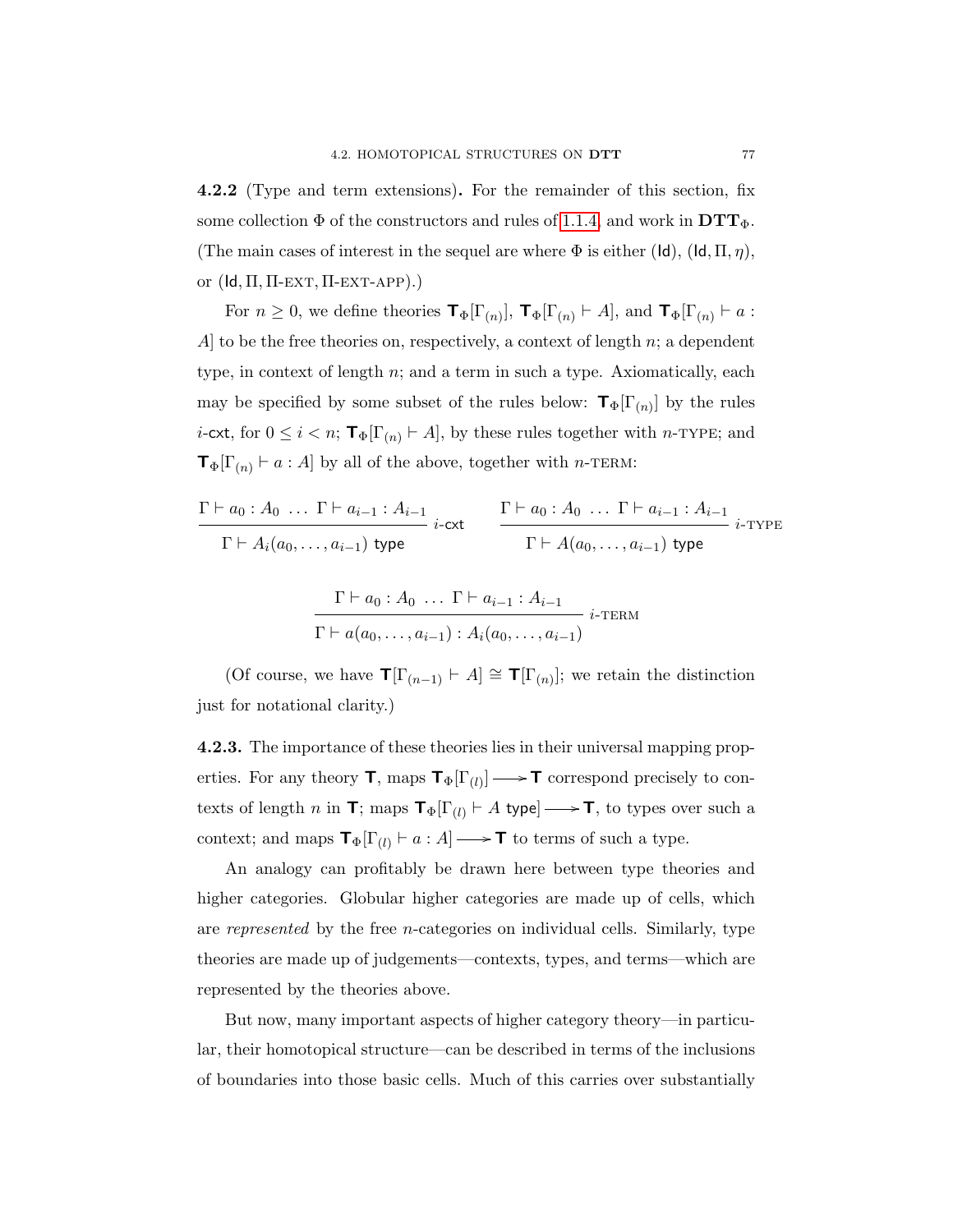**4.2.2** (Type and term extensions)**.** For the remainder of this section, fix some collection $\Phi$ of the constructors and rules of 1.1.4, and work in $\mathbf{DTT}_\Phi$. (The main cases of interest in the sequel are where $\Phi$ is either $(\mathsf{Id})$, $(\mathsf{Id}, \Pi, \eta)$, or $(\mathsf{Id}, \Pi, \Pi\text{-EXT}, \Pi\text{-EXT-APP})$.)

For $n \geq 0$, we define theories $\mathbf{T}_\Phi[\Gamma_{(n)}]$, $\mathbf{T}_\Phi[\Gamma_{(n)} \vdash A]$, and $\mathbf{T}_\Phi[\Gamma_{(n)} \vdash a : A]$ to be the free theories on, respectively, a context of length $n$; a dependent type, in context of length $n$; and a term in such a type. Axiomatically, each may be specified by some subset of the rules below: $\mathbf{T}_\Phi[\Gamma_{(n)}]$ by the rules $i$-$\mathsf{cxt}$, for $0 \leq i < n$; $\mathbf{T}_\Phi[\Gamma_{(n)} \vdash A]$, by these rules together with $n$-TYPE; and $\mathbf{T}_\Phi[\Gamma_{(n)} \vdash a : A]$ by all of the above, together with $n$-TERM:

$$\frac{\Gamma \vdash a_0 : A_0 \ \ldots \ \Gamma \vdash a_{i-1} : A_{i-1}}{\Gamma \vdash A_i(a_0, \ldots, a_{i-1}) \ \mathsf{type}} \ i\text{-}\mathsf{cxt} \qquad \frac{\Gamma \vdash a_0 : A_0 \ \ldots \ \Gamma \vdash a_{i-1} : A_{i-1}}{\Gamma \vdash A(a_0, \ldots, a_{i-1}) \ \mathsf{type}} \ i\text{-TYPE}$$

$$\frac{\Gamma \vdash a_0 : A_0 \ \ldots \ \Gamma \vdash a_{i-1} : A_{i-1}}{\Gamma \vdash a(a_0, \ldots, a_{i-1}) : A_i(a_0, \ldots, a_{i-1})} \ i\text{-TERM}$$

(Of course, we have $\mathbf{T}[\Gamma_{(n-1)} \vdash A] \cong \mathbf{T}[\Gamma_{(n)}]$; we retain the distinction just for notational clarity.)

**4.2.3.** The importance of these theories lies in their universal mapping properties. For any theory $\mathbf{T}$, maps $\mathbf{T}_\Phi[\Gamma_{(l)}] \longrightarrow \mathbf{T}$ correspond precisely to contexts of length $n$ in $\mathbf{T}$; maps $\mathbf{T}_\Phi[\Gamma_{(l)} \vdash A \ \mathsf{type}] \longrightarrow \mathbf{T}$, to types over such a context; and maps $\mathbf{T}_\Phi[\Gamma_{(l)} \vdash a : A] \longrightarrow \mathbf{T}$ to terms of such a type.

An analogy can profitably be drawn here between type theories and higher categories. Globular higher categories are made up of cells, which are *represented* by the free $n$-categories on individual cells. Similarly, type theories are made up of judgements—contexts, types, and terms—which are represented by the theories above.

But now, many important aspects of higher category theory—in particular, their homotopical structure—can be described in terms of the inclusions of boundaries into those basic cells. Much of this carries over substantially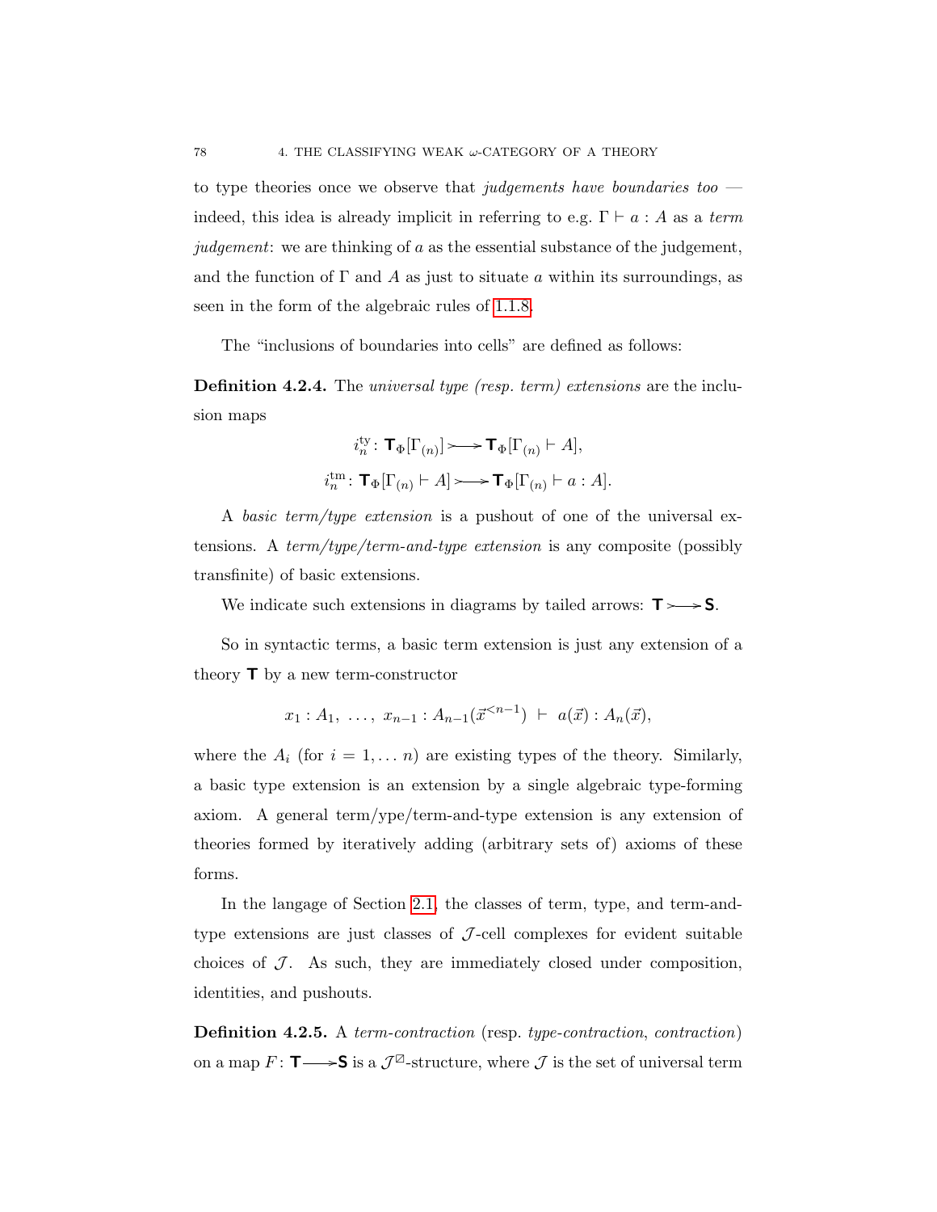to type theories once we observe that *judgements have boundaries too* — indeed, this idea is already implicit in referring to e.g. $\Gamma \vdash a : A$ as a *term judgement*: we are thinking of $a$ as the essential substance of the judgement, and the function of $\Gamma$ and $A$ as just to situate $a$ within its surroundings, as seen in the form of the algebraic rules of 1.1.8.

The "inclusions of boundaries into cells" are defined as follows:

**Definition 4.2.4.** The *universal type (resp. term) extensions* are the inclusion maps

$$i_n^{\mathrm{ty}} \colon \mathbf{T}_\Phi[\Gamma_{(n)}] \rightarrowtail \mathbf{T}_\Phi[\Gamma_{(n)} \vdash A],$$

$$i_n^{\mathrm{tm}} \colon \mathbf{T}_\Phi[\Gamma_{(n)} \vdash A] \rightarrowtail \mathbf{T}_\Phi[\Gamma_{(n)} \vdash a : A].$$

A *basic term/type extension* is a pushout of one of the universal extensions. A *term/type/term-and-type extension* is any composite (possibly transfinite) of basic extensions.

We indicate such extensions in diagrams by tailed arrows: $\mathbf{T} \rightarrowtail \mathbf{S}$.

So in syntactic terms, a basic term extension is just any extension of a theory $\mathbf{T}$ by a new term-constructor

$$x_1 : A_1, \ \ldots, \ x_{n-1} : A_{n-1}(\vec{x}^{<n-1}) \ \vdash \ a(\vec{x}) : A_n(\vec{x}),$$

where the $A_i$ (for $i = 1, \ldots n$) are existing types of the theory. Similarly, a basic type extension is an extension by a single algebraic type-forming axiom. A general term/ype/term-and-type extension is any extension of theories formed by iteratively adding (arbitrary sets of) axioms of these forms.

In the langage of Section 2.1, the classes of term, type, and term-and-type extensions are just classes of $\mathcal{J}$-cell complexes for evident suitable choices of $\mathcal{J}$. As such, they are immediately closed under composition, identities, and pushouts.

**Definition 4.2.5.** A *term-contraction* (resp. *type-contraction*, *contraction*) on a map $F \colon \mathbf{T} \longrightarrow \mathbf{S}$ is a $\mathcal{J}^{\boxslash}$-structure, where $\mathcal{J}$ is the set of universal term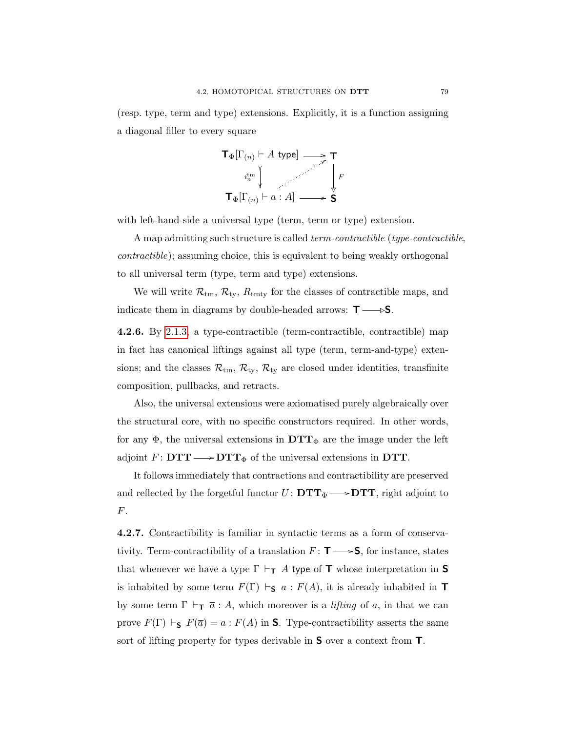(resp. type, term and type) extensions. Explicitly, it is a function assigning a diagonal filler to every square

$$\begin{array}{ccc} \mathsf{T}_\Phi[\Gamma_{(n)} \vdash A \ \mathsf{type}] & \longrightarrow & \mathsf{T} \\ {\scriptstyle i_n^{\mathrm{tm}}} \downarrow & \nearrow & \downarrow {\scriptstyle F} \\ \mathsf{T}_\Phi[\Gamma_{(n)} \vdash a : A] & \longrightarrow & \mathsf{S} \end{array}$$

with left-hand-side a universal type (term, term or type) extension.

A map admitting such structure is called *term-contractible* (*type-contractible*, *contractible*); assuming choice, this is equivalent to being weakly orthogonal to all universal term (type, term and type) extensions.

We will write $\mathcal{R}_{\mathrm{tm}}$, $\mathcal{R}_{\mathrm{ty}}$, $R_{\mathrm{tmty}}$ for the classes of contractible maps, and indicate them in diagrams by double-headed arrows: $\mathsf{T} \twoheadrightarrow \mathsf{S}$.

**4.2.6.** By 2.1.3, a type-contractible (term-contractible, contractible) map in fact has canonical liftings against all type (term, term-and-type) extensions; and the classes $\mathcal{R}_{\mathrm{tm}}$, $\mathcal{R}_{\mathrm{ty}}$, $\mathcal{R}_{\mathrm{ty}}$ are closed under identities, transfinite composition, pullbacks, and retracts.

Also, the universal extensions were axiomatised purely algebraically over the structural core, with no specific constructors required. In other words, for any $\Phi$, the universal extensions in $\mathbf{DTT}_\Phi$ are the image under the left adjoint $F \colon \mathbf{DTT} \longrightarrow \mathbf{DTT}_\Phi$ of the universal extensions in $\mathbf{DTT}$.

It follows immediately that contractions and contractibility are preserved and reflected by the forgetful functor $U \colon \mathbf{DTT}_\Phi \longrightarrow \mathbf{DTT}$, right adjoint to $F$.

**4.2.7.** Contractibility is familiar in syntactic terms as a form of conservativity. Term-contractibility of a translation $F \colon \mathsf{T} \longrightarrow \mathsf{S}$, for instance, states that whenever we have a type $\Gamma \vdash_{\mathsf{T}} A$ type of $\mathsf{T}$ whose interpretation in $\mathsf{S}$ is inhabited by some term $F(\Gamma) \vdash_{\mathsf{S}} a : F(A)$, it is already inhabited in $\mathsf{T}$ by some term $\Gamma \vdash_{\mathsf{T}} \overline{a} : A$, which moreover is a *lifting* of $a$, in that we can prove $F(\Gamma) \vdash_{\mathsf{S}} F(\overline{a}) = a : F(A)$ in $\mathsf{S}$. Type-contractibility asserts the same sort of lifting property for types derivable in $\mathsf{S}$ over a context from $\mathsf{T}$.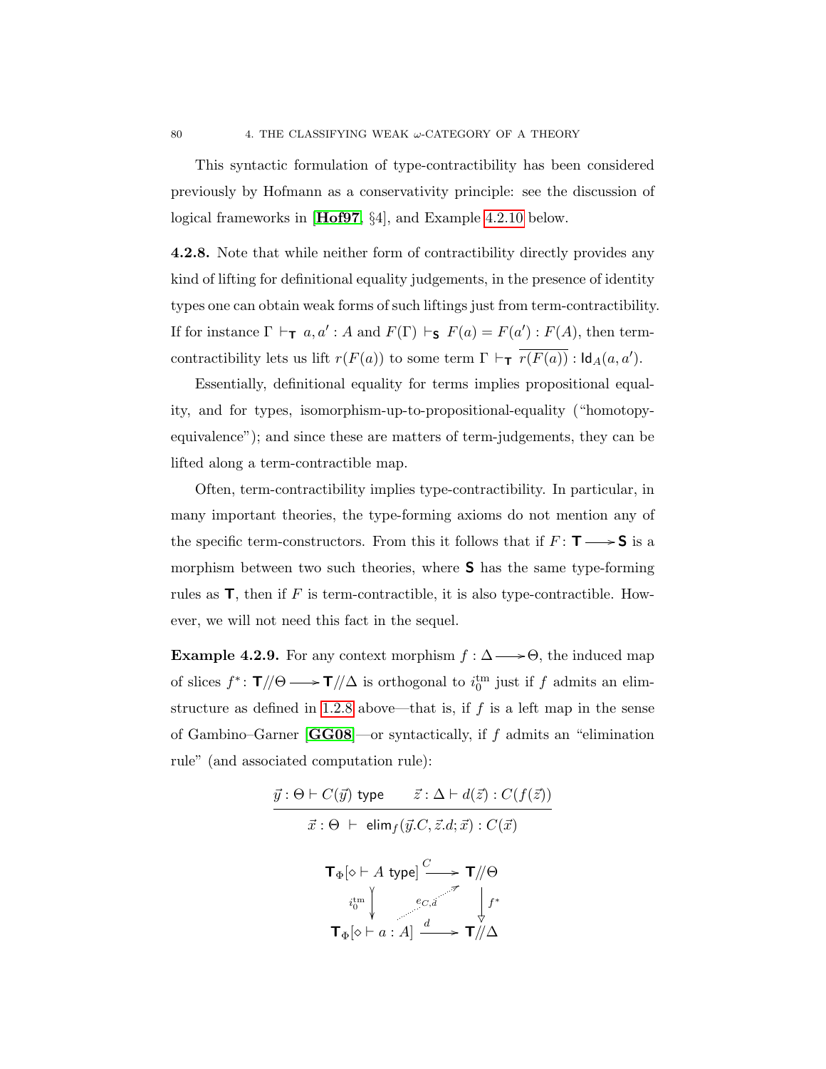This syntactic formulation of type-contractibility has been considered previously by Hofmann as a conservativity principle: see the discussion of logical frameworks in [**Hof97**, §4], and Example 4.2.10 below.

**4.2.8.** Note that while neither form of contractibility directly provides any kind of lifting for definitional equality judgements, in the presence of identity types one can obtain weak forms of such liftings just from term-contractibility. If for instance $\Gamma \vdash_{\mathsf{T}} a, a' : A$ and $F(\Gamma) \vdash_{\mathsf{S}} F(a) = F(a') : F(A)$, then term-contractibility lets us lift $r(F(a))$ to some term $\Gamma \vdash_{\mathsf{T}} \overline{r(F(a))} : \mathsf{Id}_A(a, a')$.

Essentially, definitional equality for terms implies propositional equality, and for types, isomorphism-up-to-propositional-equality ("homotopy-equivalence"); and since these are matters of term-judgements, they can be lifted along a term-contractible map.

Often, term-contractibility implies type-contractibility. In particular, in many important theories, the type-forming axioms do not mention any of the specific term-constructors. From this it follows that if $F \colon \mathsf{T} \longrightarrow \mathsf{S}$ is a morphism between two such theories, where $\mathsf{S}$ has the same type-forming rules as $\mathsf{T}$, then if $F$ is term-contractible, it is also type-contractible. However, we will not need this fact in the sequel.

**Example 4.2.9.** For any context morphism $f : \Delta \longrightarrow \Theta$, the induced map of slices $f^* \colon \mathsf{T}/\!\!/\Theta \longrightarrow \mathsf{T}/\!\!/\Delta$ is orthogonal to $i_0^{\mathrm{tm}}$ just if $f$ admits an elim-structure as defined in 1.2.8 above—that is, if $f$ is a left map in the sense of Gambino–Garner [**GG08**]—or syntactically, if $f$ admits an "elimination rule" (and associated computation rule):

$$\frac{\vec{y} : \Theta \vdash C(\vec{y}) \ \mathsf{type} \qquad \vec{z} : \Delta \vdash d(\vec{z}) : C(f(\vec{z}))}{\vec{x} : \Theta \ \vdash \ \mathsf{elim}_f(\vec{y}.C, \vec{z}.d; \vec{x}) : C(\vec{x})}$$

$$\begin{array}{ccc}
\mathsf{T}_\Phi[\diamond \vdash A \ \mathsf{type}] & \xrightarrow{\ C\ } & \mathsf{T}/\!\!/\Theta \\
{\scriptstyle i_0^{\mathrm{tm}}} \downarrow & \overset{e_{C,d}}{\nearrow} & \downarrow {\scriptstyle f^*} \\
\mathsf{T}_\Phi[\diamond \vdash a : A] & \xrightarrow{\ d\ } & \mathsf{T}/\!\!/\Delta
\end{array}$$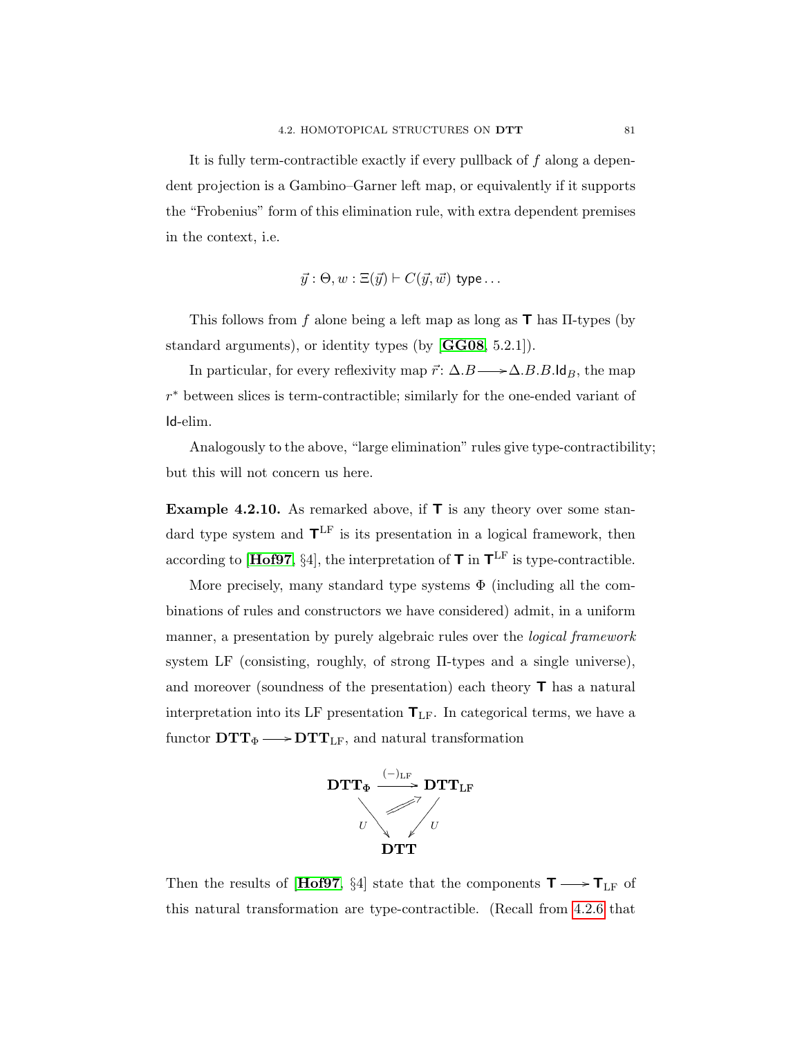It is fully term-contractible exactly if every pullback of $f$ along a dependent projection is a Gambino–Garner left map, or equivalently if it supports the "Frobenius" form of this elimination rule, with extra dependent premises in the context, i.e.

$$\vec{y} : \Theta, w : \Xi(\vec{y}) \vdash C(\vec{y}, \vec{w}) \ \mathsf{type} \ldots$$

This follows from $f$ alone being a left map as long as $\mathbf{T}$ has Π-types (by standard arguments), or identity types (by [**GG08**, 5.2.1]).

In particular, for every reflexivity map $\vec{r} \colon \Delta.B \longrightarrow \Delta.B.B.\mathsf{Id}_B$, the map $r^*$ between slices is term-contractible; similarly for the one-ended variant of $\mathsf{Id}$-elim.

Analogously to the above, "large elimination" rules give type-contractibility; but this will not concern us here.

**Example 4.2.10.** As remarked above, if $\mathbf{T}$ is any theory over some standard type system and $\mathbf{T}^{\mathrm{LF}}$ is its presentation in a logical framework, then according to [**Hof97**, §4], the interpretation of $\mathbf{T}$ in $\mathbf{T}^{\mathrm{LF}}$ is type-contractible.

More precisely, many standard type systems $\Phi$ (including all the combinations of rules and constructors we have considered) admit, in a uniform manner, a presentation by purely algebraic rules over the *logical framework* system LF (consisting, roughly, of strong Π-types and a single universe), and moreover (soundness of the presentation) each theory $\mathbf{T}$ has a natural interpretation into its LF presentation $\mathbf{T}_{\mathrm{LF}}$. In categorical terms, we have a functor $\mathbf{DTT}_{\Phi} \longrightarrow \mathbf{DTT}_{\mathrm{LF}}$, and natural transformation

$$\begin{array}{ccc} \mathbf{DTT}_{\Phi} & \xrightarrow{(-)_{\mathrm{LF}}} & \mathbf{DTT}_{\mathrm{LF}} \\ & {\scriptstyle U} \searrow \quad \Rightarrow \quad \swarrow {\scriptstyle U} & \\ & \mathbf{DTT} & \end{array}$$

Then the results of [**Hof97**, §4] state that the components $\mathbf{T} \longrightarrow \mathbf{T}_{\mathrm{LF}}$ of this natural transformation are type-contractible. (Recall from 4.2.6 that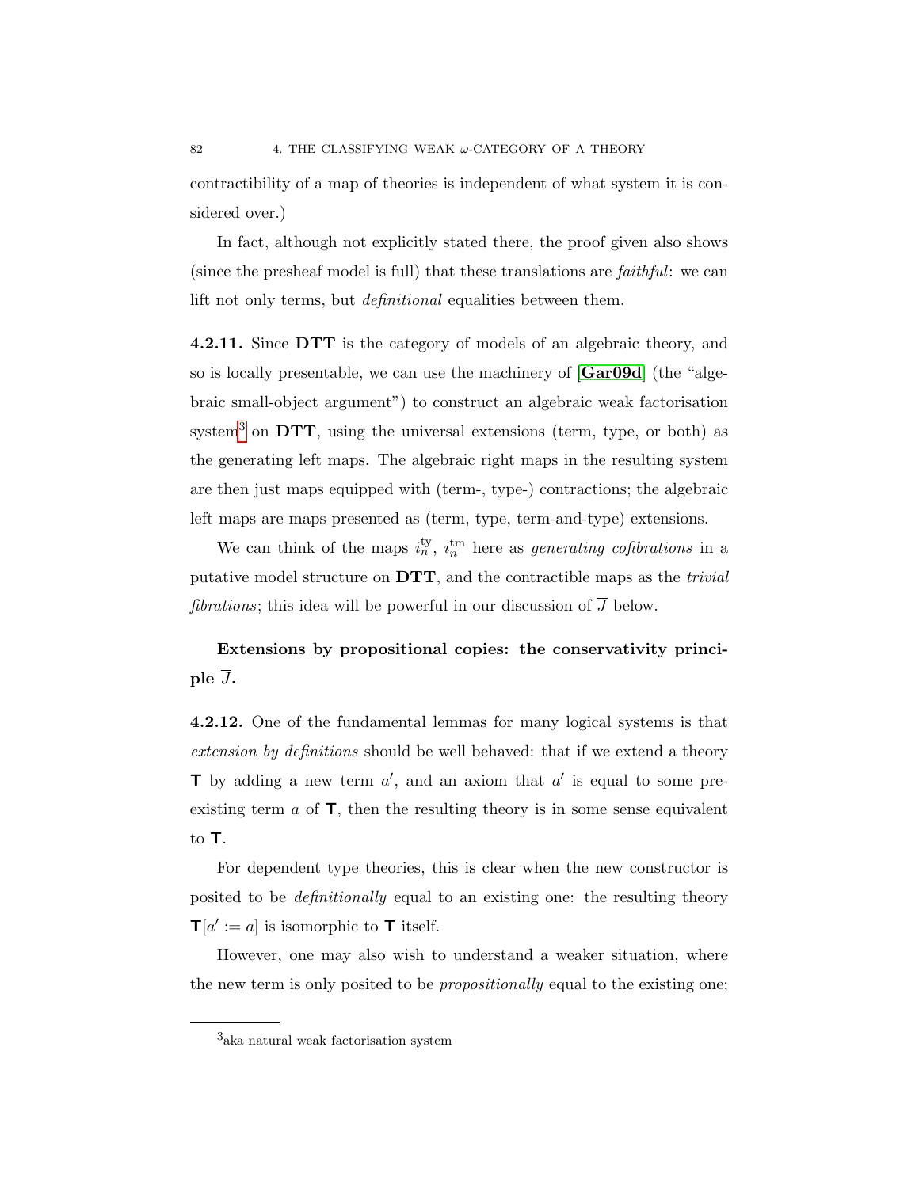contractibility of a map of theories is independent of what system it is considered over.)

In fact, although not explicitly stated there, the proof given also shows (since the presheaf model is full) that these translations are *faithful*: we can lift not only terms, but *definitional* equalities between them.

**4.2.11.** Since **DTT** is the category of models of an algebraic theory, and so is locally presentable, we can use the machinery of [**Gar09d**] (the "algebraic small-object argument") to construct an algebraic weak factorisation system[3] on **DTT**, using the universal extensions (term, type, or both) as the generating left maps. The algebraic right maps in the resulting system are then just maps equipped with (term-, type-) contractions; the algebraic left maps are maps presented as (term, type, term-and-type) extensions.

We can think of the maps $i_n^{\mathrm{ty}}$, $i_n^{\mathrm{tm}}$ here as *generating cofibrations* in a putative model structure on **DTT**, and the contractible maps as the *trivial fibrations*; this idea will be powerful in our discussion of $\overline{J}$ below.

### Extensions by propositional copies: the conservativity principle $\overline{J}$.

**4.2.12.** One of the fundamental lemmas for many logical systems is that *extension by definitions* should be well behaved: that if we extend a theory $\mathsf{T}$ by adding a new term $a'$, and an axiom that $a'$ is equal to some pre-existing term $a$ of $\mathsf{T}$, then the resulting theory is in some sense equivalent to $\mathsf{T}$.

For dependent type theories, this is clear when the new constructor is posited to be *definitionally* equal to an existing one: the resulting theory $\mathsf{T}[a' := a]$ is isomorphic to $\mathsf{T}$ itself.

However, one may also wish to understand a weaker situation, where the new term is only posited to be *propositionally* equal to the existing one;

[3] aka natural weak factorisation system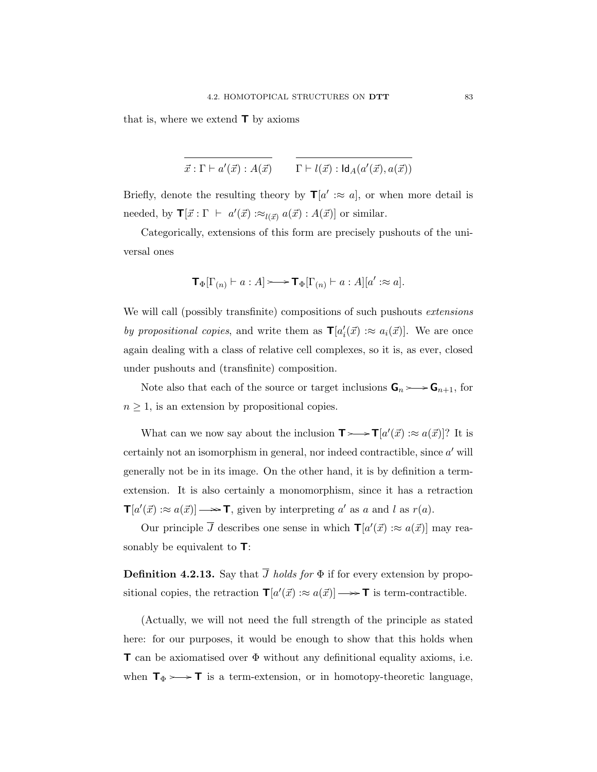that is, where we extend $\mathsf{T}$ by axioms

$$\frac{}{\vec{x} : \Gamma \vdash a'(\vec{x}) : A(\vec{x})} \qquad \frac{}{\Gamma \vdash l(\vec{x}) : \mathsf{Id}_A(a'(\vec{x}), a(\vec{x}))}$$

Briefly, denote the resulting theory by $\mathsf{T}[a' :\approx a]$, or when more detail is needed, by $\mathsf{T}[\vec{x} : \Gamma \ \vdash \ a'(\vec{x}) :\approx_{l(\vec{x})} a(\vec{x}) : A(\vec{x})]$ or similar.

Categorically, extensions of this form are precisely pushouts of the universal ones

$$\mathsf{T}_\Phi[\Gamma_{(n)} \vdash a : A] \rightarrowtail \mathsf{T}_\Phi[\Gamma_{(n)} \vdash a : A][a' :\approx a].$$

We will call (possibly transfinite) compositions of such pushouts *extensions by propositional copies*, and write them as $\mathsf{T}[a'_i(\vec{x}) :\approx a_i(\vec{x})]$. We are once again dealing with a class of relative cell complexes, so it is, as ever, closed under pushouts and (transfinite) composition.

Note also that each of the source or target inclusions $\mathsf{G}_n \rightarrowtail \mathsf{G}_{n+1}$, for $n \geq 1$, is an extension by propositional copies.

What can we now say about the inclusion $\mathsf{T} \rightarrowtail \mathsf{T}[a'(\vec{x}) :\approx a(\vec{x})]$? It is certainly not an isomorphism in general, nor indeed contractible, since $a'$ will generally not be in its image. On the other hand, it is by definition a term-extension. It is also certainly a monomorphism, since it has a retraction $\mathsf{T}[a'(\vec{x}) :\approx a(\vec{x})] \twoheadrightarrow \mathsf{T}$, given by interpreting $a'$ as $a$ and $l$ as $r(a)$.

Our principle $\overline{J}$ describes one sense in which $\mathsf{T}[a'(\vec{x}) :\approx a(\vec{x})]$ may reasonably be equivalent to $\mathsf{T}$:

**Definition 4.2.13.** Say that $\overline{J}$ *holds for* $\Phi$ if for every extension by propositional copies, the retraction $\mathsf{T}[a'(\vec{x}) :\approx a(\vec{x})] \twoheadrightarrow \mathsf{T}$ is term-contractible.

(Actually, we will not need the full strength of the principle as stated here: for our purposes, it would be enough to show that this holds when $\mathsf{T}$ can be axiomatised over $\Phi$ without any definitional equality axioms, i.e. when $\mathsf{T}_\Phi \rightarrowtail \mathsf{T}$ is a term-extension, or in homotopy-theoretic language,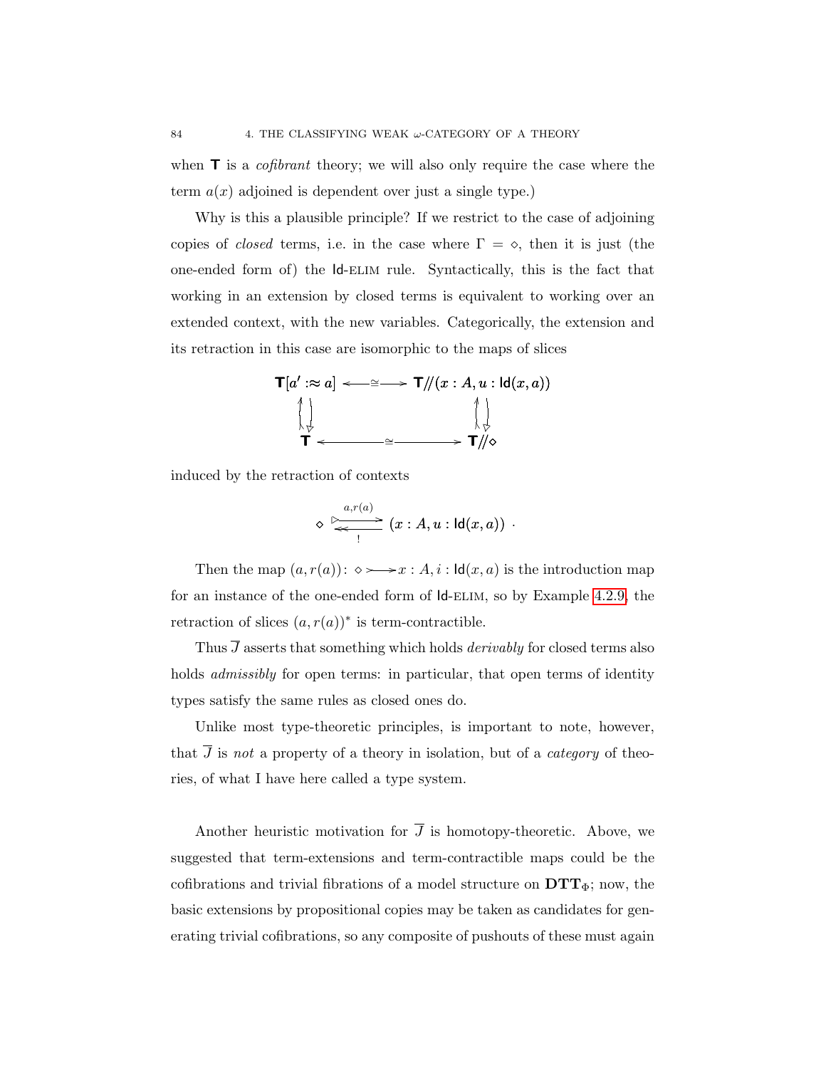when $\mathsf{T}$ is a *cofibrant* theory; we will also only require the case where the term $a(x)$ adjoined is dependent over just a single type.)

Why is this a plausible principle? If we restrict to the case of adjoining copies of *closed* terms, i.e. in the case where $\Gamma = \diamond$, then it is just (the one-ended form of) the $\mathsf{Id}$-ELIM rule. Syntactically, this is the fact that working in an extension by closed terms is equivalent to working over an extended context, with the new variables. Categorically, the extension and its retraction in this case are isomorphic to the maps of slices

$$\begin{array}{ccc} \mathsf{T}[a' :\approx a] & \xleftrightarrow{\;\cong\;} & \mathsf{T}/\!\!/(x : A, u : \mathsf{Id}(x,a)) \\ \uparrow\downarrow & & \uparrow\downarrow \\ \mathsf{T} & \xleftrightarrow{\;\cong\;} & \mathsf{T}/\!\!/\diamond \end{array}$$

induced by the retraction of contexts

$$\diamond \underset{!}{\overset{a,r(a)}{\rightleftarrows}} (x : A, u : \mathsf{Id}(x,a)) \ .$$

Then the map $(a, r(a)) \colon \diamond \rightarrowtail x : A, i : \mathsf{Id}(x,a)$ is the introduction map for an instance of the one-ended form of $\mathsf{Id}$-ELIM, so by Example 4.2.9, the retraction of slices $(a, r(a))^*$ is term-contractible.

Thus $\overline{J}$ asserts that something which holds *derivably* for closed terms also holds *admissibly* for open terms: in particular, that open terms of identity types satisfy the same rules as closed ones do.

Unlike most type-theoretic principles, is important to note, however, that $\overline{J}$ is *not* a property of a theory in isolation, but of a *category* of theories, of what I have here called a type system.

Another heuristic motivation for $\overline{J}$ is homotopy-theoretic. Above, we suggested that term-extensions and term-contractible maps could be the cofibrations and trivial fibrations of a model structure on $\mathbf{DTT}_\Phi$; now, the basic extensions by propositional copies may be taken as candidates for generating trivial cofibrations, so any composite of pushouts of these must again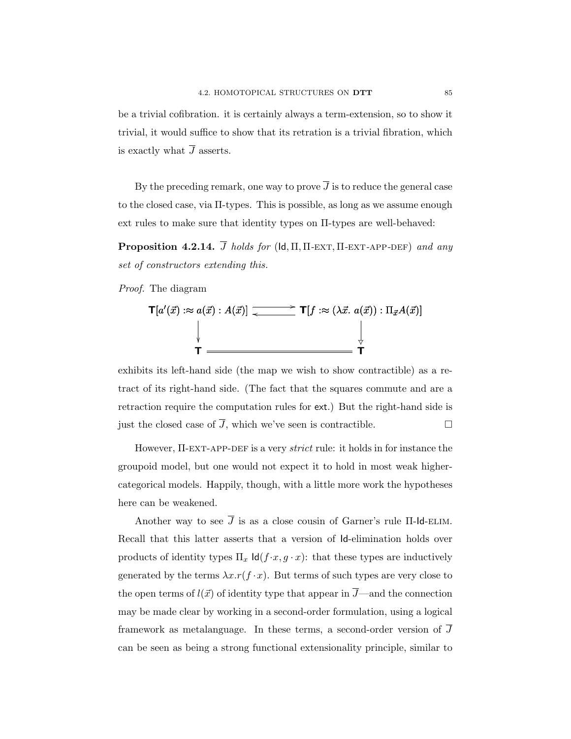be a trivial cofibration. it is certainly always a term-extension, so to show it trivial, it would suffice to show that its retration is a trivial fibration, which is exactly what $\overline{J}$ asserts.

By the preceding remark, one way to prove $\overline{J}$ is to reduce the general case to the closed case, via Π-types. This is possible, as long as we assume enough ext rules to make sure that identity types on Π-types are well-behaved:

**Proposition 4.2.14.** *$\overline{J}$ holds for* $(\mathsf{Id}, \Pi, \Pi\text{-EXT}, \Pi\text{-EXT-APP-DEF})$ *and any set of constructors extending this.*

*Proof.* The diagram

$$\begin{array}{ccc}
\mathbf{T}[a'(\vec{x}) :\approx a(\vec{x}) : A(\vec{x})] & \rightleftarrows & \mathbf{T}[f :\approx (\lambda \vec{x}.\ a(\vec{x})) : \Pi_{\vec{x}} A(\vec{x})] \\
\downarrow & & \downarrow \\
\mathbf{T} & = & \mathbf{T}
\end{array}$$

exhibits its left-hand side (the map we wish to show contractible) as a retract of its right-hand side. (The fact that the squares commute and are a retraction require the computation rules for ext.) But the right-hand side is just the closed case of $\overline{J}$, which we've seen is contractible. □

However, Π-EXT-APP-DEF is a very *strict* rule: it holds in for instance the groupoid model, but one would not expect it to hold in most weak higher-categorical models. Happily, though, with a little more work the hypotheses here can be weakened.

Another way to see $\overline{J}$ is as a close cousin of Garner's rule Π-Id-ELIM. Recall that this latter asserts that a version of Id-elimination holds over products of identity types $\Pi_x\ \mathsf{Id}(f \cdot x, g \cdot x)$: that these types are inductively generated by the terms $\lambda x.r(f \cdot x)$. But terms of such types are very close to the open terms of $l(\vec{x})$ of identity type that appear in $\overline{J}$—and the connection may be made clear by working in a second-order formulation, using a logical framework as metalanguage. In these terms, a second-order version of $\overline{J}$ can be seen as being a strong functional extensionality principle, similar to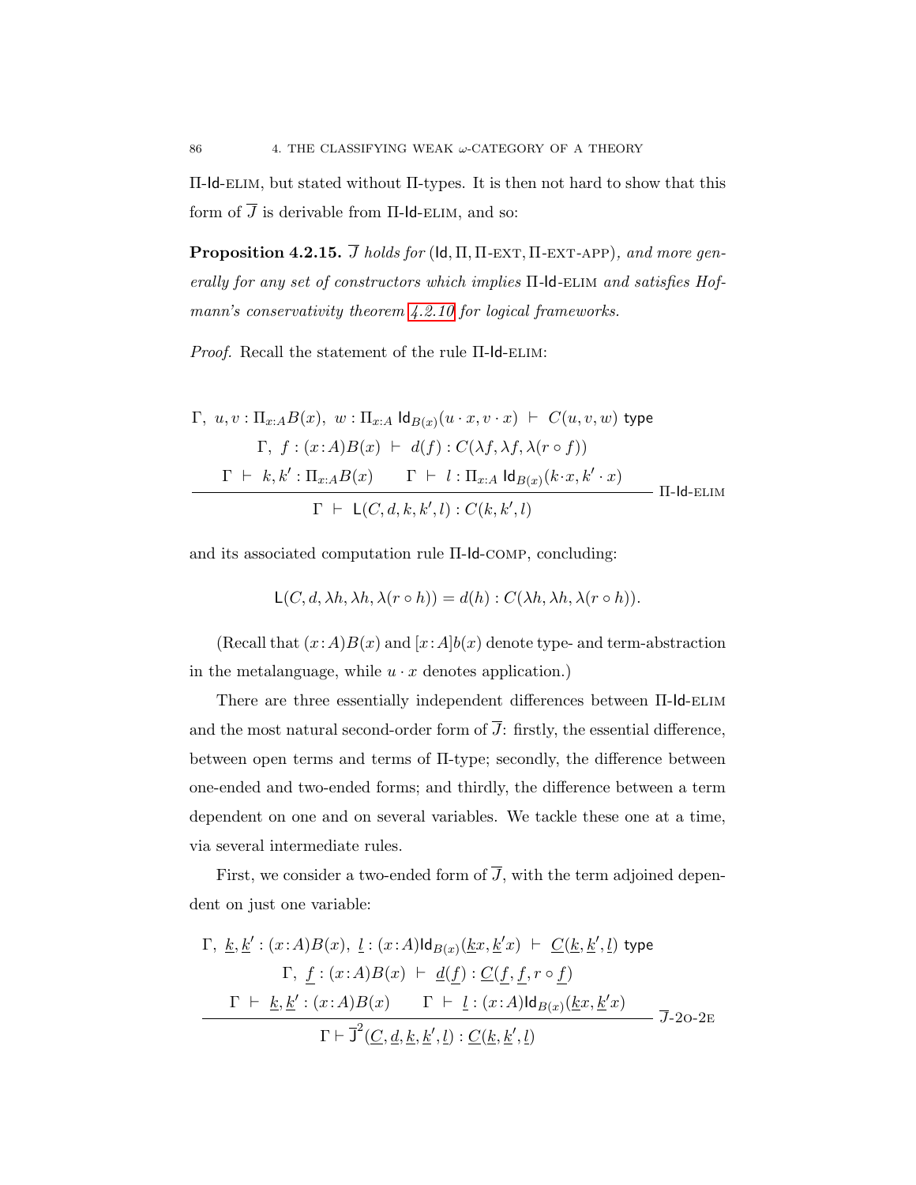Π-Id-ELIM, but stated without Π-types. It is then not hard to show that this form of $\overline{J}$ is derivable from Π-Id-ELIM, and so:

**Proposition 4.2.15.** *$\overline{J}$ holds for $(\mathsf{Id}, \Pi, \Pi\text{-EXT}, \Pi\text{-EXT-APP})$, and more generally for any set of constructors which implies* Π-Id-ELIM *and satisfies Hofmann's conservativity theorem 4.2.10 for logical frameworks.*

*Proof.* Recall the statement of the rule Π-Id-ELIM:

$$\frac{\begin{array}{c}\Gamma,\ u,v:\Pi_{x:A}B(x),\ w:\Pi_{x:A}\ \mathsf{Id}_{B(x)}(u\cdot x, v\cdot x)\ \vdash\ C(u,v,w)\ \mathsf{type}\\ \Gamma,\ f:(x\!:\!A)B(x)\ \vdash\ d(f):C(\lambda f,\lambda f,\lambda(r\circ f))\\ \Gamma\ \vdash\ k,k':\Pi_{x:A}B(x)\qquad \Gamma\ \vdash\ l:\Pi_{x:A}\ \mathsf{Id}_{B(x)}(k\cdot x, k'\cdot x)\end{array}}{\Gamma\ \vdash\ \mathsf{L}(C,d,k,k',l):C(k,k',l)}\ \Pi\text{-Id-ELIM}$$

and its associated computation rule Π-Id-COMP, concluding:

$$\mathsf{L}(C,d,\lambda h,\lambda h,\lambda(r\circ h)) = d(h) : C(\lambda h,\lambda h,\lambda(r\circ h)).$$

(Recall that $(x\!:\!A)B(x)$ and $[x\!:\!A]b(x)$ denote type- and term-abstraction in the metalanguage, while $u\cdot x$ denotes application.)

There are three essentially independent differences between Π-Id-ELIM and the most natural second-order form of $\overline{J}$: firstly, the essential difference, between open terms and terms of Π-type; secondly, the difference between one-ended and two-ended forms; and thirdly, the difference between a term dependent on one and on several variables. We tackle these one at a time, via several intermediate rules.

First, we consider a two-ended form of $\overline{J}$, with the term adjoined dependent on just one variable:

$$\frac{\begin{array}{c}\Gamma,\ \underline{k},\underline{k}':(x\!:\!A)B(x),\ \underline{l}:(x\!:\!A)\mathsf{Id}_{B(x)}(\underline{k}x,\underline{k}'x)\ \vdash\ \underline{C}(\underline{k},\underline{k}',\underline{l})\ \mathsf{type}\\ \Gamma,\ \underline{f}:(x\!:\!A)B(x)\ \vdash\ \underline{d}(\underline{f}):\underline{C}(\underline{f},\underline{f},r\circ\underline{f})\\ \Gamma\ \vdash\ \underline{k},\underline{k}':(x\!:\!A)B(x)\qquad \Gamma\ \vdash\ \underline{l}:(x\!:\!A)\mathsf{Id}_{B(x)}(\underline{k}x,\underline{k}'x)\end{array}}{\Gamma\vdash \overline{\mathsf{J}}^2(\underline{C},\underline{d},\underline{k},\underline{k}',\underline{l}):\underline{C}(\underline{k},\underline{k}',\underline{l})}\ \overline{J}\text{-2O-2E}$$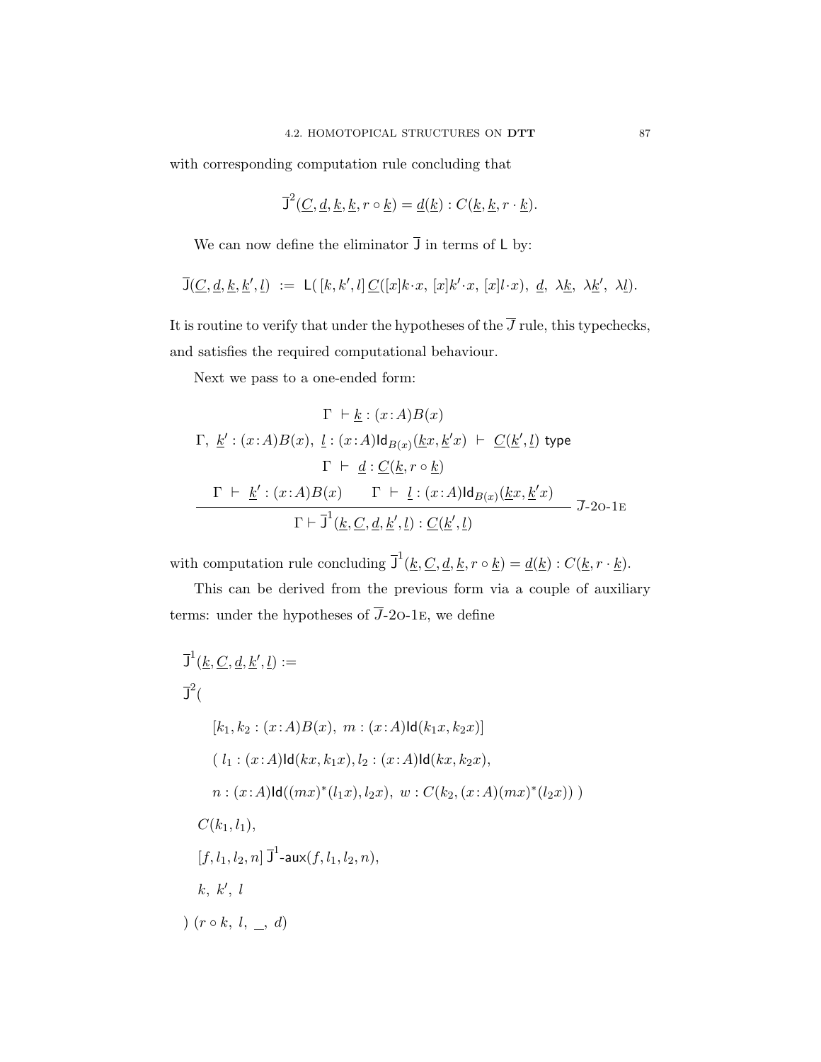with corresponding computation rule concluding that

$$\overline{\mathsf{J}}^2(\underline{C}, \underline{d}, \underline{k}, \underline{k}, r \circ \underline{k}) = \underline{d}(\underline{k}) : C(\underline{k}, \underline{k}, r \cdot \underline{k}).$$

We can now define the eliminator $\overline{\mathsf{J}}$ in terms of $\mathsf{L}$ by:

$$\overline{\mathsf{J}}(\underline{C}, \underline{d}, \underline{k}, \underline{k}', \underline{l}) \; := \; \mathsf{L}(\, [k, k', l]\, \underline{C}([x]k \cdot x,\, [x]k' \cdot x,\, [x]l \cdot x),\; \underline{d},\; \lambda \underline{k},\; \lambda \underline{k}',\; \lambda \underline{l}).$$

It is routine to verify that under the hypotheses of the $\overline{J}$ rule, this typechecks, and satisfies the required computational behaviour.

Next we pass to a one-ended form:

$$\frac{\begin{array}{c} \Gamma \;\vdash \underline{k} : (x\!:\!A)B(x) \\ \Gamma,\; \underline{k}' : (x\!:\!A)B(x),\; \underline{l} : (x\!:\!A)\mathsf{Id}_{B(x)}(\underline{k}x, \underline{k}'x) \;\vdash\; \underline{C}(\underline{k}', \underline{l}) \text{ type} \\ \Gamma \;\vdash\; \underline{d} : \underline{C}(\underline{k}, r \circ \underline{k}) \\ \Gamma \;\vdash\; \underline{k}' : (x\!:\!A)B(x) \qquad \Gamma \;\vdash\; \underline{l} : (x\!:\!A)\mathsf{Id}_{B(x)}(\underline{k}x, \underline{k}'x) \end{array}}{\Gamma \vdash \overline{\mathsf{J}}^1(\underline{k}, \underline{C}, \underline{d}, \underline{k}', \underline{l}) : \underline{C}(\underline{k}', \underline{l})} \; \overline{J}\text{-2o-1e}$$

with computation rule concluding $\overline{\mathsf{J}}^1(\underline{k}, \underline{C}, \underline{d}, \underline{k}, r \circ \underline{k}) = \underline{d}(\underline{k}) : C(\underline{k}, r \cdot \underline{k})$.

This can be derived from the previous form via a couple of auxiliary terms: under the hypotheses of $\overline{J}$-2o-1e, we define

$$\begin{aligned}
&\overline{\mathsf{J}}^1(\underline{k}, \underline{C}, \underline{d}, \underline{k}', \underline{l}) := \\
&\overline{\mathsf{J}}^2( \\
&\qquad [k_1, k_2 : (x\!:\!A)B(x),\; m : (x\!:\!A)\mathsf{Id}(k_1x, k_2x)] \\
&\qquad (\; l_1 : (x\!:\!A)\mathsf{Id}(kx, k_1x), l_2 : (x\!:\!A)\mathsf{Id}(kx, k_2x), \\
&\qquad n : (x\!:\!A)\mathsf{Id}((mx)^*(l_1x), l_2x),\; w : C(k_2, (x\!:\!A)(mx)^*(l_2x))\;) \\
&\quad C(k_1, l_1), \\
&\quad [f, l_1, l_2, n]\, \overline{\mathsf{J}}^1\text{-}\mathsf{aux}(f, l_1, l_2, n), \\
&\quad k,\; k',\; l \\
&)\; (r \circ k,\; l,\; \_,\; d)
\end{aligned}$$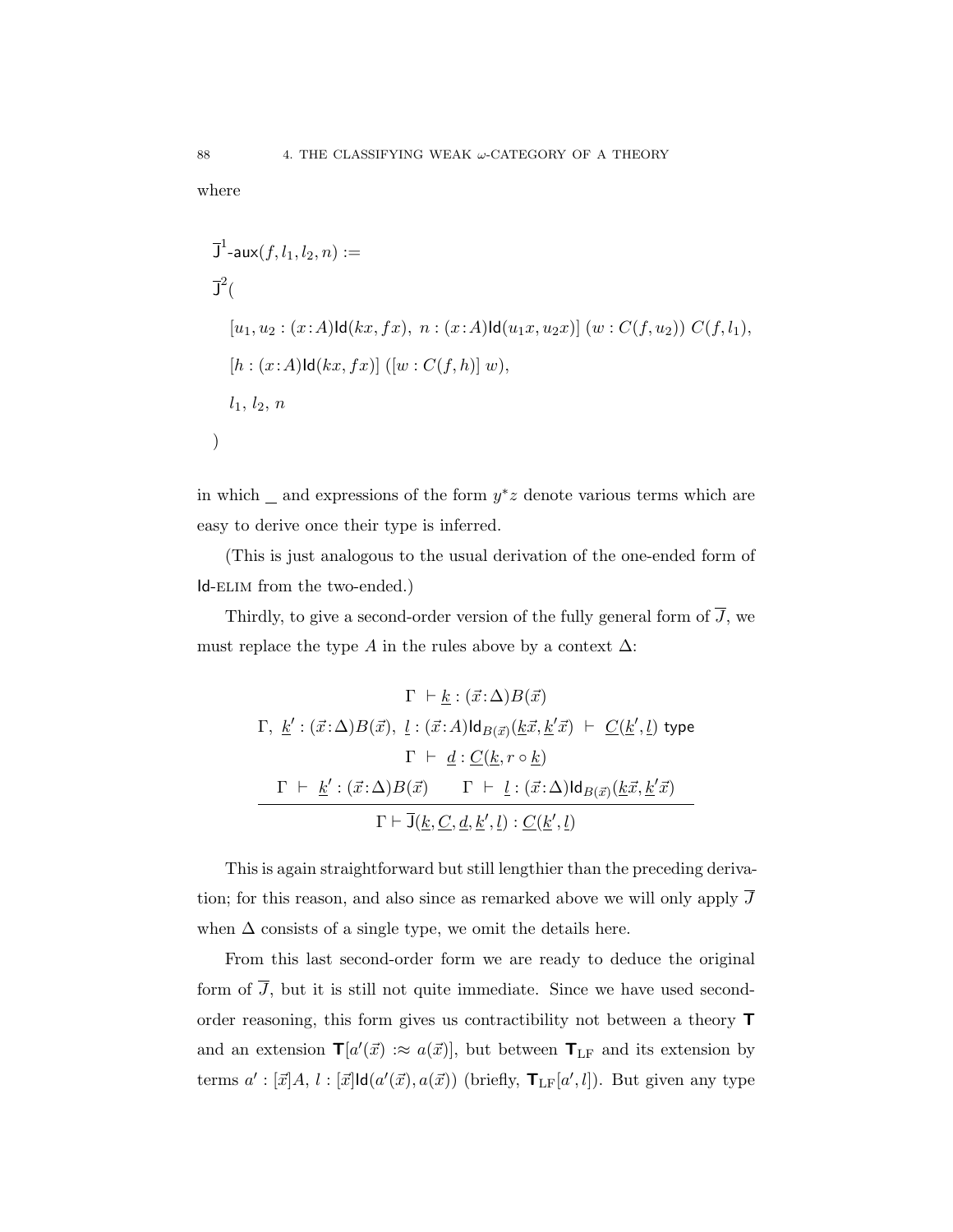where

$$
\begin{aligned}
&\overline{\mathsf{J}}^1\text{-}\mathsf{aux}(f, l_1, l_2, n) := \\
&\overline{\mathsf{J}}^2( \\
&\quad [u_1, u_2 : (x{:}A)\mathsf{Id}(kx, fx),\ n : (x{:}A)\mathsf{Id}(u_1 x, u_2 x)]\ (w : C(f, u_2))\ C(f, l_1), \\
&\quad [h : (x{:}A)\mathsf{Id}(kx, fx)]\ ([w : C(f, h)]\ w), \\
&\quad l_1,\ l_2,\ n \\
&)
\end{aligned}
$$

in which _ and expressions of the form $y^*z$ denote various terms which are easy to derive once their type is inferred.

(This is just analogous to the usual derivation of the one-ended form of Id-ELIM from the two-ended.)

Thirdly, to give a second-order version of the fully general form of $\overline{J}$, we must replace the type $A$ in the rules above by a context $\Delta$:

$$
\frac{\begin{array}{c}
\Gamma\ \vdash \underline{k} : (\vec{x}{:}\Delta)B(\vec{x}) \\
\Gamma,\ \underline{k}' : (\vec{x}{:}\Delta)B(\vec{x}),\ \underline{l} : (\vec{x}{:}A)\mathsf{Id}_{B(\vec{x})}(\underline{k}\vec{x}, \underline{k}'\vec{x})\ \vdash\ \underline{C}(\underline{k}', \underline{l})\ \mathsf{type} \\
\Gamma\ \vdash\ \underline{d} : \underline{C}(\underline{k}, r \circ \underline{k}) \\
\Gamma\ \vdash\ \underline{k}' : (\vec{x}{:}\Delta)B(\vec{x}) \qquad \Gamma\ \vdash\ \underline{l} : (\vec{x}{:}\Delta)\mathsf{Id}_{B(\vec{x})}(\underline{k}\vec{x}, \underline{k}'\vec{x})
\end{array}}{\Gamma \vdash \overline{\mathsf{J}}(\underline{k}, \underline{C}, \underline{d}, \underline{k}', \underline{l}) : \underline{C}(\underline{k}', \underline{l})}
$$

This is again straightforward but still lengthier than the preceding derivation; for this reason, and also since as remarked above we will only apply $\overline{J}$ when $\Delta$ consists of a single type, we omit the details here.

From this last second-order form we are ready to deduce the original form of $\overline{J}$, but it is still not quite immediate. Since we have used second-order reasoning, this form gives us contractibility not between a theory $\mathbf{T}$ and an extension $\mathbf{T}[a'(\vec{x}) :\approx a(\vec{x})]$, but between $\mathbf{T}_{\mathrm{LF}}$ and its extension by terms $a' : [\vec{x}]A,\ l : [\vec{x}]\mathsf{Id}(a'(\vec{x}), a(\vec{x}))$ (briefly, $\mathbf{T}_{\mathrm{LF}}[a', l]$). But given any type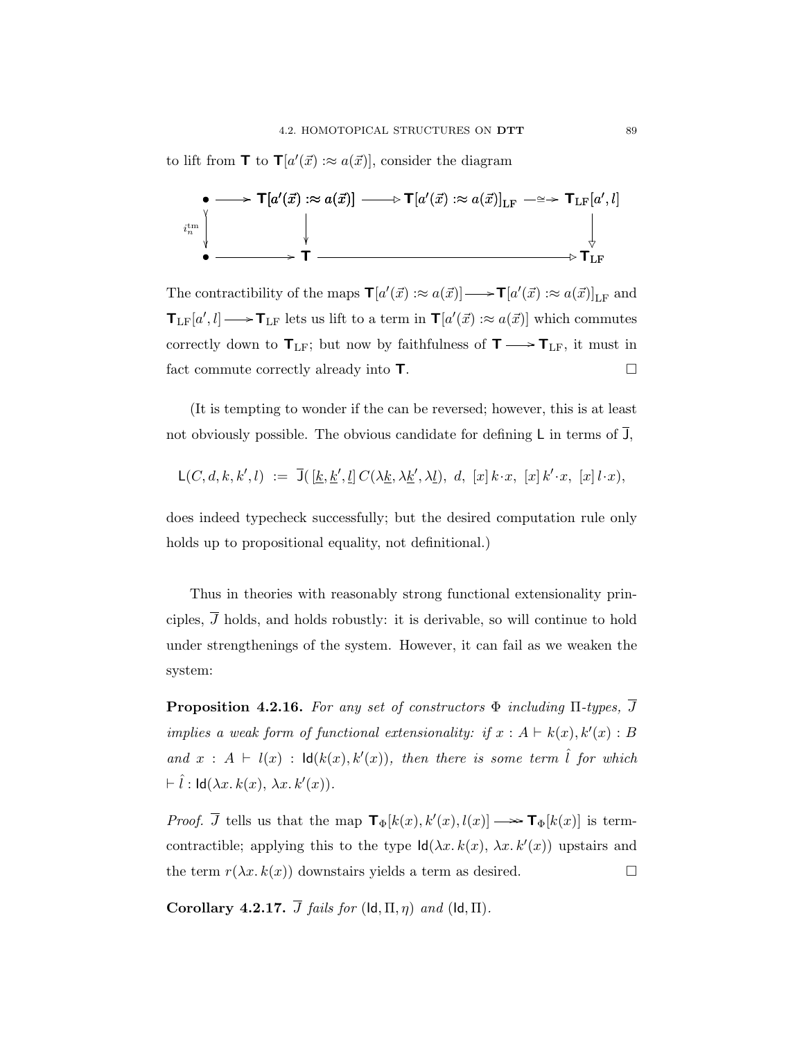to lift from $\mathsf{T}$ to $\mathsf{T}[a'(\vec{x}) :\approx a(\vec{x})]$, consider the diagram

$$
\begin{array}{ccccccc}
\bullet & \longrightarrow & \mathsf{T}[a'(\vec{x}) :\approx a(\vec{x})] & \longrightarrow\!\!\triangleright & \mathsf{T}[a'(\vec{x}) :\approx a(\vec{x})]_{\mathrm{LF}} & \xrightarrow{\cong} & \mathsf{T}_{\mathrm{LF}}[a', l] \\
{\scriptstyle i_n^{\mathrm{tm}}}\downarrow & & \downarrow & & & & \downarrow \\
\bullet & \longrightarrow & \mathsf{T} & & \longrightarrow\!\!\triangleright & & \mathsf{T}_{\mathrm{LF}}
\end{array}
$$

The contractibility of the maps $\mathsf{T}[a'(\vec{x}) :\approx a(\vec{x})] \longrightarrow \mathsf{T}[a'(\vec{x}) :\approx a(\vec{x})]_{\mathrm{LF}}$ and $\mathsf{T}_{\mathrm{LF}}[a', l] \longrightarrow \mathsf{T}_{\mathrm{LF}}$ lets us lift to a term in $\mathsf{T}[a'(\vec{x}) :\approx a(\vec{x})]$ which commutes correctly down to $\mathsf{T}_{\mathrm{LF}}$; but now by faithfulness of $\mathsf{T} \longrightarrow \mathsf{T}_{\mathrm{LF}}$, it must in fact commute correctly already into $\mathsf{T}$. □

(It is tempting to wonder if the can be reversed; however, this is at least not obviously possible. The obvious candidate for defining $\mathsf{L}$ in terms of $\overline{\mathsf{J}}$,

$$\mathsf{L}(C, d, k, k', l) \ := \ \overline{\mathsf{J}}(\, [\underline{k}, \underline{k}', \underline{l}]\, C(\lambda\underline{k}, \lambda\underline{k}', \lambda\underline{l}),\ d,\ [x]\, k\cdot x,\ [x]\, k'\cdot x,\ [x]\, l\cdot x),$$

does indeed typecheck successfully; but the desired computation rule only holds up to propositional equality, not definitional.)

Thus in theories with reasonably strong functional extensionality principles, $\overline{J}$ holds, and holds robustly: it is derivable, so will continue to hold under strengthenings of the system. However, it can fail as we weaken the system:

**Proposition 4.2.16.** *For any set of constructors $\Phi$ including $\Pi$-types, $\overline{J}$ implies a weak form of functional extensionality: if $x : A \vdash k(x), k'(x) : B$ and $x : A \vdash l(x) : \mathsf{Id}(k(x), k'(x))$, then there is some term $\hat{l}$ for which $\vdash \hat{l} : \mathsf{Id}(\lambda x.\, k(x),\ \lambda x.\, k'(x))$.*

*Proof.* $\overline{J}$ tells us that the map $\mathsf{T}_\Phi[k(x), k'(x), l(x)] \longrightarrow \mathsf{T}_\Phi[k(x)]$ is term-contractible; applying this to the type $\mathsf{Id}(\lambda x.\, k(x),\ \lambda x.\, k'(x))$ upstairs and the term $r(\lambda x.\, k(x))$ downstairs yields a term as desired. □

**Corollary 4.2.17.** *$\overline{J}$ fails for $(\mathsf{Id}, \Pi, \eta)$ and $(\mathsf{Id}, \Pi)$.*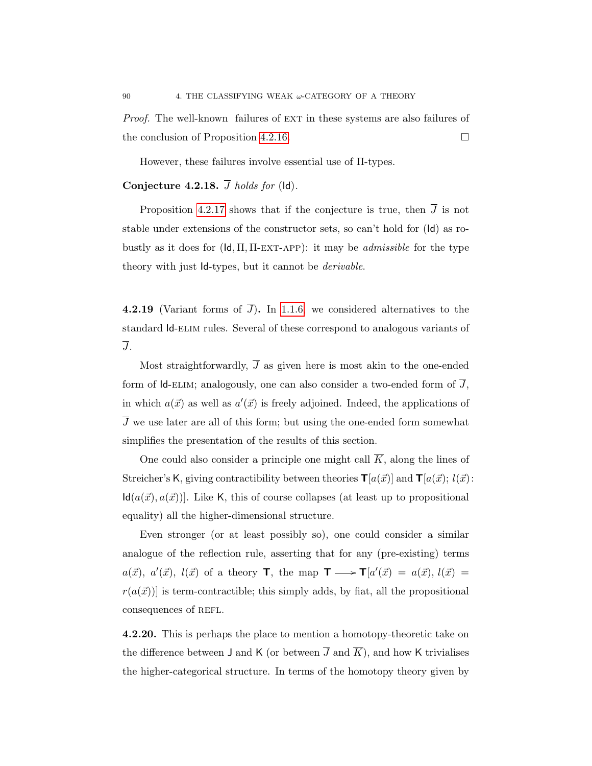*Proof.* The well-known failures of EXT in these systems are also failures of the conclusion of Proposition 4.2.16. □

However, these failures involve essential use of Π-types.

**Conjecture 4.2.18.** *$\overline{J}$ holds for* (Id).

Proposition 4.2.17 shows that if the conjecture is true, then $\overline{J}$ is not stable under extensions of the constructor sets, so can't hold for (Id) as robustly as it does for (Id, Π, Π-EXT-APP): it may be *admissible* for the type theory with just Id-types, but it cannot be *derivable*.

**4.2.19** (Variant forms of $\overline{J}$)**.** In 1.1.6, we considered alternatives to the standard Id-ELIM rules. Several of these correspond to analogous variants of $\overline{J}$.

Most straightforwardly, $\overline{J}$ as given here is most akin to the one-ended form of Id-ELIM; analogously, one can also consider a two-ended form of $\overline{J}$, in which $a(\vec{x})$ as well as $a'(\vec{x})$ is freely adjoined. Indeed, the applications of $\overline{J}$ we use later are all of this form; but using the one-ended form somewhat simplifies the presentation of the results of this section.

One could also consider a principle one might call $\overline{K}$, along the lines of Streicher's K, giving contractibility between theories $\mathsf{T}[a(\vec{x})]$ and $\mathsf{T}[a(\vec{x});\, l(\vec{x})\colon \mathsf{Id}(a(\vec{x}), a(\vec{x}))]$. Like K, this of course collapses (at least up to propositional equality) all the higher-dimensional structure.

Even stronger (or at least possibly so), one could consider a similar analogue of the reflection rule, asserting that for any (pre-existing) terms $a(\vec{x})$, $a'(\vec{x})$, $l(\vec{x})$ of a theory $\mathsf{T}$, the map $\mathsf{T} \longrightarrow \mathsf{T}[a'(\vec{x}) = a(\vec{x}),\, l(\vec{x}) = r(a(\vec{x}))]$ is term-contractible; this simply adds, by fiat, all the propositional consequences of REFL.

**4.2.20.** This is perhaps the place to mention a homotopy-theoretic take on the difference between J and K (or between $\overline{J}$ and $\overline{K}$), and how K trivialises the higher-categorical structure. In terms of the homotopy theory given by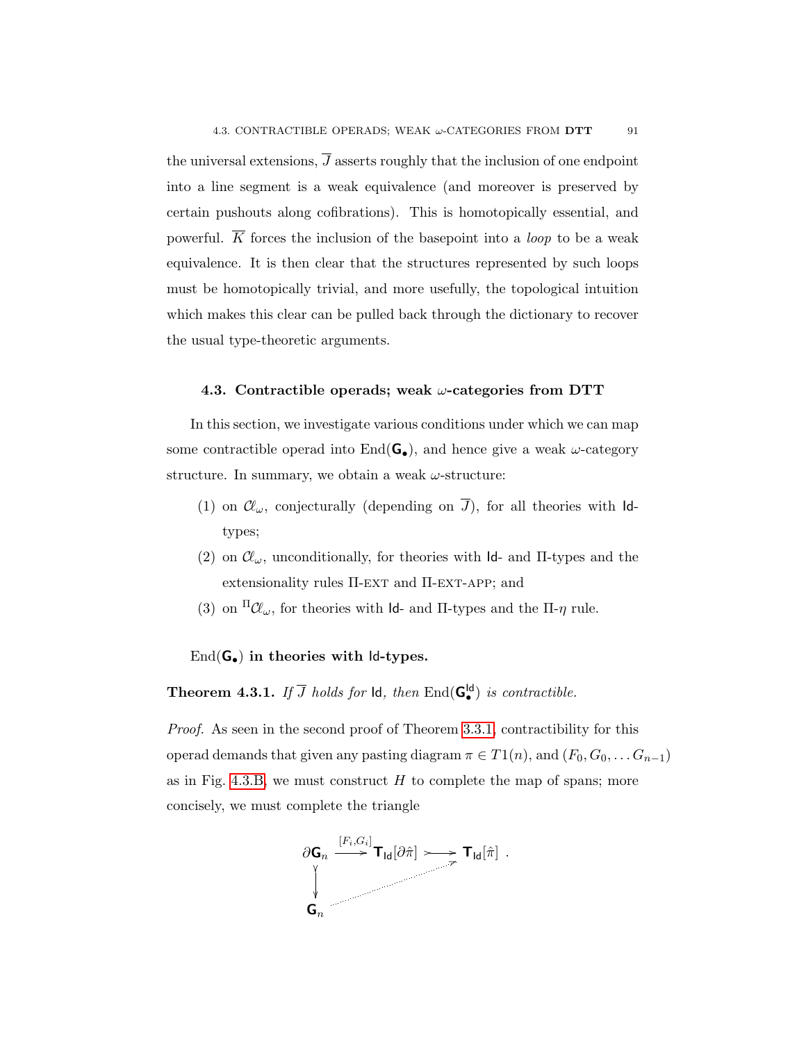the universal extensions, $\overline{J}$ asserts roughly that the inclusion of one endpoint into a line segment is a weak equivalence (and moreover is preserved by certain pushouts along cofibrations). This is homotopically essential, and powerful. $\overline{K}$ forces the inclusion of the basepoint into a *loop* to be a weak equivalence. It is then clear that the structures represented by such loops must be homotopically trivial, and more usefully, the topological intuition which makes this clear can be pulled back through the dictionary to recover the usual type-theoretic arguments.

### 4.3. Contractible operads; weak $\omega$-categories from DTT

In this section, we investigate various conditions under which we can map some contractible operad into $\mathrm{End}(\mathsf{G}_\bullet)$, and hence give a weak $\omega$-category structure. In summary, we obtain a weak $\omega$-structure:

1. on $\mathcal{C}\ell_\omega$, conjecturally (depending on $\overline{J}$), for all theories with $\mathsf{Id}$-types;
2. on $\mathcal{C}\ell_\omega$, unconditionally, for theories with $\mathsf{Id}$- and $\Pi$-types and the extensionality rules $\Pi$-EXT and $\Pi$-EXT-APP; and
3. on ${}^{\Pi}\mathcal{C}\ell_\omega$, for theories with $\mathsf{Id}$- and $\Pi$-types and the $\Pi$-$\eta$ rule.

**$\mathrm{End}(\mathsf{G}_\bullet)$ in theories with $\mathsf{Id}$-types.**

**Theorem 4.3.1.** *If $\overline{J}$ holds for $\mathsf{Id}$, then $\mathrm{End}(\mathsf{G}^{\mathsf{Id}}_\bullet)$ is contractible.*

*Proof.* As seen in the second proof of Theorem 3.3.1, contractibility for this operad demands that given any pasting diagram $\pi \in T1(n)$, and $(F_0, G_0, \dots G_{n-1})$ as in Fig. 4.3.B, we must construct $H$ to complete the map of spans; more concisely, we must complete the triangle

$$\begin{array}{ccccc} \partial \mathsf{G}_n & \xrightarrow{[F_i,G_i]} & \mathsf{T}_{\mathsf{Id}}[\partial\hat{\pi}] & \rightarrowtail & \mathsf{T}_{\mathsf{Id}}[\hat{\pi}] \\ \downarrow & & & \nearrow & \\ \mathsf{G}_n & & & & \end{array} .$$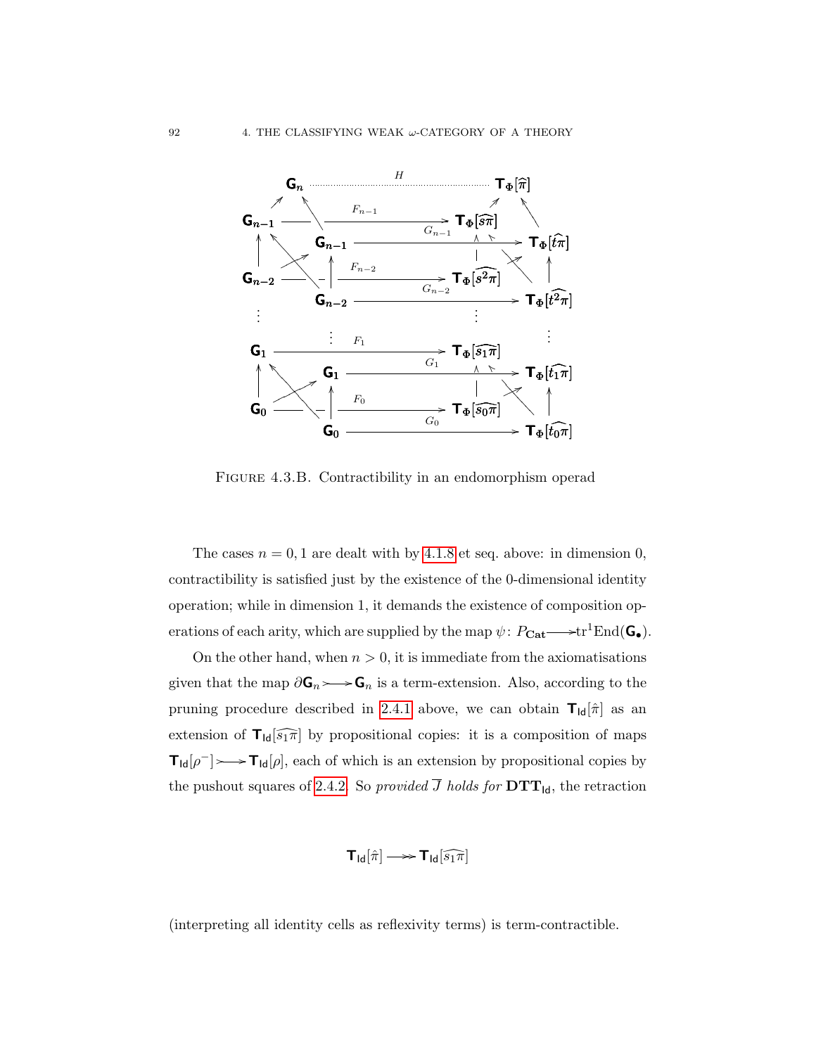FIGURE 4.3.B. Contractibility in an endomorphism operad

The cases $n = 0, 1$ are dealt with by 4.1.8 et seq. above: in dimension 0, contractibility is satisfied just by the existence of the 0-dimensional identity operation; while in dimension 1, it demands the existence of composition operations of each arity, which are supplied by the map $\psi \colon P_{\mathbf{Cat}} \longrightarrow \mathrm{tr}^1 \mathrm{End}(\mathsf{G}_\bullet)$.

On the other hand, when $n > 0$, it is immediate from the axiomatisations given that the map $\partial \mathsf{G}_n \rightarrowtail \mathsf{G}_n$ is a term-extension. Also, according to the pruning procedure described in 2.4.1 above, we can obtain $\mathsf{T}_{\mathsf{Id}}[\hat{\pi}]$ as an extension of $\mathsf{T}_{\mathsf{Id}}[\widehat{s_1\pi}]$ by propositional copies: it is a composition of maps $\mathsf{T}_{\mathsf{Id}}[\rho^-] \rightarrowtail \mathsf{T}_{\mathsf{Id}}[\rho]$, each of which is an extension by propositional copies by the pushout squares of 2.4.2. So *provided* $\overline{J}$ *holds for* $\mathbf{DTT}_{\mathsf{Id}}$, the retraction

$$\mathsf{T}_{\mathsf{Id}}[\hat{\pi}] \twoheadrightarrow \mathsf{T}_{\mathsf{Id}}[\widehat{s_1\pi}]$$

(interpreting all identity cells as reflexivity terms) is term-contractible.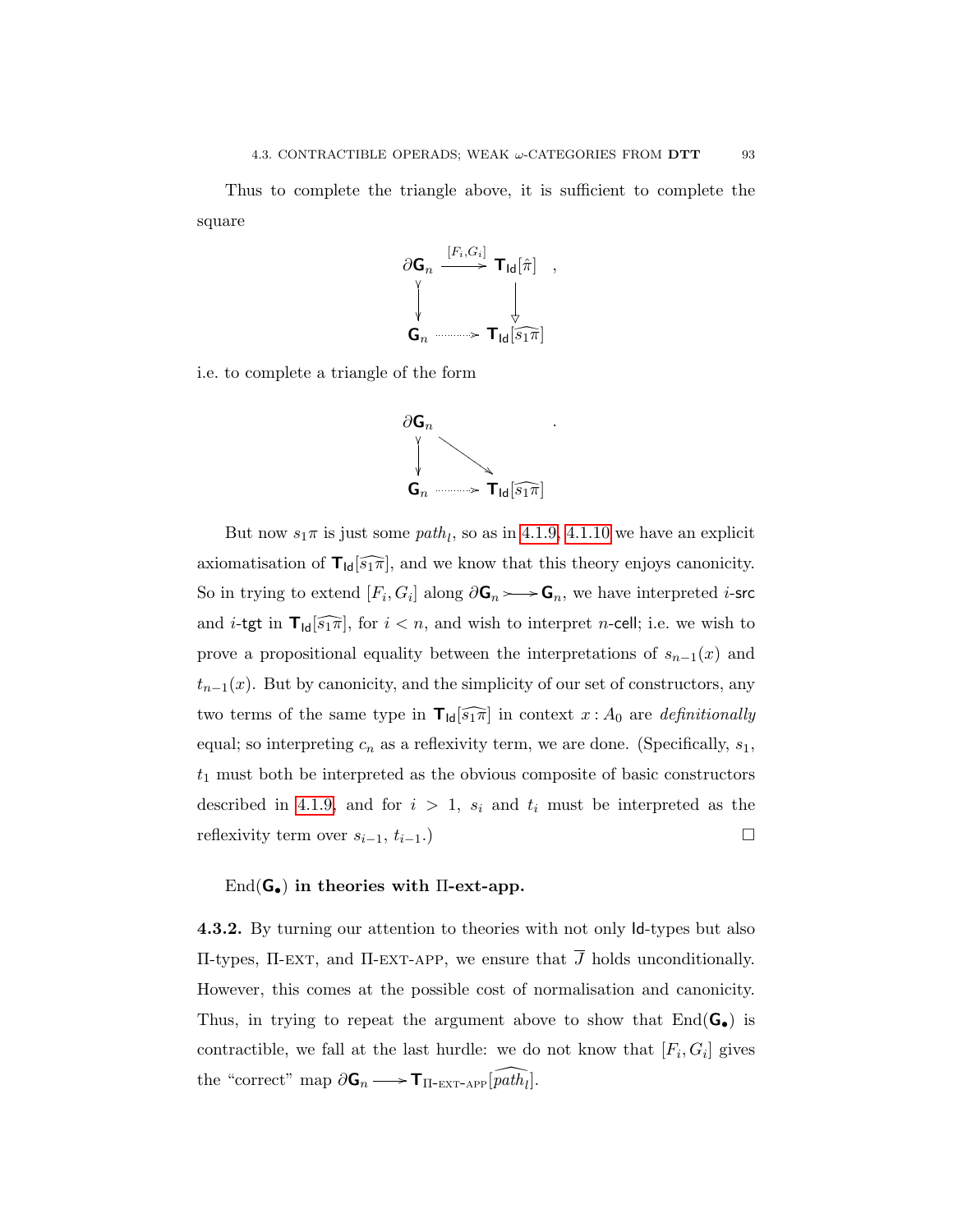Thus to complete the triangle above, it is sufficient to complete the square

$$\begin{array}{ccc} \partial \mathsf{G}_n & \xrightarrow{[F_i, G_i]} & \mathsf{T}_{\mathsf{Id}}[\hat{\pi}] \\ \downarrow & & \downarrow \\ \mathsf{G}_n & \dashrightarrow & \mathsf{T}_{\mathsf{Id}}[\widehat{s_1 \pi}] \end{array} ,$$

i.e. to complete a triangle of the form

$$\begin{array}{ccc} \partial \mathsf{G}_n & & \\ \downarrow & \searrow & \\ \mathsf{G}_n & \dashrightarrow & \mathsf{T}_{\mathsf{Id}}[\widehat{s_1 \pi}] \end{array} .$$

But now $s_1 \pi$ is just some $path_l$, so as in 4.1.9, 4.1.10 we have an explicit axiomatisation of $\mathsf{T}_{\mathsf{Id}}[\widehat{s_1 \pi}]$, and we know that this theory enjoys canonicity. So in trying to extend $[F_i, G_i]$ along $\partial \mathsf{G}_n \rightarrowtail \mathsf{G}_n$, we have interpreted $i$-$\mathsf{src}$ and $i$-$\mathsf{tgt}$ in $\mathsf{T}_{\mathsf{Id}}[\widehat{s_1 \pi}]$, for $i < n$, and wish to interpret $n$-$\mathsf{cell}$; i.e. we wish to prove a propositional equality between the interpretations of $s_{n-1}(x)$ and $t_{n-1}(x)$. But by canonicity, and the simplicity of our set of constructors, any two terms of the same type in $\mathsf{T}_{\mathsf{Id}}[\widehat{s_1 \pi}]$ in context $x : A_0$ are *definitionally* equal; so interpreting $c_n$ as a reflexivity term, we are done. (Specifically, $s_1$, $t_1$ must both be interpreted as the obvious composite of basic constructors described in 4.1.9, and for $i > 1$, $s_i$ and $t_i$ must be interpreted as the reflexivity term over $s_{i-1}$, $t_{i-1}$.) □

**End($\mathsf{G}_\bullet$) in theories with Π-ext-app.**

**4.3.2.** By turning our attention to theories with not only $\mathsf{Id}$-types but also Π-types, Π-ext, and Π-ext-app, we ensure that $\overline{J}$ holds unconditionally. However, this comes at the possible cost of normalisation and canonicity. Thus, in trying to repeat the argument above to show that End($\mathsf{G}_\bullet$) is contractible, we fall at the last hurdle: we do not know that $[F_i, G_i]$ gives the "correct" map $\partial \mathsf{G}_n \longrightarrow \mathsf{T}_{\Pi\text{-ext-app}}[\widehat{path_l}]$.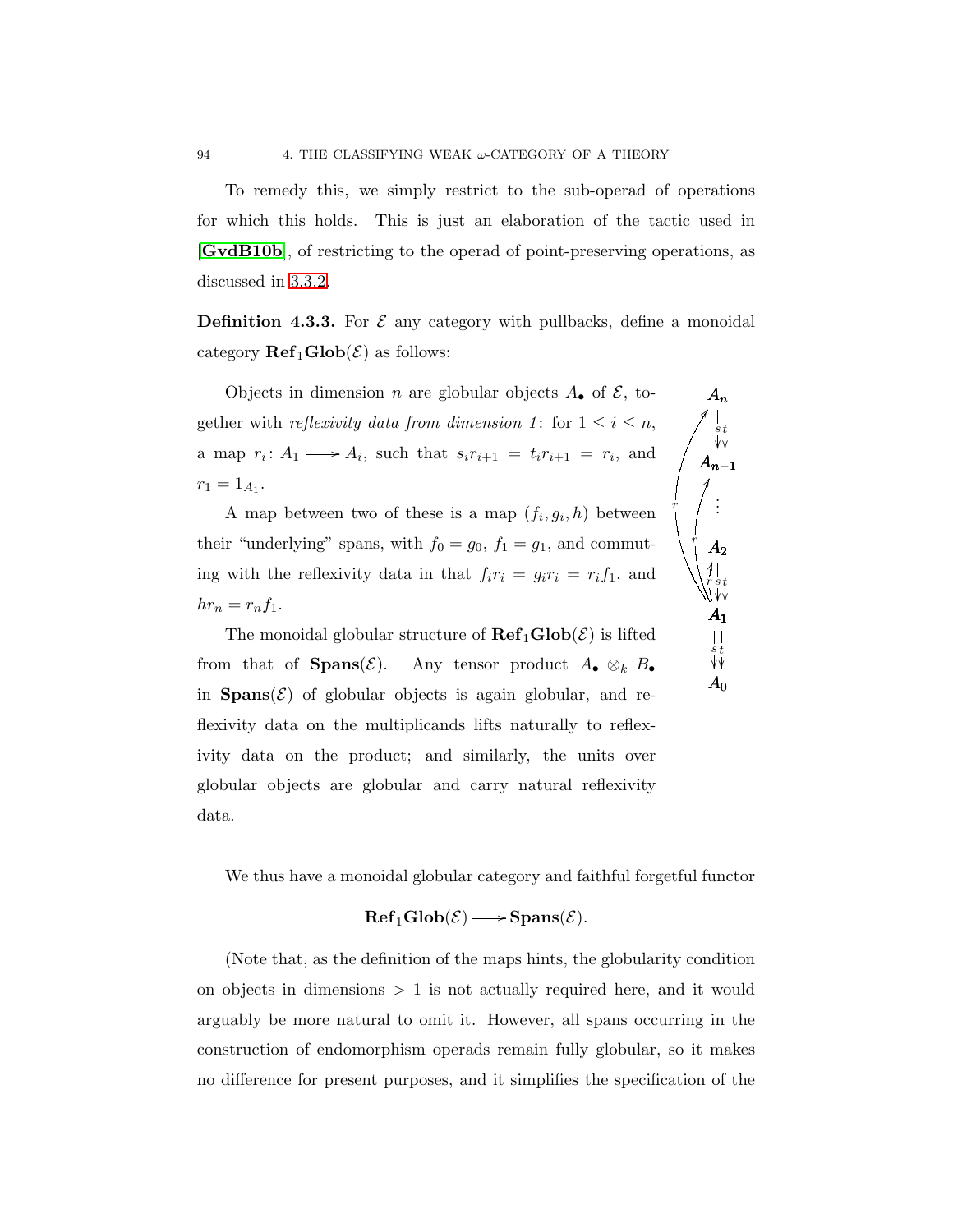To remedy this, we simply restrict to the sub-operad of operations for which this holds. This is just an elaboration of the tactic used in [**GvdB10b**], of restricting to the operad of point-preserving operations, as discussed in 3.3.2.

**Definition 4.3.3.** For $\mathcal{E}$ any category with pullbacks, define a monoidal category $\mathbf{Ref}_1\mathbf{Glob}(\mathcal{E})$ as follows:

Objects in dimension $n$ are globular objects $A_\bullet$ of $\mathcal{E}$, together with *reflexivity data from dimension 1*: for $1 \leq i \leq n$, a map $r_i \colon A_1 \longrightarrow A_i$, such that $s_i r_{i+1} = t_i r_{i+1} = r_i$, and $r_1 = 1_{A_1}$.

A map between two of these is a map $(f_i, g_i, h)$ between their "underlying" spans, with $f_0 = g_0$, $f_1 = g_1$, and commuting with the reflexivity data in that $f_i r_i = g_i r_i = r_i f_1$, and $h r_n = r_n f_1$.

The monoidal globular structure of $\mathbf{Ref}_1\mathbf{Glob}(\mathcal{E})$ is lifted from that of $\mathbf{Spans}(\mathcal{E})$. Any tensor product $A_\bullet \otimes_k B_\bullet$ in $\mathbf{Spans}(\mathcal{E})$ of globular objects is again globular, and reflexivity data on the multiplicands lifts naturally to reflexivity data on the product; and similarly, the units over globular objects are globular and carry natural reflexivity data.

$$
\begin{array}{c}
A_n \\
s \downarrow\downarrow t \\
A_{n-1} \\
\vdots \\
A_2 \\
r \uparrow \; s \downarrow\downarrow t \\
A_1 \\
s \downarrow\downarrow t \\
A_0
\end{array}
\qquad (r \colon A_1 \to A_i)
$$

We thus have a monoidal globular category and faithful forgetful functor

$$\mathbf{Ref}_1\mathbf{Glob}(\mathcal{E}) \longrightarrow \mathbf{Spans}(\mathcal{E}).$$

(Note that, as the definition of the maps hints, the globularity condition on objects in dimensions $> 1$ is not actually required here, and it would arguably be more natural to omit it. However, all spans occurring in the construction of endomorphism operads remain fully globular, so it makes no difference for present purposes, and it simplifies the specification of the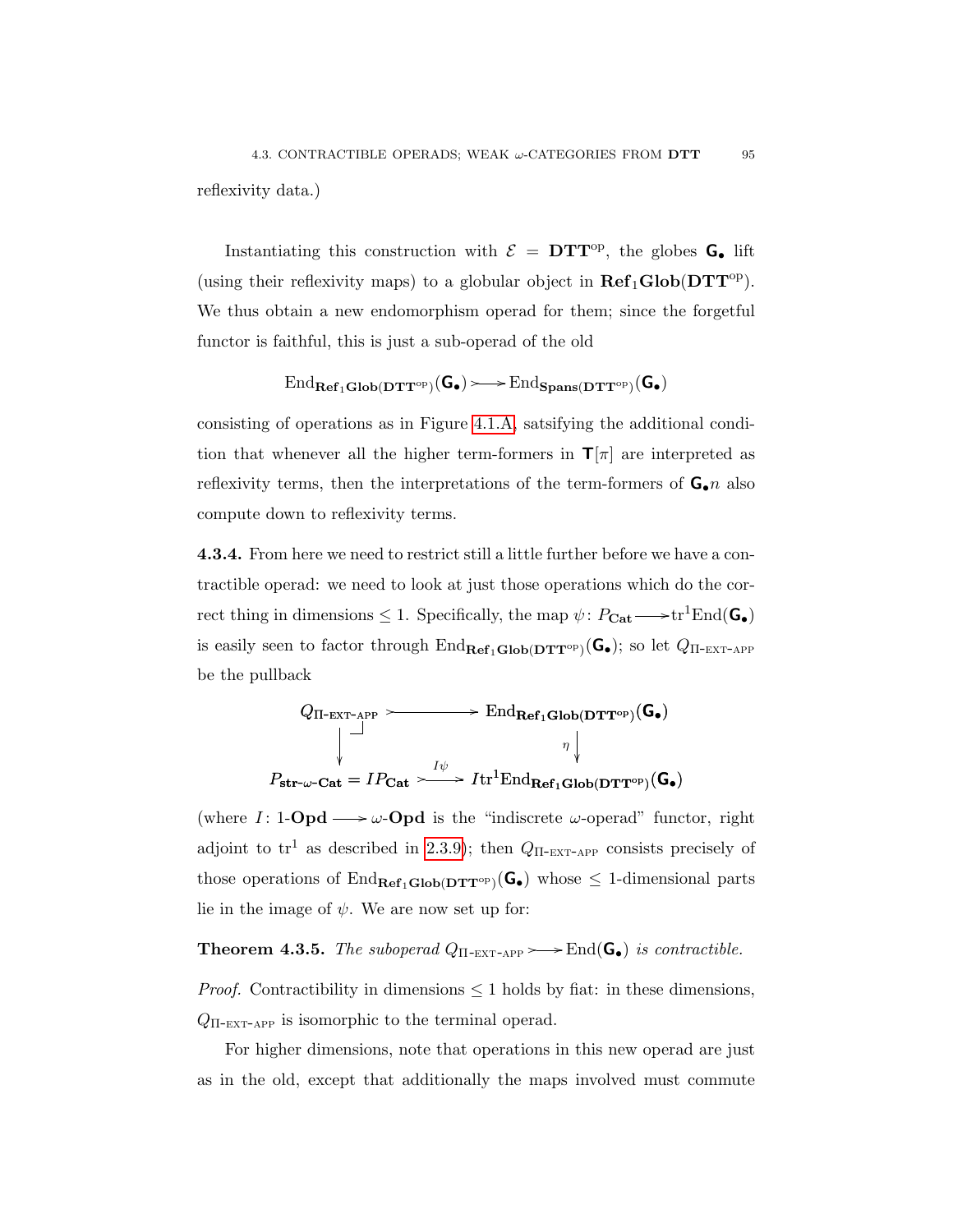reflexivity data.)

Instantiating this construction with $\mathcal{E} = \mathbf{DTT}^{\mathrm{op}}$, the globes $\mathsf{G}_\bullet$ lift (using their reflexivity maps) to a globular object in $\mathbf{Ref}_1\mathbf{Glob}(\mathbf{DTT}^{\mathrm{op}})$. We thus obtain a new endomorphism operad for them; since the forgetful functor is faithful, this is just a sub-operad of the old

$$\mathrm{End}_{\mathbf{Ref}_1\mathbf{Glob}(\mathbf{DTT}^{\mathrm{op}})}(\mathsf{G}_\bullet) \rightarrowtail \mathrm{End}_{\mathbf{Spans}(\mathbf{DTT}^{\mathrm{op}})}(\mathsf{G}_\bullet)$$

consisting of operations as in Figure 4.1.A, satsifying the additional condition that whenever all the higher term-formers in $\mathsf{T}[\pi]$ are interpreted as reflexivity terms, then the interpretations of the term-formers of $\mathsf{G}_\bullet n$ also compute down to reflexivity terms.

**4.3.4.** From here we need to restrict still a little further before we have a contractible operad: we need to look at just those operations which do the correct thing in dimensions $\leq 1$. Specifically, the map $\psi\colon P_{\mathbf{Cat}} \longrightarrow \mathrm{tr}^1\mathrm{End}(\mathsf{G}_\bullet)$ is easily seen to factor through $\mathrm{End}_{\mathbf{Ref}_1\mathbf{Glob}(\mathbf{DTT}^{\mathrm{op}})}(\mathsf{G}_\bullet)$; so let $Q_{\Pi\text{-EXT-APP}}$ be the pullback

$$\begin{array}{ccc}
Q_{\Pi\text{-EXT-APP}} & \rightarrowtail & \mathrm{End}_{\mathbf{Ref}_1\mathbf{Glob}(\mathbf{DTT}^{\mathrm{op}})}(\mathsf{G}_\bullet) \\
\downarrow & & \downarrow \eta \\
P_{\mathbf{str}\text{-}\omega\text{-}\mathbf{Cat}} = IP_{\mathbf{Cat}} & \overset{I\psi}{\rightarrowtail} & I\mathrm{tr}^1\mathrm{End}_{\mathbf{Ref}_1\mathbf{Glob}(\mathbf{DTT}^{\mathrm{op}})}(\mathsf{G}_\bullet)
\end{array}$$

(where $I\colon 1\text{-}\mathbf{Opd} \longrightarrow \omega\text{-}\mathbf{Opd}$ is the "indiscrete $\omega$-operad" functor, right adjoint to $\mathrm{tr}^1$ as described in 2.3.9); then $Q_{\Pi\text{-EXT-APP}}$ consists precisely of those operations of $\mathrm{End}_{\mathbf{Ref}_1\mathbf{Glob}(\mathbf{DTT}^{\mathrm{op}})}(\mathsf{G}_\bullet)$ whose $\leq 1$-dimensional parts lie in the image of $\psi$. We are now set up for:

**Theorem 4.3.5.** *The suboperad $Q_{\Pi\text{-EXT-APP}} \rightarrowtail \mathrm{End}(\mathsf{G}_\bullet)$ is contractible.*

*Proof.* Contractibility in dimensions $\leq 1$ holds by fiat: in these dimensions, $Q_{\Pi\text{-EXT-APP}}$ is isomorphic to the terminal operad.

For higher dimensions, note that operations in this new operad are just as in the old, except that additionally the maps involved must commute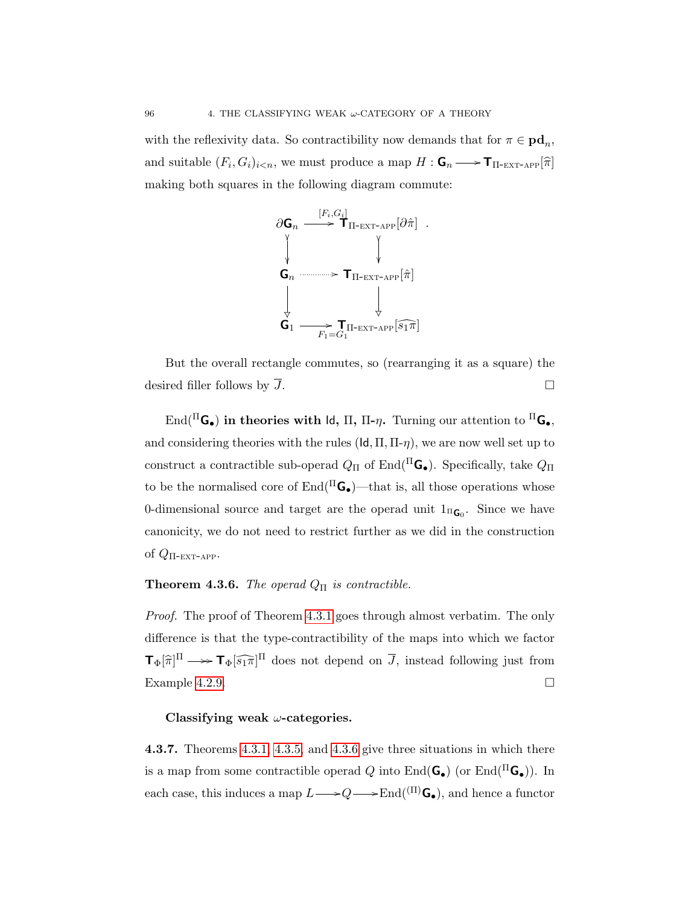with the reflexivity data. So contractibility now demands that for $\pi \in \mathbf{pd}_n$, and suitable $(F_i, G_i)_{i<n}$, we must produce a map $H : \mathsf{G}_n \longrightarrow \mathsf{T}_{\Pi\text{-EXT-APP}}[\widehat{\pi}]$ making both squares in the following diagram commute:

$$\begin{array}{ccc}
\partial\mathsf{G}_n & \xrightarrow{[F_i,G_i]} & \mathsf{T}_{\Pi\text{-EXT-APP}}[\partial\hat{\pi}] \\
\downarrow & & \downarrow \\
\mathsf{G}_n & \dashrightarrow & \mathsf{T}_{\Pi\text{-EXT-APP}}[\hat{\pi}] \\
\downarrow & & \downarrow \\
\mathsf{G}_1 & \xrightarrow[F_1=G_1]{} & \mathsf{T}_{\Pi\text{-EXT-APP}}[\widehat{s_1\pi}]
\end{array}$$

But the overall rectangle commutes, so (rearranging it as a square) the desired filler follows by $\overline{J}$. □

**$\mathrm{End}({}^{\Pi}\mathsf{G}_\bullet)$ in theories with $\mathsf{Id}$, $\Pi$, $\Pi$-$\eta$.** Turning our attention to ${}^{\Pi}\mathsf{G}_\bullet$, and considering theories with the rules $(\mathsf{Id}, \Pi, \Pi\text{-}\eta)$, we are now well set up to construct a contractible sub-operad $Q_\Pi$ of $\mathrm{End}({}^{\Pi}\mathsf{G}_\bullet)$. Specifically, take $Q_\Pi$ to be the normalised core of $\mathrm{End}({}^{\Pi}\mathsf{G}_\bullet)$—that is, all those operations whose 0-dimensional source and target are the operad unit $1_{{}^{\Pi}\mathsf{G}_0}$. Since we have canonicity, we do not need to restrict further as we did in the construction of $Q_{\Pi\text{-EXT-APP}}$.

**Theorem 4.3.6.** *The operad $Q_\Pi$ is contractible.*

*Proof.* The proof of Theorem 4.3.1 goes through almost verbatim. The only difference is that the type-contractibility of the maps into which we factor $\mathsf{T}_\Phi[\widehat{\pi}]^\Pi \twoheadrightarrow \mathsf{T}_\Phi[\widehat{s_1\pi}]^\Pi$ does not depend on $\overline{J}$, instead following just from Example 4.2.9. □

**Classifying weak $\omega$-categories.**

**4.3.7.** Theorems 4.3.1, 4.3.5, and 4.3.6 give three situations in which there is a map from some contractible operad $Q$ into $\mathrm{End}(\mathsf{G}_\bullet)$ (or $\mathrm{End}({}^{\Pi}\mathsf{G}_\bullet)$). In each case, this induces a map $L \longrightarrow Q \longrightarrow \mathrm{End}({}^{(\Pi)}\mathsf{G}_\bullet)$, and hence a functor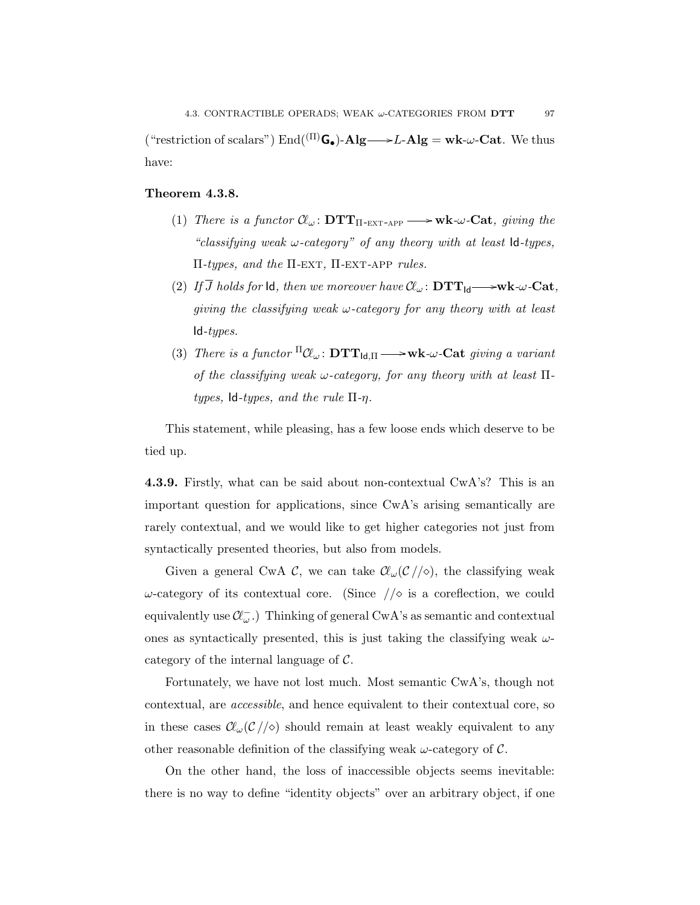("restriction of scalars") $\mathrm{End}({}^{(\Pi)}\mathsf{G}_\bullet)\text{-}\mathbf{Alg} \longrightarrow L\text{-}\mathbf{Alg} = \mathbf{wk}\text{-}\omega\text{-}\mathbf{Cat}$. We thus have:

**Theorem 4.3.8.**

(1) *There is a functor* $\mathcal{C}\ell_\omega \colon \mathbf{DTT}_{\Pi\text{-EXT-APP}} \longrightarrow \mathbf{wk}\text{-}\omega\text{-}\mathbf{Cat}$*, giving the "classifying weak* $\omega$*-category" of any theory with at least* $\mathsf{Id}$*-types,* $\Pi$*-types, and the* $\Pi$-EXT*,* $\Pi$-EXT-APP *rules.*

(2) *If* $\overline{J}$ *holds for* $\mathsf{Id}$*, then we moreover have* $\mathcal{C}\ell_\omega \colon \mathbf{DTT}_{\mathsf{Id}} \longrightarrow \mathbf{wk}\text{-}\omega\text{-}\mathbf{Cat}$*, giving the classifying weak* $\omega$*-category for any theory with at least* $\mathsf{Id}$*-types.*

(3) *There is a functor* ${}^{\Pi}\mathcal{C}\ell_\omega \colon \mathbf{DTT}_{\mathsf{Id},\Pi} \longrightarrow \mathbf{wk}\text{-}\omega\text{-}\mathbf{Cat}$ *giving a variant of the classifying weak* $\omega$*-category, for any theory with at least* $\Pi$*-types,* $\mathsf{Id}$*-types, and the rule* $\Pi$*-*$\eta$*.*

This statement, while pleasing, has a few loose ends which deserve to be tied up.

**4.3.9.** Firstly, what can be said about non-contextual CwA's? This is an important question for applications, since CwA's arising semantically are rarely contextual, and we would like to get higher categories not just from syntactically presented theories, but also from models.

Given a general CwA $\mathcal{C}$, we can take $\mathcal{C}\ell_\omega(\mathcal{C}\,//\!\diamond)$, the classifying weak $\omega$-category of its contextual core. (Since $//\!\diamond$ is a coreflection, we could equivalently use $\mathcal{C}\ell_\omega^-$.) Thinking of general CwA's as semantic and contextual ones as syntactically presented, this is just taking the classifying weak $\omega$-category of the internal language of $\mathcal{C}$.

Fortunately, we have not lost much. Most semantic CwA's, though not contextual, are *accessible*, and hence equivalent to their contextual core, so in these cases $\mathcal{C}\ell_\omega(\mathcal{C}\,//\!\diamond)$ should remain at least weakly equivalent to any other reasonable definition of the classifying weak $\omega$-category of $\mathcal{C}$.

On the other hand, the loss of inaccessible objects seems inevitable: there is no way to define "identity objects" over an arbitrary object, if one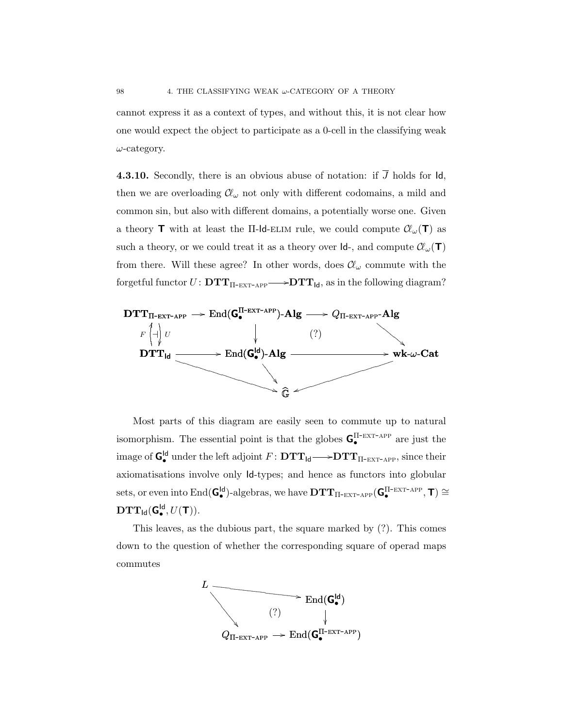cannot express it as a context of types, and without this, it is not clear how one would expect the object to participate as a 0-cell in the classifying weak $\omega$-category.

**4.3.10.** Secondly, there is an obvious abuse of notation: if $\overline{J}$ holds for $\mathsf{Id}$, then we are overloading $\mathcal{C}\ell_\omega$ not only with different codomains, a mild and common sin, but also with different domains, a potentially worse one. Given a theory $\mathsf{T}$ with at least the $\Pi$-$\mathsf{Id}$-ELIM rule, we could compute $\mathcal{C}\ell_\omega(\mathsf{T})$ as such a theory, or we could treat it as a theory over $\mathsf{Id}$-, and compute $\mathcal{C}\ell_\omega(\mathsf{T})$ from there. Will these agree? In other words, does $\mathcal{C}\ell_\omega$ commute with the forgetful functor $U\colon \mathbf{DTT}_{\Pi\text{-EXT-APP}} \longrightarrow \mathbf{DTT}_{\mathsf{Id}}$, as in the following diagram?

$$
\begin{array}{ccccc}
\mathbf{DTT}_{\Pi\text{-EXT-APP}} & \longrightarrow & \mathrm{End}(\mathsf{G}_\bullet^{\Pi\text{-EXT-APP}})\text{-}\mathbf{Alg} & \longrightarrow & Q_{\Pi\text{-EXT-APP}}\text{-}\mathbf{Alg} \\
F \uparrow \dashv \downarrow U & & \downarrow & (?) & \searrow \\
\mathbf{DTT}_{\mathsf{Id}} & \longrightarrow & \mathrm{End}(\mathsf{G}_\bullet^{\mathsf{Id}})\text{-}\mathbf{Alg} & \longrightarrow & \mathbf{wk}\text{-}\omega\text{-}\mathbf{Cat} \\
& \searrow & \downarrow & \swarrow & \\
& & \widehat{\mathbb{G}} & &
\end{array}
$$

Most parts of this diagram are easily seen to commute up to natural isomorphism. The essential point is that the globes $\mathsf{G}_\bullet^{\Pi\text{-EXT-APP}}$ are just the image of $\mathsf{G}_\bullet^{\mathsf{Id}}$ under the left adjoint $F\colon \mathbf{DTT}_{\mathsf{Id}} \longrightarrow \mathbf{DTT}_{\Pi\text{-EXT-APP}}$, since their axiomatisations involve only $\mathsf{Id}$-types; and hence as functors into globular sets, or even into $\mathrm{End}(\mathsf{G}_\bullet^{\mathsf{Id}})$-algebras, we have $\mathbf{DTT}_{\Pi\text{-EXT-APP}}(\mathsf{G}_\bullet^{\Pi\text{-EXT-APP}}, \mathsf{T}) \cong \mathbf{DTT}_{\mathsf{Id}}(\mathsf{G}_\bullet^{\mathsf{Id}}, U(\mathsf{T}))$.

This leaves, as the dubious part, the square marked by (?). This comes down to the question of whether the corresponding square of operad maps commutes

$$
\begin{array}{ccc}
L & \longrightarrow & \mathrm{End}(\mathsf{G}_\bullet^{\mathsf{Id}}) \\
\searrow & (?) & \downarrow \\
Q_{\Pi\text{-EXT-APP}} & \longrightarrow & \mathrm{End}(\mathsf{G}_\bullet^{\Pi\text{-EXT-APP}})
\end{array}
$$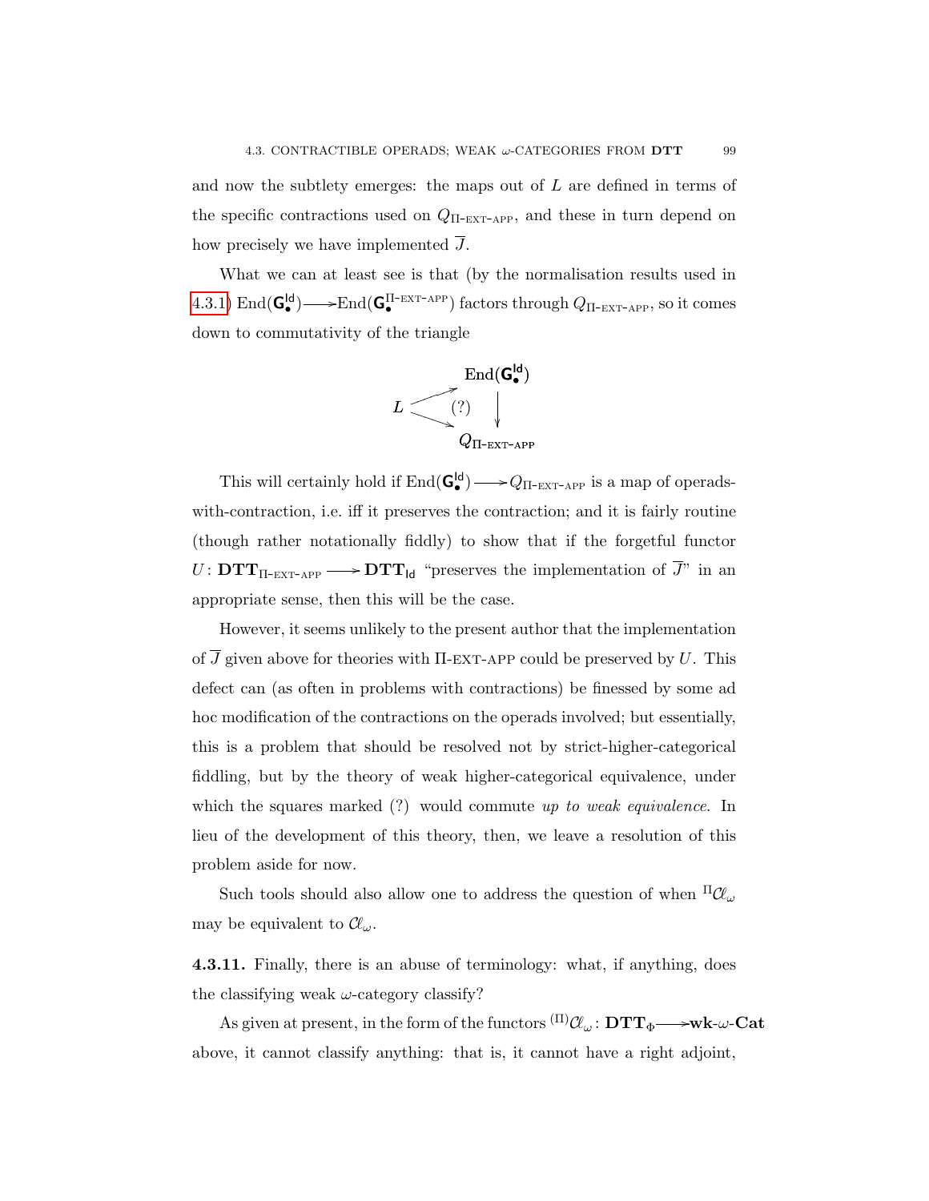and now the subtlety emerges: the maps out of $L$ are defined in terms of the specific contractions used on $Q_{\Pi\text{-EXT-APP}}$, and these in turn depend on how precisely we have implemented $\overline{J}$.

What we can at least see is that (by the normalisation results used in 4.3.1) $\mathrm{End}(\mathsf{G}^{\mathsf{Id}}_{\bullet}) \longrightarrow \mathrm{End}(\mathsf{G}^{\Pi\text{-EXT-APP}}_{\bullet})$ factors through $Q_{\Pi\text{-EXT-APP}}$, so it comes down to commutativity of the triangle

$$\begin{array}{ccc} & & \mathrm{End}(\mathsf{G}^{\mathsf{Id}}_{\bullet}) \\ & \nearrow & \\ L & (?) & \downarrow \\ & \searrow & \\ & & Q_{\Pi\text{-EXT-APP}} \end{array}$$

This will certainly hold if $\mathrm{End}(\mathsf{G}^{\mathsf{Id}}_{\bullet}) \longrightarrow Q_{\Pi\text{-EXT-APP}}$ is a map of operads-with-contraction, i.e. iff it preserves the contraction; and it is fairly routine (though rather notationally fiddly) to show that if the forgetful functor $U \colon \mathbf{DTT}_{\Pi\text{-EXT-APP}} \longrightarrow \mathbf{DTT}_{\mathsf{Id}}$ "preserves the implementation of $\overline{J}$" in an appropriate sense, then this will be the case.

However, it seems unlikely to the present author that the implementation of $\overline{J}$ given above for theories with $\Pi$-EXT-APP could be preserved by $U$. This defect can (as often in problems with contractions) be finessed by some ad hoc modification of the contractions on the operads involved; but essentially, this is a problem that should be resolved not by strict-higher-categorical fiddling, but by the theory of weak higher-categorical equivalence, under which the squares marked (?) would commute *up to weak equivalence*. In lieu of the development of this theory, then, we leave a resolution of this problem aside for now.

Such tools should also allow one to address the question of when ${}^{\Pi}\mathcal{C}\ell_{\omega}$ may be equivalent to $\mathcal{C}\ell_{\omega}$.

**4.3.11.** Finally, there is an abuse of terminology: what, if anything, does the classifying weak $\omega$-category classify?

As given at present, in the form of the functors ${}^{(\Pi)}\mathcal{C}\ell_{\omega} \colon \mathbf{DTT}_{\Phi} \longrightarrow \mathbf{wk}\text{-}\omega\text{-}\mathbf{Cat}$ above, it cannot classify anything: that is, it cannot have a right adjoint,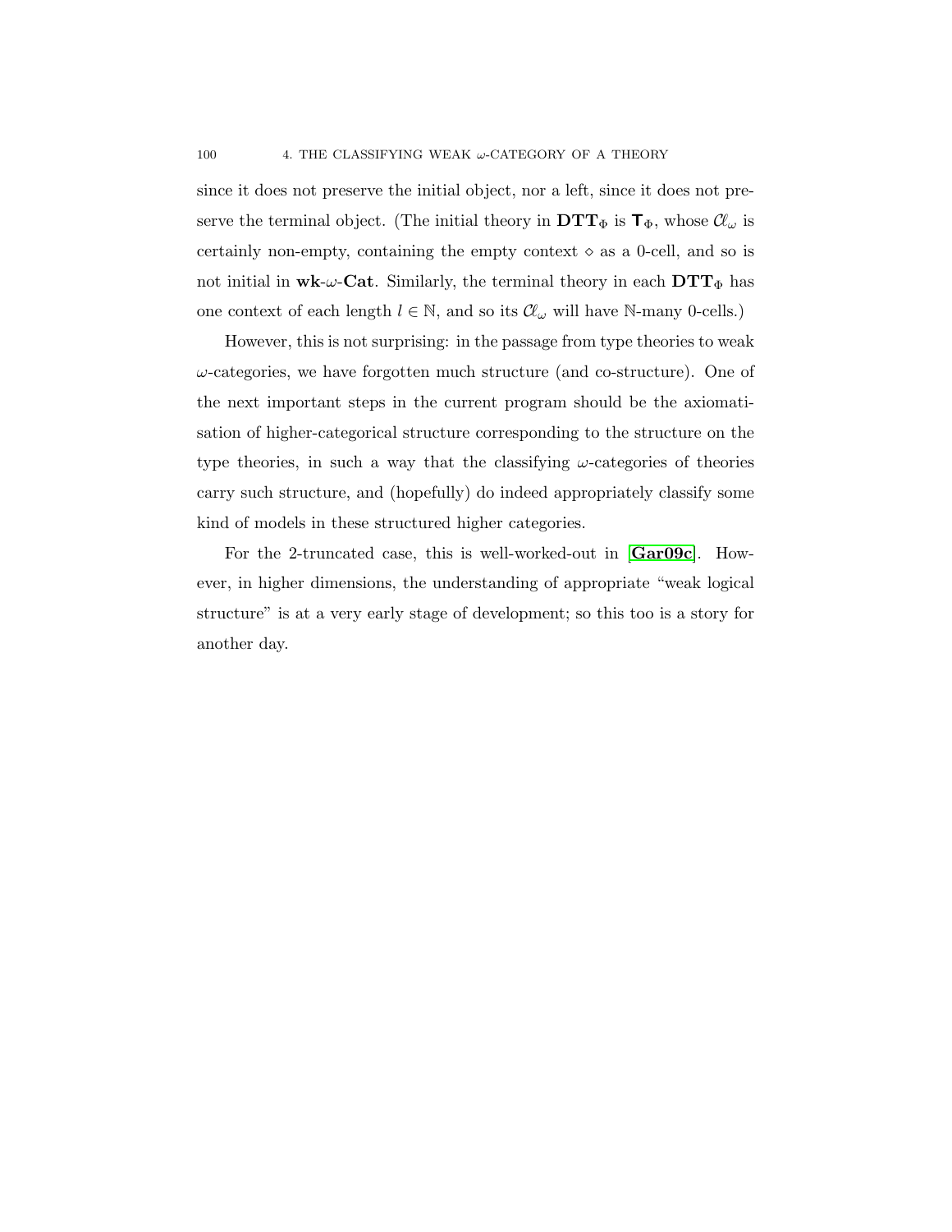since it does not preserve the initial object, nor a left, since it does not preserve the terminal object. (The initial theory in $\mathbf{DTT}_\Phi$ is $\mathsf{T}_\Phi$, whose $\mathcal{C}\!\ell_\omega$ is certainly non-empty, containing the empty context $\diamond$ as a 0-cell, and so is not initial in $\mathbf{wk}$-$\omega$-$\mathbf{Cat}$. Similarly, the terminal theory in each $\mathbf{DTT}_\Phi$ has one context of each length $l \in \mathbb{N}$, and so its $\mathcal{C}\!\ell_\omega$ will have $\mathbb{N}$-many 0-cells.)

However, this is not surprising: in the passage from type theories to weak $\omega$-categories, we have forgotten much structure (and co-structure). One of the next important steps in the current program should be the axiomatisation of higher-categorical structure corresponding to the structure on the type theories, in such a way that the classifying $\omega$-categories of theories carry such structure, and (hopefully) do indeed appropriately classify some kind of models in these structured higher categories.

For the 2-truncated case, this is well-worked-out in [**Gar09c**]. However, in higher dimensions, the understanding of appropriate "weak logical structure" is at a very early stage of development; so this too is a story for another day.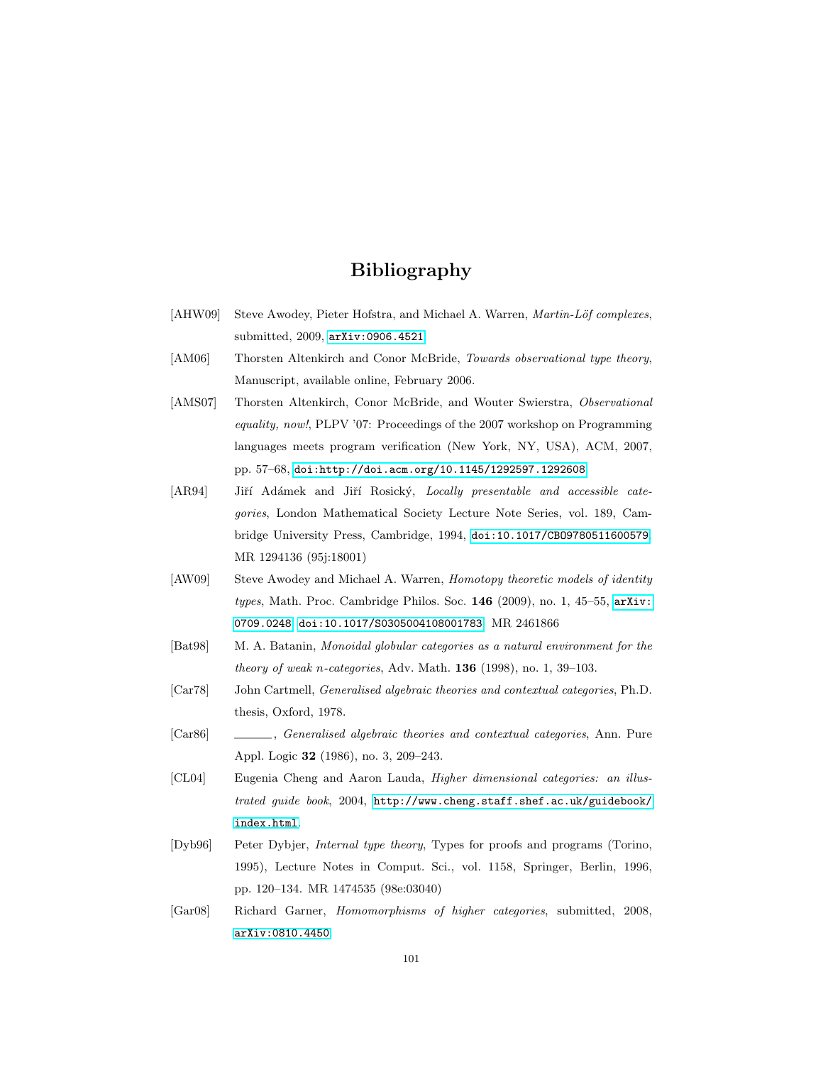# Bibliography

[AHW09] Steve Awodey, Pieter Hofstra, and Michael A. Warren, *Martin-Löf complexes*, submitted, 2009, arXiv:0906.4521.

[AM06] Thorsten Altenkirch and Conor McBride, *Towards observational type theory*, Manuscript, available online, February 2006.

[AMS07] Thorsten Altenkirch, Conor McBride, and Wouter Swierstra, *Observational equality, now!*, PLPV '07: Proceedings of the 2007 workshop on Programming languages meets program verification (New York, NY, USA), ACM, 2007, pp. 57–68, doi:http://doi.acm.org/10.1145/1292597.1292608.

[AR94] Jiří Adámek and Jiří Rosický, *Locally presentable and accessible categories*, London Mathematical Society Lecture Note Series, vol. 189, Cambridge University Press, Cambridge, 1994, doi:10.1017/CBO9780511600579. MR 1294136 (95j:18001)

[AW09] Steve Awodey and Michael A. Warren, *Homotopy theoretic models of identity types*, Math. Proc. Cambridge Philos. Soc. **146** (2009), no. 1, 45–55, arXiv:0709.0248, doi:10.1017/S0305004108001783. MR 2461866

[Bat98] M. A. Batanin, *Monoidal globular categories as a natural environment for the theory of weak n-categories*, Adv. Math. **136** (1998), no. 1, 39–103.

[Car78] John Cartmell, *Generalised algebraic theories and contextual categories*, Ph.D. thesis, Oxford, 1978.

[Car86] ———, *Generalised algebraic theories and contextual categories*, Ann. Pure Appl. Logic **32** (1986), no. 3, 209–243.

[CL04] Eugenia Cheng and Aaron Lauda, *Higher dimensional categories: an illustrated guide book*, 2004, http://www.cheng.staff.shef.ac.uk/guidebook/index.html.

[Dyb96] Peter Dybjer, *Internal type theory*, Types for proofs and programs (Torino, 1995), Lecture Notes in Comput. Sci., vol. 1158, Springer, Berlin, 1996, pp. 120–134. MR 1474535 (98e:03040)

[Gar08] Richard Garner, *Homomorphisms of higher categories*, submitted, 2008, arXiv:0810.4450.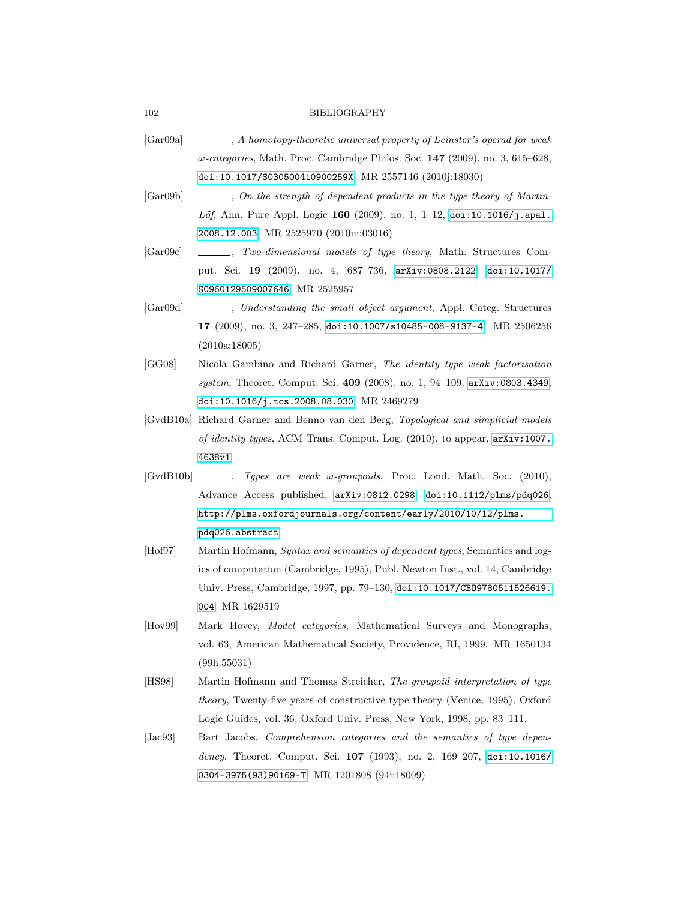[Gar09a] ______, *A homotopy-theoretic universal property of Leinster's operad for weak $\omega$-categories*, Math. Proc. Cambridge Philos. Soc. **147** (2009), no. 3, 615–628, doi:10.1017/S030500410900259X. MR 2557146 (2010j:18030)

[Gar09b] ______, *On the strength of dependent products in the type theory of Martin-Löf*, Ann. Pure Appl. Logic **160** (2009), no. 1, 1–12, doi:10.1016/j.apal.2008.12.003. MR 2525970 (2010m:03016)

[Gar09c] ______, *Two-dimensional models of type theory*, Math. Structures Comput. Sci. **19** (2009), no. 4, 687–736, arXiv:0808.2122, doi:10.1017/S0960129509007646. MR 2525957

[Gar09d] ______, *Understanding the small object argument*, Appl. Categ. Structures **17** (2009), no. 3, 247–285, doi:10.1007/s10485-008-9137-4. MR 2506256 (2010a:18005)

[GG08] Nicola Gambino and Richard Garner, *The identity type weak factorisation system*, Theoret. Comput. Sci. **409** (2008), no. 1, 94–109, arXiv:0803.4349, doi:10.1016/j.tcs.2008.08.030. MR 2469279

[GvdB10a] Richard Garner and Benno van den Berg, *Topological and simplicial models of identity types*, ACM Trans. Comput. Log. (2010), to appear, arXiv:1007.4638v1.

[GvdB10b] ______, *Types are weak $\omega$-groupoids*, Proc. Lond. Math. Soc. (2010), Advance Access published, arXiv:0812.0298, doi:10.1112/plms/pdq026, http://plms.oxfordjournals.org/content/early/2010/10/12/plms.pdq026.abstract.

[Hof97] Martin Hofmann, *Syntax and semantics of dependent types*, Semantics and logics of computation (Cambridge, 1995), Publ. Newton Inst., vol. 14, Cambridge Univ. Press, Cambridge, 1997, pp. 79–130, doi:10.1017/CBO9780511526619.004. MR 1629519

[Hov99] Mark Hovey, *Model categories*, Mathematical Surveys and Monographs, vol. 63, American Mathematical Society, Providence, RI, 1999. MR 1650134 (99h:55031)

[HS98] Martin Hofmann and Thomas Streicher, *The groupoid interpretation of type theory*, Twenty-five years of constructive type theory (Venice, 1995), Oxford Logic Guides, vol. 36, Oxford Univ. Press, New York, 1998, pp. 83–111.

[Jac93] Bart Jacobs, *Comprehension categories and the semantics of type dependency*, Theoret. Comput. Sci. **107** (1993), no. 2, 169–207, doi:10.1016/0304-3975(93)90169-T. MR 1201808 (94i:18009)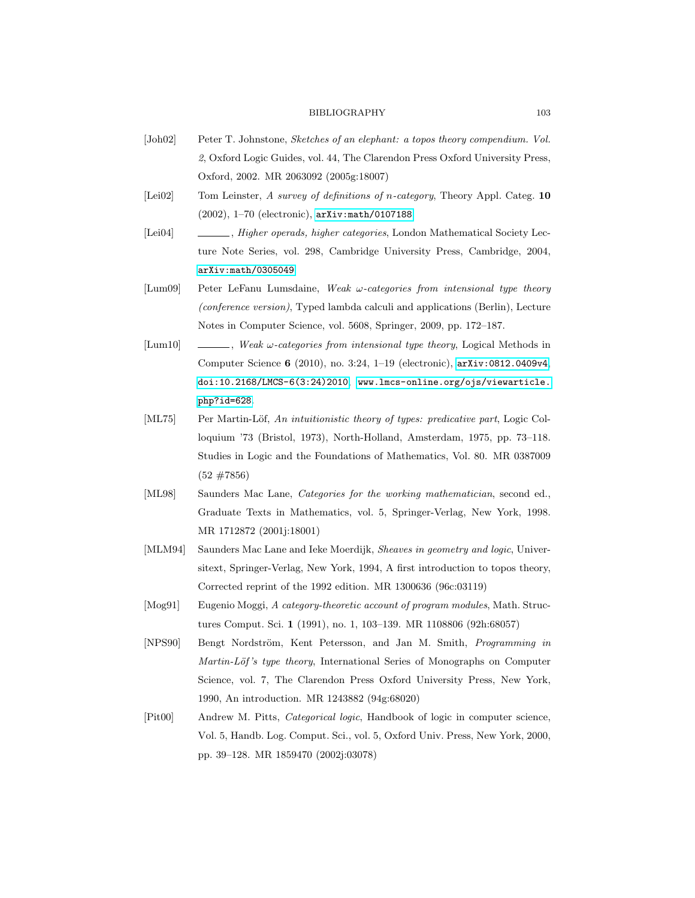[Joh02] Peter T. Johnstone, *Sketches of an elephant: a topos theory compendium. Vol. 2*, Oxford Logic Guides, vol. 44, The Clarendon Press Oxford University Press, Oxford, 2002. MR 2063092 (2005g:18007)

[Lei02] Tom Leinster, *A survey of definitions of $n$-category*, Theory Appl. Categ. **10** (2002), 1–70 (electronic), `arXiv:math/0107188`.

[Lei04] ______, *Higher operads, higher categories*, London Mathematical Society Lecture Note Series, vol. 298, Cambridge University Press, Cambridge, 2004, `arXiv:math/0305049`.

[Lum09] Peter LeFanu Lumsdaine, *Weak $\omega$-categories from intensional type theory (conference version)*, Typed lambda calculi and applications (Berlin), Lecture Notes in Computer Science, vol. 5608, Springer, 2009, pp. 172–187.

[Lum10] ______, *Weak $\omega$-categories from intensional type theory*, Logical Methods in Computer Science **6** (2010), no. 3:24, 1–19 (electronic), `arXiv:0812.0409v4`, `doi:10.2168/LMCS-6(3:24)2010`, `www.lmcs-online.org/ojs/viewarticle.php?id=628`.

[ML75] Per Martin-Löf, *An intuitionistic theory of types: predicative part*, Logic Colloquium '73 (Bristol, 1973), North-Holland, Amsterdam, 1975, pp. 73–118. Studies in Logic and the Foundations of Mathematics, Vol. 80. MR 0387009 (52 #7856)

[ML98] Saunders Mac Lane, *Categories for the working mathematician*, second ed., Graduate Texts in Mathematics, vol. 5, Springer-Verlag, New York, 1998. MR 1712872 (2001j:18001)

[MLM94] Saunders Mac Lane and Ieke Moerdijk, *Sheaves in geometry and logic*, Universitext, Springer-Verlag, New York, 1994, A first introduction to topos theory, Corrected reprint of the 1992 edition. MR 1300636 (96c:03119)

[Mog91] Eugenio Moggi, *A category-theoretic account of program modules*, Math. Structures Comput. Sci. **1** (1991), no. 1, 103–139. MR 1108806 (92h:68057)

[NPS90] Bengt Nordström, Kent Petersson, and Jan M. Smith, *Programming in Martin-Löf's type theory*, International Series of Monographs on Computer Science, vol. 7, The Clarendon Press Oxford University Press, New York, 1990, An introduction. MR 1243882 (94g:68020)

[Pit00] Andrew M. Pitts, *Categorical logic*, Handbook of logic in computer science, Vol. 5, Handb. Log. Comput. Sci., vol. 5, Oxford Univ. Press, New York, 2000, pp. 39–128. MR 1859470 (2002j:03078)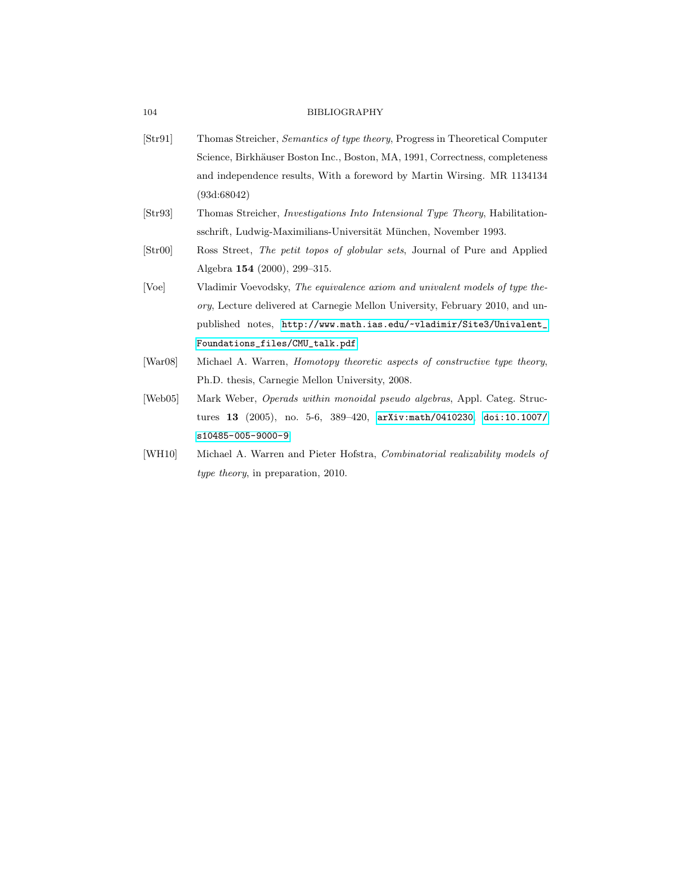[Str91] Thomas Streicher, *Semantics of type theory*, Progress in Theoretical Computer Science, Birkhäuser Boston Inc., Boston, MA, 1991, Correctness, completeness and independence results, With a foreword by Martin Wirsing. MR 1134134 (93d:68042)

[Str93] Thomas Streicher, *Investigations Into Intensional Type Theory*, Habilitationsschrift, Ludwig-Maximilians-Universität München, November 1993.

[Str00] Ross Street, *The petit topos of globular sets*, Journal of Pure and Applied Algebra **154** (2000), 299–315.

[Voe] Vladimir Voevodsky, *The equivalence axiom and univalent models of type theory*, Lecture delivered at Carnegie Mellon University, February 2010, and unpublished notes, `http://www.math.ias.edu/~vladimir/Site3/Univalent_Foundations_files/CMU_talk.pdf`

[War08] Michael A. Warren, *Homotopy theoretic aspects of constructive type theory*, Ph.D. thesis, Carnegie Mellon University, 2008.

[Web05] Mark Weber, *Operads within monoidal pseudo algebras*, Appl. Categ. Structures **13** (2005), no. 5-6, 389–420, `arXiv:math/0410230`, `doi:10.1007/s10485-005-9000-9`

[WH10] Michael A. Warren and Pieter Hofstra, *Combinatorial realizability models of type theory*, in preparation, 2010.